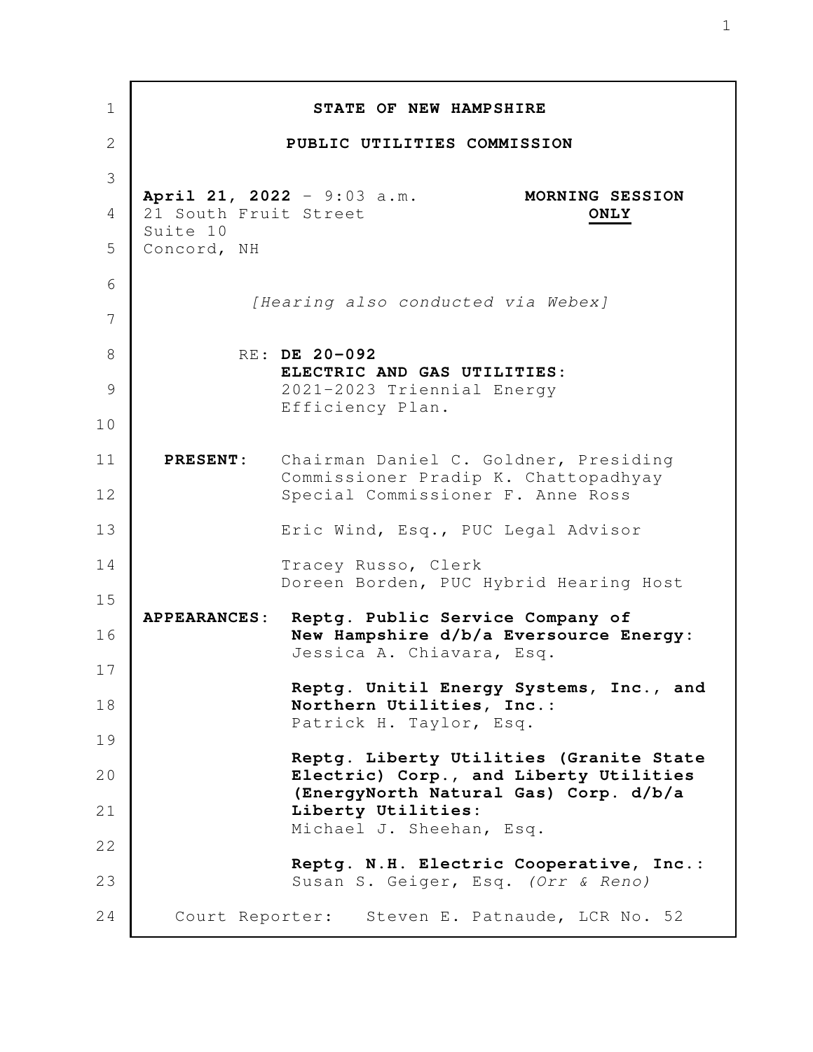**STATE OF NEW HAMPSHIRE**

**PUBLIC UTILITIES COMMISSION**

**April 21, 2022** - 9:03 a.m.
21 South Fruit Street
Suite 10
Concord, NH

**MORNING SESSION ONLY**

*[Hearing also conducted via Webex]*

RE: **DE 20-092**
**ELECTRIC AND GAS UTILITIES:**
2021-2023 Triennial Energy Efficiency Plan.

**PRESENT:** Chairman Daniel C. Goldner, Presiding
Commissioner Pradip K. Chattopadhyay
Special Commissioner F. Anne Ross

Eric Wind, Esq., PUC Legal Advisor

Tracey Russo, Clerk
Doreen Borden, PUC Hybrid Hearing Host

**APPEARANCES:** **Reptg. Public Service Company of New Hampshire d/b/a Eversource Energy:**
Jessica A. Chiavara, Esq.

**Reptg. Unitil Energy Systems, Inc., and Northern Utilities, Inc.:**
Patrick H. Taylor, Esq.

**Reptg. Liberty Utilities (Granite State Electric) Corp., and Liberty Utilities (EnergyNorth Natural Gas) Corp. d/b/a Liberty Utilities:**
Michael J. Sheehan, Esq.

**Reptg. N.H. Electric Cooperative, Inc.:**
Susan S. Geiger, Esq. *(Orr & Reno)*

Court Reporter: Steven E. Patnaude, LCR No. 52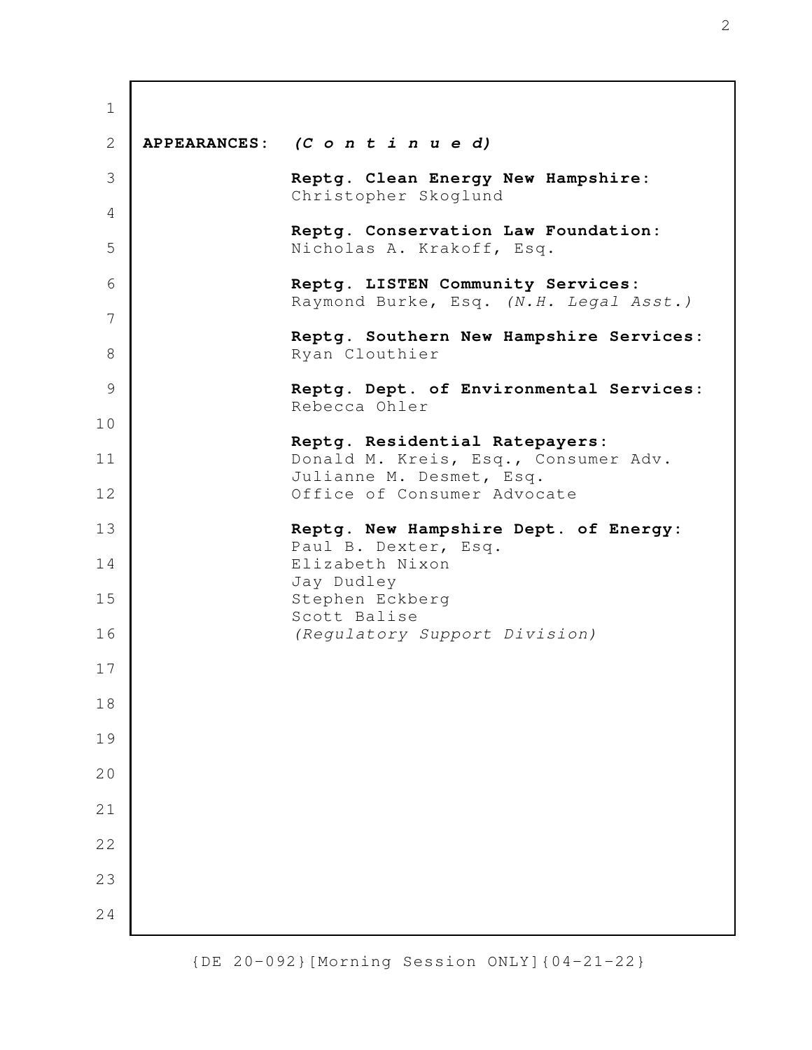**APPEARANCES:** ***(C o n t i n u e d)***

**Reptg. Clean Energy New Hampshire:**
Christopher Skoglund

**Reptg. Conservation Law Foundation:**
Nicholas A. Krakoff, Esq.

**Reptg. LISTEN Community Services:**
Raymond Burke, Esq. *(N.H. Legal Asst.)*

**Reptg. Southern New Hampshire Services:**
Ryan Clouthier

**Reptg. Dept. of Environmental Services:**
Rebecca Ohler

**Reptg. Residential Ratepayers:**
Donald M. Kreis, Esq., Consumer Adv.
Julianne M. Desmet, Esq.
Office of Consumer Advocate

**Reptg. New Hampshire Dept. of Energy:**
Paul B. Dexter, Esq.
Elizabeth Nixon
Jay Dudley
Stephen Eckberg
Scott Balise
*(Regulatory Support Division)*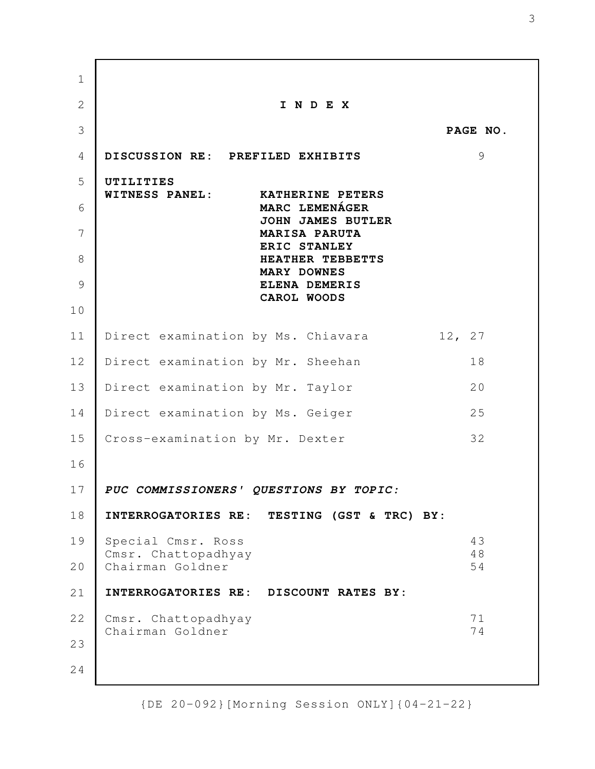# I N D E X

| | | PAGE NO. |
|---|---|---|
| **DISCUSSION RE: PREFILED EXHIBITS** | | 9 |
| **UTILITIES WITNESS PANEL:** | **KATHERINE PETERS** | |
| | **MARC LEMENÁGER** | |
| | **JOHN JAMES BUTLER** | |
| | **MARISA PARUTA** | |
| | **ERIC STANLEY** | |
| | **HEATHER TEBBETTS** | |
| | **MARY DOWNES** | |
| | **ELENA DEMERIS** | |
| | **CAROL WOODS** | |
| Direct examination by Ms. Chiavara | | 12, 27 |
| Direct examination by Mr. Sheehan | | 18 |
| Direct examination by Mr. Taylor | | 20 |
| Direct examination by Ms. Geiger | | 25 |
| Cross-examination by Mr. Dexter | | 32 |

***PUC COMMISSIONERS' QUESTIONS BY TOPIC:***

**INTERROGATORIES RE: TESTING (GST & TRC) BY:**

| | |
|---|---|
| Special Cmsr. Ross | 43 |
| Cmsr. Chattopadhyay | 48 |
| Chairman Goldner | 54 |

**INTERROGATORIES RE: DISCOUNT RATES BY:**

| | |
|---|---|
| Cmsr. Chattopadhyay | 71 |
| Chairman Goldner | 74 |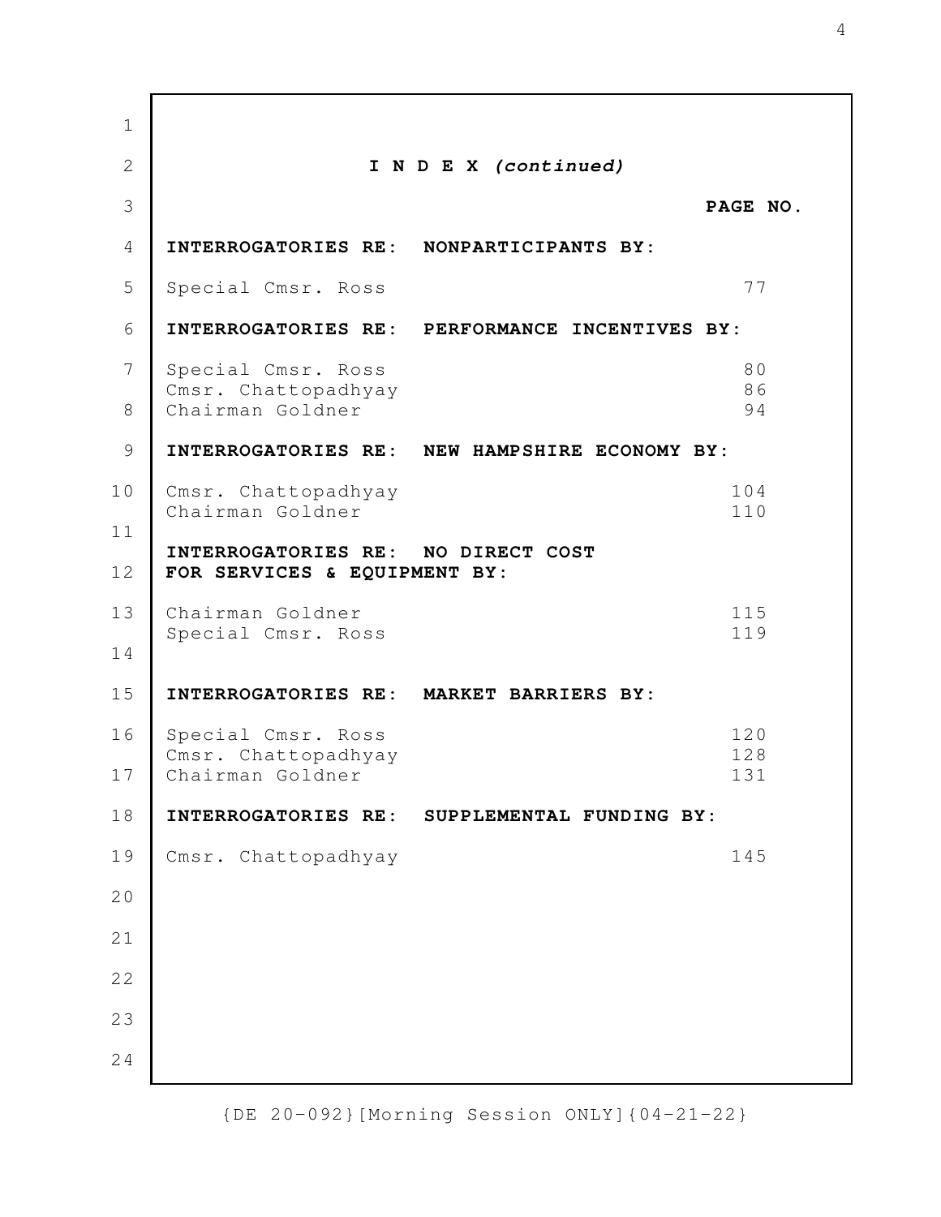## I N D E X *(continued)*

| | PAGE NO. |
|---|---|
| **INTERROGATORIES RE: NONPARTICIPANTS BY:** | |
| Special Cmsr. Ross | 77 |
| **INTERROGATORIES RE: PERFORMANCE INCENTIVES BY:** | |
| Special Cmsr. Ross | 80 |
| Cmsr. Chattopadhyay | 86 |
| Chairman Goldner | 94 |
| **INTERROGATORIES RE: NEW HAMPSHIRE ECONOMY BY:** | |
| Cmsr. Chattopadhyay | 104 |
| Chairman Goldner | 110 |
| **INTERROGATORIES RE: NO DIRECT COST FOR SERVICES & EQUIPMENT BY:** | |
| Chairman Goldner | 115 |
| Special Cmsr. Ross | 119 |
| **INTERROGATORIES RE: MARKET BARRIERS BY:** | |
| Special Cmsr. Ross | 120 |
| Cmsr. Chattopadhyay | 128 |
| Chairman Goldner | 131 |
| **INTERROGATORIES RE: SUPPLEMENTAL FUNDING BY:** | |
| Cmsr. Chattopadhyay | 145 |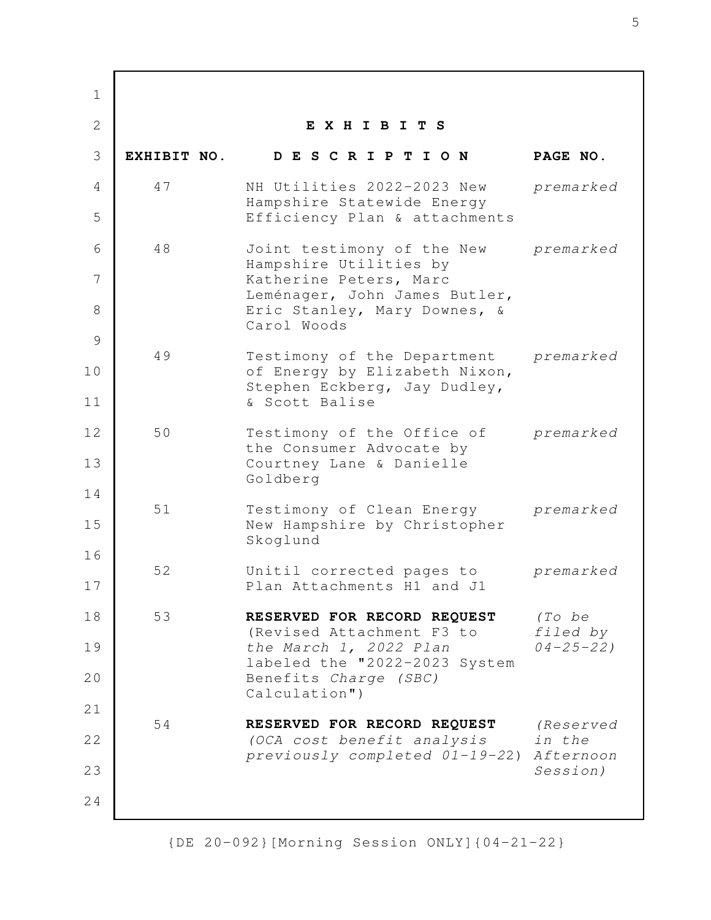# E X H I B I T S

| EXHIBIT NO. | D E S C R I P T I O N | PAGE NO. |
|---|---|---|
| 47 | NH Utilities 2022-2023 New Hampshire Statewide Energy Efficiency Plan & attachments | *premarked* |
| 48 | Joint testimony of the New Hampshire Utilities by Katherine Peters, Marc Leménager, John James Butler, Eric Stanley, Mary Downes, & Carol Woods | *premarked* |
| 49 | Testimony of the Department of Energy by Elizabeth Nixon, Stephen Eckberg, Jay Dudley, & Scott Balise | *premarked* |
| 50 | Testimony of the Office of the Consumer Advocate by Courtney Lane & Danielle Goldberg | *premarked* |
| 51 | Testimony of Clean Energy New Hampshire by Christopher Skoglund | *premarked* |
| 52 | Unitil corrected pages to Plan Attachments H1 and J1 | *premarked* |
| 53 | **RESERVED FOR RECORD REQUEST** (Revised Attachment F3 to *the March 1, 2022 Plan* labeled the "2022-2023 System Benefits *Charge (SBC)* Calculation") | *(To be filed by 04-25-22)* |
| 54 | **RESERVED FOR RECORD REQUEST** *(OCA cost benefit analysis previously completed 01-19-22)* | *(Reserved in the Afternoon Session)* |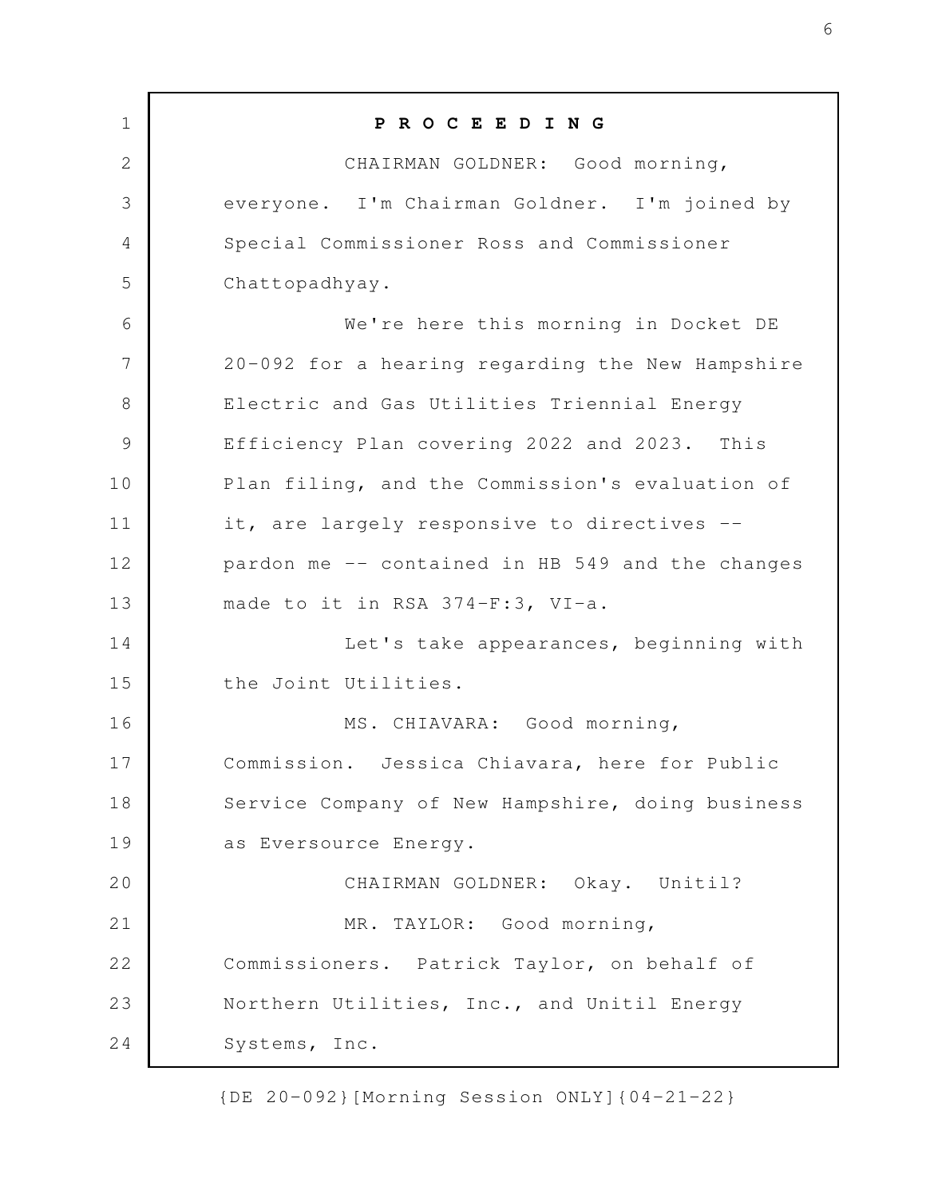**P R O C E E D I N G**

CHAIRMAN GOLDNER: Good morning, everyone. I'm Chairman Goldner. I'm joined by Special Commissioner Ross and Commissioner Chattopadhyay.

We're here this morning in Docket DE 20-092 for a hearing regarding the New Hampshire Electric and Gas Utilities Triennial Energy Efficiency Plan covering 2022 and 2023. This Plan filing, and the Commission's evaluation of it, are largely responsive to directives -- pardon me -- contained in HB 549 and the changes made to it in RSA 374-F:3, VI-a.

Let's take appearances, beginning with the Joint Utilities.

MS. CHIAVARA: Good morning, Commission. Jessica Chiavara, here for Public Service Company of New Hampshire, doing business as Eversource Energy.

CHAIRMAN GOLDNER: Okay. Unitil?

MR. TAYLOR: Good morning, Commissioners. Patrick Taylor, on behalf of Northern Utilities, Inc., and Unitil Energy Systems, Inc.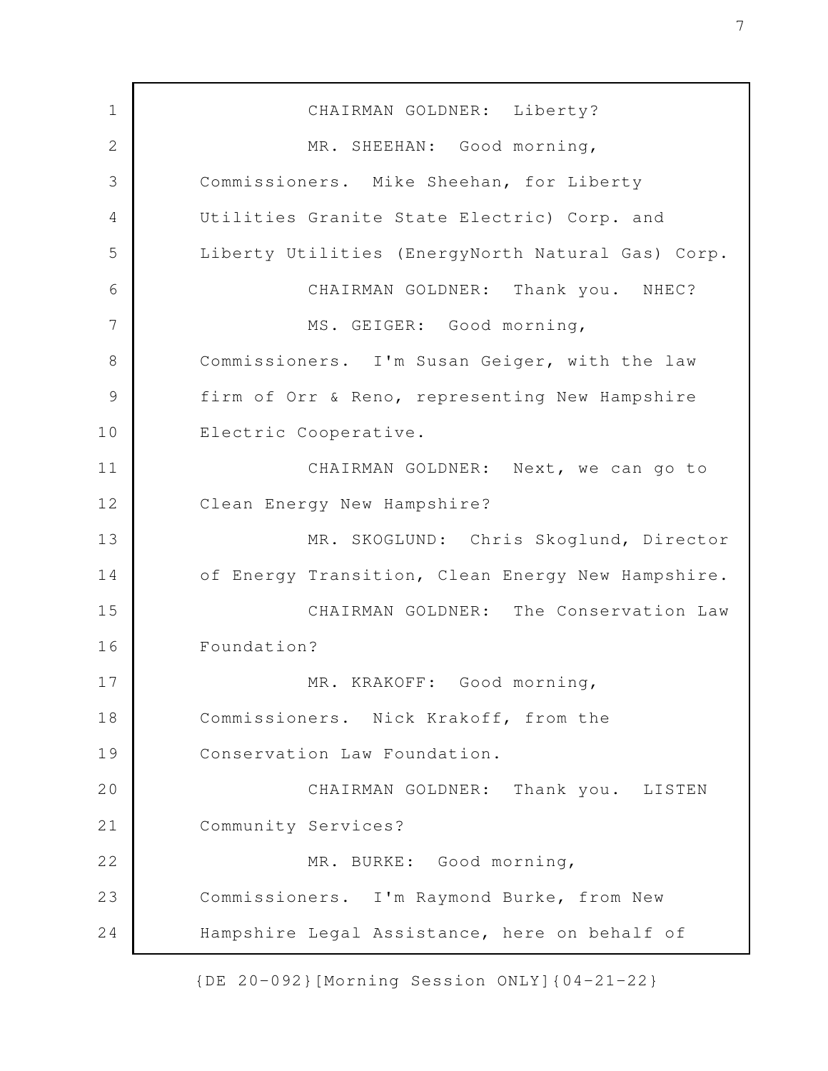CHAIRMAN GOLDNER: Liberty?

MR. SHEEHAN: Good morning, Commissioners. Mike Sheehan, for Liberty Utilities Granite State Electric) Corp. and Liberty Utilities (EnergyNorth Natural Gas) Corp.

CHAIRMAN GOLDNER: Thank you. NHEC?

MS. GEIGER: Good morning, Commissioners. I'm Susan Geiger, with the law firm of Orr & Reno, representing New Hampshire Electric Cooperative.

CHAIRMAN GOLDNER: Next, we can go to Clean Energy New Hampshire?

MR. SKOGLUND: Chris Skoglund, Director of Energy Transition, Clean Energy New Hampshire.

CHAIRMAN GOLDNER: The Conservation Law Foundation?

MR. KRAKOFF: Good morning, Commissioners. Nick Krakoff, from the Conservation Law Foundation.

CHAIRMAN GOLDNER: Thank you. LISTEN Community Services?

MR. BURKE: Good morning, Commissioners. I'm Raymond Burke, from New Hampshire Legal Assistance, here on behalf of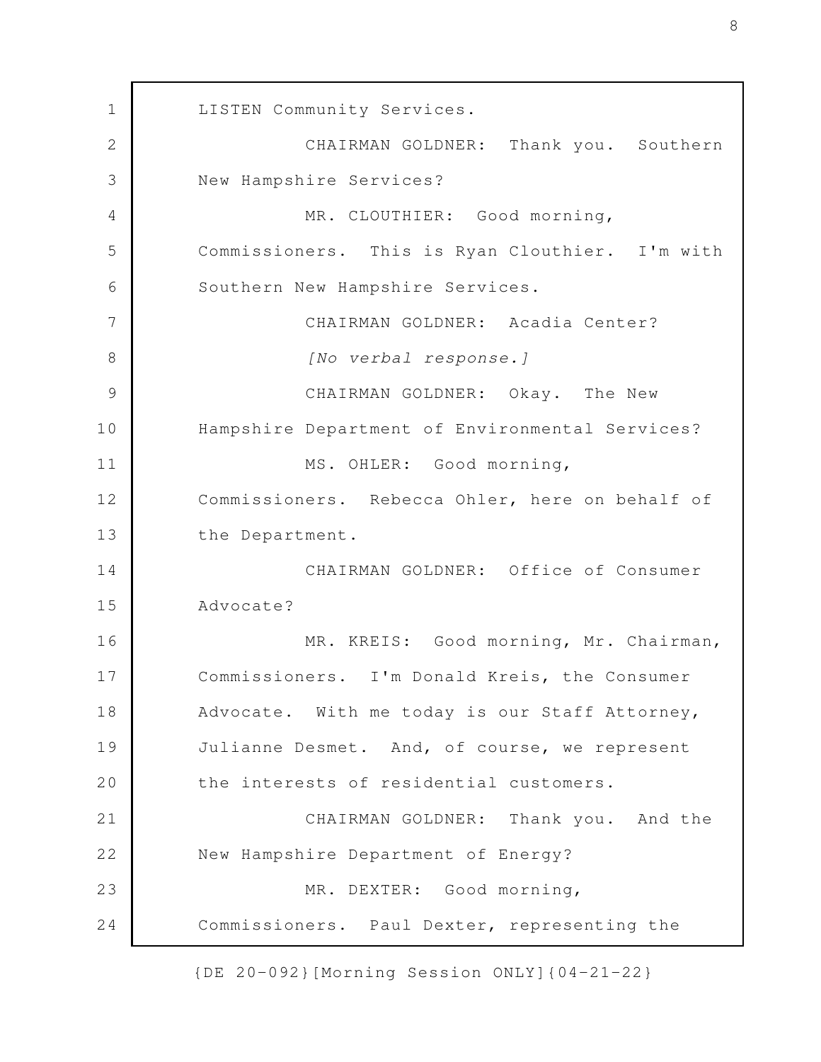LISTEN Community Services.

CHAIRMAN GOLDNER: Thank you. Southern New Hampshire Services?

MR. CLOUTHIER: Good morning, Commissioners. This is Ryan Clouthier. I'm with Southern New Hampshire Services.

CHAIRMAN GOLDNER: Acadia Center?

*[No verbal response.]*

CHAIRMAN GOLDNER: Okay. The New Hampshire Department of Environmental Services?

MS. OHLER: Good morning, Commissioners. Rebecca Ohler, here on behalf of the Department.

CHAIRMAN GOLDNER: Office of Consumer Advocate?

MR. KREIS: Good morning, Mr. Chairman, Commissioners. I'm Donald Kreis, the Consumer Advocate. With me today is our Staff Attorney, Julianne Desmet. And, of course, we represent the interests of residential customers.

CHAIRMAN GOLDNER: Thank you. And the New Hampshire Department of Energy?

MR. DEXTER: Good morning, Commissioners. Paul Dexter, representing the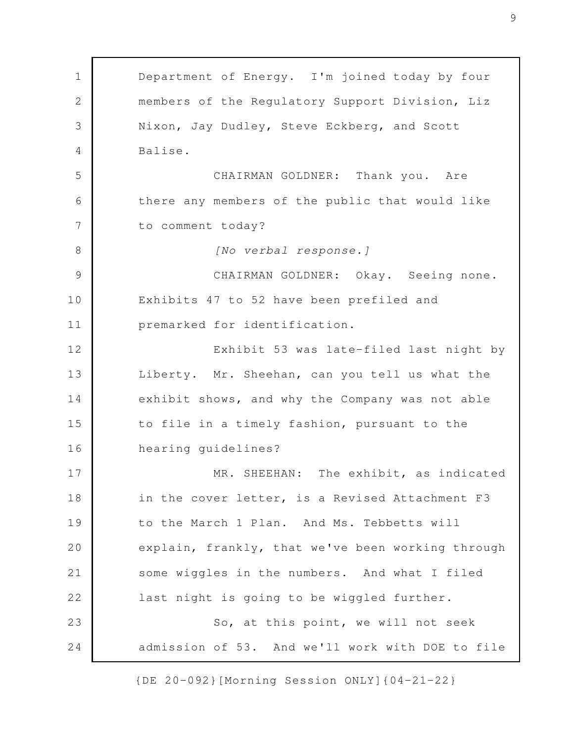Department of Energy. I'm joined today by four members of the Regulatory Support Division, Liz Nixon, Jay Dudley, Steve Eckberg, and Scott Balise.

CHAIRMAN GOLDNER: Thank you. Are there any members of the public that would like to comment today?

*[No verbal response.]*

CHAIRMAN GOLDNER: Okay. Seeing none. Exhibits 47 to 52 have been prefiled and premarked for identification.

Exhibit 53 was late-filed last night by Liberty. Mr. Sheehan, can you tell us what the exhibit shows, and why the Company was not able to file in a timely fashion, pursuant to the hearing guidelines?

MR. SHEEHAN: The exhibit, as indicated in the cover letter, is a Revised Attachment F3 to the March 1 Plan. And Ms. Tebbetts will explain, frankly, that we've been working through some wiggles in the numbers. And what I filed last night is going to be wiggled further.

So, at this point, we will not seek admission of 53. And we'll work with DOE to file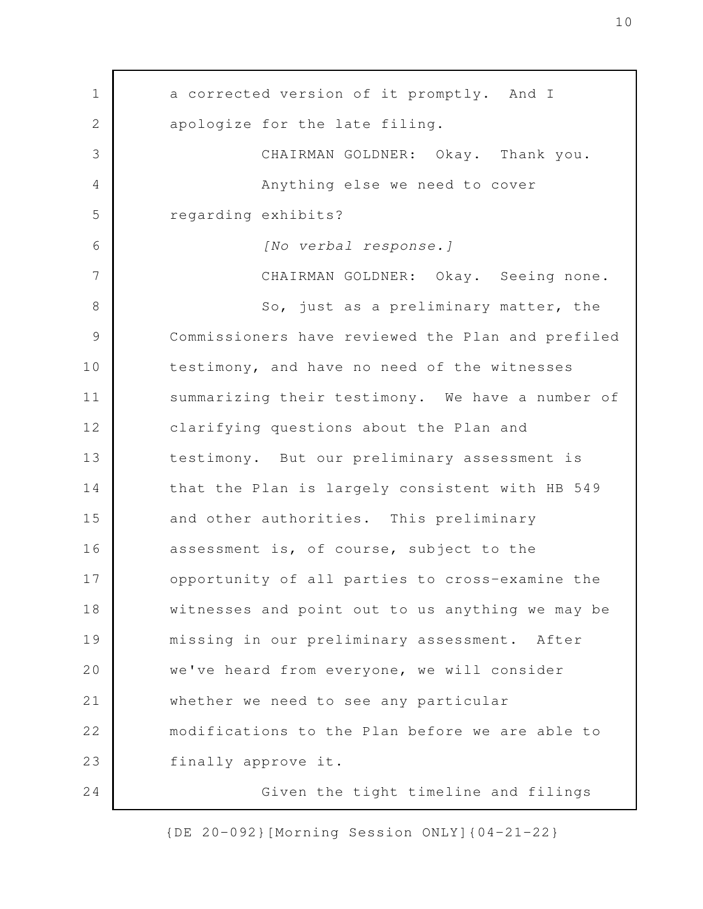a corrected version of it promptly. And I apologize for the late filing.

CHAIRMAN GOLDNER: Okay. Thank you.

Anything else we need to cover regarding exhibits?

*[No verbal response.]*

CHAIRMAN GOLDNER: Okay. Seeing none.

So, just as a preliminary matter, the Commissioners have reviewed the Plan and prefiled testimony, and have no need of the witnesses summarizing their testimony. We have a number of clarifying questions about the Plan and testimony. But our preliminary assessment is that the Plan is largely consistent with HB 549 and other authorities. This preliminary assessment is, of course, subject to the opportunity of all parties to cross-examine the witnesses and point out to us anything we may be missing in our preliminary assessment. After we've heard from everyone, we will consider whether we need to see any particular modifications to the Plan before we are able to finally approve it.

Given the tight timeline and filings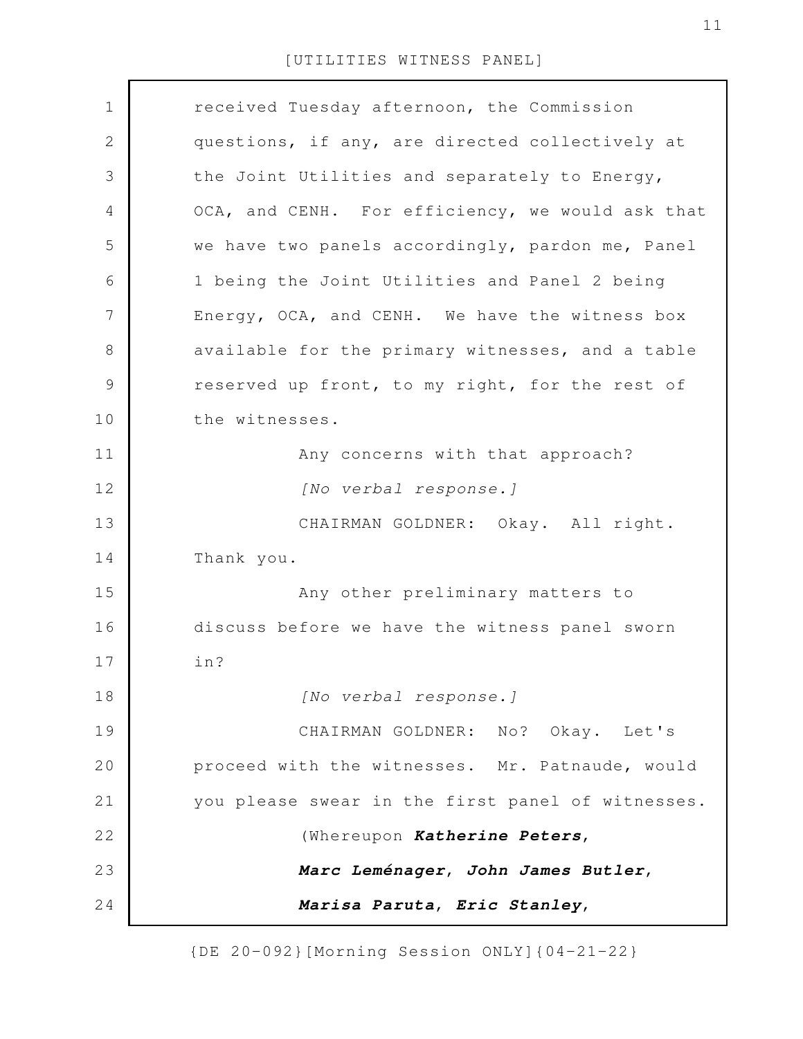received Tuesday afternoon, the Commission questions, if any, are directed collectively at the Joint Utilities and separately to Energy, OCA, and CENH. For efficiency, we would ask that we have two panels accordingly, pardon me, Panel 1 being the Joint Utilities and Panel 2 being Energy, OCA, and CENH. We have the witness box available for the primary witnesses, and a table reserved up front, to my right, for the rest of the witnesses.

Any concerns with that approach?

*[No verbal response.]*

CHAIRMAN GOLDNER: Okay. All right. Thank you.

Any other preliminary matters to discuss before we have the witness panel sworn in?

*[No verbal response.]*

CHAIRMAN GOLDNER: No? Okay. Let's proceed with the witnesses. Mr. Patnaude, would you please swear in the first panel of witnesses.

(Whereupon ***Katherine Peters***, ***Marc Leménager***, ***John James Butler***, ***Marisa Paruta***, ***Eric Stanley***,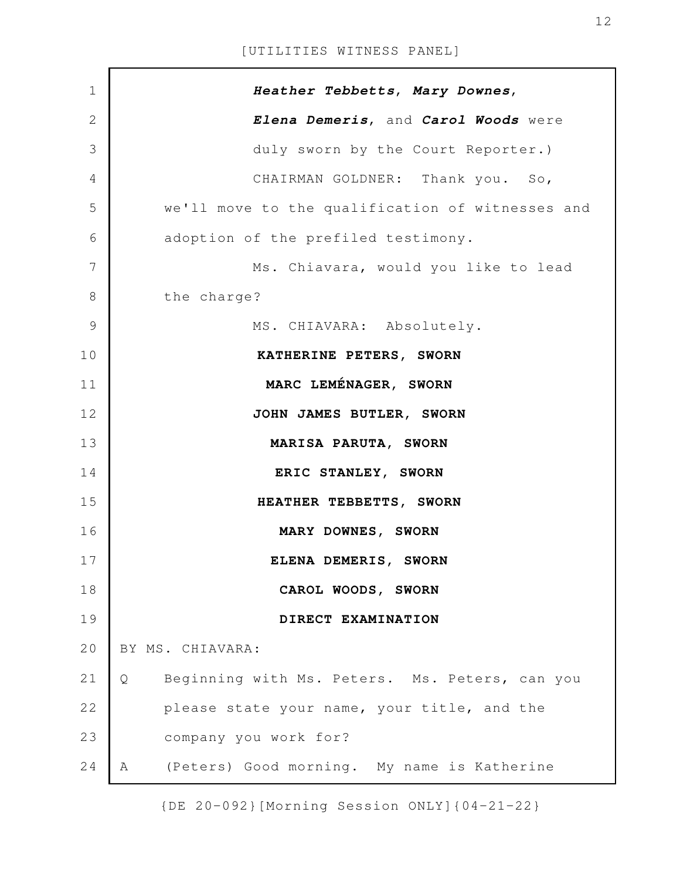***Heather Tebbetts***, ***Mary Downes***, ***Elena Demeris***, and ***Carol Woods*** were duly sworn by the Court Reporter.)

CHAIRMAN GOLDNER: Thank you. So, we'll move to the qualification of witnesses and adoption of the prefiled testimony.

Ms. Chiavara, would you like to lead the charge?

MS. CHIAVARA: Absolutely.

**KATHERINE PETERS, SWORN**

**MARC LEMÉNAGER, SWORN**

**JOHN JAMES BUTLER, SWORN**

**MARISA PARUTA, SWORN**

**ERIC STANLEY, SWORN**

**HEATHER TEBBETTS, SWORN**

**MARY DOWNES, SWORN**

**ELENA DEMERIS, SWORN**

**CAROL WOODS, SWORN**

**DIRECT EXAMINATION**

BY MS. CHIAVARA:

Q Beginning with Ms. Peters. Ms. Peters, can you please state your name, your title, and the company you work for?

A (Peters) Good morning. My name is Katherine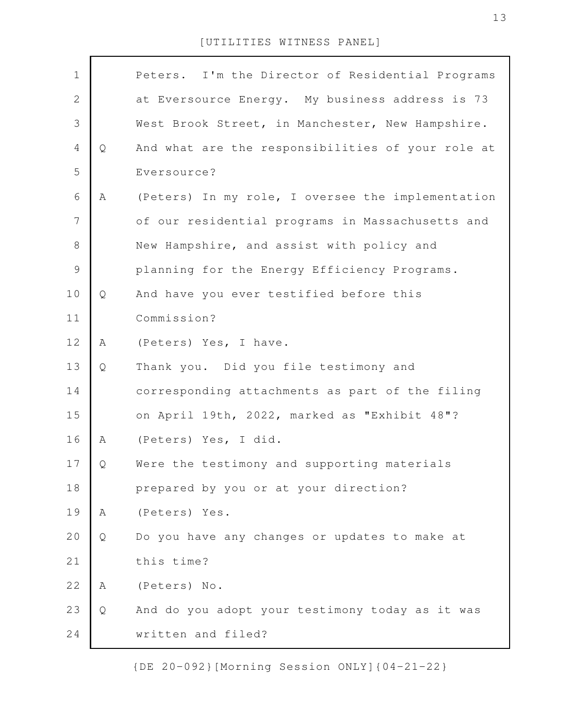Peters. I'm the Director of Residential Programs at Eversource Energy. My business address is 73 West Brook Street, in Manchester, New Hampshire.

Q And what are the responsibilities of your role at Eversource?

A (Peters) In my role, I oversee the implementation of our residential programs in Massachusetts and New Hampshire, and assist with policy and planning for the Energy Efficiency Programs.

Q And have you ever testified before this Commission?

A (Peters) Yes, I have.

Q Thank you. Did you file testimony and corresponding attachments as part of the filing on April 19th, 2022, marked as "Exhibit 48"?

A (Peters) Yes, I did.

Q Were the testimony and supporting materials prepared by you or at your direction?

A (Peters) Yes.

Q Do you have any changes or updates to make at this time?

A (Peters) No.

Q And do you adopt your testimony today as it was written and filed?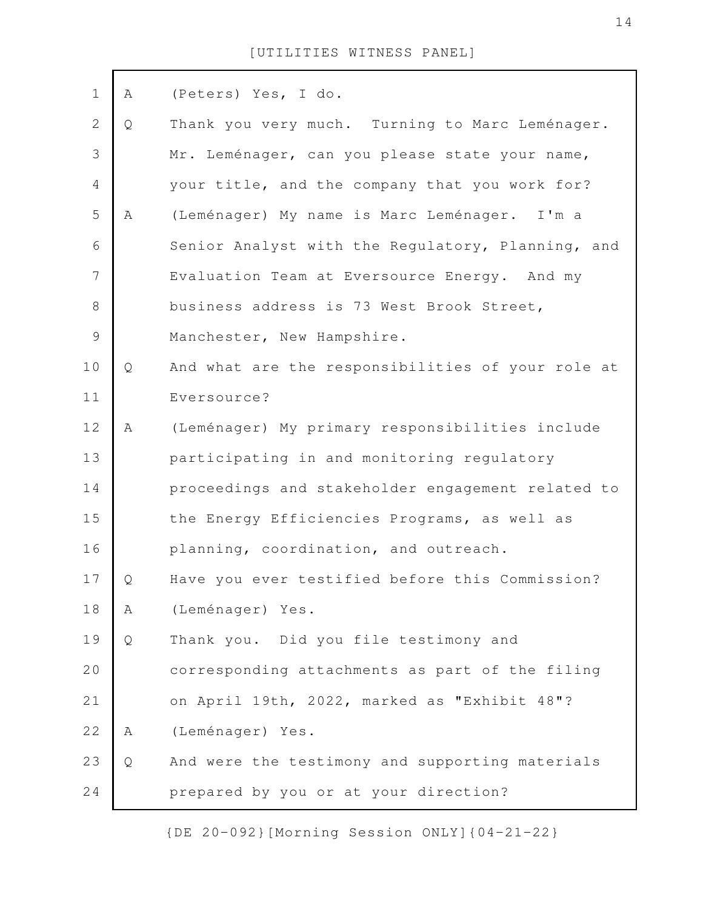A (Peters) Yes, I do.

Q Thank you very much. Turning to Marc Leménager. Mr. Leménager, can you please state your name, your title, and the company that you work for?

A (Leménager) My name is Marc Leménager. I'm a Senior Analyst with the Regulatory, Planning, and Evaluation Team at Eversource Energy. And my business address is 73 West Brook Street, Manchester, New Hampshire.

Q And what are the responsibilities of your role at Eversource?

A (Leménager) My primary responsibilities include participating in and monitoring regulatory proceedings and stakeholder engagement related to the Energy Efficiencies Programs, as well as planning, coordination, and outreach.

Q Have you ever testified before this Commission?

A (Leménager) Yes.

Q Thank you. Did you file testimony and corresponding attachments as part of the filing on April 19th, 2022, marked as "Exhibit 48"?

A (Leménager) Yes.

Q And were the testimony and supporting materials prepared by you or at your direction?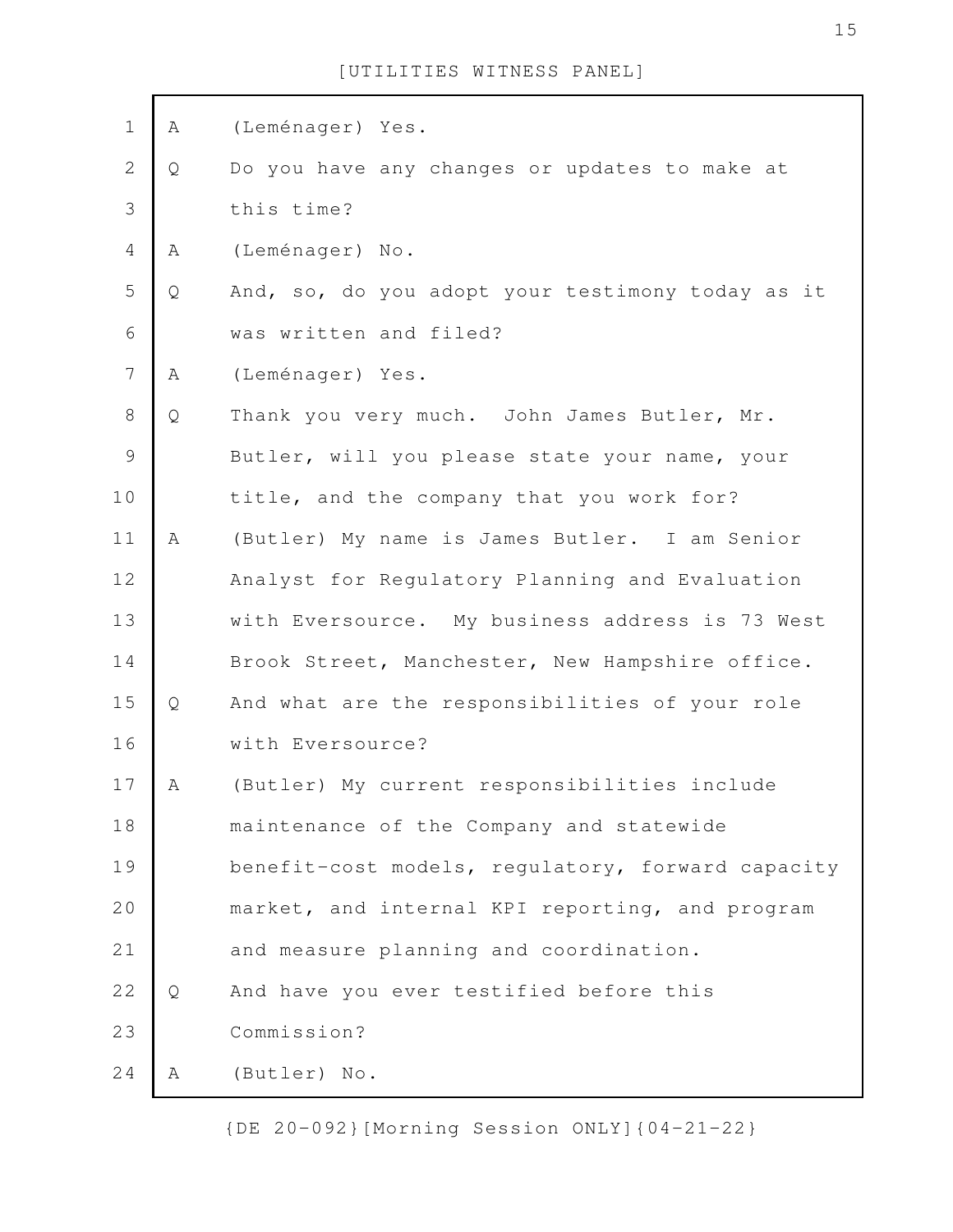A (Leménager) Yes.

Q Do you have any changes or updates to make at this time?

A (Leménager) No.

Q And, so, do you adopt your testimony today as it was written and filed?

A (Leménager) Yes.

Q Thank you very much. John James Butler, Mr. Butler, will you please state your name, your title, and the company that you work for?

A (Butler) My name is James Butler. I am Senior Analyst for Regulatory Planning and Evaluation with Eversource. My business address is 73 West Brook Street, Manchester, New Hampshire office.

Q And what are the responsibilities of your role with Eversource?

A (Butler) My current responsibilities include maintenance of the Company and statewide benefit-cost models, regulatory, forward capacity market, and internal KPI reporting, and program and measure planning and coordination.

Q And have you ever testified before this Commission?

A (Butler) No.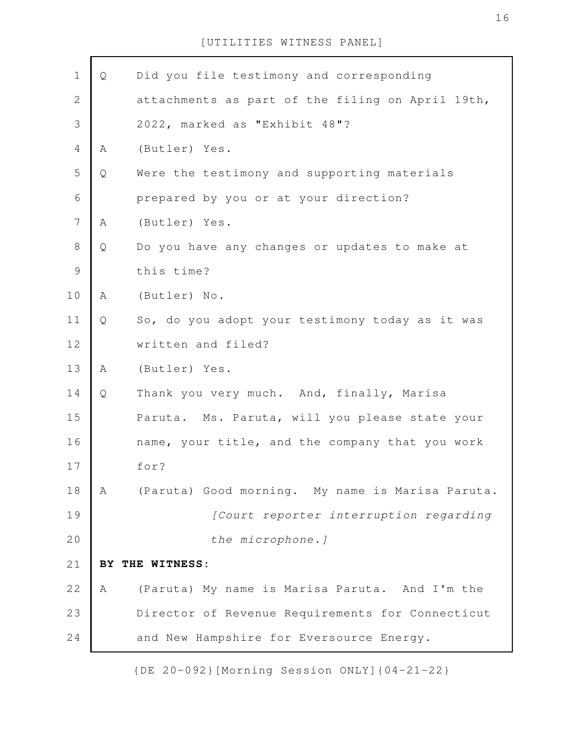[UTILITIES WITNESS PANEL]

Q Did you file testimony and corresponding attachments as part of the filing on April 19th, 2022, marked as "Exhibit 48"?

A (Butler) Yes.

Q Were the testimony and supporting materials prepared by you or at your direction?

A (Butler) Yes.

Q Do you have any changes or updates to make at this time?

A (Butler) No.

Q So, do you adopt your testimony today as it was written and filed?

A (Butler) Yes.

Q Thank you very much. And, finally, Marisa Paruta. Ms. Paruta, will you please state your name, your title, and the company that you work for?

A (Paruta) Good morning. My name is Marisa Paruta.

*[Court reporter interruption regarding the microphone.]*

**BY THE WITNESS:**

A (Paruta) My name is Marisa Paruta. And I'm the Director of Revenue Requirements for Connecticut and New Hampshire for Eversource Energy.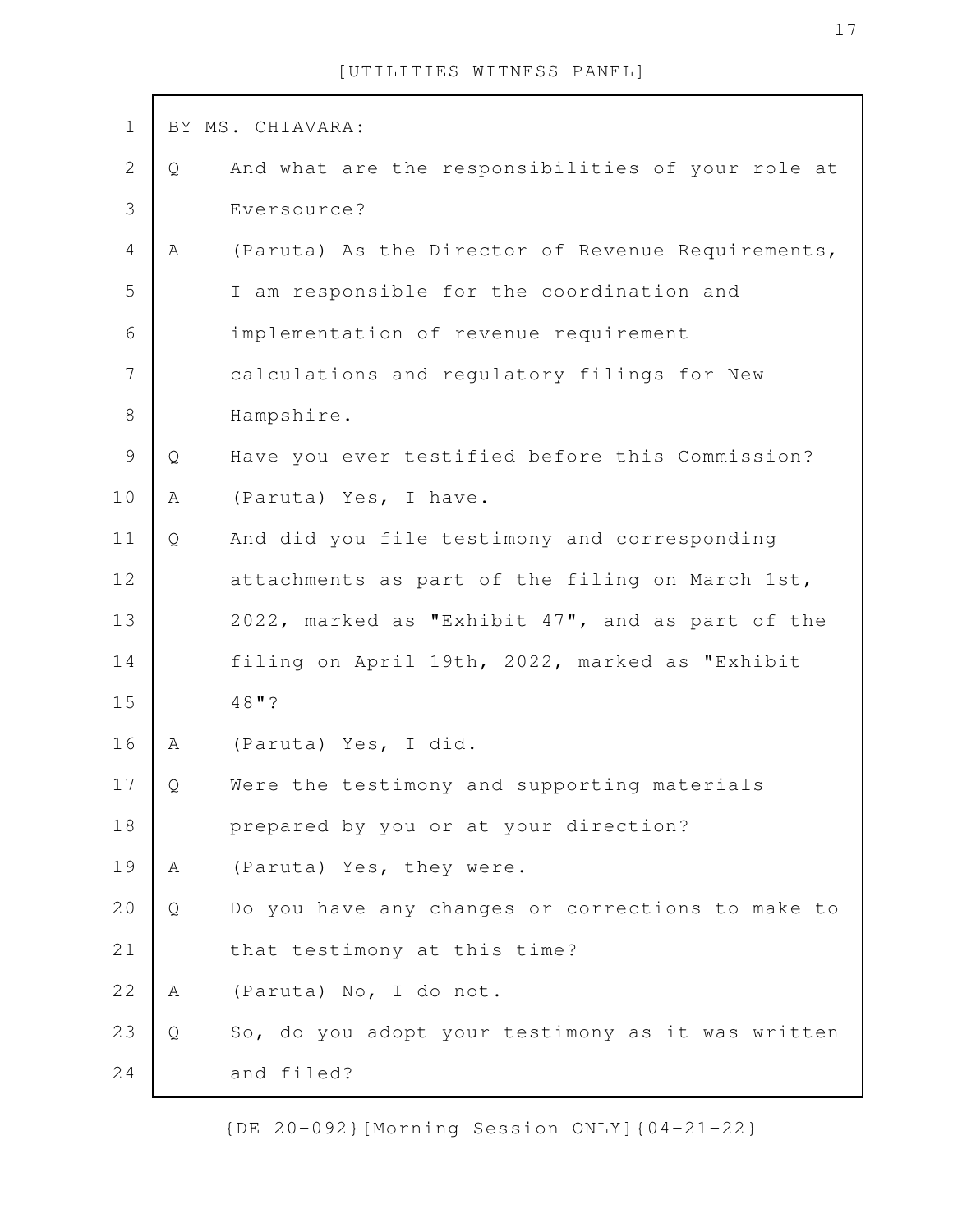BY MS. CHIAVARA:

Q And what are the responsibilities of your role at Eversource?

A (Paruta) As the Director of Revenue Requirements, I am responsible for the coordination and implementation of revenue requirement calculations and regulatory filings for New Hampshire.

Q Have you ever testified before this Commission?

A (Paruta) Yes, I have.

Q And did you file testimony and corresponding attachments as part of the filing on March 1st, 2022, marked as "Exhibit 47", and as part of the filing on April 19th, 2022, marked as "Exhibit 48"?

A (Paruta) Yes, I did.

Q Were the testimony and supporting materials prepared by you or at your direction?

A (Paruta) Yes, they were.

Q Do you have any changes or corrections to make to that testimony at this time?

A (Paruta) No, I do not.

Q So, do you adopt your testimony as it was written and filed?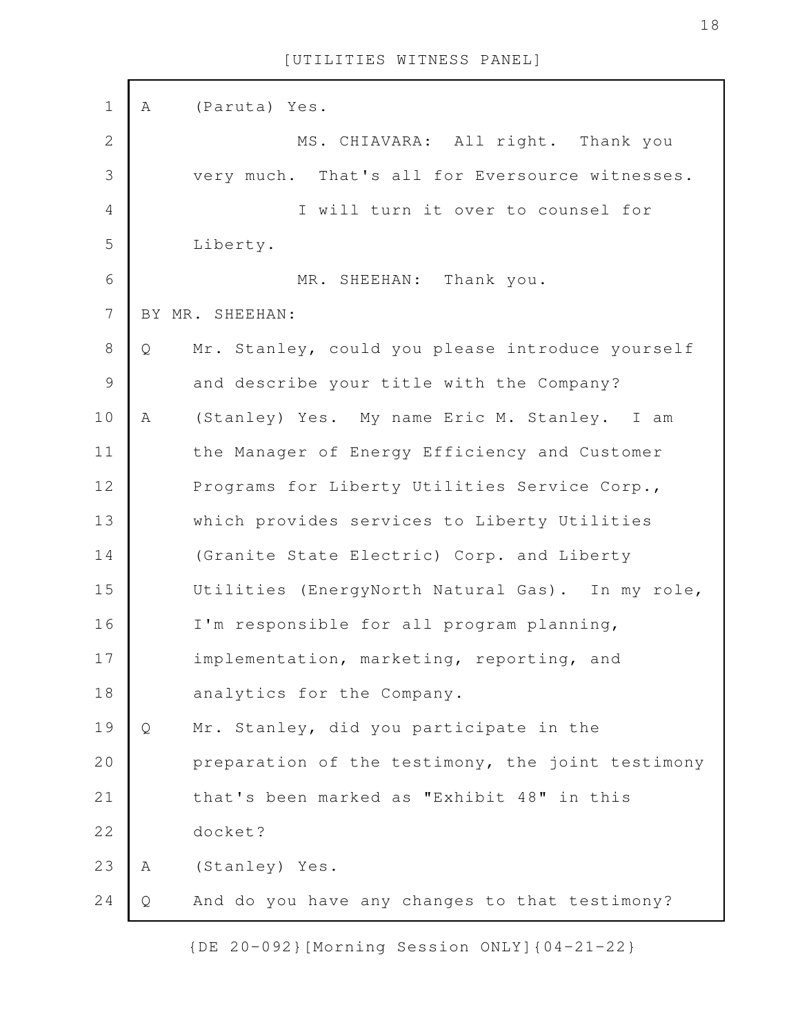A (Paruta) Yes.

MS. CHIAVARA: All right. Thank you very much. That's all for Eversource witnesses.

I will turn it over to counsel for Liberty.

MR. SHEEHAN: Thank you.

BY MR. SHEEHAN:

Q Mr. Stanley, could you please introduce yourself and describe your title with the Company?

A (Stanley) Yes. My name Eric M. Stanley. I am the Manager of Energy Efficiency and Customer Programs for Liberty Utilities Service Corp., which provides services to Liberty Utilities (Granite State Electric) Corp. and Liberty Utilities (EnergyNorth Natural Gas). In my role, I'm responsible for all program planning, implementation, marketing, reporting, and analytics for the Company.

Q Mr. Stanley, did you participate in the preparation of the testimony, the joint testimony that's been marked as "Exhibit 48" in this docket?

A (Stanley) Yes.

Q And do you have any changes to that testimony?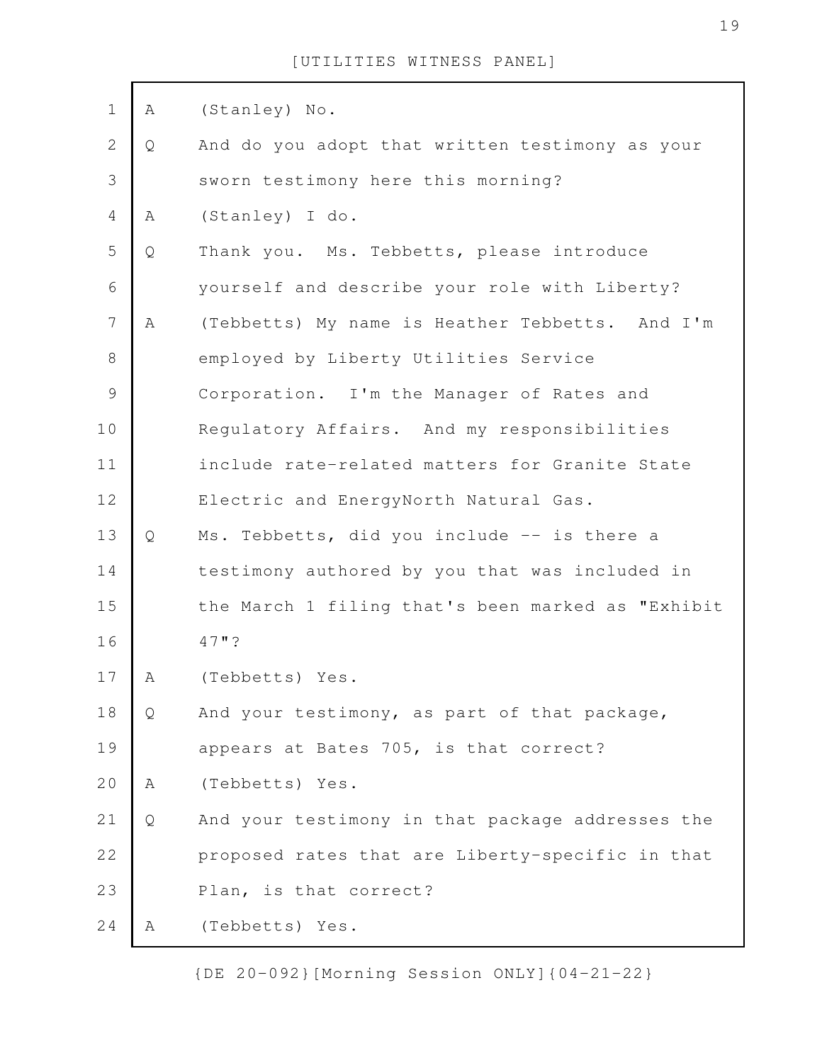A (Stanley) No.

Q And do you adopt that written testimony as your sworn testimony here this morning?

A (Stanley) I do.

Q Thank you. Ms. Tebbetts, please introduce yourself and describe your role with Liberty?

A (Tebbetts) My name is Heather Tebbetts. And I'm employed by Liberty Utilities Service Corporation. I'm the Manager of Rates and Regulatory Affairs. And my responsibilities include rate-related matters for Granite State Electric and EnergyNorth Natural Gas.

Q Ms. Tebbetts, did you include -- is there a testimony authored by you that was included in the March 1 filing that's been marked as "Exhibit 47"?

A (Tebbetts) Yes.

Q And your testimony, as part of that package, appears at Bates 705, is that correct?

A (Tebbetts) Yes.

Q And your testimony in that package addresses the proposed rates that are Liberty-specific in that Plan, is that correct?

A (Tebbetts) Yes.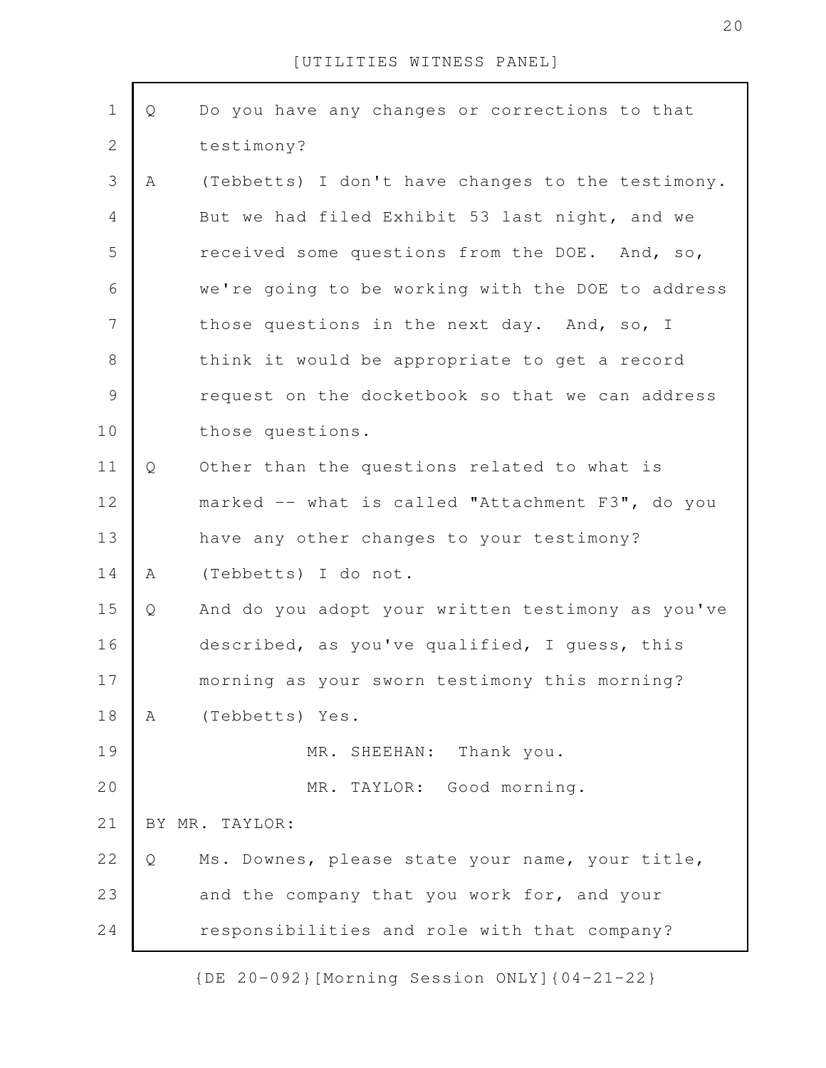Q Do you have any changes or corrections to that testimony?

A (Tebbetts) I don't have changes to the testimony. But we had filed Exhibit 53 last night, and we received some questions from the DOE. And, so, we're going to be working with the DOE to address those questions in the next day. And, so, I think it would be appropriate to get a record request on the docketbook so that we can address those questions.

Q Other than the questions related to what is marked -- what is called "Attachment F3", do you have any other changes to your testimony?

A (Tebbetts) I do not.

Q And do you adopt your written testimony as you've described, as you've qualified, I guess, this morning as your sworn testimony this morning?

A (Tebbetts) Yes.

MR. SHEEHAN: Thank you.

MR. TAYLOR: Good morning.

BY MR. TAYLOR:

Q Ms. Downes, please state your name, your title, and the company that you work for, and your responsibilities and role with that company?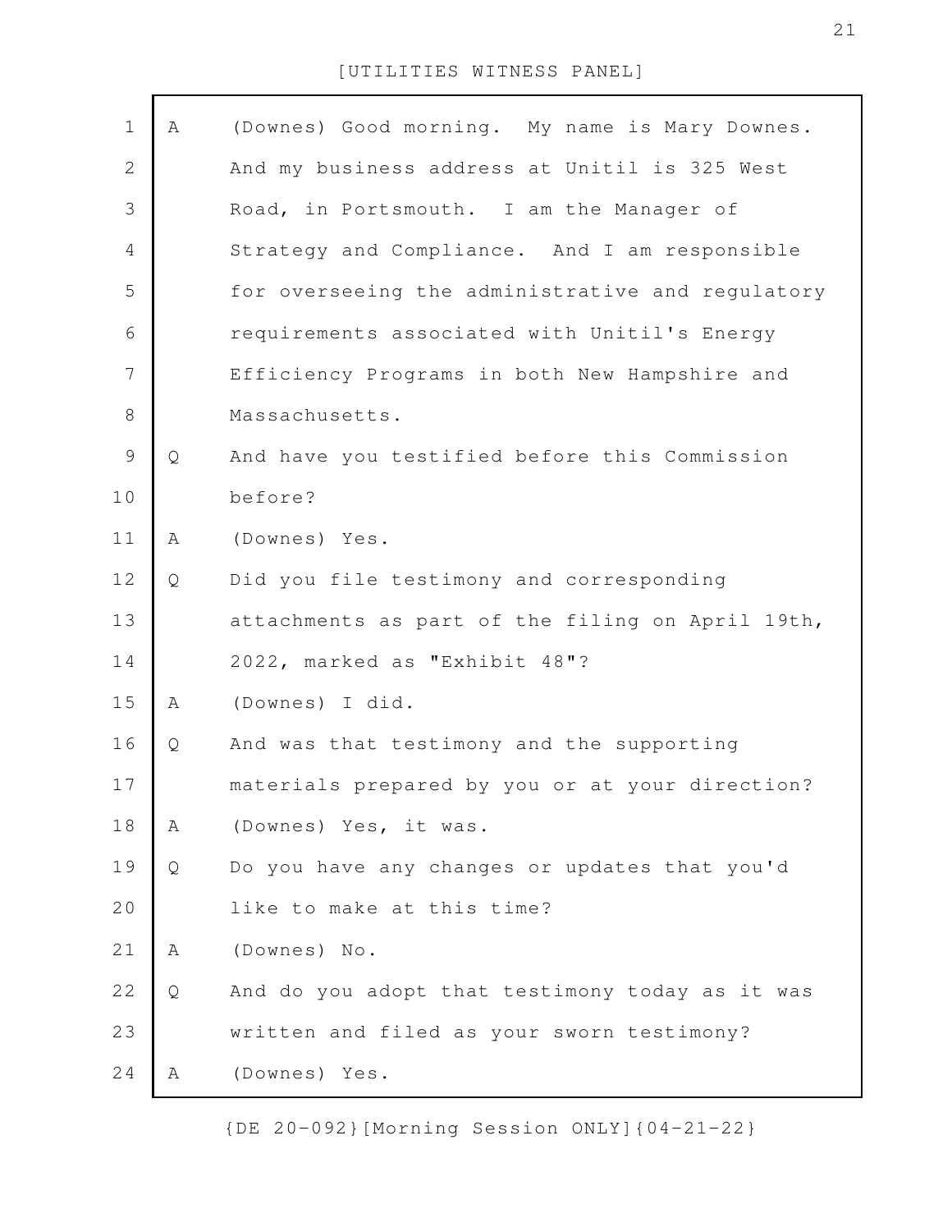[UTILITIES WITNESS PANEL]

A (Downes) Good morning. My name is Mary Downes. And my business address at Unitil is 325 West Road, in Portsmouth. I am the Manager of Strategy and Compliance. And I am responsible for overseeing the administrative and regulatory requirements associated with Unitil's Energy Efficiency Programs in both New Hampshire and Massachusetts.

Q And have you testified before this Commission before?

A (Downes) Yes.

Q Did you file testimony and corresponding attachments as part of the filing on April 19th, 2022, marked as "Exhibit 48"?

A (Downes) I did.

Q And was that testimony and the supporting materials prepared by you or at your direction?

A (Downes) Yes, it was.

Q Do you have any changes or updates that you'd like to make at this time?

A (Downes) No.

Q And do you adopt that testimony today as it was written and filed as your sworn testimony?

A (Downes) Yes.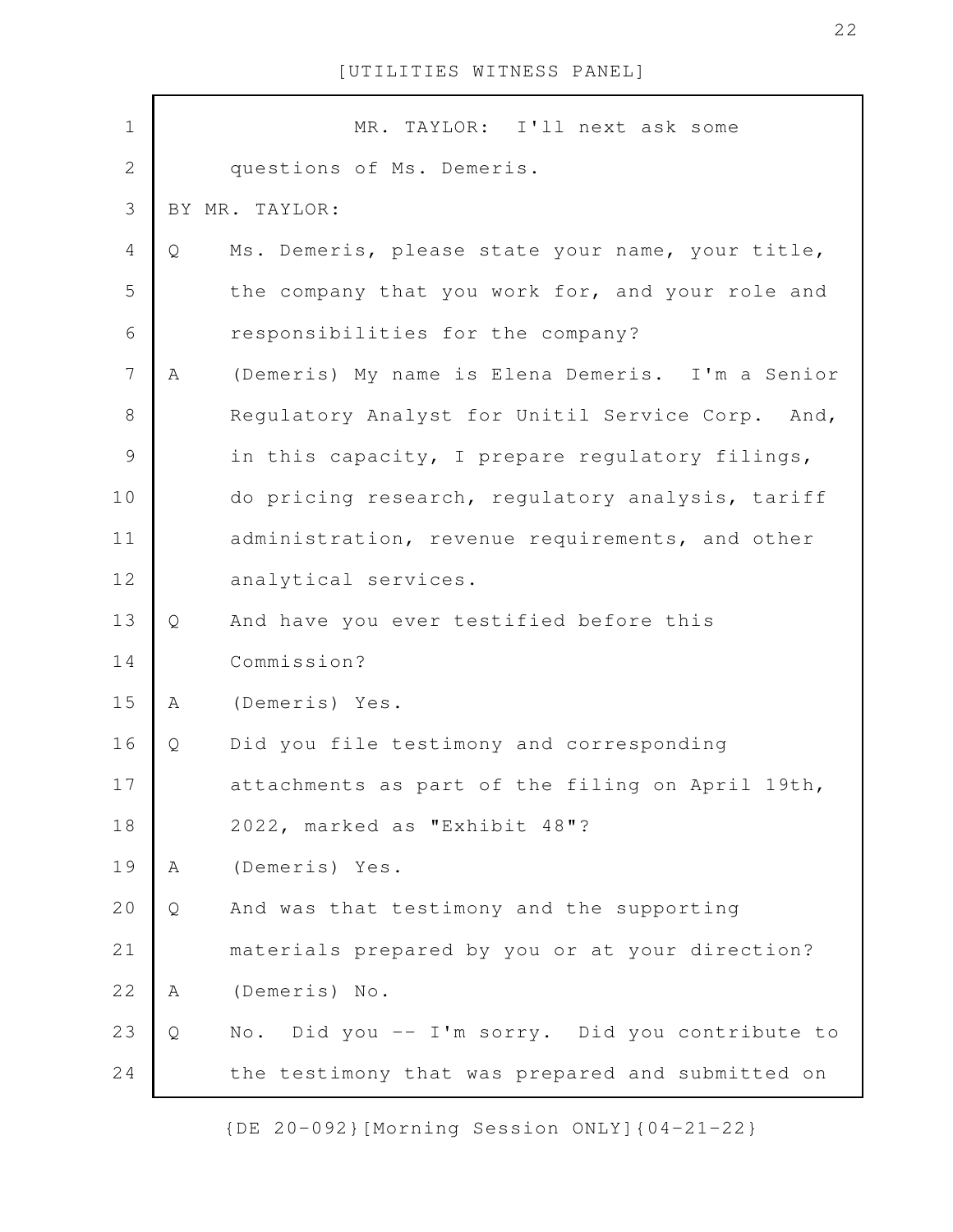MR. TAYLOR: I'll next ask some questions of Ms. Demeris.

BY MR. TAYLOR:

Q Ms. Demeris, please state your name, your title, the company that you work for, and your role and responsibilities for the company?

A (Demeris) My name is Elena Demeris. I'm a Senior Regulatory Analyst for Unitil Service Corp. And, in this capacity, I prepare regulatory filings, do pricing research, regulatory analysis, tariff administration, revenue requirements, and other analytical services.

Q And have you ever testified before this Commission?

A (Demeris) Yes.

Q Did you file testimony and corresponding attachments as part of the filing on April 19th, 2022, marked as "Exhibit 48"?

A (Demeris) Yes.

Q And was that testimony and the supporting materials prepared by you or at your direction?

A (Demeris) No.

Q No. Did you -- I'm sorry. Did you contribute to the testimony that was prepared and submitted on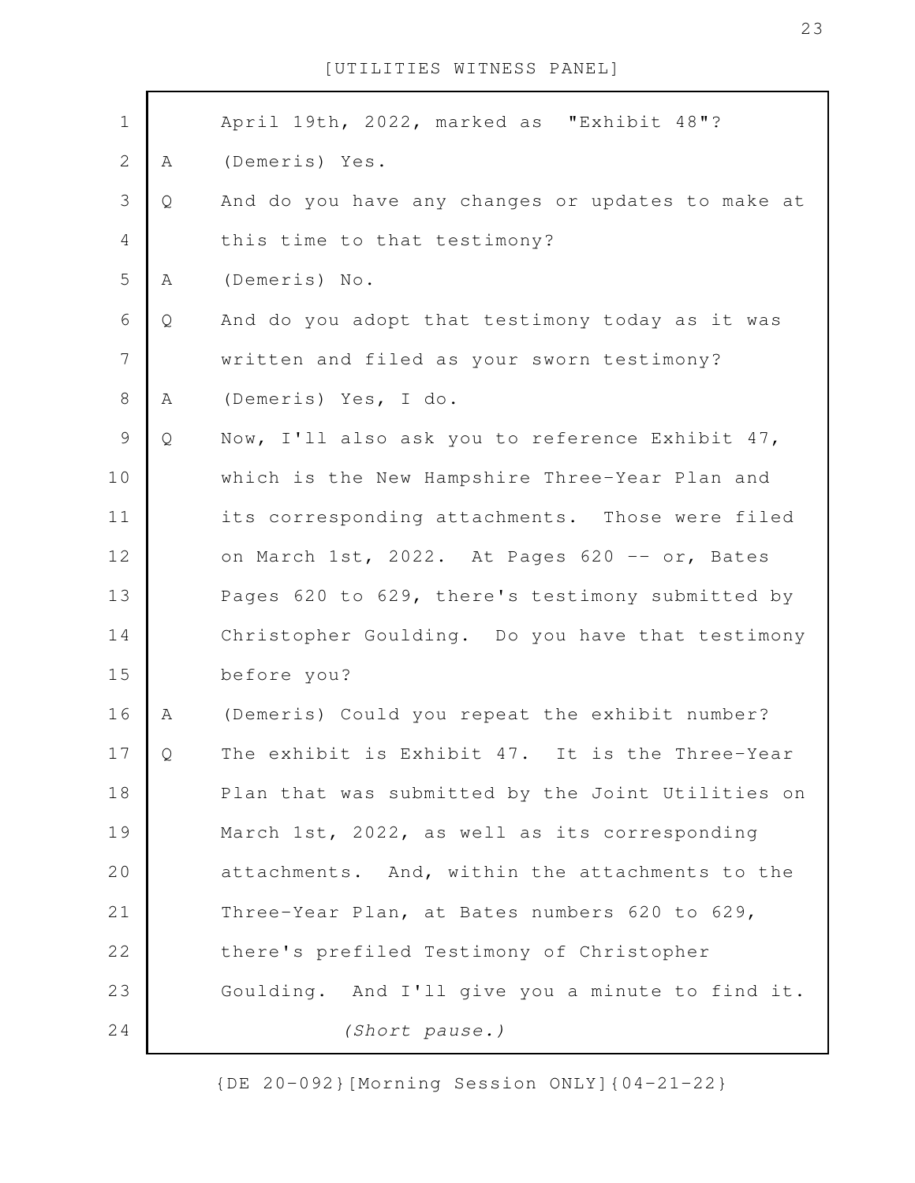April 19th, 2022, marked as "Exhibit 48"?

A (Demeris) Yes.

Q And do you have any changes or updates to make at this time to that testimony?

A (Demeris) No.

Q And do you adopt that testimony today as it was written and filed as your sworn testimony?

A (Demeris) Yes, I do.

Q Now, I'll also ask you to reference Exhibit 47, which is the New Hampshire Three-Year Plan and its corresponding attachments. Those were filed on March 1st, 2022. At Pages 620 -- or, Bates Pages 620 to 629, there's testimony submitted by Christopher Goulding. Do you have that testimony before you?

A (Demeris) Could you repeat the exhibit number?

Q The exhibit is Exhibit 47. It is the Three-Year Plan that was submitted by the Joint Utilities on March 1st, 2022, as well as its corresponding attachments. And, within the attachments to the Three-Year Plan, at Bates numbers 620 to 629, there's prefiled Testimony of Christopher Goulding. And I'll give you a minute to find it.

*(Short pause.)*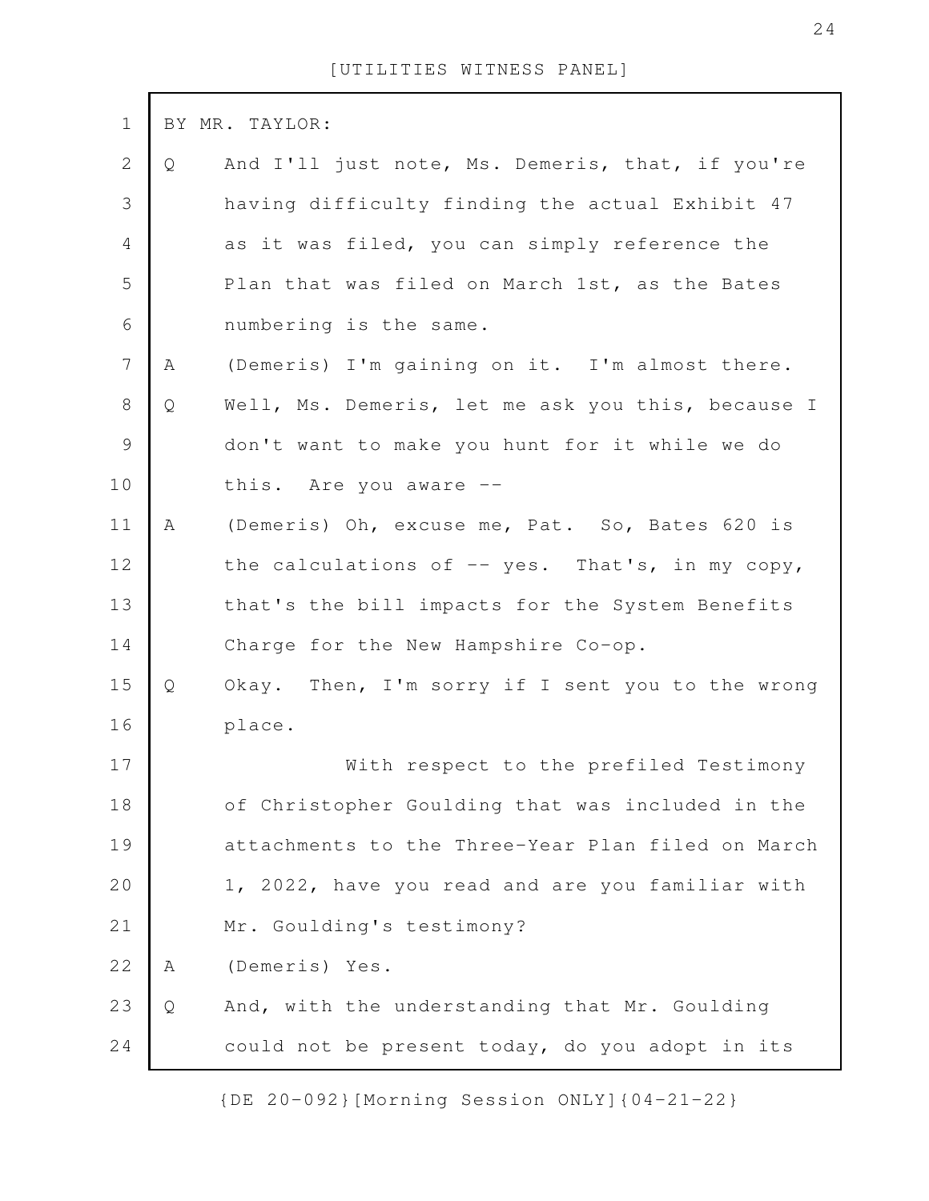BY MR. TAYLOR:

Q And I'll just note, Ms. Demeris, that, if you're having difficulty finding the actual Exhibit 47 as it was filed, you can simply reference the Plan that was filed on March 1st, as the Bates numbering is the same.

A (Demeris) I'm gaining on it. I'm almost there.

Q Well, Ms. Demeris, let me ask you this, because I don't want to make you hunt for it while we do this. Are you aware --

A (Demeris) Oh, excuse me, Pat. So, Bates 620 is the calculations of -- yes. That's, in my copy, that's the bill impacts for the System Benefits Charge for the New Hampshire Co-op.

Q Okay. Then, I'm sorry if I sent you to the wrong place.

With respect to the prefiled Testimony of Christopher Goulding that was included in the attachments to the Three-Year Plan filed on March 1, 2022, have you read and are you familiar with Mr. Goulding's testimony?

A (Demeris) Yes.

Q And, with the understanding that Mr. Goulding could not be present today, do you adopt in its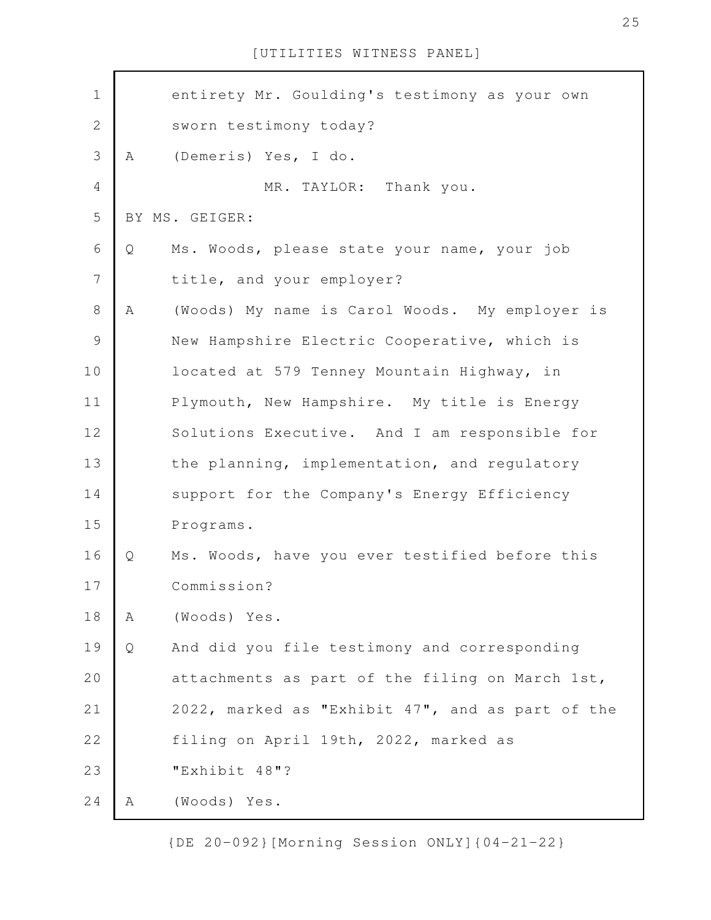entirety Mr. Goulding's testimony as your own sworn testimony today?

A (Demeris) Yes, I do.

MR. TAYLOR: Thank you.

BY MS. GEIGER:

Q Ms. Woods, please state your name, your job title, and your employer?

A (Woods) My name is Carol Woods. My employer is New Hampshire Electric Cooperative, which is located at 579 Tenney Mountain Highway, in Plymouth, New Hampshire. My title is Energy Solutions Executive. And I am responsible for the planning, implementation, and regulatory support for the Company's Energy Efficiency Programs.

Q Ms. Woods, have you ever testified before this Commission?

A (Woods) Yes.

Q And did you file testimony and corresponding attachments as part of the filing on March 1st, 2022, marked as "Exhibit 47", and as part of the filing on April 19th, 2022, marked as "Exhibit 48"?

A (Woods) Yes.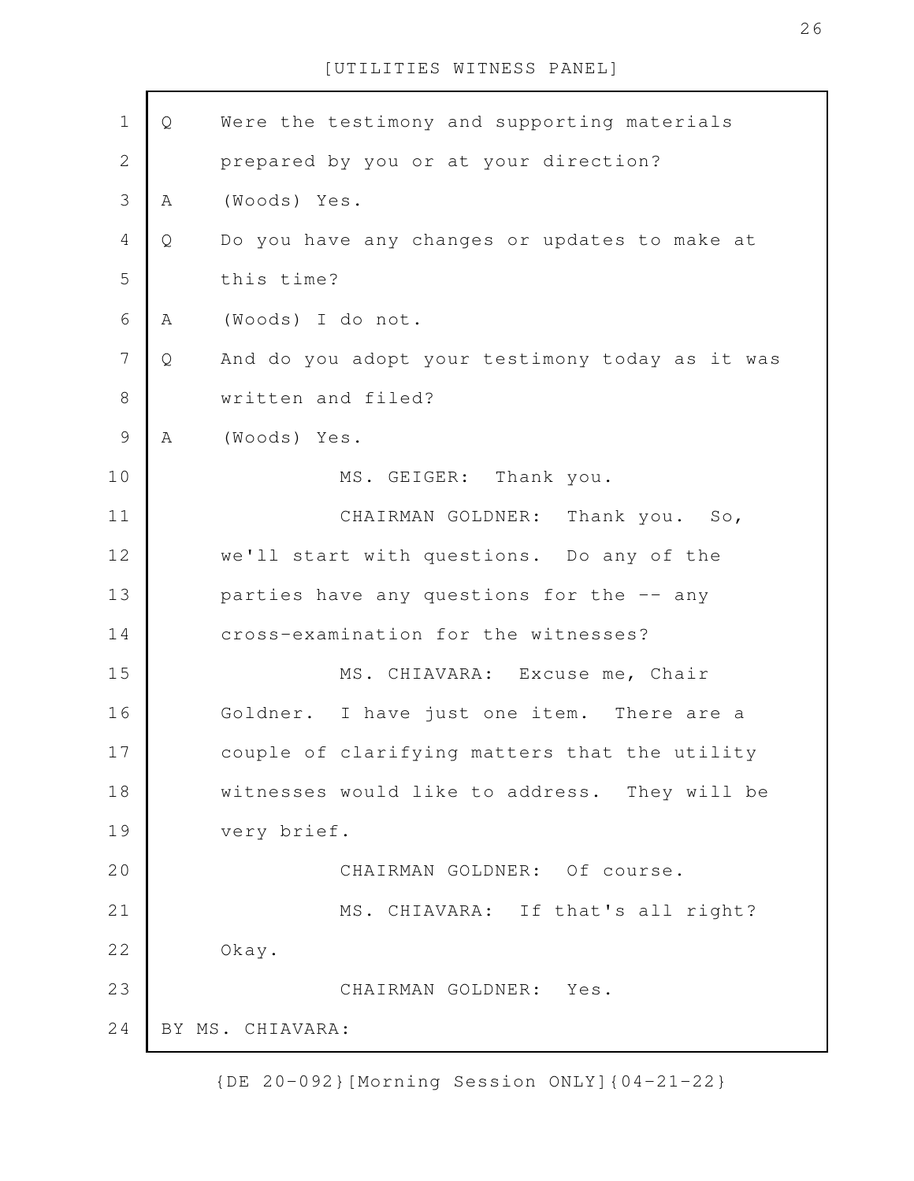Q Were the testimony and supporting materials prepared by you or at your direction?

A (Woods) Yes.

Q Do you have any changes or updates to make at this time?

A (Woods) I do not.

Q And do you adopt your testimony today as it was written and filed?

A (Woods) Yes.

MS. GEIGER: Thank you.

CHAIRMAN GOLDNER: Thank you. So, we'll start with questions. Do any of the parties have any questions for the -- any cross-examination for the witnesses?

MS. CHIAVARA: Excuse me, Chair Goldner. I have just one item. There are a couple of clarifying matters that the utility witnesses would like to address. They will be very brief.

CHAIRMAN GOLDNER: Of course.

MS. CHIAVARA: If that's all right? Okay.

CHAIRMAN GOLDNER: Yes.

BY MS. CHIAVARA: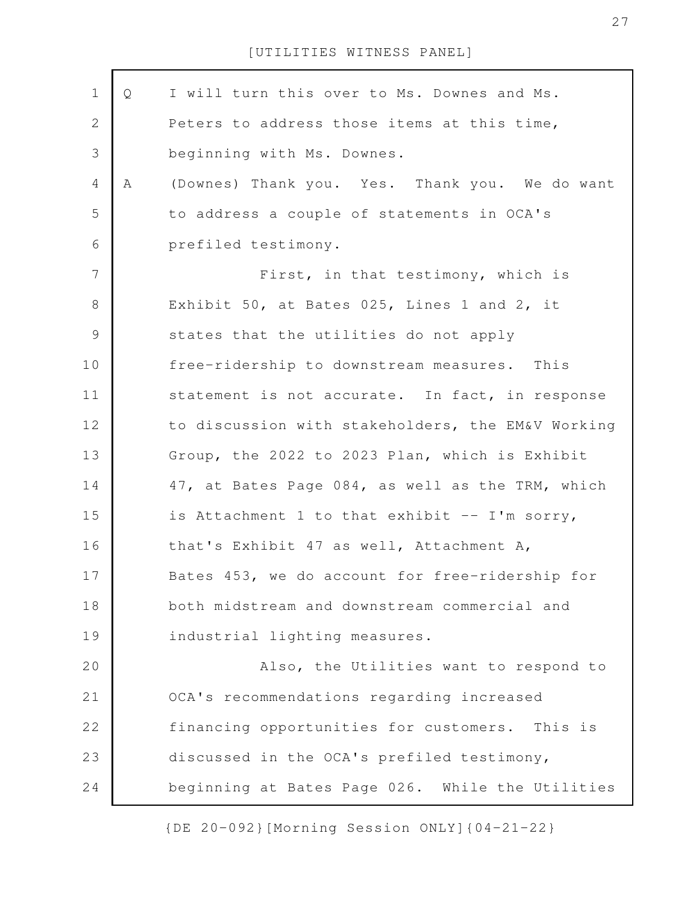Q I will turn this over to Ms. Downes and Ms. Peters to address those items at this time, beginning with Ms. Downes.

A (Downes) Thank you. Yes. Thank you. We do want to address a couple of statements in OCA's prefiled testimony.

First, in that testimony, which is Exhibit 50, at Bates 025, Lines 1 and 2, it states that the utilities do not apply free-ridership to downstream measures. This statement is not accurate. In fact, in response to discussion with stakeholders, the EM&V Working Group, the 2022 to 2023 Plan, which is Exhibit 47, at Bates Page 084, as well as the TRM, which is Attachment 1 to that exhibit -- I'm sorry, that's Exhibit 47 as well, Attachment A, Bates 453, we do account for free-ridership for both midstream and downstream commercial and industrial lighting measures.

Also, the Utilities want to respond to OCA's recommendations regarding increased financing opportunities for customers. This is discussed in the OCA's prefiled testimony, beginning at Bates Page 026. While the Utilities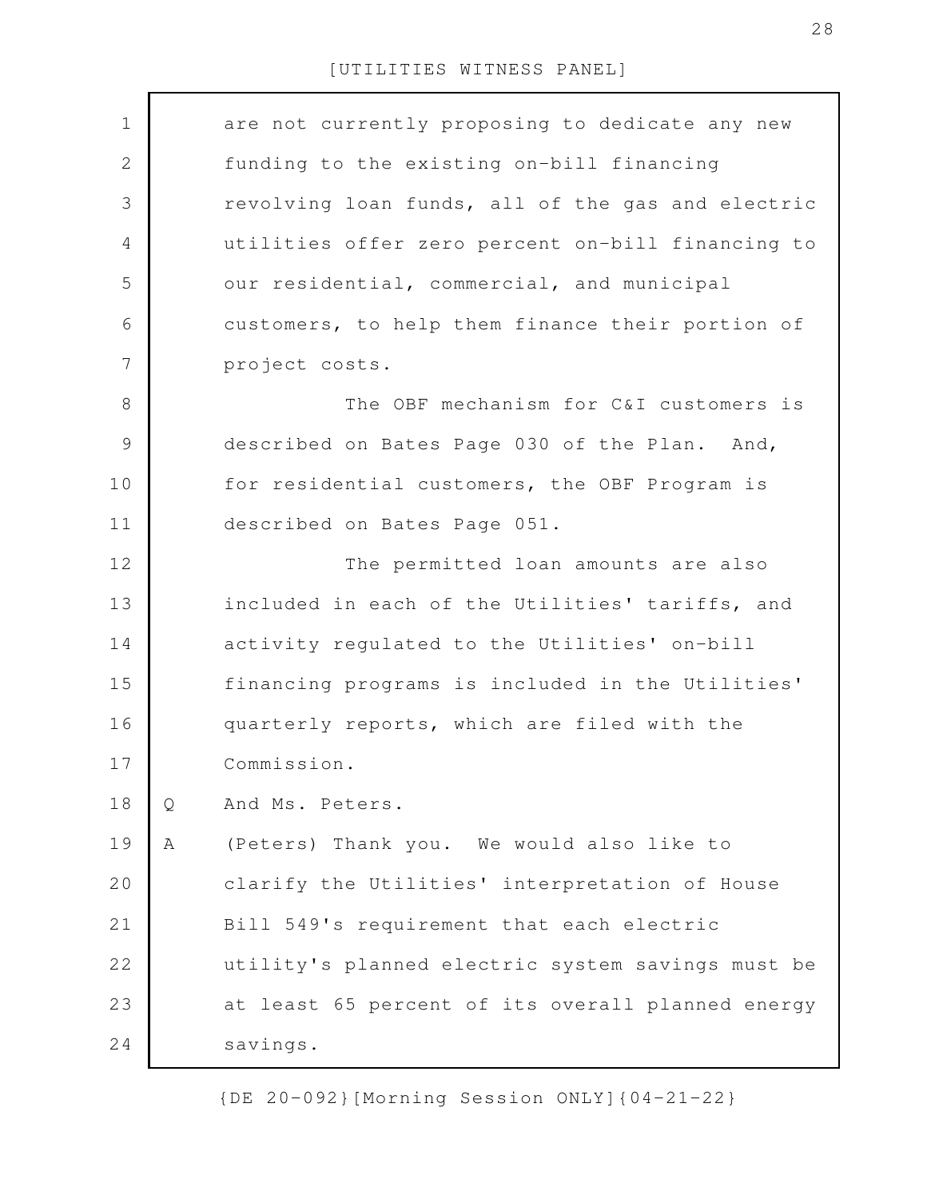are not currently proposing to dedicate any new funding to the existing on-bill financing revolving loan funds, all of the gas and electric utilities offer zero percent on-bill financing to our residential, commercial, and municipal customers, to help them finance their portion of project costs.

The OBF mechanism for C&I customers is described on Bates Page 030 of the Plan. And, for residential customers, the OBF Program is described on Bates Page 051.

The permitted loan amounts are also included in each of the Utilities' tariffs, and activity regulated to the Utilities' on-bill financing programs is included in the Utilities' quarterly reports, which are filed with the Commission.

Q And Ms. Peters.

A (Peters) Thank you. We would also like to clarify the Utilities' interpretation of House Bill 549's requirement that each electric utility's planned electric system savings must be at least 65 percent of its overall planned energy savings.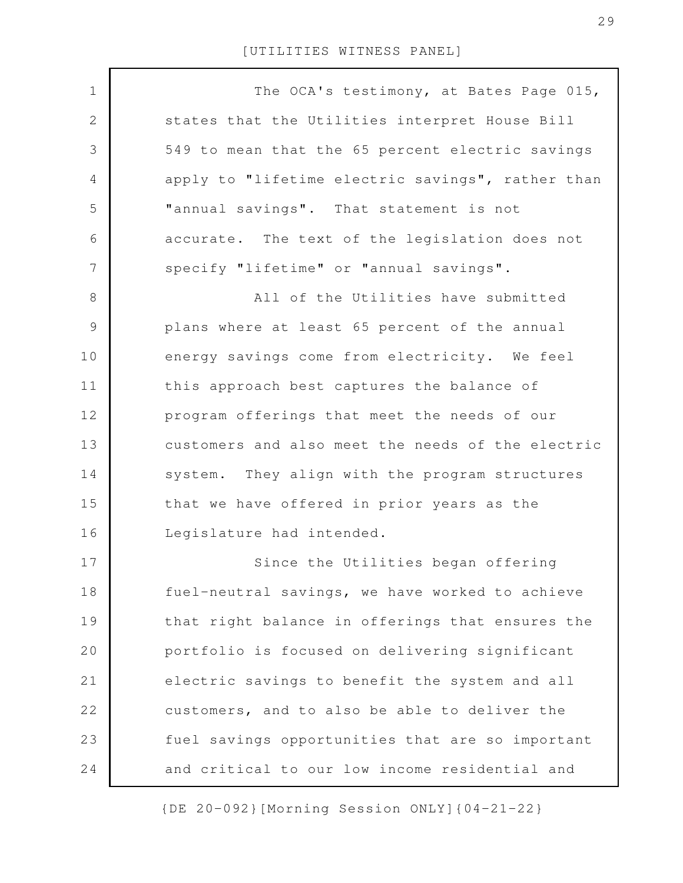The OCA's testimony, at Bates Page 015, states that the Utilities interpret House Bill 549 to mean that the 65 percent electric savings apply to "lifetime electric savings", rather than "annual savings". That statement is not accurate. The text of the legislation does not specify "lifetime" or "annual savings".

All of the Utilities have submitted plans where at least 65 percent of the annual energy savings come from electricity. We feel this approach best captures the balance of program offerings that meet the needs of our customers and also meet the needs of the electric system. They align with the program structures that we have offered in prior years as the Legislature had intended.

Since the Utilities began offering fuel-neutral savings, we have worked to achieve that right balance in offerings that ensures the portfolio is focused on delivering significant electric savings to benefit the system and all customers, and to also be able to deliver the fuel savings opportunities that are so important and critical to our low income residential and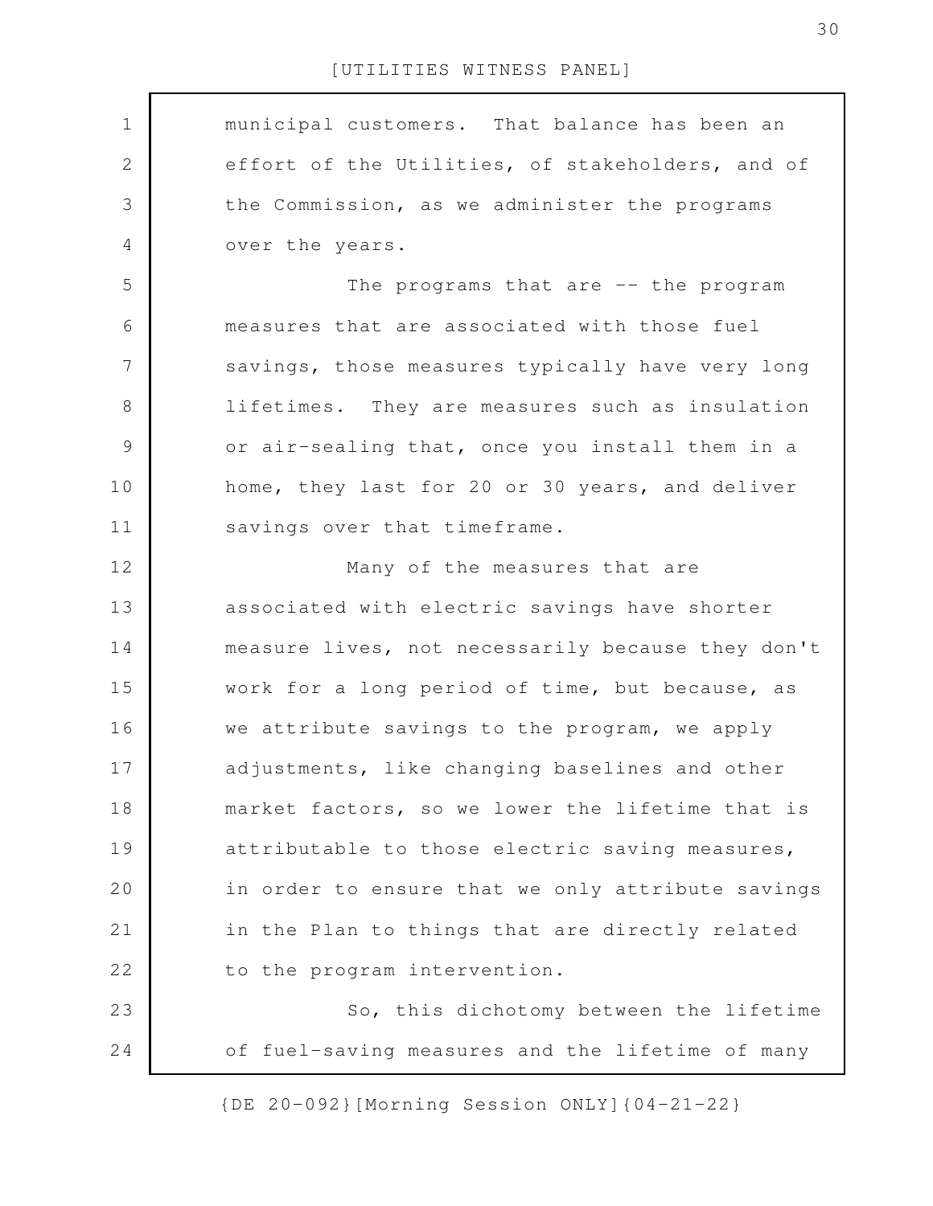municipal customers. That balance has been an effort of the Utilities, of stakeholders, and of the Commission, as we administer the programs over the years.

The programs that are -- the program measures that are associated with those fuel savings, those measures typically have very long lifetimes. They are measures such as insulation or air-sealing that, once you install them in a home, they last for 20 or 30 years, and deliver savings over that timeframe.

Many of the measures that are associated with electric savings have shorter measure lives, not necessarily because they don't work for a long period of time, but because, as we attribute savings to the program, we apply adjustments, like changing baselines and other market factors, so we lower the lifetime that is attributable to those electric saving measures, in order to ensure that we only attribute savings in the Plan to things that are directly related to the program intervention.

So, this dichotomy between the lifetime of fuel-saving measures and the lifetime of many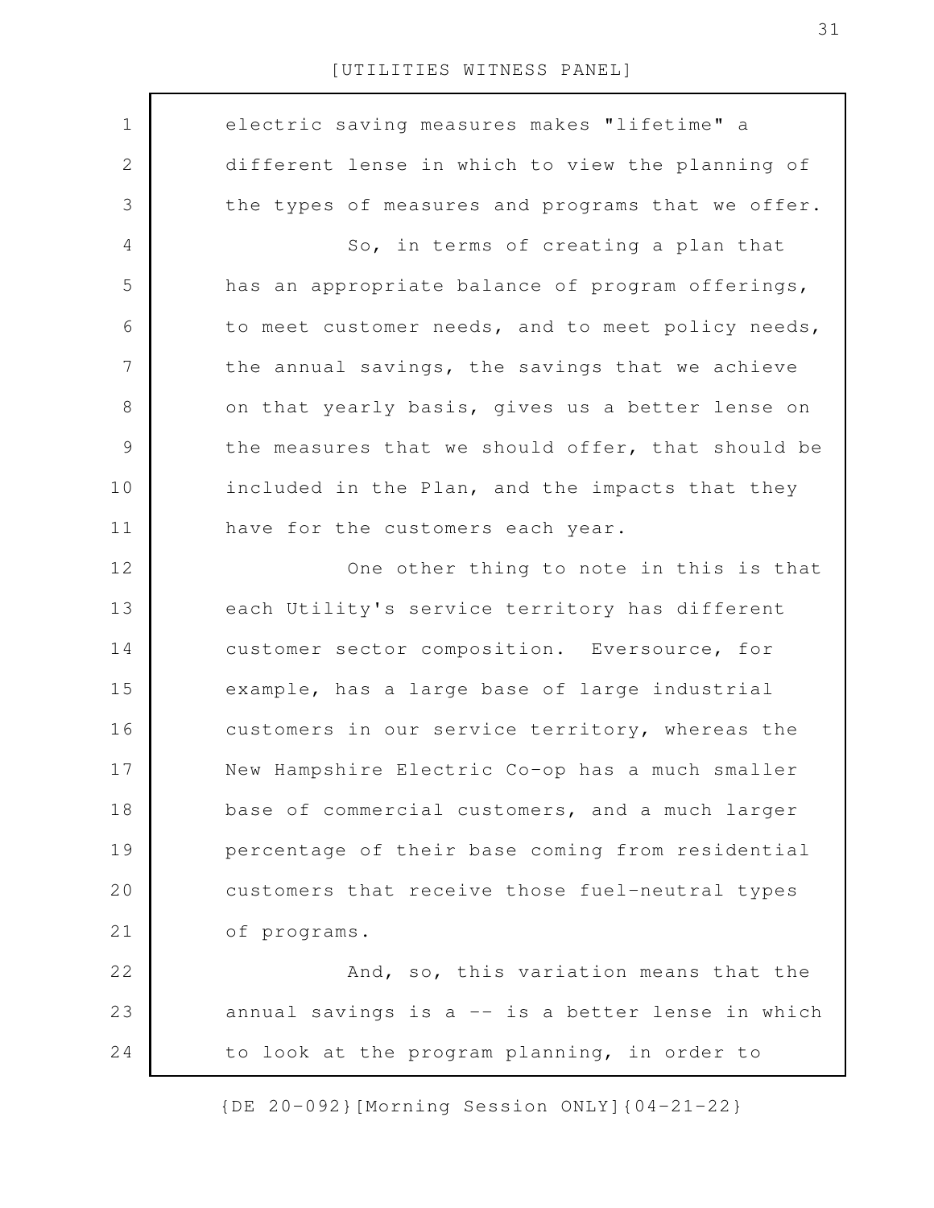electric saving measures makes "lifetime" a different lense in which to view the planning of the types of measures and programs that we offer.

So, in terms of creating a plan that has an appropriate balance of program offerings, to meet customer needs, and to meet policy needs, the annual savings, the savings that we achieve on that yearly basis, gives us a better lense on the measures that we should offer, that should be included in the Plan, and the impacts that they have for the customers each year.

One other thing to note in this is that each Utility's service territory has different customer sector composition. Eversource, for example, has a large base of large industrial customers in our service territory, whereas the New Hampshire Electric Co-op has a much smaller base of commercial customers, and a much larger percentage of their base coming from residential customers that receive those fuel-neutral types of programs.

And, so, this variation means that the annual savings is a -- is a better lense in which to look at the program planning, in order to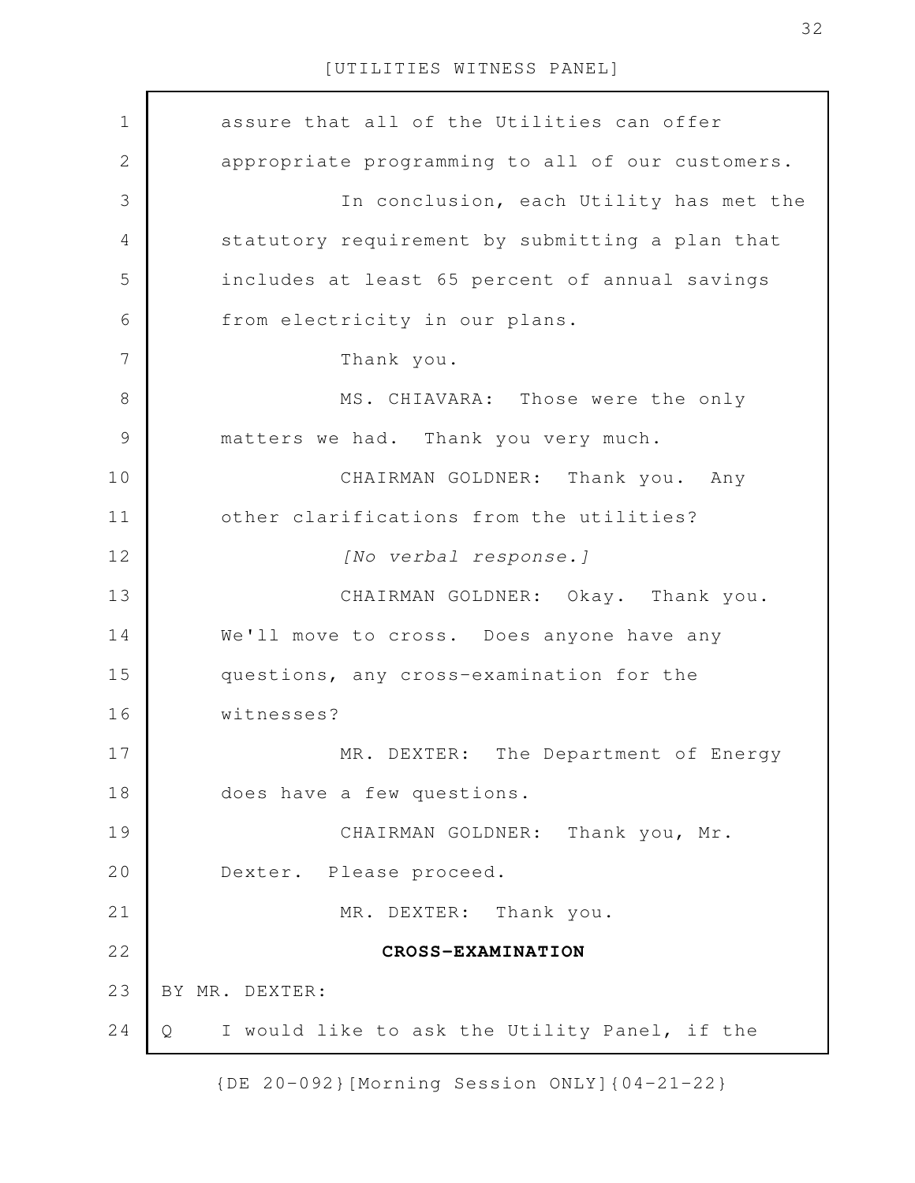assure that all of the Utilities can offer appropriate programming to all of our customers.

In conclusion, each Utility has met the statutory requirement by submitting a plan that includes at least 65 percent of annual savings from electricity in our plans.

Thank you.

MS. CHIAVARA: Those were the only matters we had. Thank you very much.

CHAIRMAN GOLDNER: Thank you. Any other clarifications from the utilities?

*[No verbal response.]*

CHAIRMAN GOLDNER: Okay. Thank you. We'll move to cross. Does anyone have any questions, any cross-examination for the witnesses?

MR. DEXTER: The Department of Energy does have a few questions.

CHAIRMAN GOLDNER: Thank you, Mr. Dexter. Please proceed.

MR. DEXTER: Thank you.

**CROSS-EXAMINATION**

BY MR. DEXTER:

Q I would like to ask the Utility Panel, if the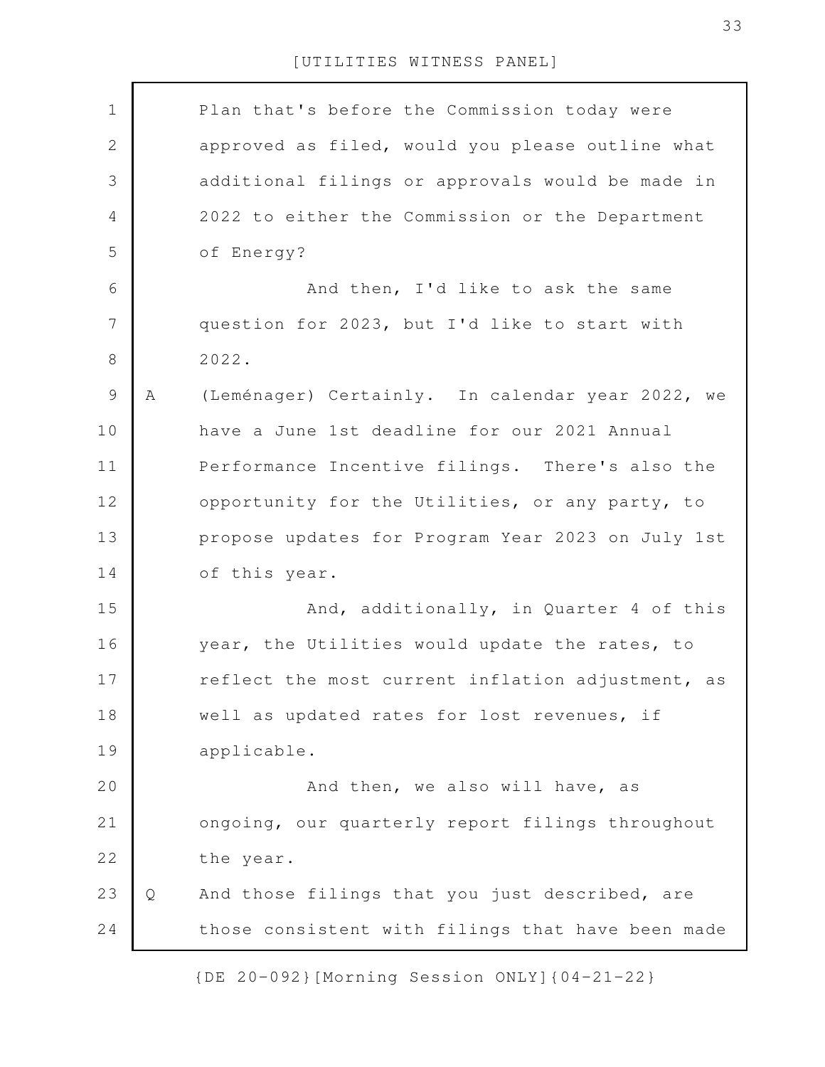Plan that's before the Commission today were approved as filed, would you please outline what additional filings or approvals would be made in 2022 to either the Commission or the Department of Energy?

And then, I'd like to ask the same question for 2023, but I'd like to start with 2022.

A (Leménager) Certainly. In calendar year 2022, we have a June 1st deadline for our 2021 Annual Performance Incentive filings. There's also the opportunity for the Utilities, or any party, to propose updates for Program Year 2023 on July 1st of this year.

And, additionally, in Quarter 4 of this year, the Utilities would update the rates, to reflect the most current inflation adjustment, as well as updated rates for lost revenues, if applicable.

And then, we also will have, as ongoing, our quarterly report filings throughout the year.

Q And those filings that you just described, are those consistent with filings that have been made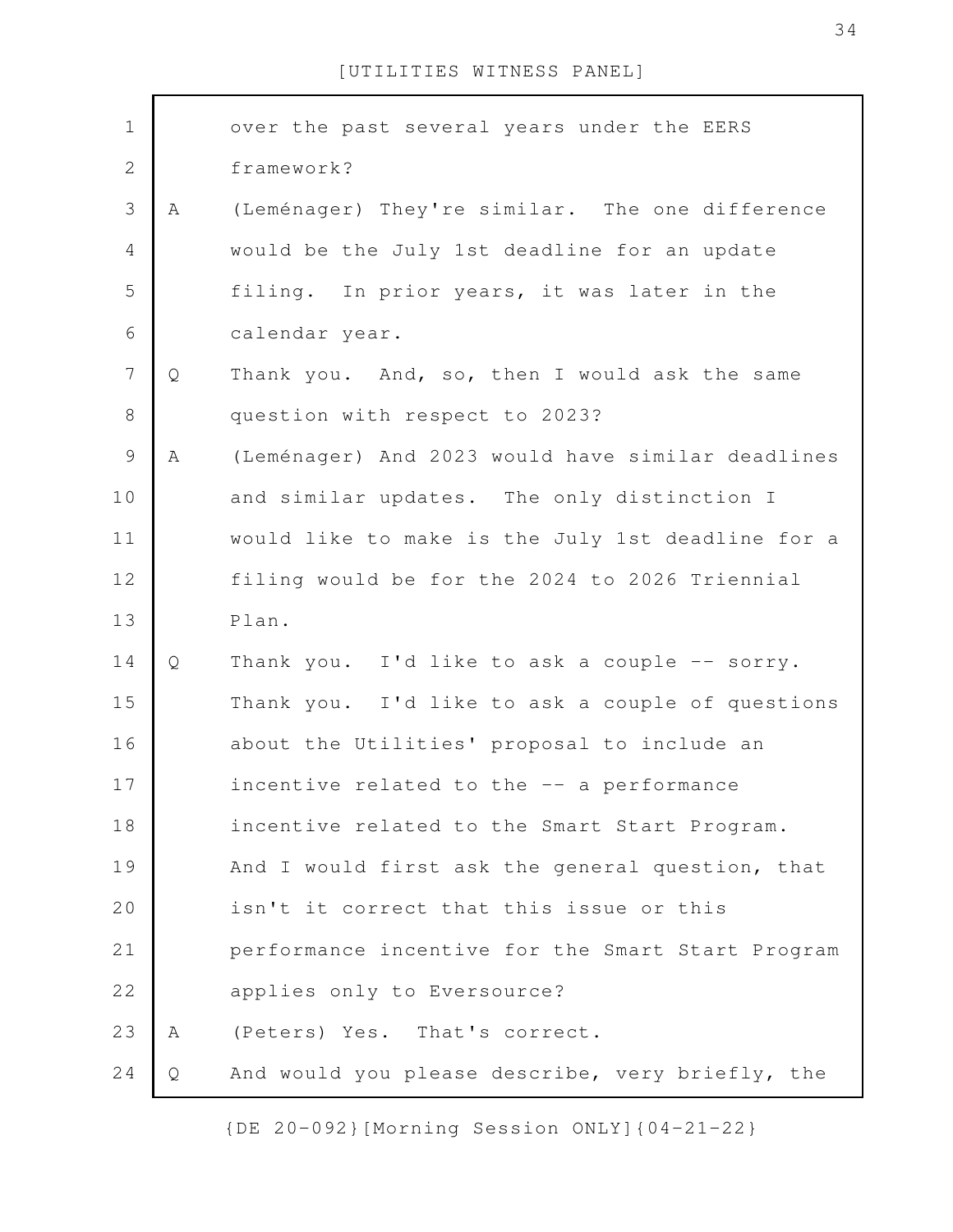over the past several years under the EERS framework?

A (Leménager) They're similar. The one difference would be the July 1st deadline for an update filing. In prior years, it was later in the calendar year.

Q Thank you. And, so, then I would ask the same question with respect to 2023?

A (Leménager) And 2023 would have similar deadlines and similar updates. The only distinction I would like to make is the July 1st deadline for a filing would be for the 2024 to 2026 Triennial Plan.

Q Thank you. I'd like to ask a couple -- sorry. Thank you. I'd like to ask a couple of questions about the Utilities' proposal to include an incentive related to the -- a performance incentive related to the Smart Start Program. And I would first ask the general question, that isn't it correct that this issue or this performance incentive for the Smart Start Program applies only to Eversource?

A (Peters) Yes. That's correct.

Q And would you please describe, very briefly, the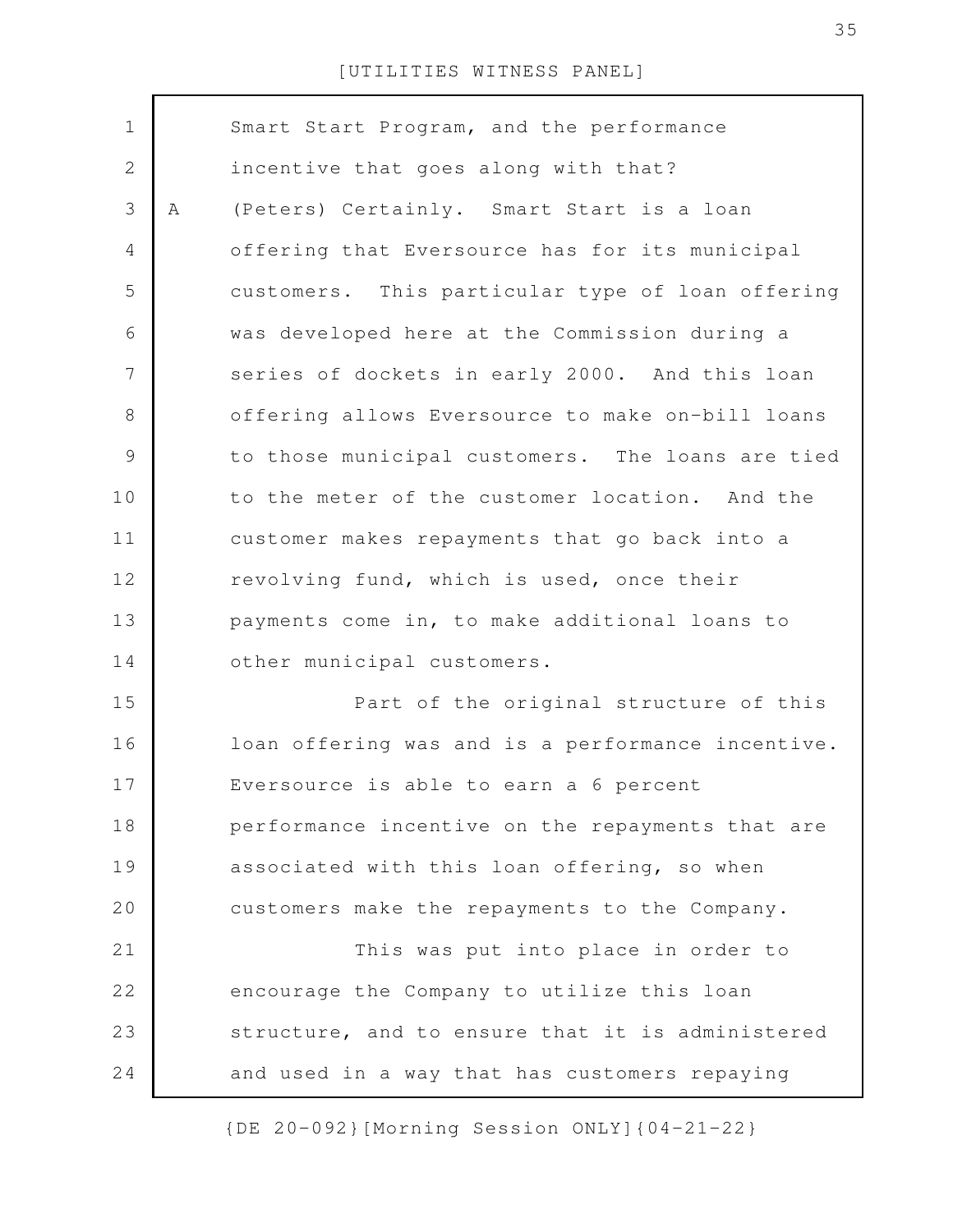Smart Start Program, and the performance incentive that goes along with that?

A (Peters) Certainly. Smart Start is a loan offering that Eversource has for its municipal customers. This particular type of loan offering was developed here at the Commission during a series of dockets in early 2000. And this loan offering allows Eversource to make on-bill loans to those municipal customers. The loans are tied to the meter of the customer location. And the customer makes repayments that go back into a revolving fund, which is used, once their payments come in, to make additional loans to other municipal customers.

Part of the original structure of this loan offering was and is a performance incentive. Eversource is able to earn a 6 percent performance incentive on the repayments that are associated with this loan offering, so when customers make the repayments to the Company.

This was put into place in order to encourage the Company to utilize this loan structure, and to ensure that it is administered and used in a way that has customers repaying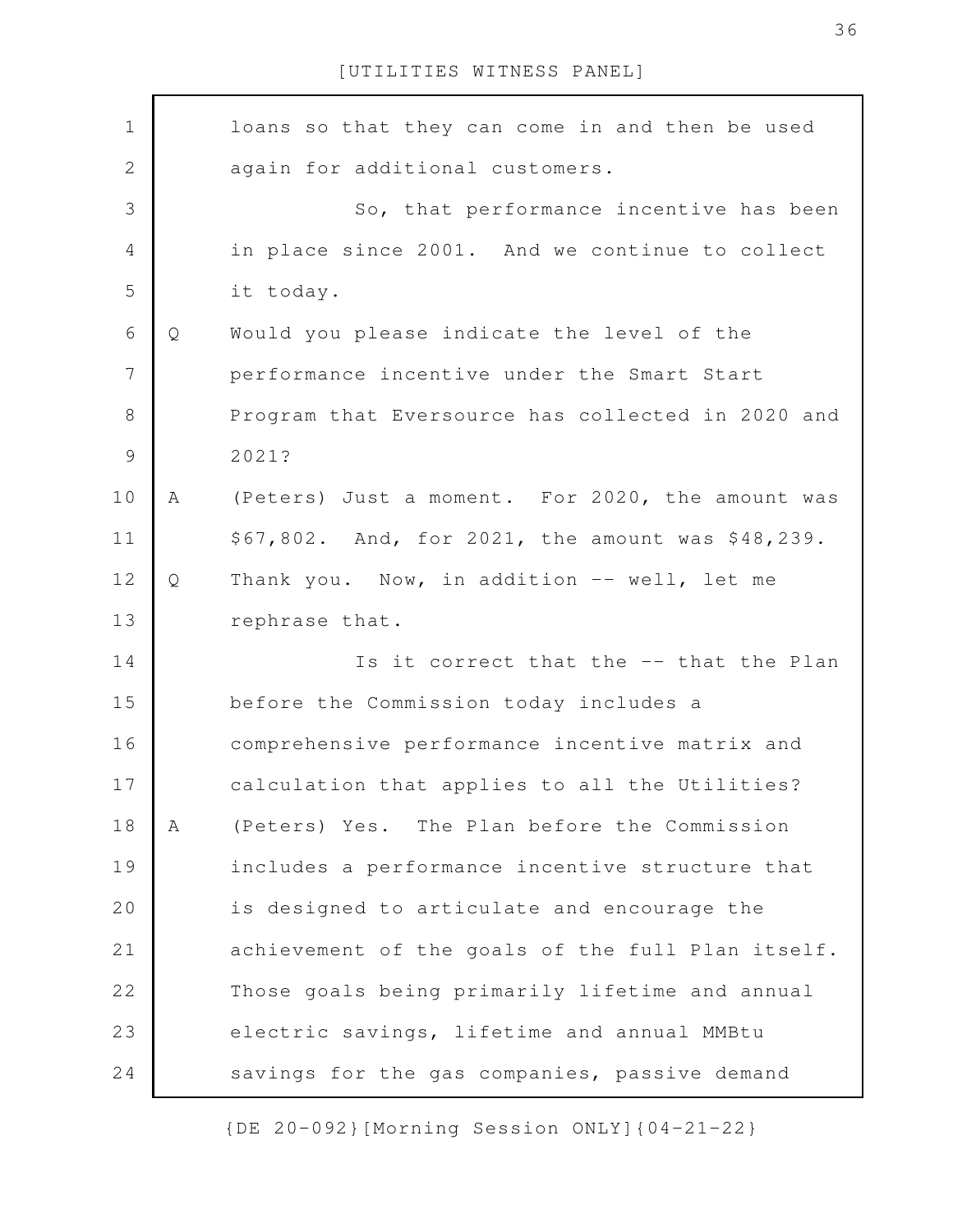loans so that they can come in and then be used again for additional customers.

So, that performance incentive has been in place since 2001. And we continue to collect it today.

Q Would you please indicate the level of the performance incentive under the Smart Start Program that Eversource has collected in 2020 and 2021?

A (Peters) Just a moment. For 2020, the amount was $67,802. And, for 2021, the amount was $48,239.

Q Thank you. Now, in addition -- well, let me rephrase that.

Is it correct that the -- that the Plan before the Commission today includes a comprehensive performance incentive matrix and calculation that applies to all the Utilities?

A (Peters) Yes. The Plan before the Commission includes a performance incentive structure that is designed to articulate and encourage the achievement of the goals of the full Plan itself. Those goals being primarily lifetime and annual electric savings, lifetime and annual MMBtu savings for the gas companies, passive demand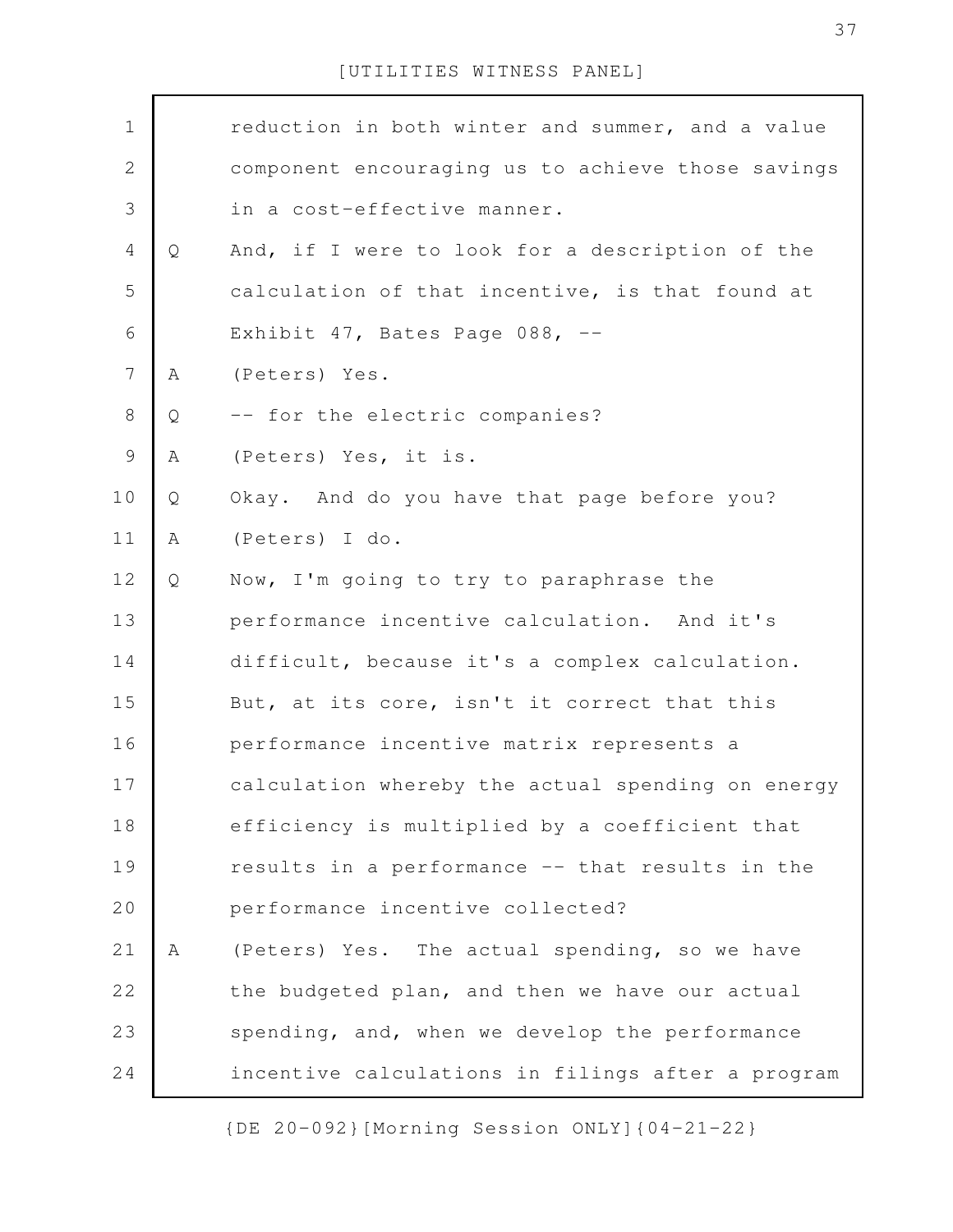reduction in both winter and summer, and a value component encouraging us to achieve those savings in a cost-effective manner.

Q And, if I were to look for a description of the calculation of that incentive, is that found at Exhibit 47, Bates Page 088, --

A (Peters) Yes.

Q -- for the electric companies?

A (Peters) Yes, it is.

Q Okay. And do you have that page before you?

A (Peters) I do.

Q Now, I'm going to try to paraphrase the performance incentive calculation. And it's difficult, because it's a complex calculation. But, at its core, isn't it correct that this performance incentive matrix represents a calculation whereby the actual spending on energy efficiency is multiplied by a coefficient that results in a performance -- that results in the performance incentive collected?

A (Peters) Yes. The actual spending, so we have the budgeted plan, and then we have our actual spending, and, when we develop the performance incentive calculations in filings after a program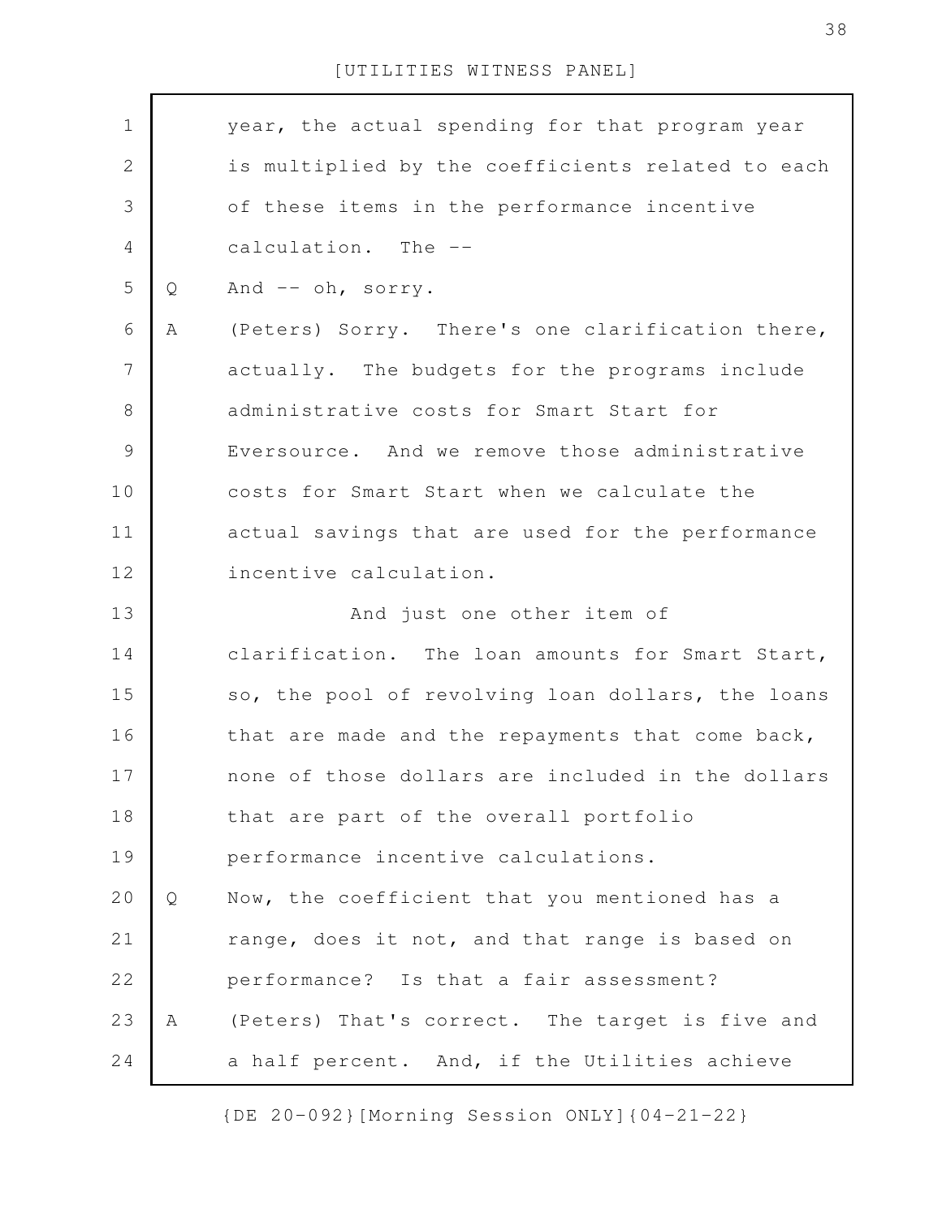year, the actual spending for that program year is multiplied by the coefficients related to each of these items in the performance incentive calculation. The --

Q And -- oh, sorry.

A (Peters) Sorry. There's one clarification there, actually. The budgets for the programs include administrative costs for Smart Start for Eversource. And we remove those administrative costs for Smart Start when we calculate the actual savings that are used for the performance incentive calculation.

And just one other item of clarification. The loan amounts for Smart Start, so, the pool of revolving loan dollars, the loans that are made and the repayments that come back, none of those dollars are included in the dollars that are part of the overall portfolio performance incentive calculations.

Q Now, the coefficient that you mentioned has a range, does it not, and that range is based on performance? Is that a fair assessment?

A (Peters) That's correct. The target is five and a half percent. And, if the Utilities achieve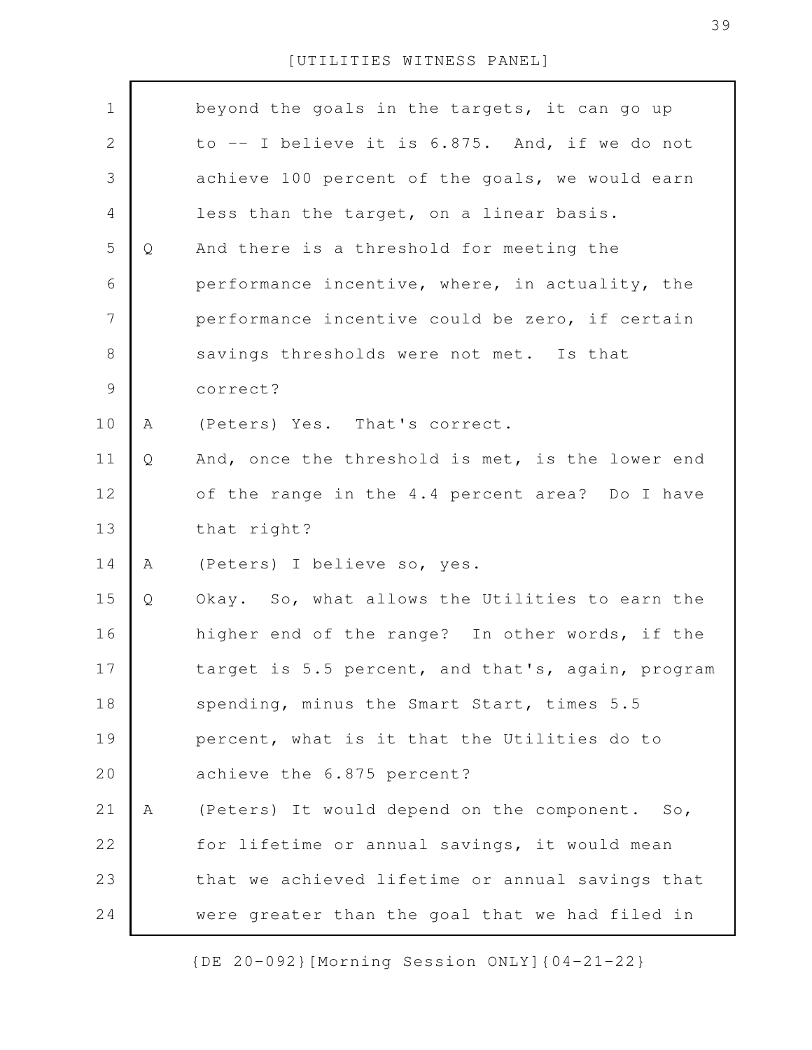beyond the goals in the targets, it can go up to -- I believe it is 6.875. And, if we do not achieve 100 percent of the goals, we would earn less than the target, on a linear basis.

Q And there is a threshold for meeting the performance incentive, where, in actuality, the performance incentive could be zero, if certain savings thresholds were not met. Is that correct?

A (Peters) Yes. That's correct.

Q And, once the threshold is met, is the lower end of the range in the 4.4 percent area? Do I have that right?

A (Peters) I believe so, yes.

Q Okay. So, what allows the Utilities to earn the higher end of the range? In other words, if the target is 5.5 percent, and that's, again, program spending, minus the Smart Start, times 5.5 percent, what is it that the Utilities do to achieve the 6.875 percent?

A (Peters) It would depend on the component. So, for lifetime or annual savings, it would mean that we achieved lifetime or annual savings that were greater than the goal that we had filed in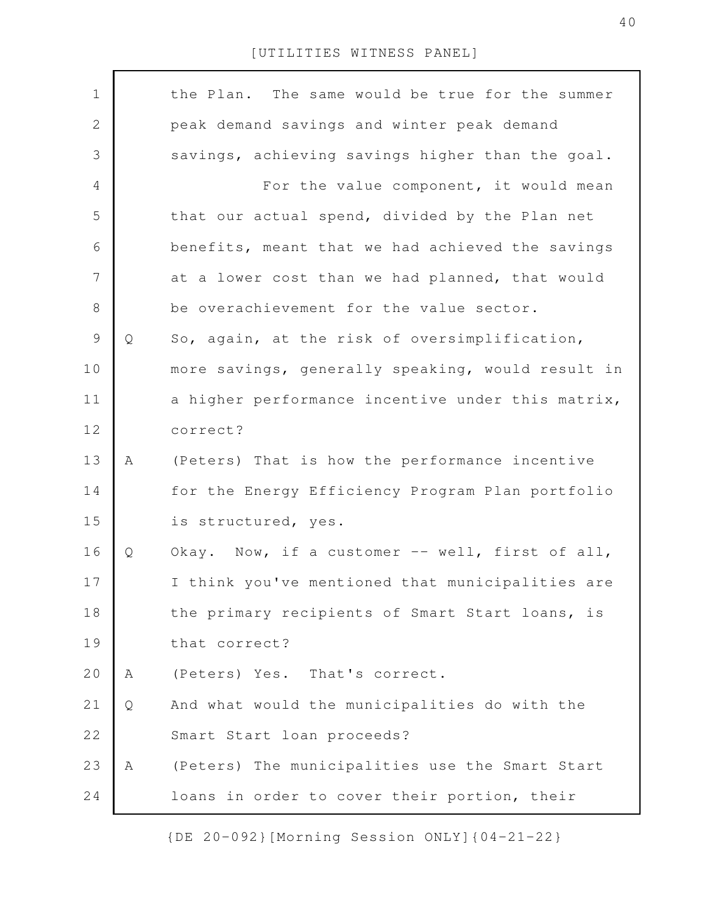the Plan. The same would be true for the summer peak demand savings and winter peak demand savings, achieving savings higher than the goal.

For the value component, it would mean that our actual spend, divided by the Plan net benefits, meant that we had achieved the savings at a lower cost than we had planned, that would be overachievement for the value sector.

Q So, again, at the risk of oversimplification, more savings, generally speaking, would result in a higher performance incentive under this matrix, correct?

A (Peters) That is how the performance incentive for the Energy Efficiency Program Plan portfolio is structured, yes.

Q Okay. Now, if a customer -- well, first of all, I think you've mentioned that municipalities are the primary recipients of Smart Start loans, is that correct?

A (Peters) Yes. That's correct.

Q And what would the municipalities do with the Smart Start loan proceeds?

A (Peters) The municipalities use the Smart Start loans in order to cover their portion, their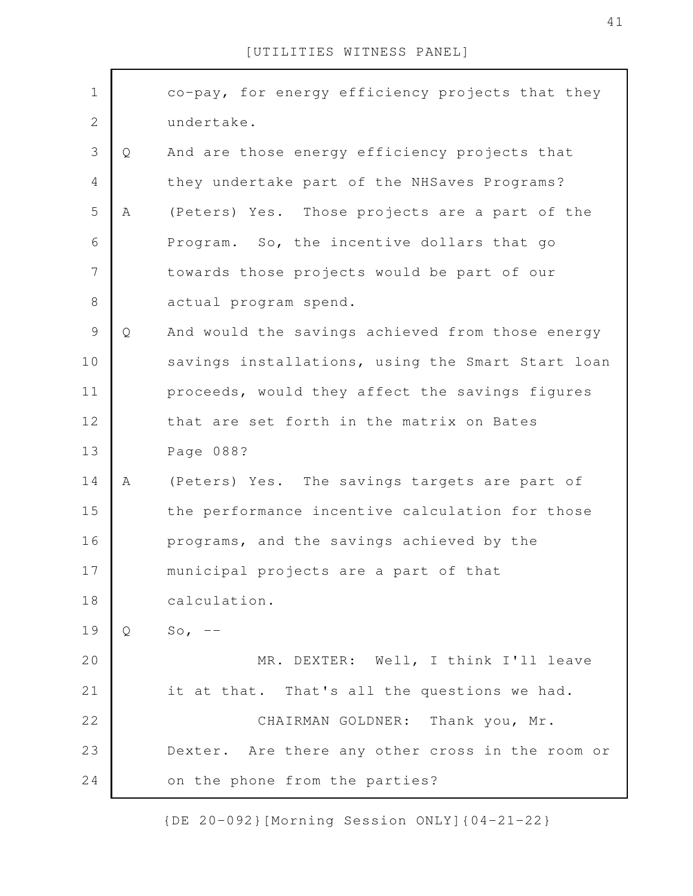co-pay, for energy efficiency projects that they undertake.

Q And are those energy efficiency projects that they undertake part of the NHSaves Programs?

A (Peters) Yes. Those projects are a part of the Program. So, the incentive dollars that go towards those projects would be part of our actual program spend.

Q And would the savings achieved from those energy savings installations, using the Smart Start loan proceeds, would they affect the savings figures that are set forth in the matrix on Bates Page 088?

A (Peters) Yes. The savings targets are part of the performance incentive calculation for those programs, and the savings achieved by the municipal projects are a part of that calculation.

Q So, --

MR. DEXTER: Well, I think I'll leave it at that. That's all the questions we had.

CHAIRMAN GOLDNER: Thank you, Mr. Dexter. Are there any other cross in the room or on the phone from the parties?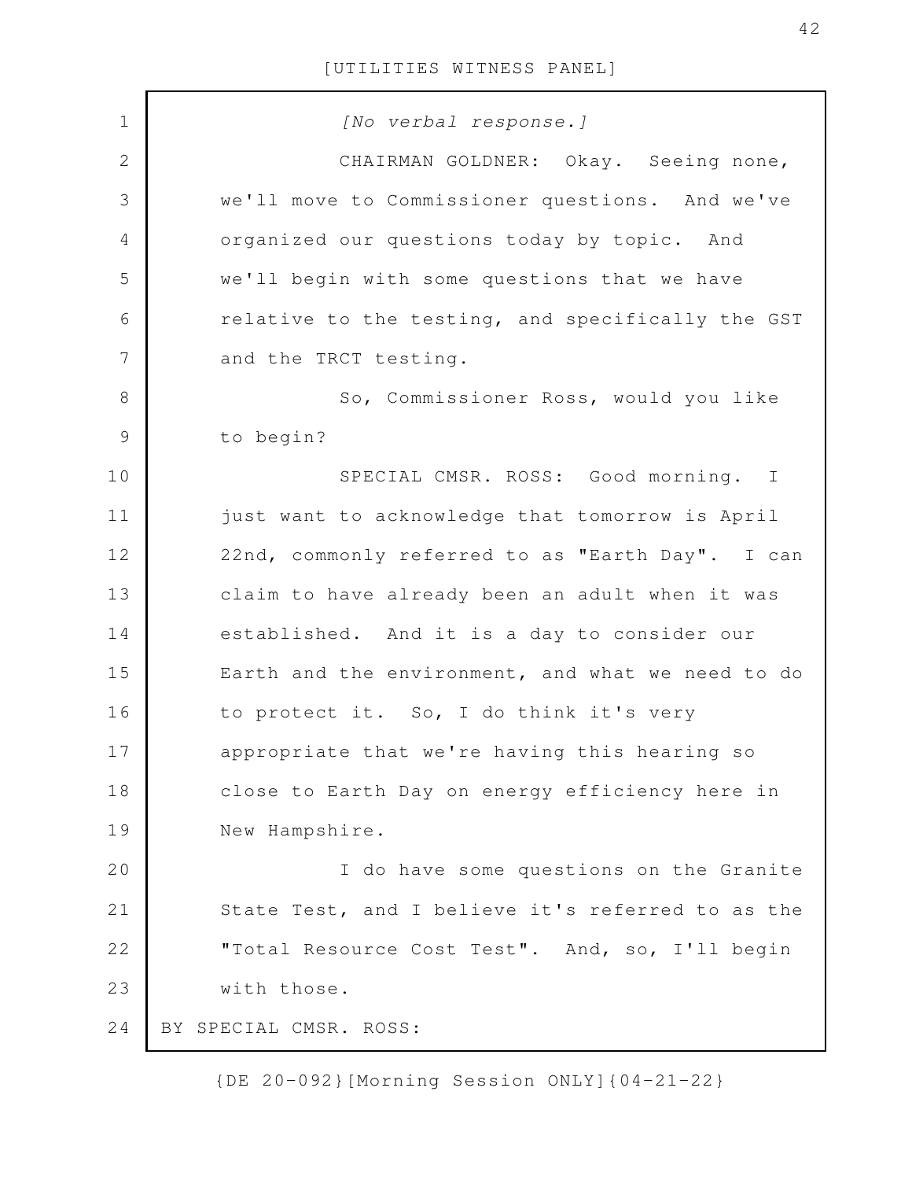*[No verbal response.]*

CHAIRMAN GOLDNER: Okay. Seeing none, we'll move to Commissioner questions. And we've organized our questions today by topic. And we'll begin with some questions that we have relative to the testing, and specifically the GST and the TRCT testing.

So, Commissioner Ross, would you like to begin?

SPECIAL CMSR. ROSS: Good morning. I just want to acknowledge that tomorrow is April 22nd, commonly referred to as "Earth Day". I can claim to have already been an adult when it was established. And it is a day to consider our Earth and the environment, and what we need to do to protect it. So, I do think it's very appropriate that we're having this hearing so close to Earth Day on energy efficiency here in New Hampshire.

I do have some questions on the Granite State Test, and I believe it's referred to as the "Total Resource Cost Test". And, so, I'll begin with those.

BY SPECIAL CMSR. ROSS: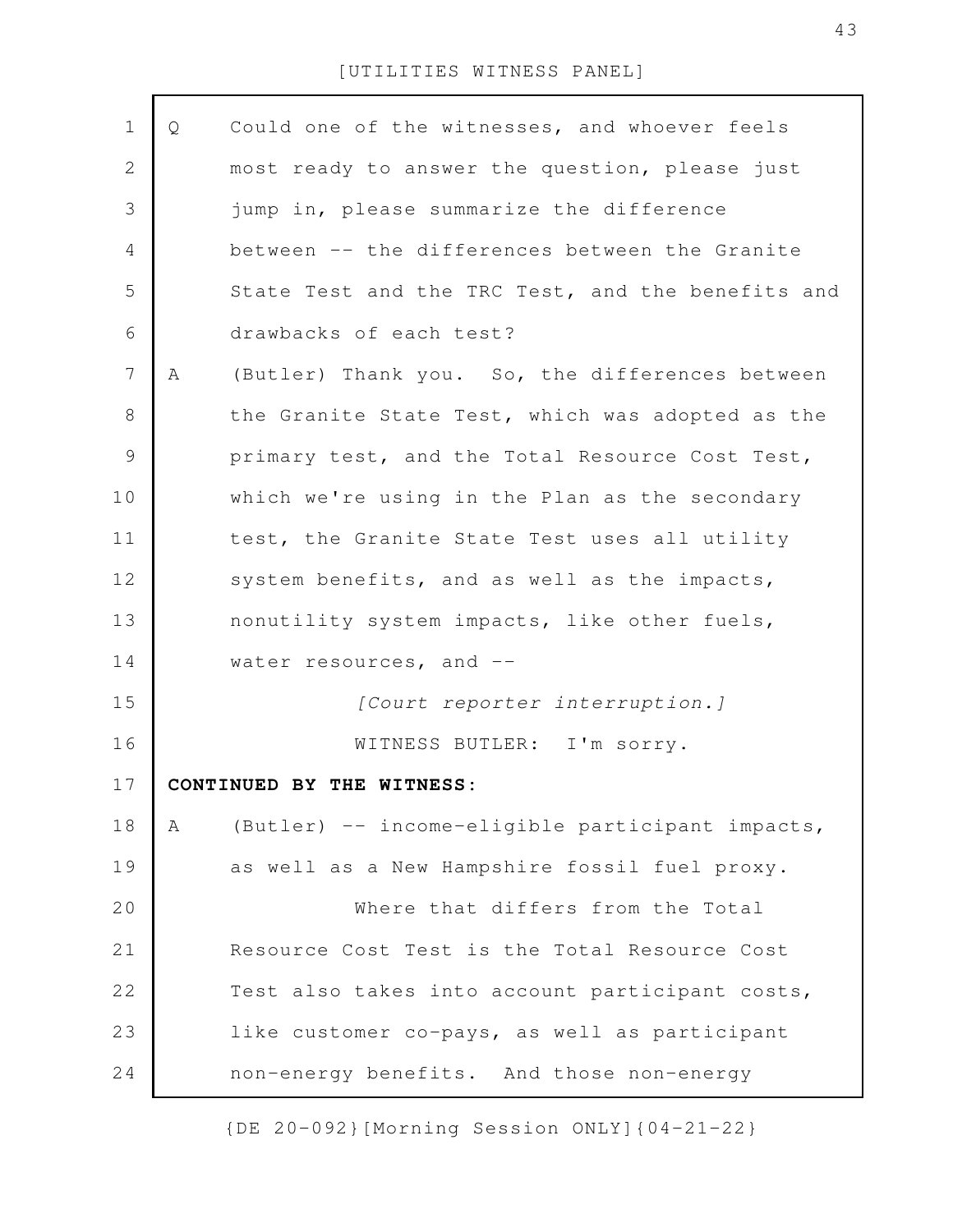Q Could one of the witnesses, and whoever feels most ready to answer the question, please just jump in, please summarize the difference between -- the differences between the Granite State Test and the TRC Test, and the benefits and drawbacks of each test?

A (Butler) Thank you. So, the differences between the Granite State Test, which was adopted as the primary test, and the Total Resource Cost Test, which we're using in the Plan as the secondary test, the Granite State Test uses all utility system benefits, and as well as the impacts, nonutility system impacts, like other fuels, water resources, and --

*[Court reporter interruption.]*

WITNESS BUTLER: I'm sorry.

**CONTINUED BY THE WITNESS:**

A (Butler) -- income-eligible participant impacts, as well as a New Hampshire fossil fuel proxy.

Where that differs from the Total Resource Cost Test is the Total Resource Cost Test also takes into account participant costs, like customer co-pays, as well as participant non-energy benefits. And those non-energy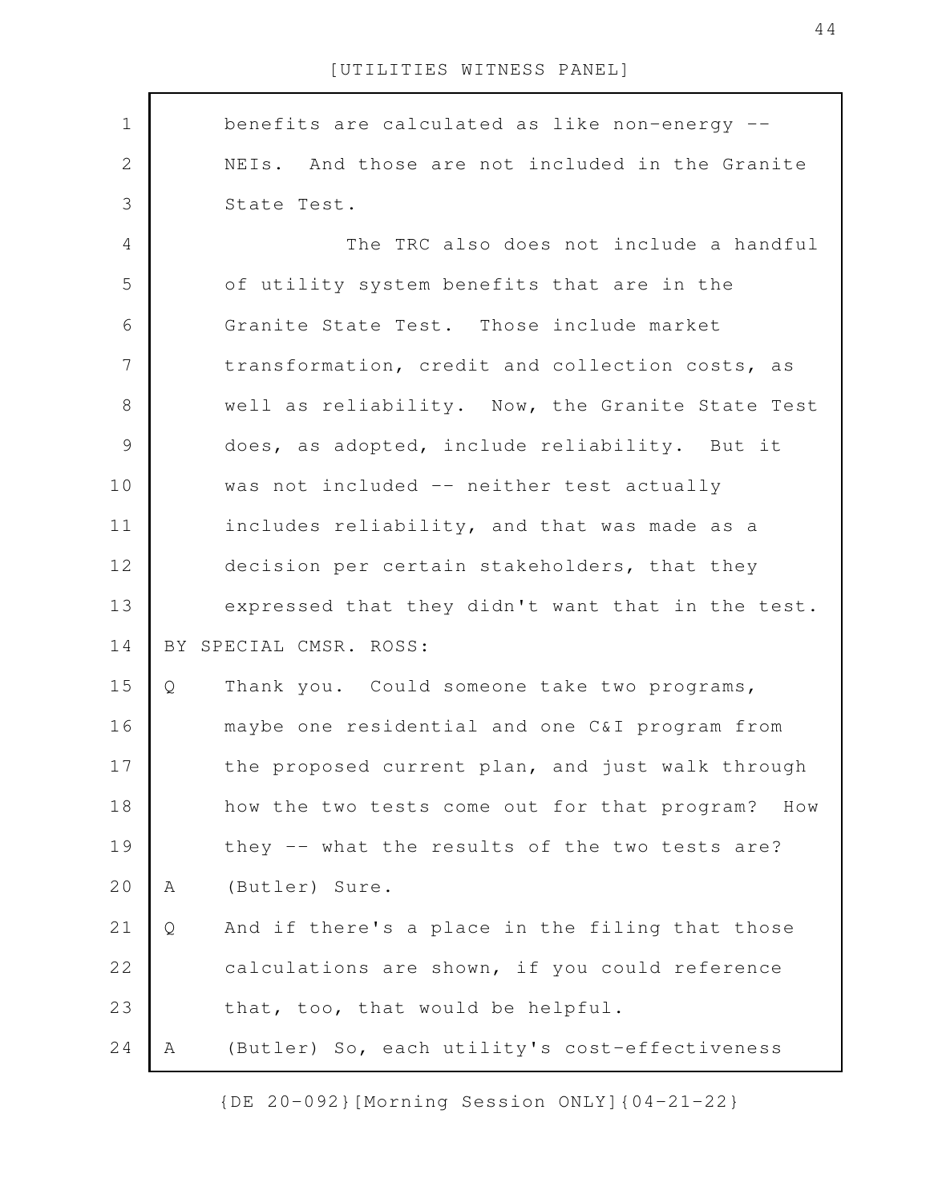benefits are calculated as like non-energy -- NEIs. And those are not included in the Granite State Test.

The TRC also does not include a handful of utility system benefits that are in the Granite State Test. Those include market transformation, credit and collection costs, as well as reliability. Now, the Granite State Test does, as adopted, include reliability. But it was not included -- neither test actually includes reliability, and that was made as a decision per certain stakeholders, that they expressed that they didn't want that in the test.

BY SPECIAL CMSR. ROSS:

Q Thank you. Could someone take two programs, maybe one residential and one C&I program from the proposed current plan, and just walk through how the two tests come out for that program? How they -- what the results of the two tests are?

A (Butler) Sure.

Q And if there's a place in the filing that those calculations are shown, if you could reference that, too, that would be helpful.

A (Butler) So, each utility's cost-effectiveness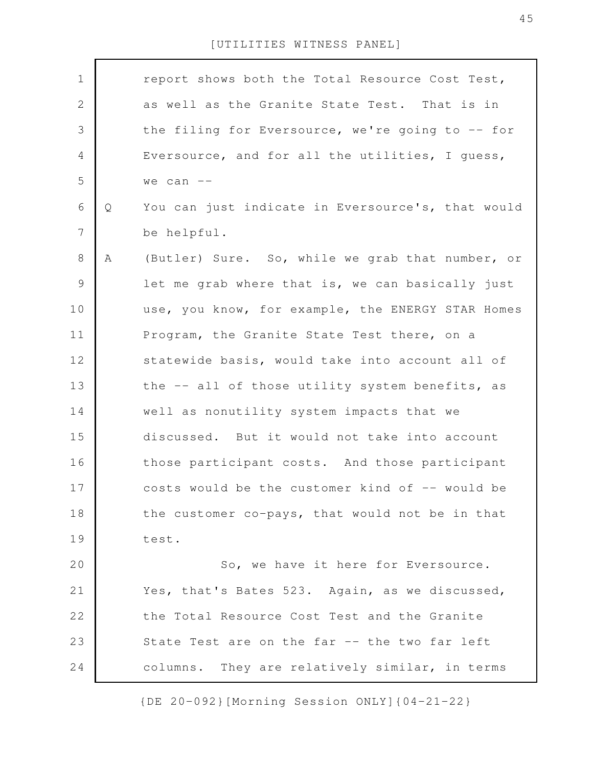report shows both the Total Resource Cost Test, as well as the Granite State Test. That is in the filing for Eversource, we're going to -- for Eversource, and for all the utilities, I guess, we can --

Q You can just indicate in Eversource's, that would be helpful.

A (Butler) Sure. So, while we grab that number, or let me grab where that is, we can basically just use, you know, for example, the ENERGY STAR Homes Program, the Granite State Test there, on a statewide basis, would take into account all of the -- all of those utility system benefits, as well as nonutility system impacts that we discussed. But it would not take into account those participant costs. And those participant costs would be the customer kind of -- would be the customer co-pays, that would not be in that test.

So, we have it here for Eversource. Yes, that's Bates 523. Again, as we discussed, the Total Resource Cost Test and the Granite State Test are on the far -- the two far left columns. They are relatively similar, in terms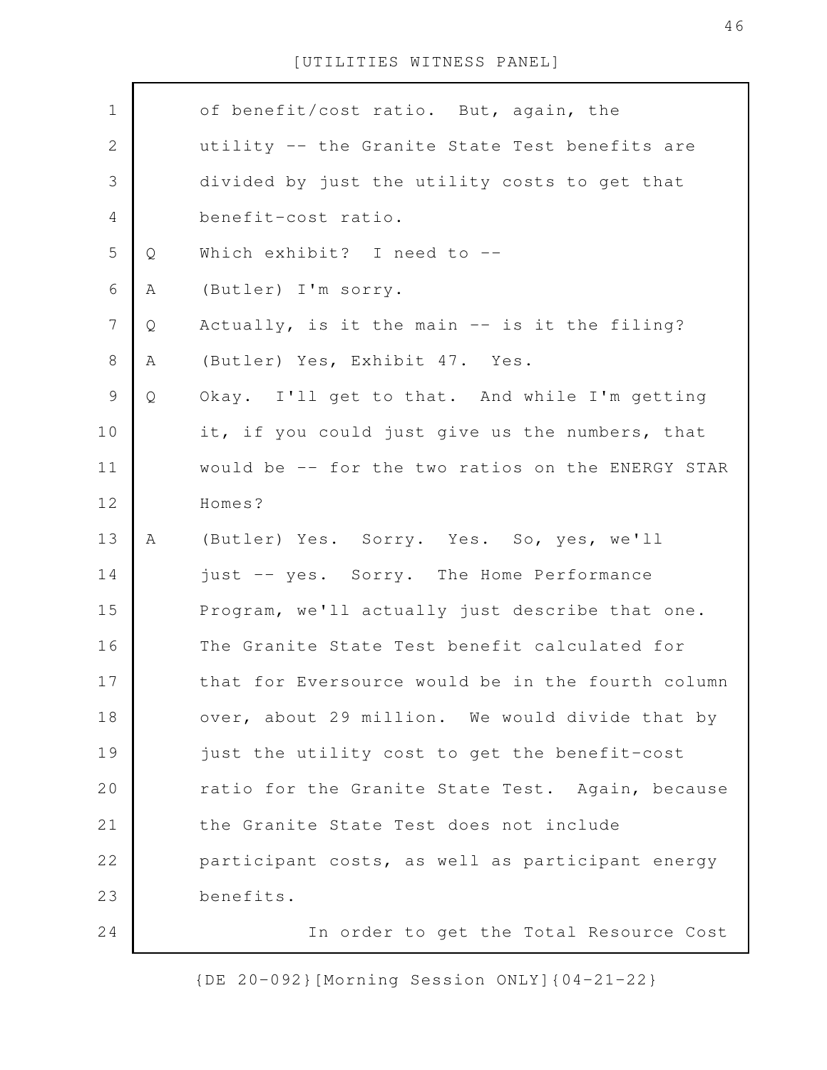of benefit/cost ratio. But, again, the utility -- the Granite State Test benefits are divided by just the utility costs to get that benefit-cost ratio.

Q Which exhibit? I need to --

A (Butler) I'm sorry.

Q Actually, is it the main -- is it the filing?

A (Butler) Yes, Exhibit 47. Yes.

Q Okay. I'll get to that. And while I'm getting it, if you could just give us the numbers, that would be -- for the two ratios on the ENERGY STAR Homes?

A (Butler) Yes. Sorry. Yes. So, yes, we'll just -- yes. Sorry. The Home Performance Program, we'll actually just describe that one. The Granite State Test benefit calculated for that for Eversource would be in the fourth column over, about 29 million. We would divide that by just the utility cost to get the benefit-cost ratio for the Granite State Test. Again, because the Granite State Test does not include participant costs, as well as participant energy benefits.

In order to get the Total Resource Cost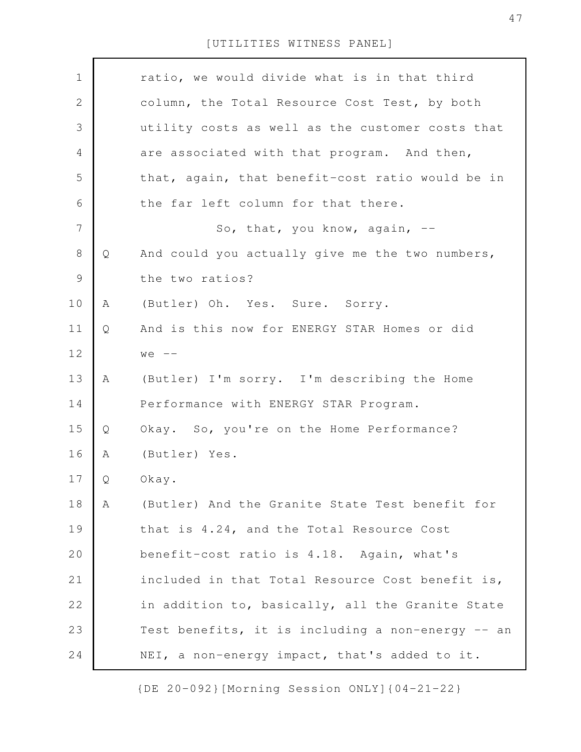ratio, we would divide what is in that third column, the Total Resource Cost Test, by both utility costs as well as the customer costs that are associated with that program. And then, that, again, that benefit-cost ratio would be in the far left column for that there.

So, that, you know, again, --

Q And could you actually give me the two numbers, the two ratios?

A (Butler) Oh. Yes. Sure. Sorry.

Q And is this now for ENERGY STAR Homes or did we --

A (Butler) I'm sorry. I'm describing the Home Performance with ENERGY STAR Program.

Q Okay. So, you're on the Home Performance?

A (Butler) Yes.

Q Okay.

A (Butler) And the Granite State Test benefit for that is 4.24, and the Total Resource Cost benefit-cost ratio is 4.18. Again, what's included in that Total Resource Cost benefit is, in addition to, basically, all the Granite State Test benefits, it is including a non-energy -- an NEI, a non-energy impact, that's added to it.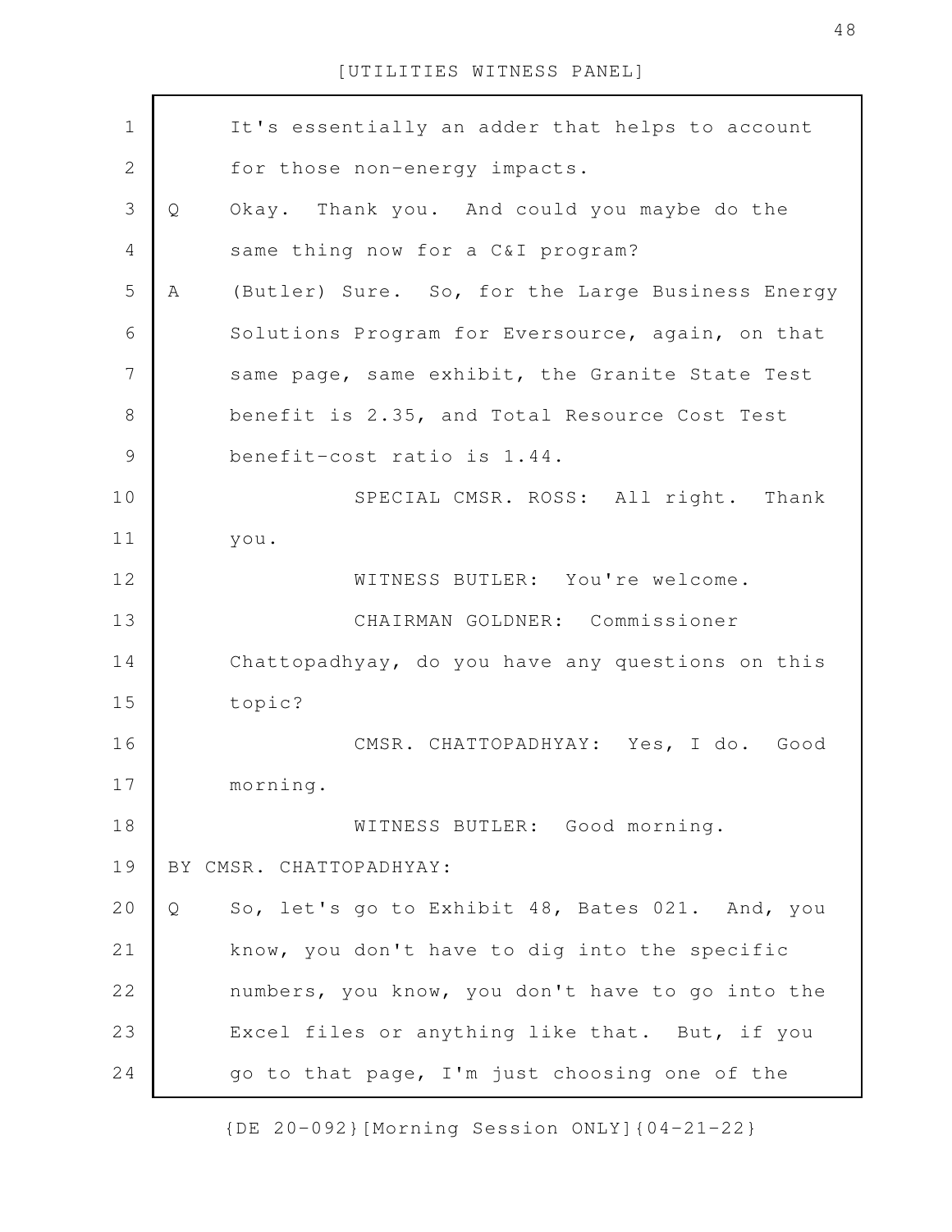It's essentially an adder that helps to account for those non-energy impacts.

Q Okay. Thank you. And could you maybe do the same thing now for a C&I program?

A (Butler) Sure. So, for the Large Business Energy Solutions Program for Eversource, again, on that same page, same exhibit, the Granite State Test benefit is 2.35, and Total Resource Cost Test benefit-cost ratio is 1.44.

SPECIAL CMSR. ROSS: All right. Thank you.

WITNESS BUTLER: You're welcome.

CHAIRMAN GOLDNER: Commissioner Chattopadhyay, do you have any questions on this topic?

CMSR. CHATTOPADHYAY: Yes, I do. Good morning.

WITNESS BUTLER: Good morning.

BY CMSR. CHATTOPADHYAY:

Q So, let's go to Exhibit 48, Bates 021. And, you know, you don't have to dig into the specific numbers, you know, you don't have to go into the Excel files or anything like that. But, if you go to that page, I'm just choosing one of the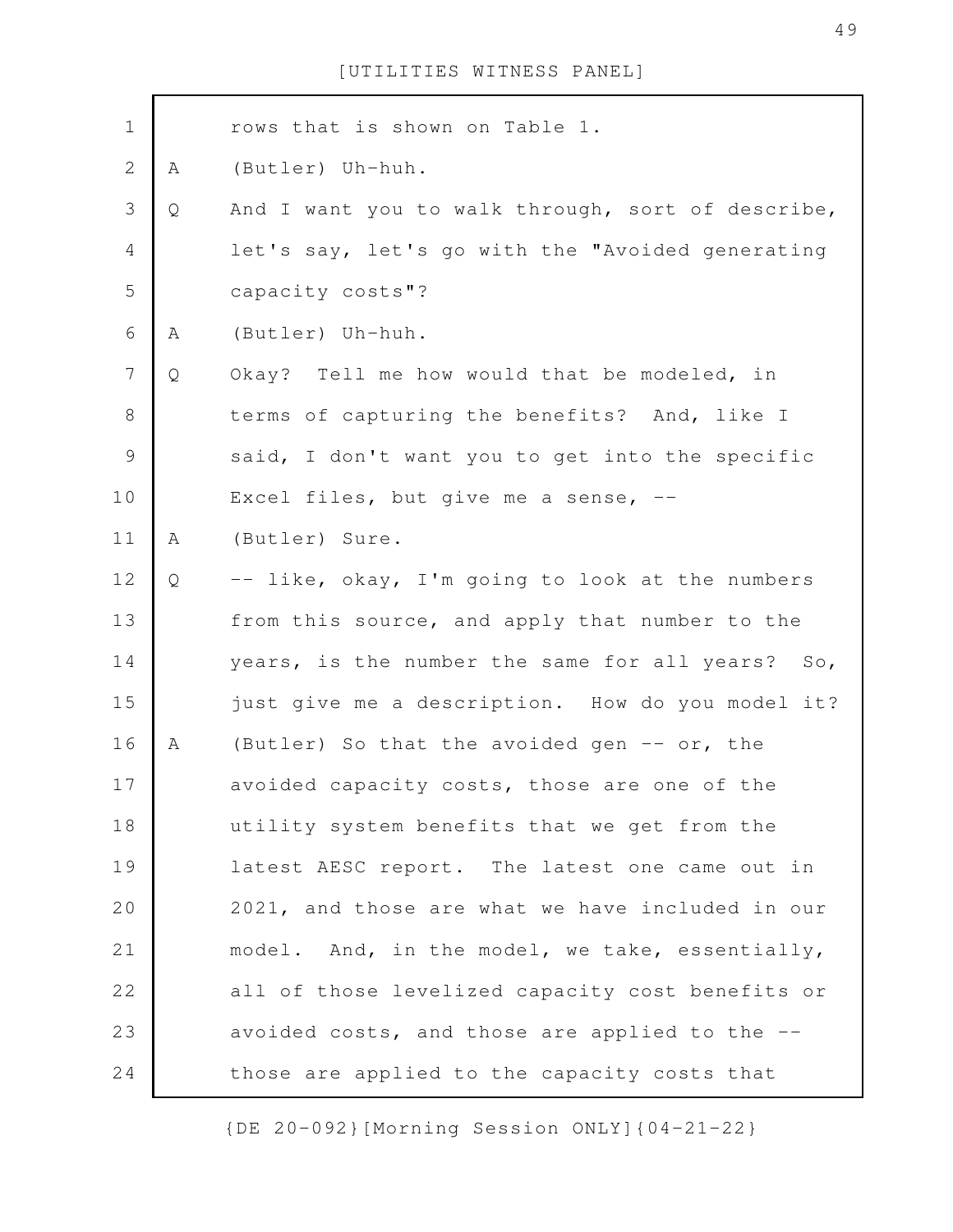rows that is shown on Table 1.

A (Butler) Uh-huh.

Q And I want you to walk through, sort of describe, let's say, let's go with the "Avoided generating capacity costs"?

A (Butler) Uh-huh.

Q Okay? Tell me how would that be modeled, in terms of capturing the benefits? And, like I said, I don't want you to get into the specific Excel files, but give me a sense, --

A (Butler) Sure.

Q -- like, okay, I'm going to look at the numbers from this source, and apply that number to the years, is the number the same for all years? So, just give me a description. How do you model it?

A (Butler) So that the avoided gen -- or, the avoided capacity costs, those are one of the utility system benefits that we get from the latest AESC report. The latest one came out in 2021, and those are what we have included in our model. And, in the model, we take, essentially, all of those levelized capacity cost benefits or avoided costs, and those are applied to the -- those are applied to the capacity costs that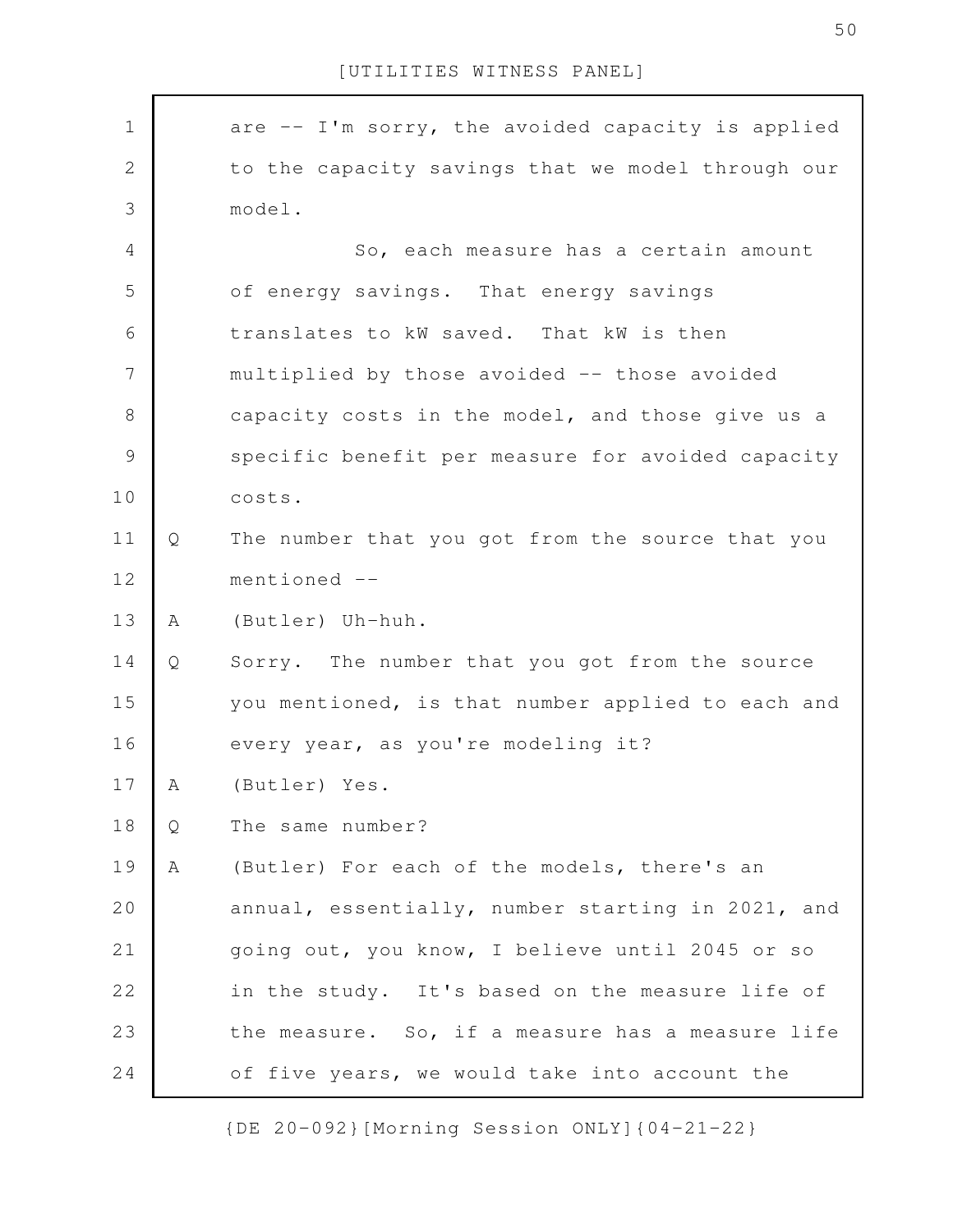are -- I'm sorry, the avoided capacity is applied to the capacity savings that we model through our model.

So, each measure has a certain amount of energy savings. That energy savings translates to kW saved. That kW is then multiplied by those avoided -- those avoided capacity costs in the model, and those give us a specific benefit per measure for avoided capacity costs.

Q The number that you got from the source that you mentioned --

A (Butler) Uh-huh.

Q Sorry. The number that you got from the source you mentioned, is that number applied to each and every year, as you're modeling it?

A (Butler) Yes.

Q The same number?

A (Butler) For each of the models, there's an annual, essentially, number starting in 2021, and going out, you know, I believe until 2045 or so in the study. It's based on the measure life of the measure. So, if a measure has a measure life of five years, we would take into account the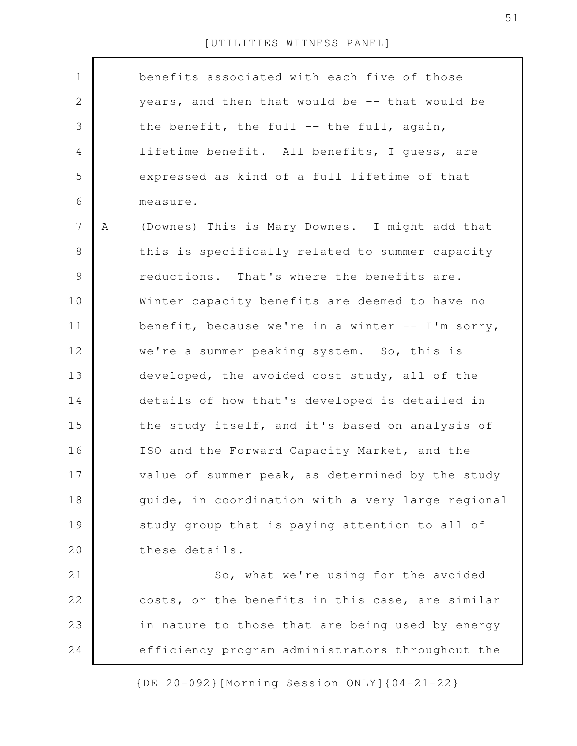benefits associated with each five of those years, and then that would be -- that would be the benefit, the full -- the full, again, lifetime benefit. All benefits, I guess, are expressed as kind of a full lifetime of that measure.

A (Downes) This is Mary Downes. I might add that this is specifically related to summer capacity reductions. That's where the benefits are. Winter capacity benefits are deemed to have no benefit, because we're in a winter -- I'm sorry, we're a summer peaking system. So, this is developed, the avoided cost study, all of the details of how that's developed is detailed in the study itself, and it's based on analysis of ISO and the Forward Capacity Market, and the value of summer peak, as determined by the study guide, in coordination with a very large regional study group that is paying attention to all of these details.

So, what we're using for the avoided costs, or the benefits in this case, are similar in nature to those that are being used by energy efficiency program administrators throughout the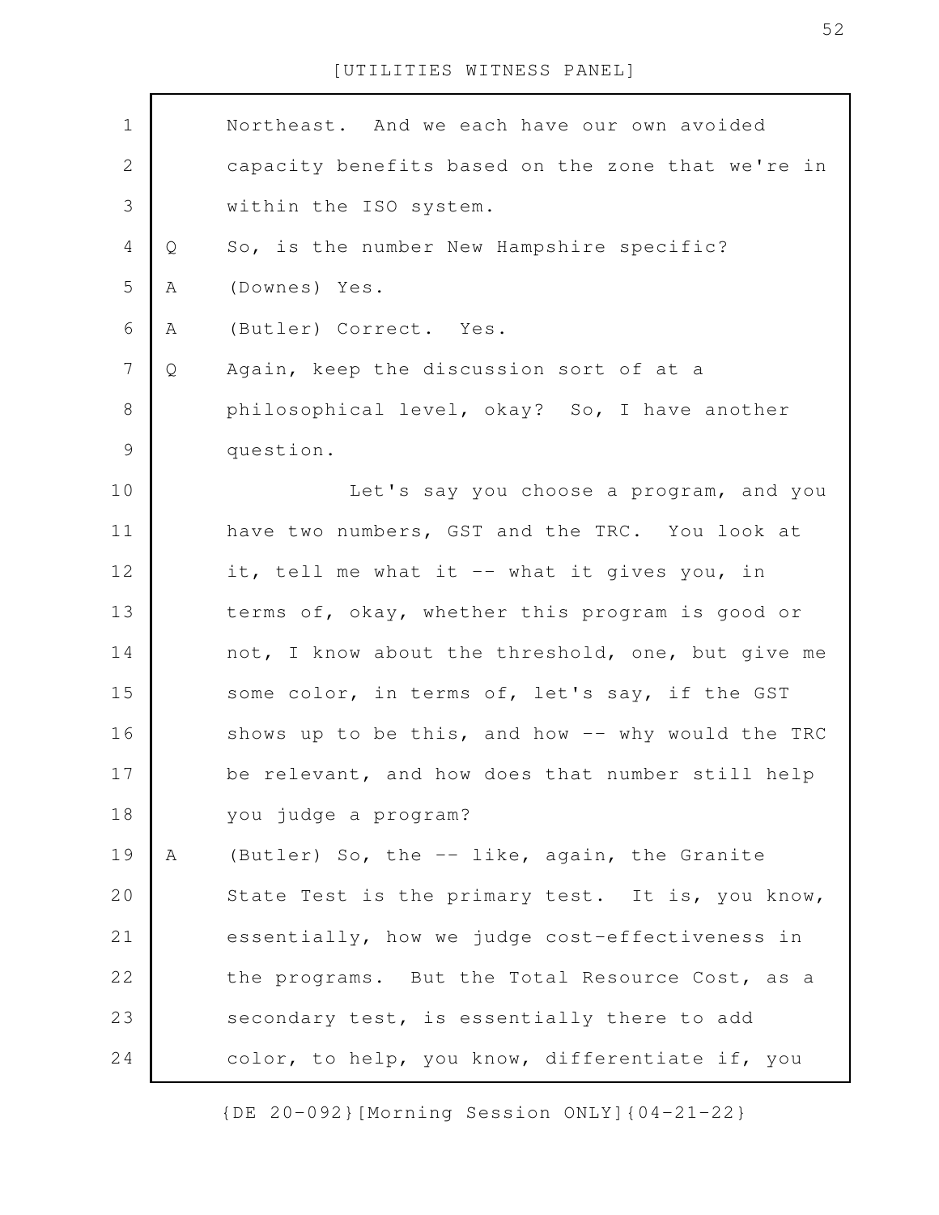Northeast. And we each have our own avoided capacity benefits based on the zone that we're in within the ISO system.

Q So, is the number New Hampshire specific?

A (Downes) Yes.

A (Butler) Correct. Yes.

Q Again, keep the discussion sort of at a philosophical level, okay? So, I have another question.

Let's say you choose a program, and you have two numbers, GST and the TRC. You look at it, tell me what it -- what it gives you, in terms of, okay, whether this program is good or not, I know about the threshold, one, but give me some color, in terms of, let's say, if the GST shows up to be this, and how -- why would the TRC be relevant, and how does that number still help you judge a program?

A (Butler) So, the -- like, again, the Granite State Test is the primary test. It is, you know, essentially, how we judge cost-effectiveness in the programs. But the Total Resource Cost, as a secondary test, is essentially there to add color, to help, you know, differentiate if, you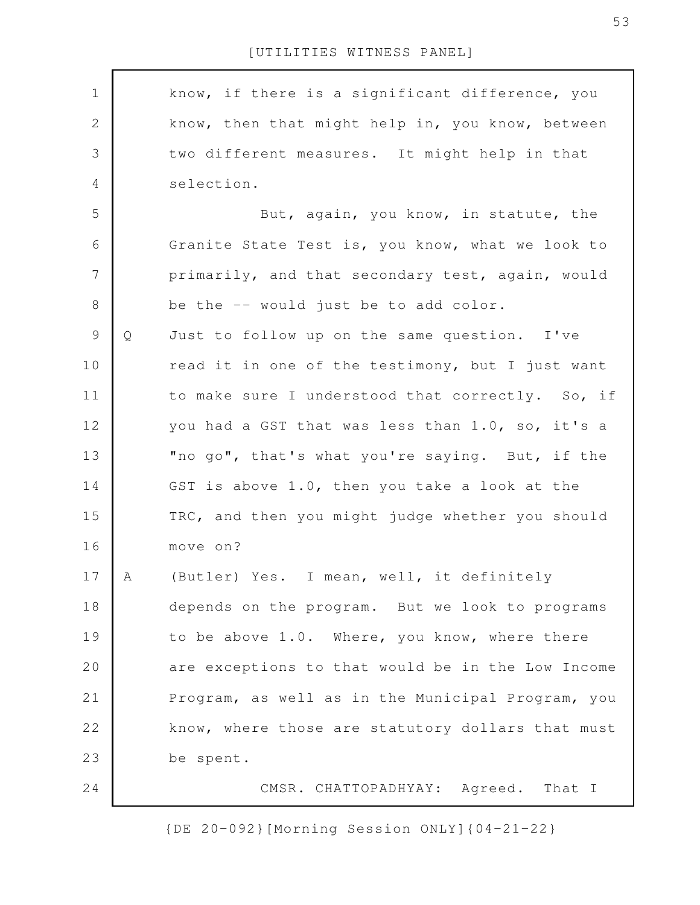know, if there is a significant difference, you know, then that might help in, you know, between two different measures. It might help in that selection.

But, again, you know, in statute, the Granite State Test is, you know, what we look to primarily, and that secondary test, again, would be the -- would just be to add color.

Q Just to follow up on the same question. I've read it in one of the testimony, but I just want to make sure I understood that correctly. So, if you had a GST that was less than 1.0, so, it's a "no go", that's what you're saying. But, if the GST is above 1.0, then you take a look at the TRC, and then you might judge whether you should move on?

A (Butler) Yes. I mean, well, it definitely depends on the program. But we look to programs to be above 1.0. Where, you know, where there are exceptions to that would be in the Low Income Program, as well as in the Municipal Program, you know, where those are statutory dollars that must be spent.

CMSR. CHATTOPADHYAY: Agreed. That I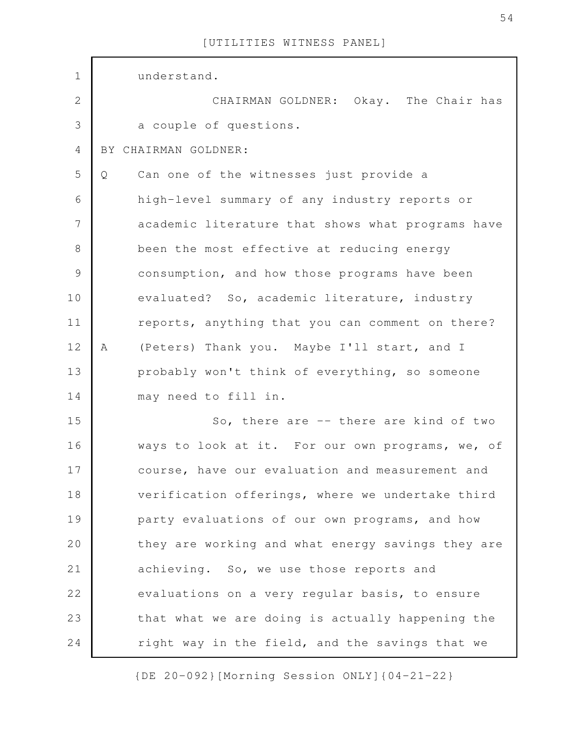understand.

CHAIRMAN GOLDNER: Okay. The Chair has a couple of questions.

BY CHAIRMAN GOLDNER:

Q Can one of the witnesses just provide a high-level summary of any industry reports or academic literature that shows what programs have been the most effective at reducing energy consumption, and how those programs have been evaluated? So, academic literature, industry reports, anything that you can comment on there?

A (Peters) Thank you. Maybe I'll start, and I probably won't think of everything, so someone may need to fill in.

So, there are -- there are kind of two ways to look at it. For our own programs, we, of course, have our evaluation and measurement and verification offerings, where we undertake third party evaluations of our own programs, and how they are working and what energy savings they are achieving. So, we use those reports and evaluations on a very regular basis, to ensure that what we are doing is actually happening the right way in the field, and the savings that we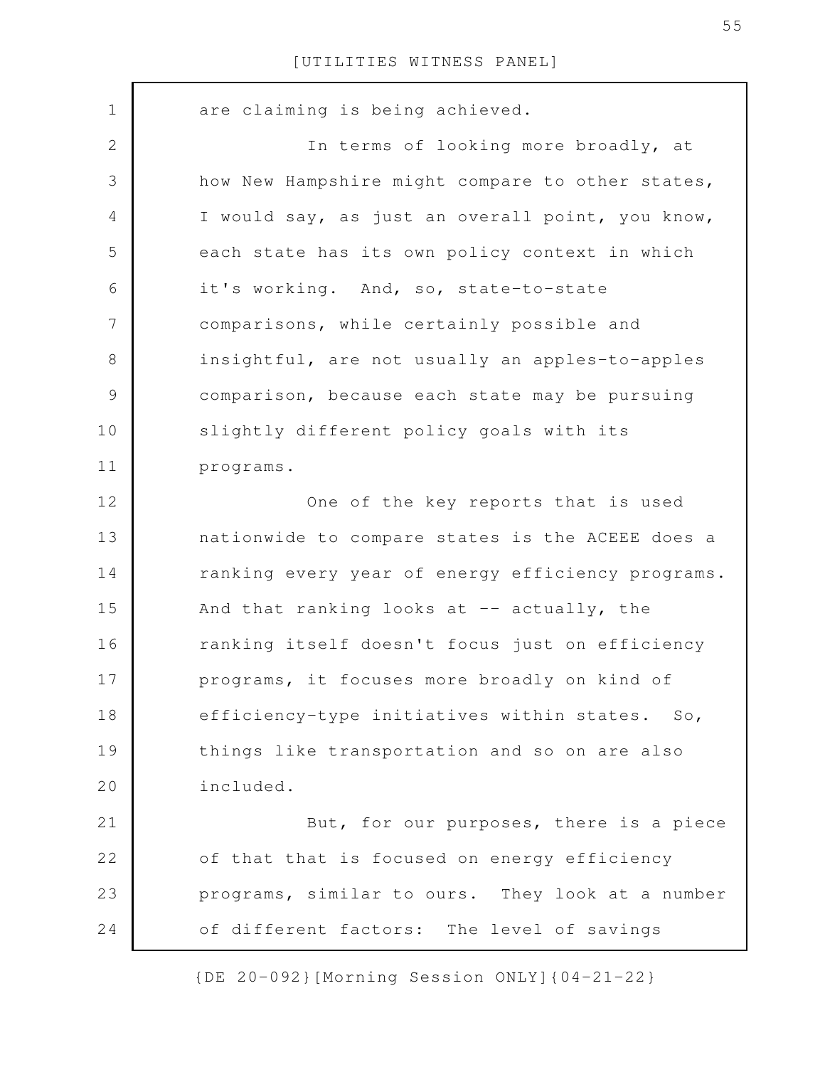are claiming is being achieved.

In terms of looking more broadly, at how New Hampshire might compare to other states, I would say, as just an overall point, you know, each state has its own policy context in which it's working. And, so, state-to-state comparisons, while certainly possible and insightful, are not usually an apples-to-apples comparison, because each state may be pursuing slightly different policy goals with its programs.

One of the key reports that is used nationwide to compare states is the ACEEE does a ranking every year of energy efficiency programs. And that ranking looks at -- actually, the ranking itself doesn't focus just on efficiency programs, it focuses more broadly on kind of efficiency-type initiatives within states. So, things like transportation and so on are also included.

But, for our purposes, there is a piece of that that is focused on energy efficiency programs, similar to ours. They look at a number of different factors: The level of savings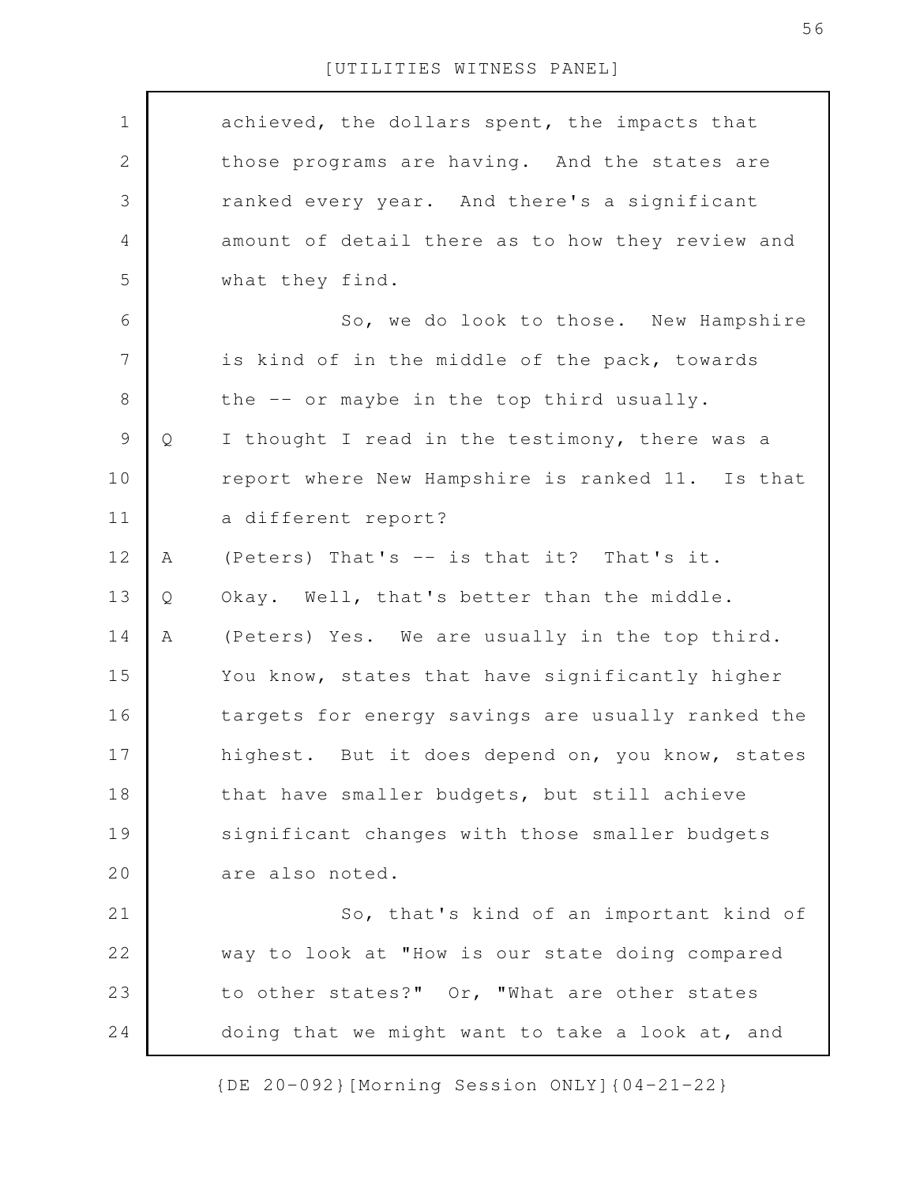achieved, the dollars spent, the impacts that those programs are having. And the states are ranked every year. And there's a significant amount of detail there as to how they review and what they find.

So, we do look to those. New Hampshire is kind of in the middle of the pack, towards the -- or maybe in the top third usually.

Q I thought I read in the testimony, there was a report where New Hampshire is ranked 11. Is that a different report?

A (Peters) That's -- is that it? That's it.

Q Okay. Well, that's better than the middle.

A (Peters) Yes. We are usually in the top third. You know, states that have significantly higher targets for energy savings are usually ranked the highest. But it does depend on, you know, states that have smaller budgets, but still achieve significant changes with those smaller budgets are also noted.

So, that's kind of an important kind of way to look at "How is our state doing compared to other states?" Or, "What are other states doing that we might want to take a look at, and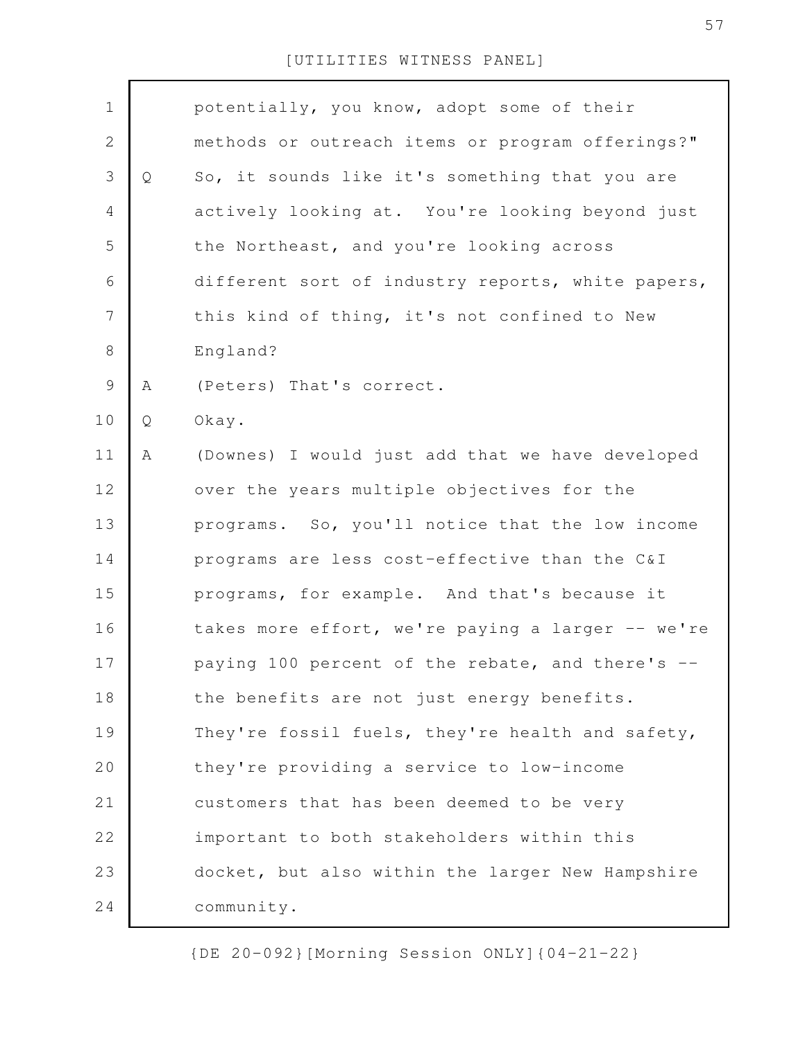potentially, you know, adopt some of their methods or outreach items or program offerings?"

Q So, it sounds like it's something that you are actively looking at. You're looking beyond just the Northeast, and you're looking across different sort of industry reports, white papers, this kind of thing, it's not confined to New England?

A (Peters) That's correct.

Q Okay.

A (Downes) I would just add that we have developed over the years multiple objectives for the programs. So, you'll notice that the low income programs are less cost-effective than the C&I programs, for example. And that's because it takes more effort, we're paying a larger -- we're paying 100 percent of the rebate, and there's -- the benefits are not just energy benefits. They're fossil fuels, they're health and safety, they're providing a service to low-income customers that has been deemed to be very important to both stakeholders within this docket, but also within the larger New Hampshire community.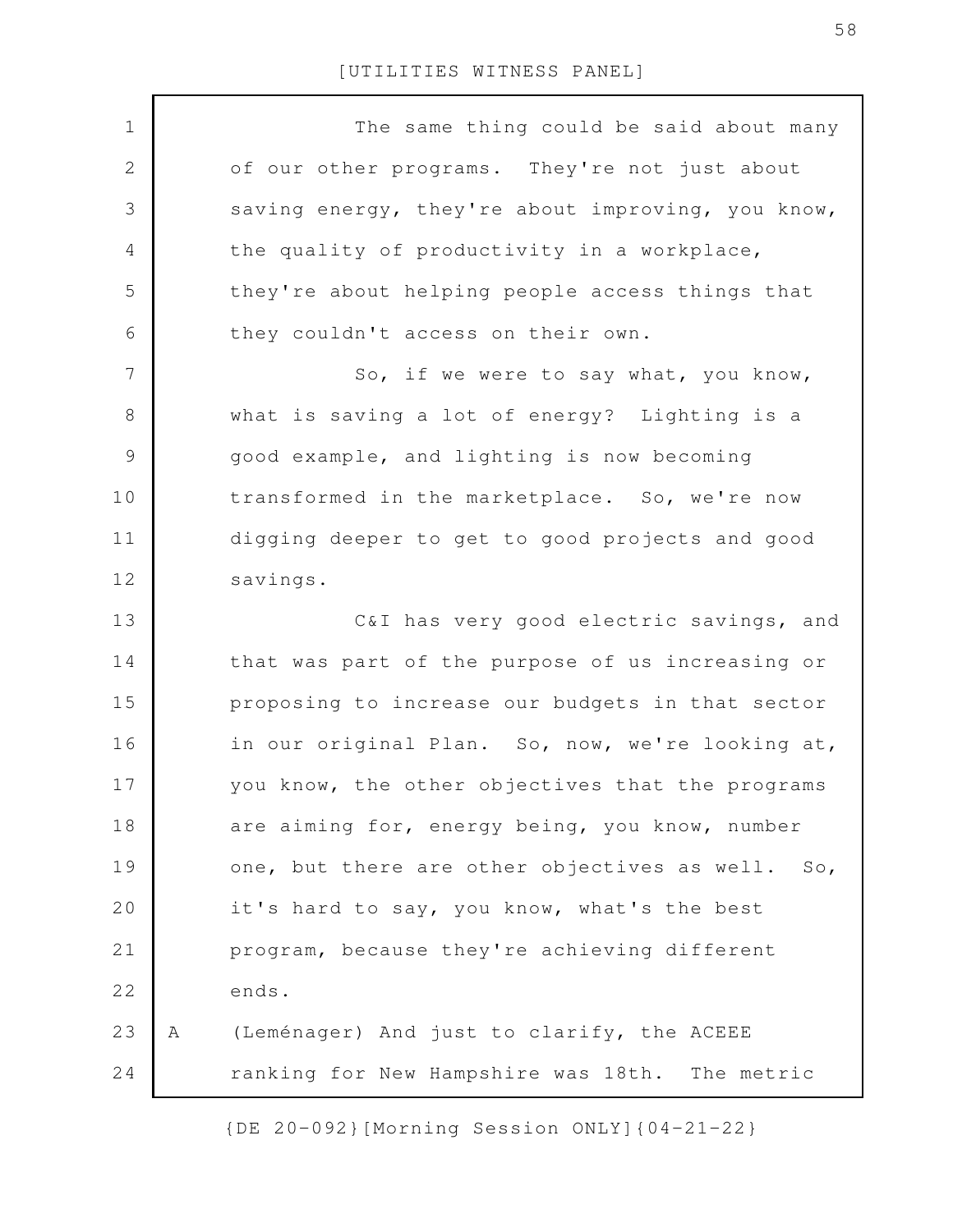The same thing could be said about many of our other programs. They're not just about saving energy, they're about improving, you know, the quality of productivity in a workplace, they're about helping people access things that they couldn't access on their own.

So, if we were to say what, you know, what is saving a lot of energy? Lighting is a good example, and lighting is now becoming transformed in the marketplace. So, we're now digging deeper to get to good projects and good savings.

C&I has very good electric savings, and that was part of the purpose of us increasing or proposing to increase our budgets in that sector in our original Plan. So, now, we're looking at, you know, the other objectives that the programs are aiming for, energy being, you know, number one, but there are other objectives as well. So, it's hard to say, you know, what's the best program, because they're achieving different ends.

A (Leménager) And just to clarify, the ACEEE ranking for New Hampshire was 18th. The metric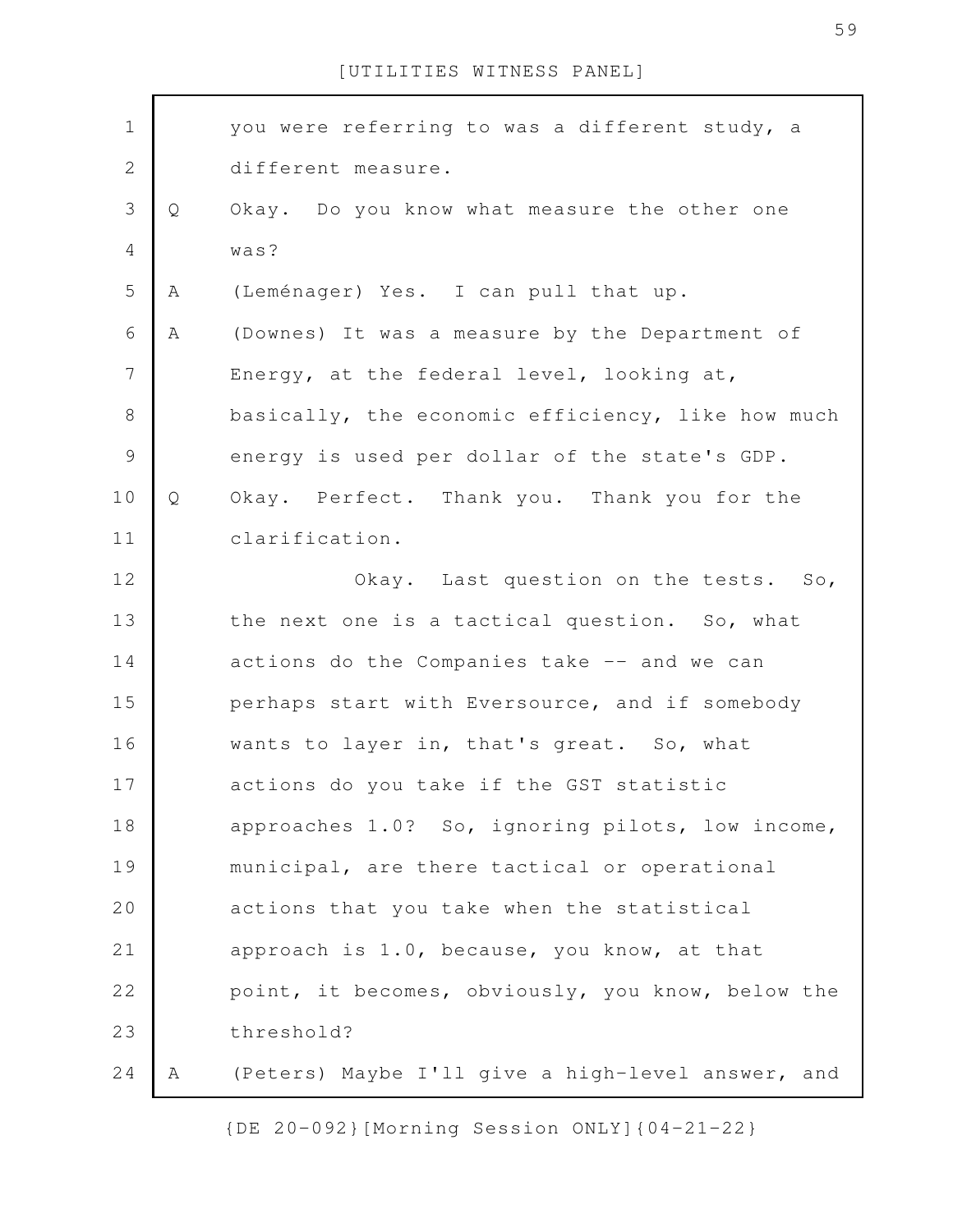you were referring to was a different study, a different measure.

Q Okay. Do you know what measure the other one was?

A (Leménager) Yes. I can pull that up.

A (Downes) It was a measure by the Department of Energy, at the federal level, looking at, basically, the economic efficiency, like how much energy is used per dollar of the state's GDP.

Q Okay. Perfect. Thank you. Thank you for the clarification.

Okay. Last question on the tests. So, the next one is a tactical question. So, what actions do the Companies take -- and we can perhaps start with Eversource, and if somebody wants to layer in, that's great. So, what actions do you take if the GST statistic approaches 1.0? So, ignoring pilots, low income, municipal, are there tactical or operational actions that you take when the statistical approach is 1.0, because, you know, at that point, it becomes, obviously, you know, below the threshold?

A (Peters) Maybe I'll give a high-level answer, and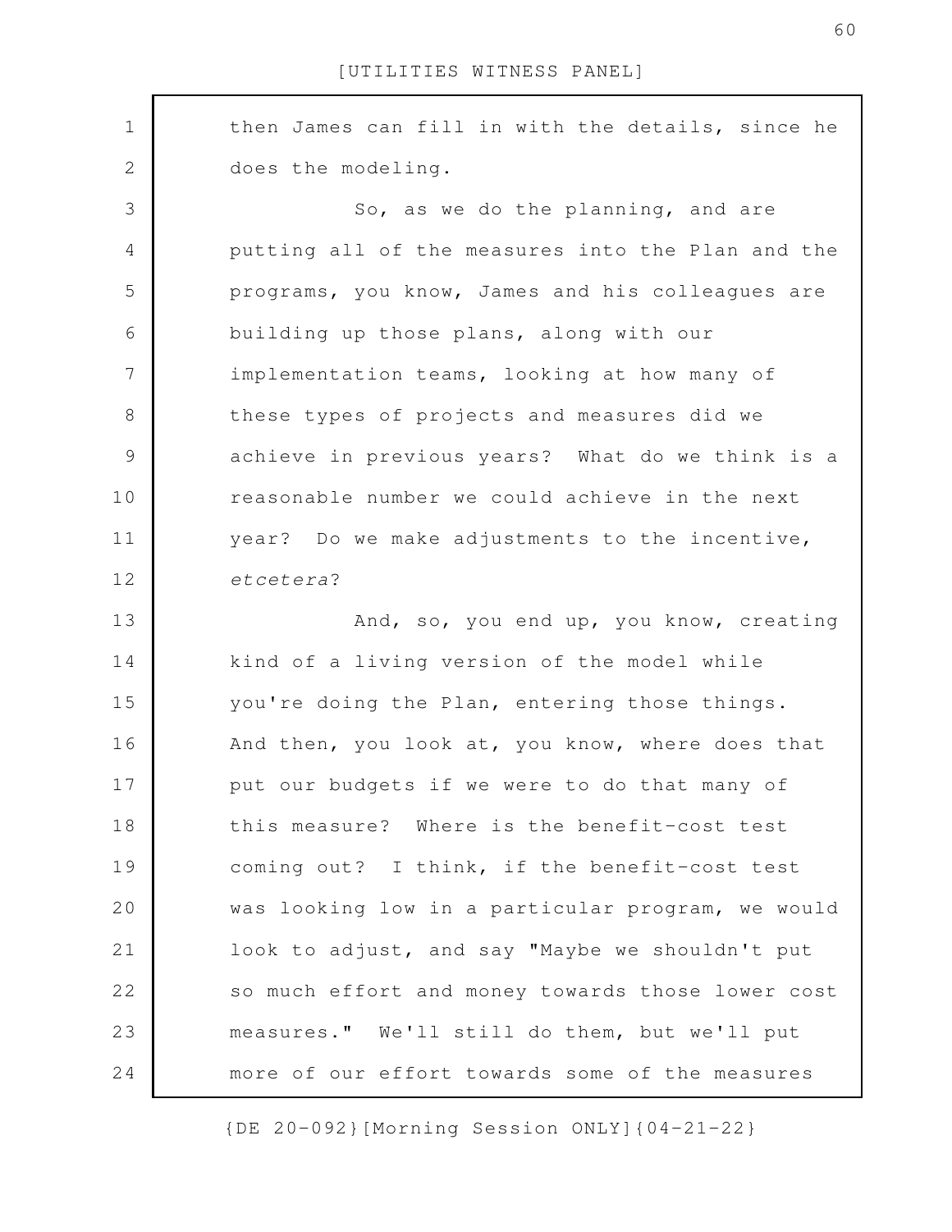then James can fill in with the details, since he does the modeling.

So, as we do the planning, and are putting all of the measures into the Plan and the programs, you know, James and his colleagues are building up those plans, along with our implementation teams, looking at how many of these types of projects and measures did we achieve in previous years? What do we think is a reasonable number we could achieve in the next year? Do we make adjustments to the incentive, *etcetera*?

And, so, you end up, you know, creating kind of a living version of the model while you're doing the Plan, entering those things. And then, you look at, you know, where does that put our budgets if we were to do that many of this measure? Where is the benefit-cost test coming out? I think, if the benefit-cost test was looking low in a particular program, we would look to adjust, and say "Maybe we shouldn't put so much effort and money towards those lower cost measures." We'll still do them, but we'll put more of our effort towards some of the measures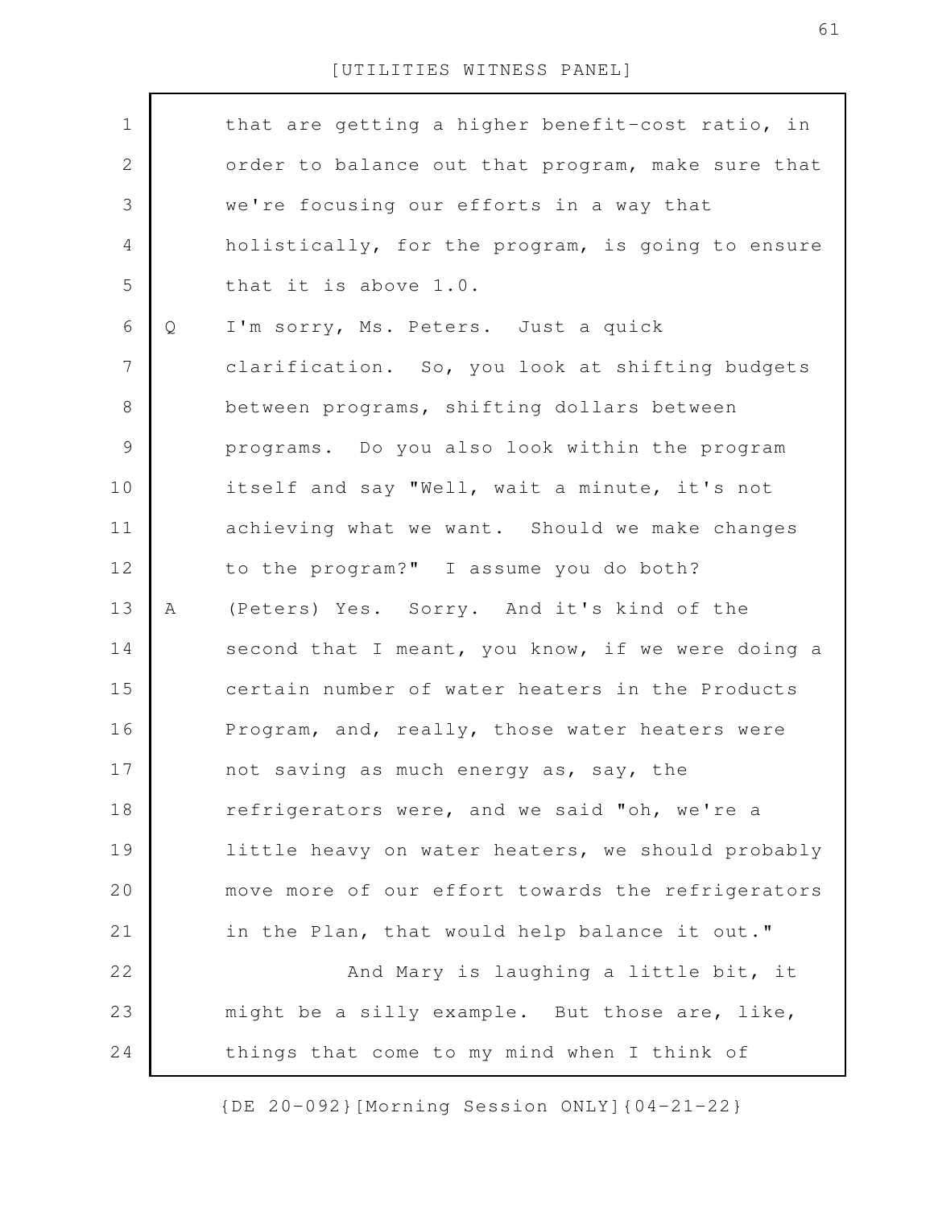that are getting a higher benefit-cost ratio, in order to balance out that program, make sure that we're focusing our efforts in a way that holistically, for the program, is going to ensure that it is above 1.0.

Q I'm sorry, Ms. Peters. Just a quick clarification. So, you look at shifting budgets between programs, shifting dollars between programs. Do you also look within the program itself and say "Well, wait a minute, it's not achieving what we want. Should we make changes to the program?" I assume you do both?

A (Peters) Yes. Sorry. And it's kind of the second that I meant, you know, if we were doing a certain number of water heaters in the Products Program, and, really, those water heaters were not saving as much energy as, say, the refrigerators were, and we said "oh, we're a little heavy on water heaters, we should probably move more of our effort towards the refrigerators in the Plan, that would help balance it out."

And Mary is laughing a little bit, it might be a silly example. But those are, like, things that come to my mind when I think of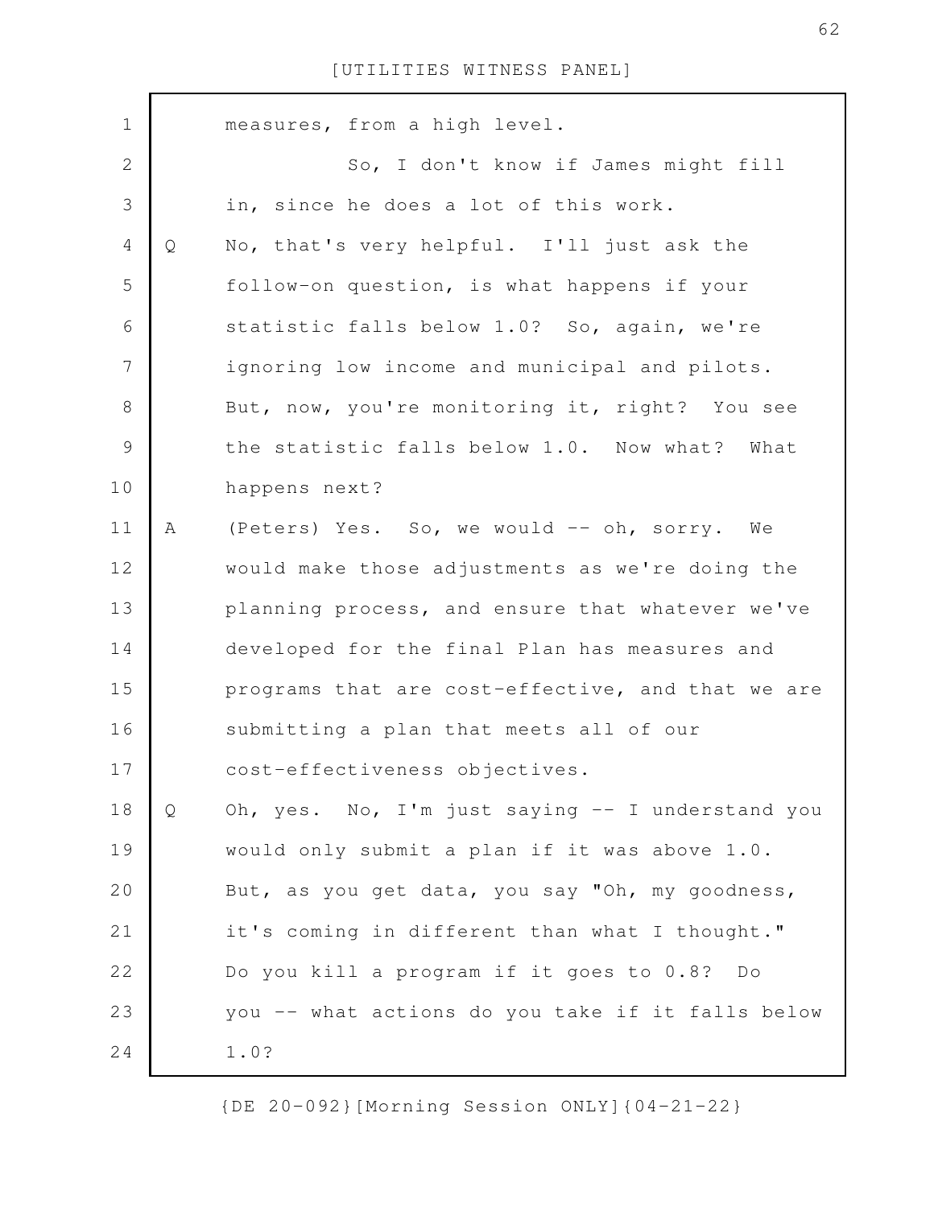measures, from a high level.

So, I don't know if James might fill in, since he does a lot of this work.

Q No, that's very helpful. I'll just ask the follow-on question, is what happens if your statistic falls below 1.0? So, again, we're ignoring low income and municipal and pilots. But, now, you're monitoring it, right? You see the statistic falls below 1.0. Now what? What happens next?

A (Peters) Yes. So, we would -- oh, sorry. We would make those adjustments as we're doing the planning process, and ensure that whatever we've developed for the final Plan has measures and programs that are cost-effective, and that we are submitting a plan that meets all of our cost-effectiveness objectives.

Q Oh, yes. No, I'm just saying -- I understand you would only submit a plan if it was above 1.0. But, as you get data, you say "Oh, my goodness, it's coming in different than what I thought." Do you kill a program if it goes to 0.8? Do you -- what actions do you take if it falls below 1.0?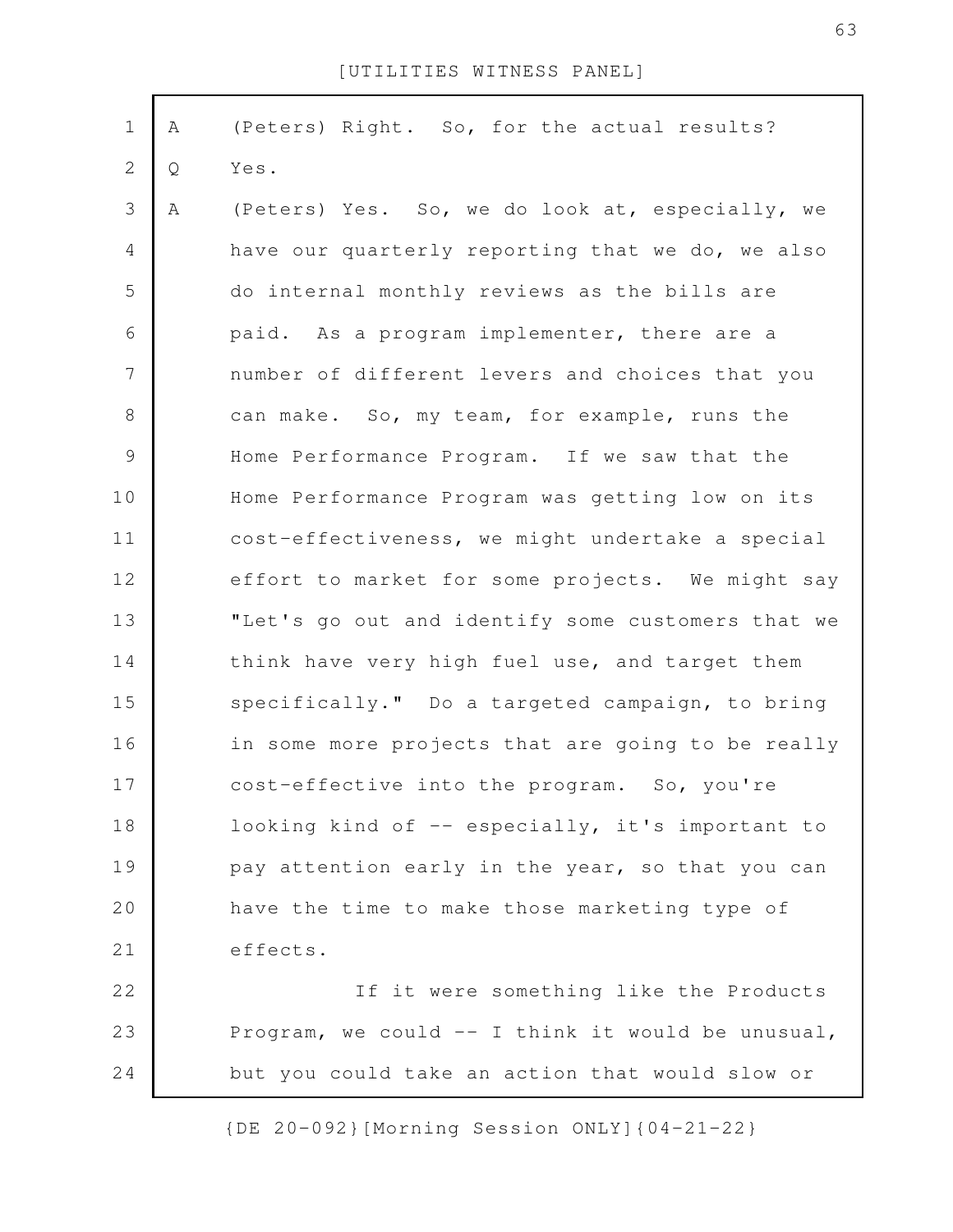A (Peters) Right. So, for the actual results?

Q Yes.

A (Peters) Yes. So, we do look at, especially, we have our quarterly reporting that we do, we also do internal monthly reviews as the bills are paid. As a program implementer, there are a number of different levers and choices that you can make. So, my team, for example, runs the Home Performance Program. If we saw that the Home Performance Program was getting low on its cost-effectiveness, we might undertake a special effort to market for some projects. We might say "Let's go out and identify some customers that we think have very high fuel use, and target them specifically." Do a targeted campaign, to bring in some more projects that are going to be really cost-effective into the program. So, you're looking kind of -- especially, it's important to pay attention early in the year, so that you can have the time to make those marketing type of effects.

If it were something like the Products Program, we could -- I think it would be unusual, but you could take an action that would slow or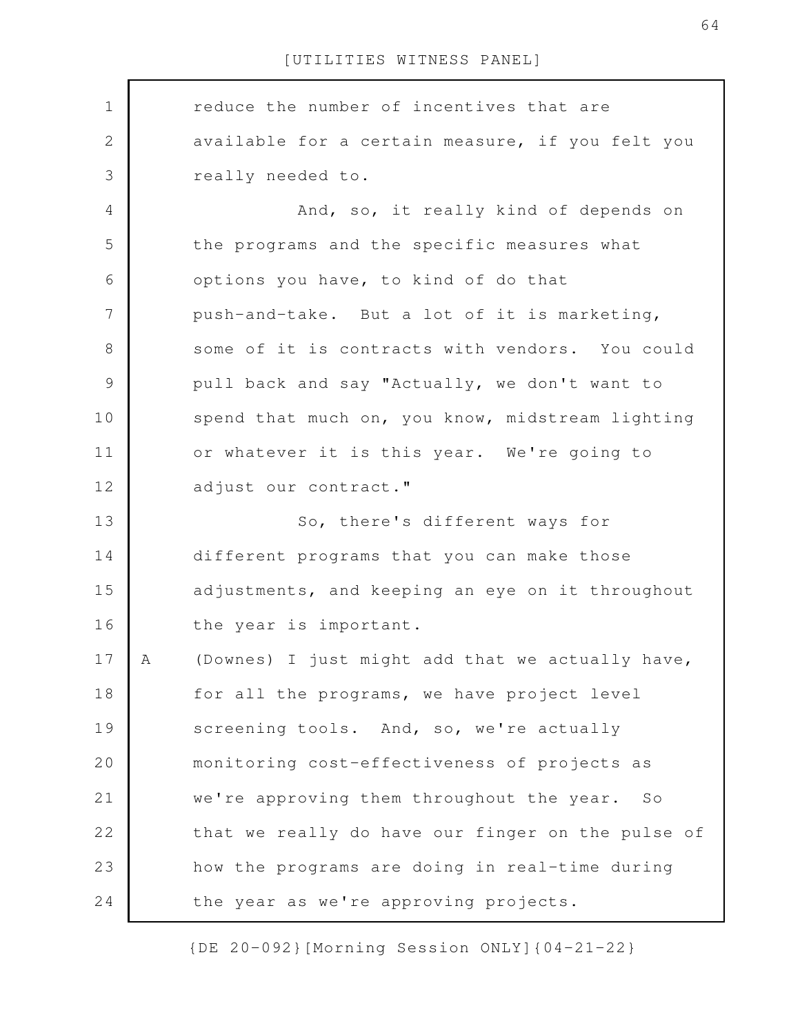reduce the number of incentives that are available for a certain measure, if you felt you really needed to.

And, so, it really kind of depends on the programs and the specific measures what options you have, to kind of do that push-and-take. But a lot of it is marketing, some of it is contracts with vendors. You could pull back and say "Actually, we don't want to spend that much on, you know, midstream lighting or whatever it is this year. We're going to adjust our contract."

So, there's different ways for different programs that you can make those adjustments, and keeping an eye on it throughout the year is important.

A (Downes) I just might add that we actually have, for all the programs, we have project level screening tools. And, so, we're actually monitoring cost-effectiveness of projects as we're approving them throughout the year. So that we really do have our finger on the pulse of how the programs are doing in real-time during the year as we're approving projects.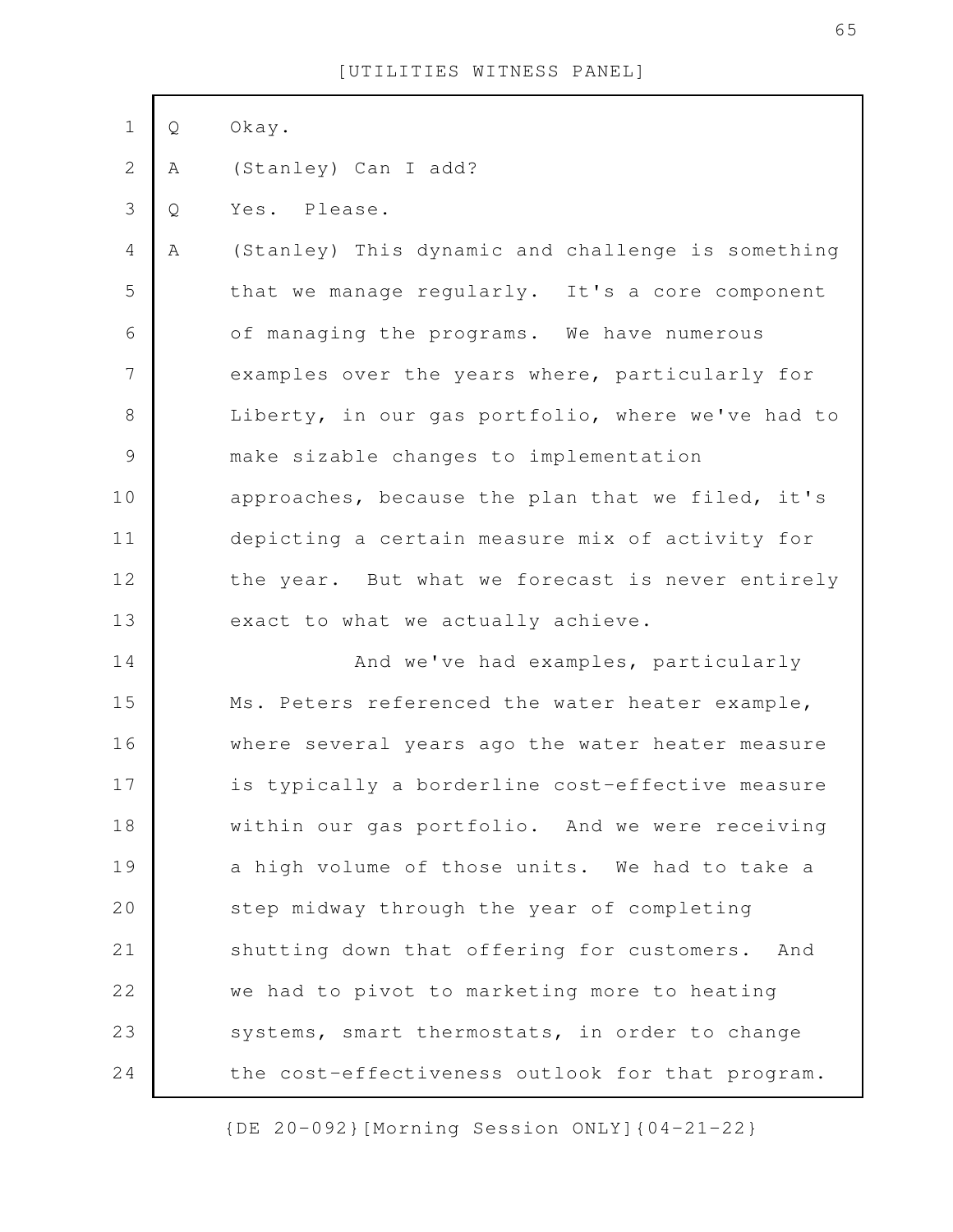Q Okay.

A (Stanley) Can I add?

Q Yes. Please.

A (Stanley) This dynamic and challenge is something that we manage regularly. It's a core component of managing the programs. We have numerous examples over the years where, particularly for Liberty, in our gas portfolio, where we've had to make sizable changes to implementation approaches, because the plan that we filed, it's depicting a certain measure mix of activity for the year. But what we forecast is never entirely exact to what we actually achieve.

And we've had examples, particularly Ms. Peters referenced the water heater example, where several years ago the water heater measure is typically a borderline cost-effective measure within our gas portfolio. And we were receiving a high volume of those units. We had to take a step midway through the year of completing shutting down that offering for customers. And we had to pivot to marketing more to heating systems, smart thermostats, in order to change the cost-effectiveness outlook for that program.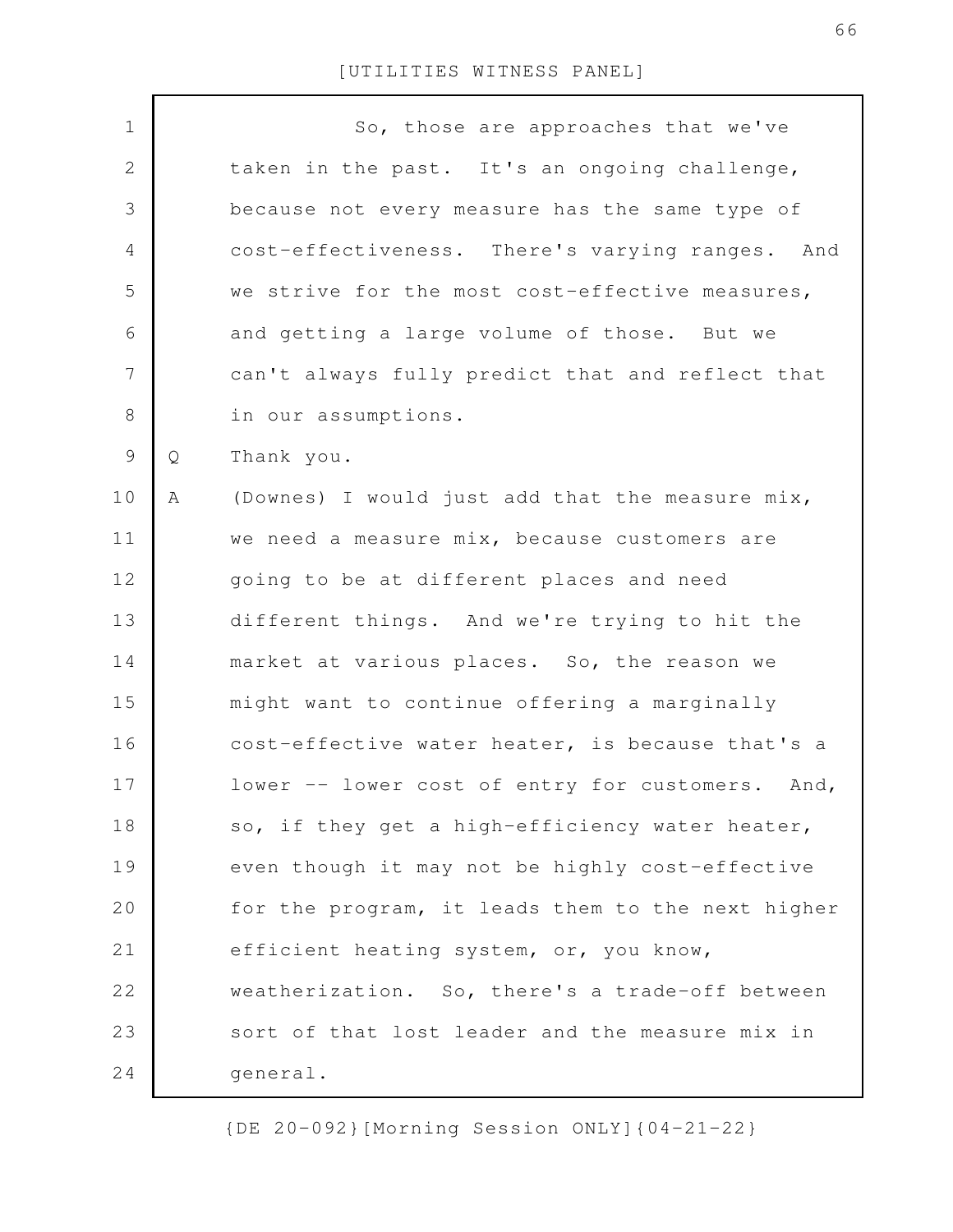So, those are approaches that we've taken in the past. It's an ongoing challenge, because not every measure has the same type of cost-effectiveness. There's varying ranges. And we strive for the most cost-effective measures, and getting a large volume of those. But we can't always fully predict that and reflect that in our assumptions.

Q Thank you.

A (Downes) I would just add that the measure mix, we need a measure mix, because customers are going to be at different places and need different things. And we're trying to hit the market at various places. So, the reason we might want to continue offering a marginally cost-effective water heater, is because that's a lower -- lower cost of entry for customers. And, so, if they get a high-efficiency water heater, even though it may not be highly cost-effective for the program, it leads them to the next higher efficient heating system, or, you know, weatherization. So, there's a trade-off between sort of that lost leader and the measure mix in general.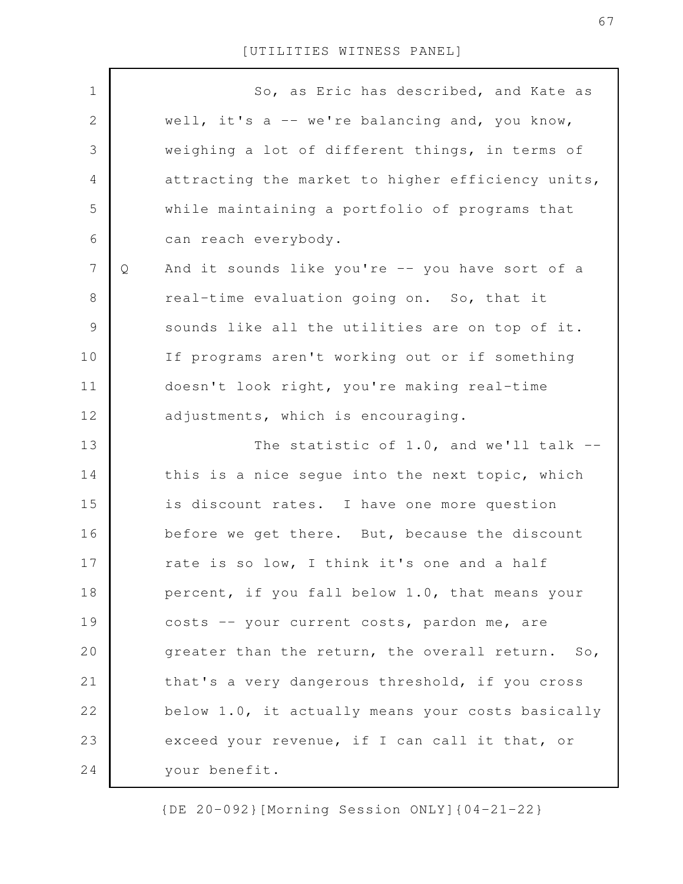So, as Eric has described, and Kate as well, it's a -- we're balancing and, you know, weighing a lot of different things, in terms of attracting the market to higher efficiency units, while maintaining a portfolio of programs that can reach everybody.

Q And it sounds like you're -- you have sort of a real-time evaluation going on. So, that it sounds like all the utilities are on top of it. If programs aren't working out or if something doesn't look right, you're making real-time adjustments, which is encouraging.

The statistic of 1.0, and we'll talk -- this is a nice segue into the next topic, which is discount rates. I have one more question before we get there. But, because the discount rate is so low, I think it's one and a half percent, if you fall below 1.0, that means your costs -- your current costs, pardon me, are greater than the return, the overall return. So, that's a very dangerous threshold, if you cross below 1.0, it actually means your costs basically exceed your revenue, if I can call it that, or your benefit.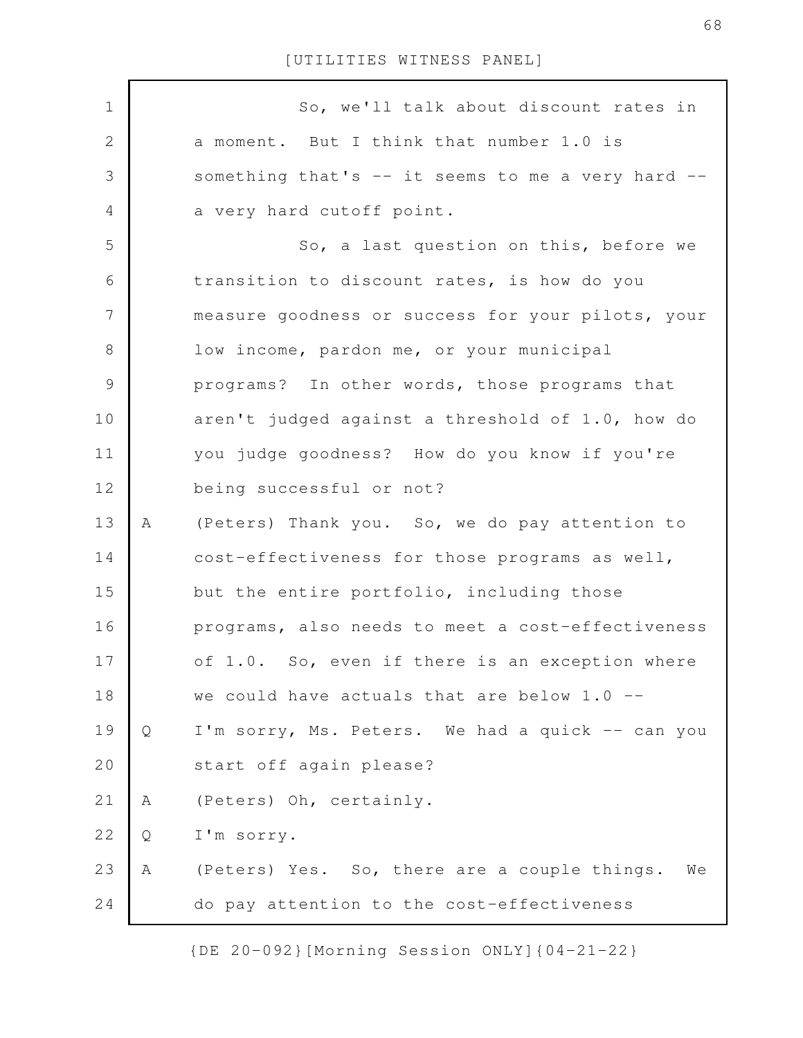So, we'll talk about discount rates in a moment. But I think that number 1.0 is something that's -- it seems to me a very hard -- a very hard cutoff point.

So, a last question on this, before we transition to discount rates, is how do you measure goodness or success for your pilots, your low income, pardon me, or your municipal programs? In other words, those programs that aren't judged against a threshold of 1.0, how do you judge goodness? How do you know if you're being successful or not?

A (Peters) Thank you. So, we do pay attention to cost-effectiveness for those programs as well, but the entire portfolio, including those programs, also needs to meet a cost-effectiveness of 1.0. So, even if there is an exception where we could have actuals that are below 1.0 --

Q I'm sorry, Ms. Peters. We had a quick -- can you start off again please?

A (Peters) Oh, certainly.

Q I'm sorry.

A (Peters) Yes. So, there are a couple things. We do pay attention to the cost-effectiveness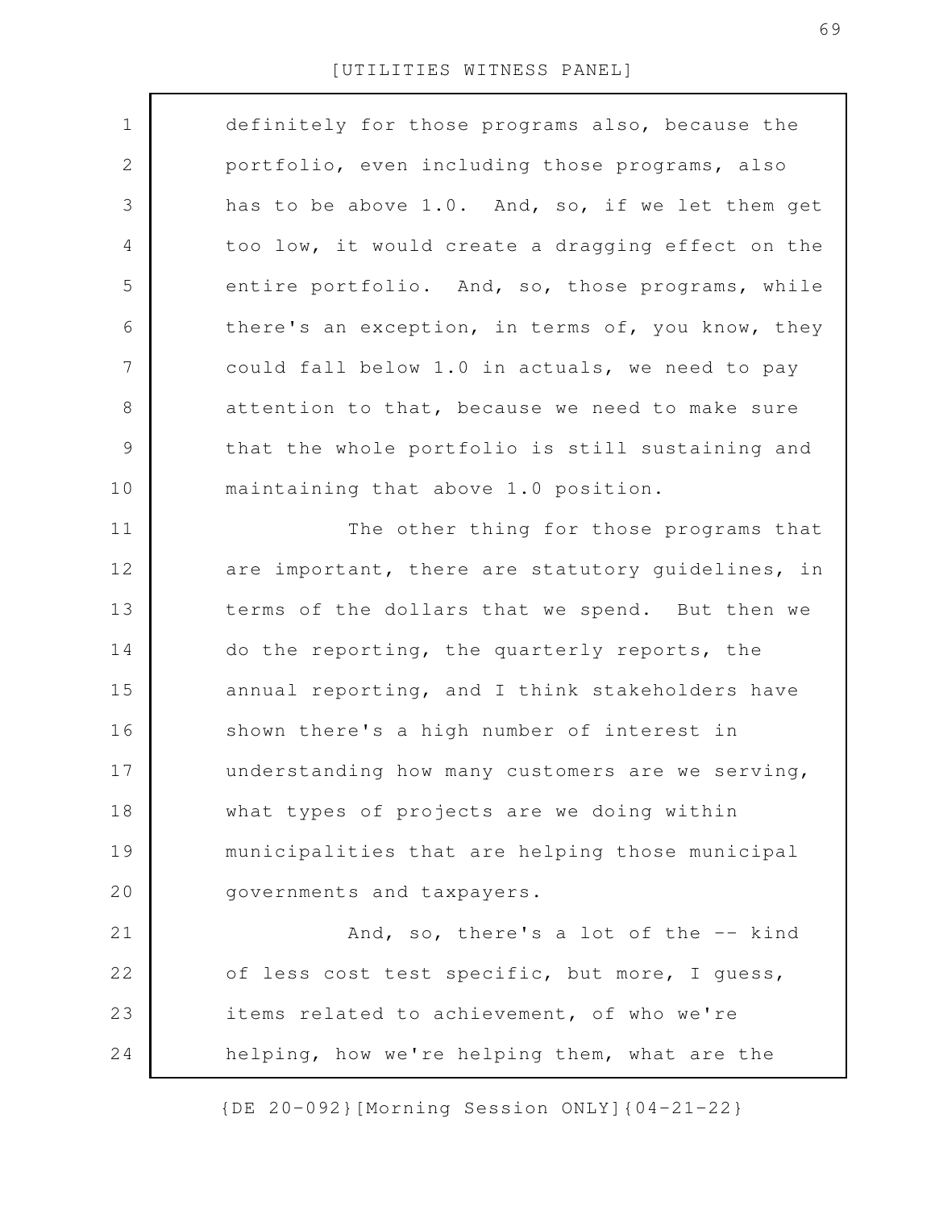definitely for those programs also, because the portfolio, even including those programs, also has to be above 1.0. And, so, if we let them get too low, it would create a dragging effect on the entire portfolio. And, so, those programs, while there's an exception, in terms of, you know, they could fall below 1.0 in actuals, we need to pay attention to that, because we need to make sure that the whole portfolio is still sustaining and maintaining that above 1.0 position.

The other thing for those programs that are important, there are statutory guidelines, in terms of the dollars that we spend. But then we do the reporting, the quarterly reports, the annual reporting, and I think stakeholders have shown there's a high number of interest in understanding how many customers are we serving, what types of projects are we doing within municipalities that are helping those municipal governments and taxpayers.

And, so, there's a lot of the -- kind of less cost test specific, but more, I guess, items related to achievement, of who we're helping, how we're helping them, what are the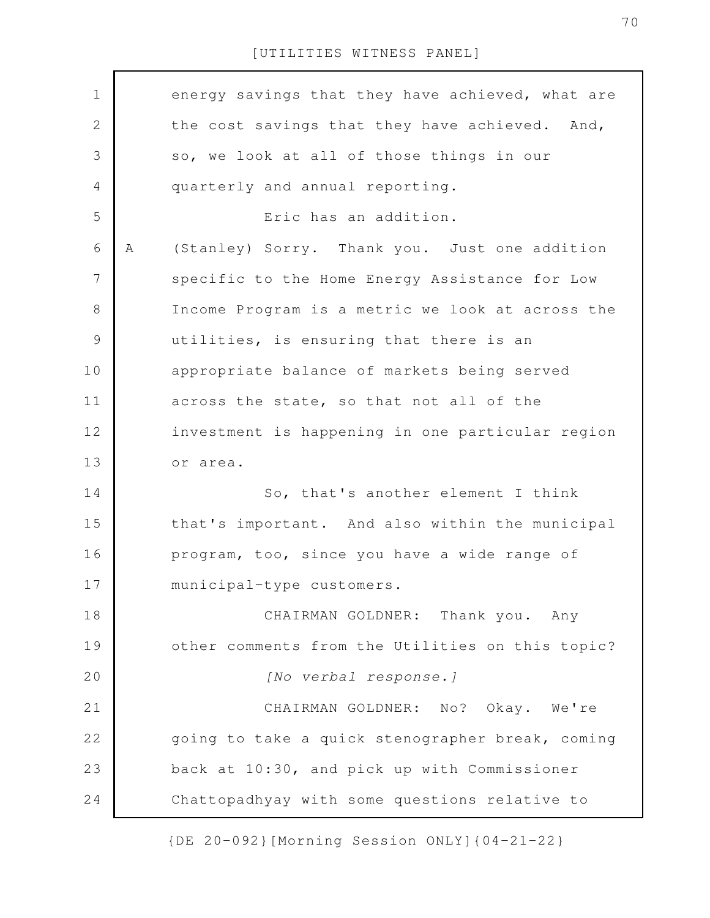energy savings that they have achieved, what are the cost savings that they have achieved. And, so, we look at all of those things in our quarterly and annual reporting.

Eric has an addition.

A (Stanley) Sorry. Thank you. Just one addition specific to the Home Energy Assistance for Low Income Program is a metric we look at across the utilities, is ensuring that there is an appropriate balance of markets being served across the state, so that not all of the investment is happening in one particular region or area.

So, that's another element I think that's important. And also within the municipal program, too, since you have a wide range of municipal-type customers.

CHAIRMAN GOLDNER: Thank you. Any other comments from the Utilities on this topic?

*[No verbal response.]*

CHAIRMAN GOLDNER: No? Okay. We're going to take a quick stenographer break, coming back at 10:30, and pick up with Commissioner Chattopadhyay with some questions relative to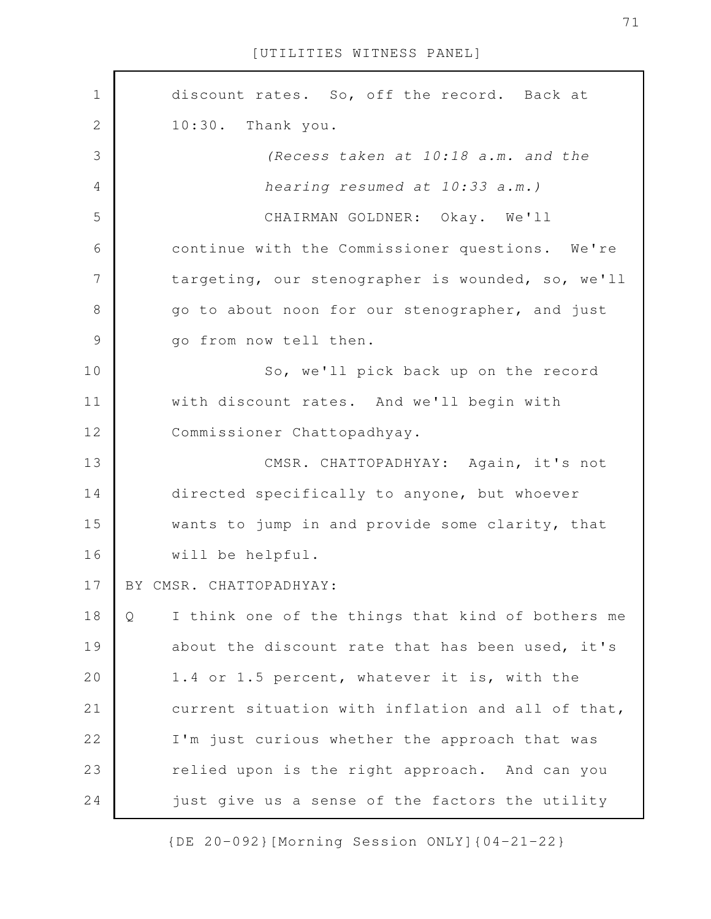discount rates. So, off the record. Back at 10:30. Thank you.

*(Recess taken at 10:18 a.m. and the hearing resumed at 10:33 a.m.)*

CHAIRMAN GOLDNER: Okay. We'll continue with the Commissioner questions. We're targeting, our stenographer is wounded, so, we'll go to about noon for our stenographer, and just go from now tell then.

So, we'll pick back up on the record with discount rates. And we'll begin with Commissioner Chattopadhyay.

CMSR. CHATTOPADHYAY: Again, it's not directed specifically to anyone, but whoever wants to jump in and provide some clarity, that will be helpful.

BY CMSR. CHATTOPADHYAY:

Q I think one of the things that kind of bothers me about the discount rate that has been used, it's 1.4 or 1.5 percent, whatever it is, with the current situation with inflation and all of that, I'm just curious whether the approach that was relied upon is the right approach. And can you just give us a sense of the factors the utility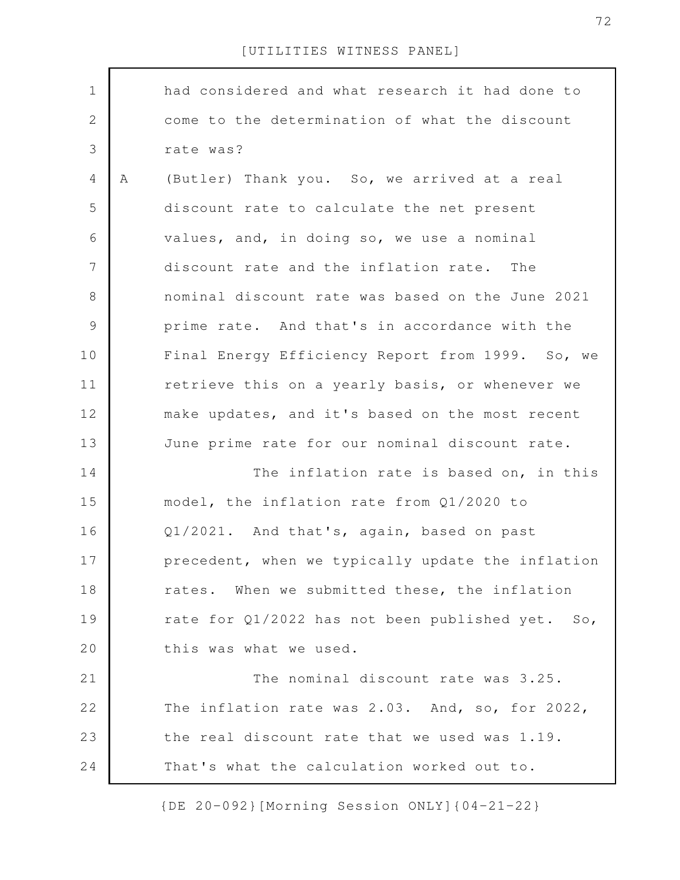had considered and what research it had done to come to the determination of what the discount rate was?

A (Butler) Thank you. So, we arrived at a real discount rate to calculate the net present values, and, in doing so, we use a nominal discount rate and the inflation rate. The nominal discount rate was based on the June 2021 prime rate. And that's in accordance with the Final Energy Efficiency Report from 1999. So, we retrieve this on a yearly basis, or whenever we make updates, and it's based on the most recent June prime rate for our nominal discount rate.

The inflation rate is based on, in this model, the inflation rate from Q1/2020 to Q1/2021. And that's, again, based on past precedent, when we typically update the inflation rates. When we submitted these, the inflation rate for Q1/2022 has not been published yet. So, this was what we used.

The nominal discount rate was 3.25. The inflation rate was 2.03. And, so, for 2022, the real discount rate that we used was 1.19. That's what the calculation worked out to.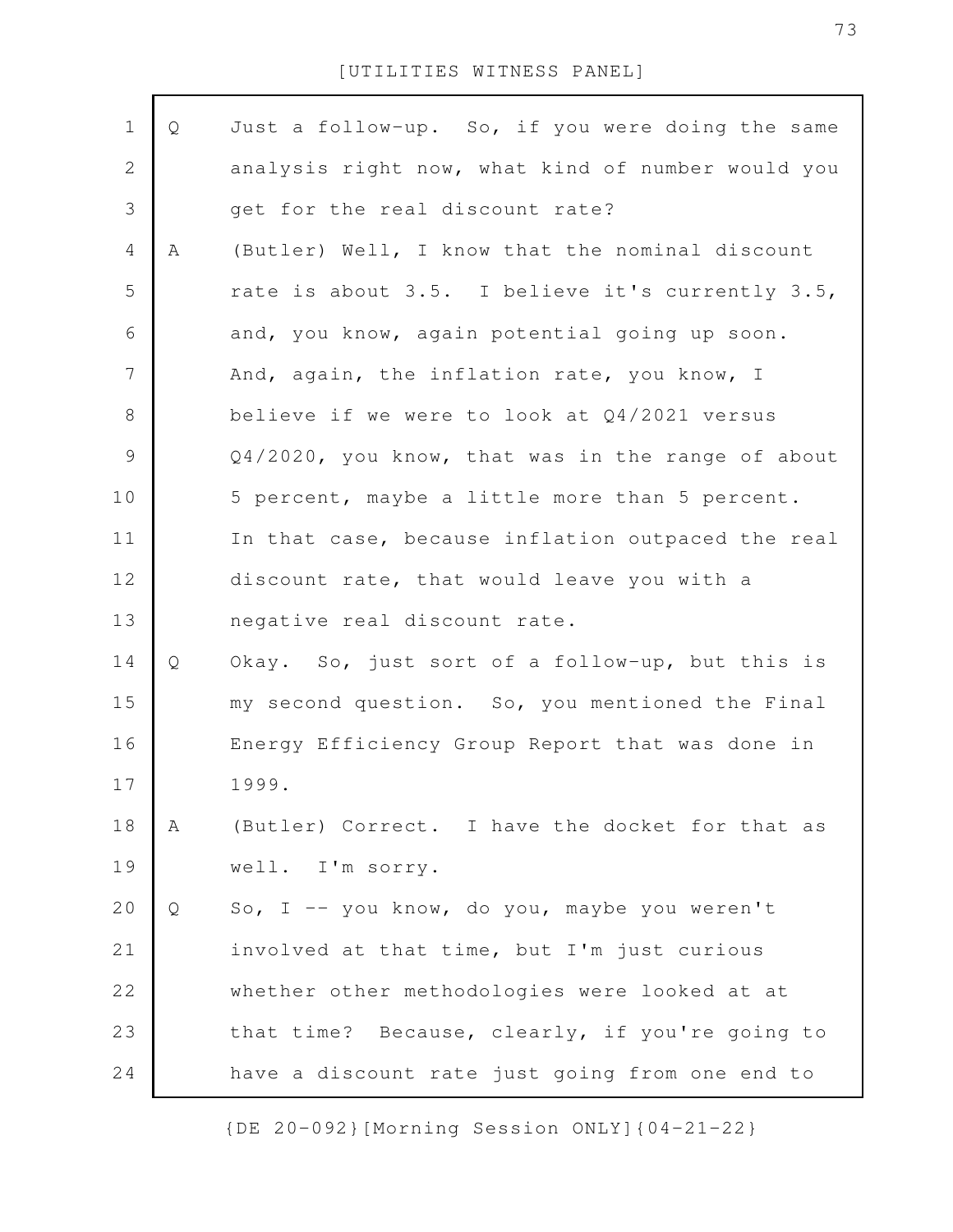Q Just a follow-up. So, if you were doing the same analysis right now, what kind of number would you get for the real discount rate?

A (Butler) Well, I know that the nominal discount rate is about 3.5. I believe it's currently 3.5, and, you know, again potential going up soon. And, again, the inflation rate, you know, I believe if we were to look at Q4/2021 versus Q4/2020, you know, that was in the range of about 5 percent, maybe a little more than 5 percent. In that case, because inflation outpaced the real discount rate, that would leave you with a negative real discount rate.

Q Okay. So, just sort of a follow-up, but this is my second question. So, you mentioned the Final Energy Efficiency Group Report that was done in 1999.

A (Butler) Correct. I have the docket for that as well. I'm sorry.

Q So, I -- you know, do you, maybe you weren't involved at that time, but I'm just curious whether other methodologies were looked at at that time? Because, clearly, if you're going to have a discount rate just going from one end to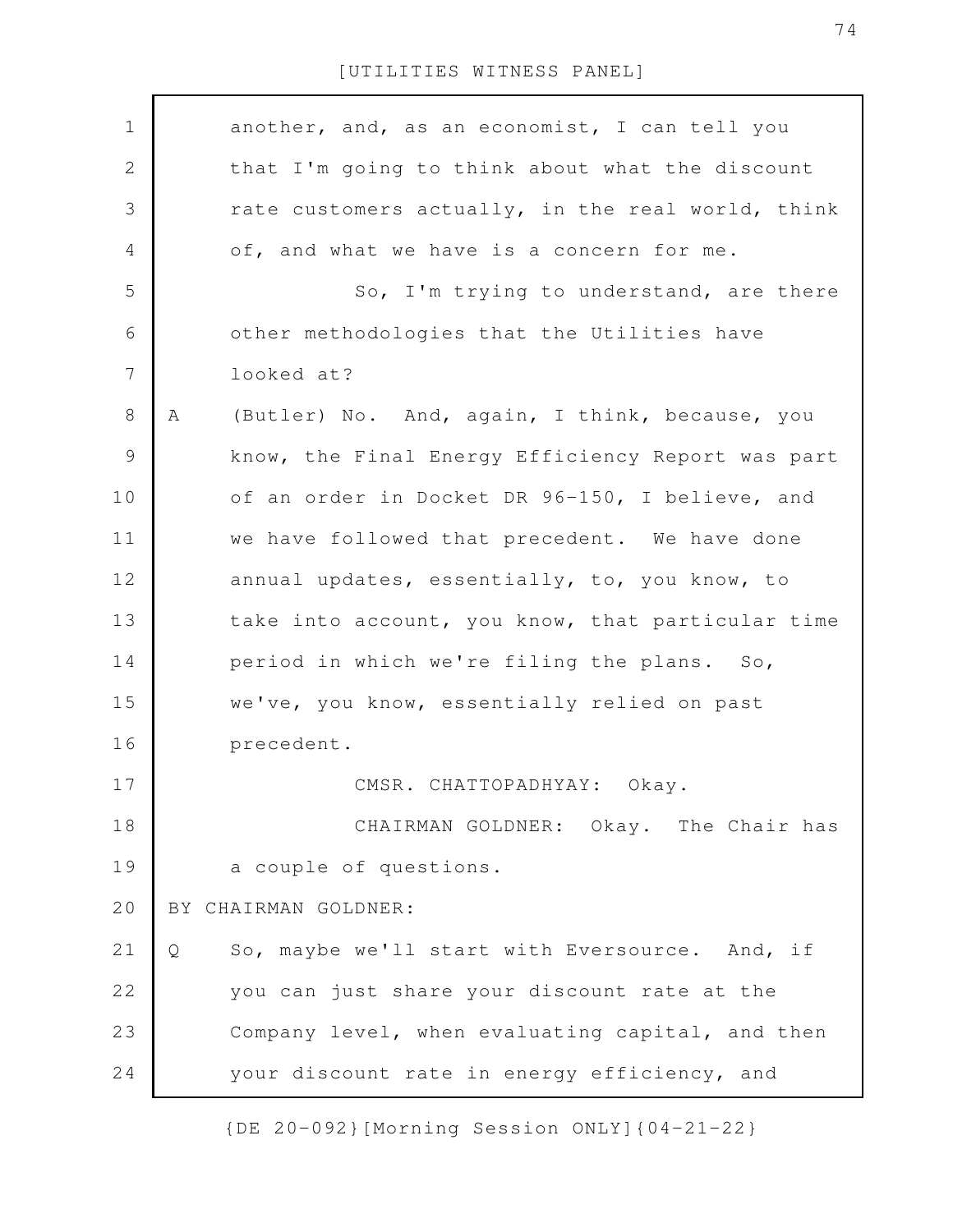another, and, as an economist, I can tell you that I'm going to think about what the discount rate customers actually, in the real world, think of, and what we have is a concern for me.

So, I'm trying to understand, are there other methodologies that the Utilities have looked at?

A (Butler) No. And, again, I think, because, you know, the Final Energy Efficiency Report was part of an order in Docket DR 96-150, I believe, and we have followed that precedent. We have done annual updates, essentially, to, you know, to take into account, you know, that particular time period in which we're filing the plans. So, we've, you know, essentially relied on past precedent.

CMSR. CHATTOPADHYAY: Okay.

CHAIRMAN GOLDNER: Okay. The Chair has a couple of questions.

BY CHAIRMAN GOLDNER:

Q So, maybe we'll start with Eversource. And, if you can just share your discount rate at the Company level, when evaluating capital, and then your discount rate in energy efficiency, and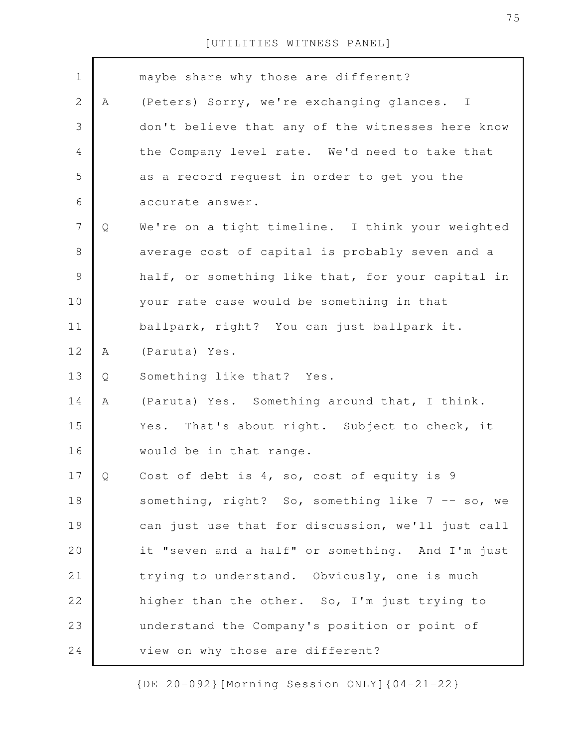maybe share why those are different?

A (Peters) Sorry, we're exchanging glances. I don't believe that any of the witnesses here know the Company level rate. We'd need to take that as a record request in order to get you the accurate answer.

Q We're on a tight timeline. I think your weighted average cost of capital is probably seven and a half, or something like that, for your capital in your rate case would be something in that ballpark, right? You can just ballpark it.

A (Paruta) Yes.

Q Something like that? Yes.

A (Paruta) Yes. Something around that, I think. Yes. That's about right. Subject to check, it would be in that range.

Q Cost of debt is 4, so, cost of equity is 9 something, right? So, something like 7 -- so, we can just use that for discussion, we'll just call it "seven and a half" or something. And I'm just trying to understand. Obviously, one is much higher than the other. So, I'm just trying to understand the Company's position or point of view on why those are different?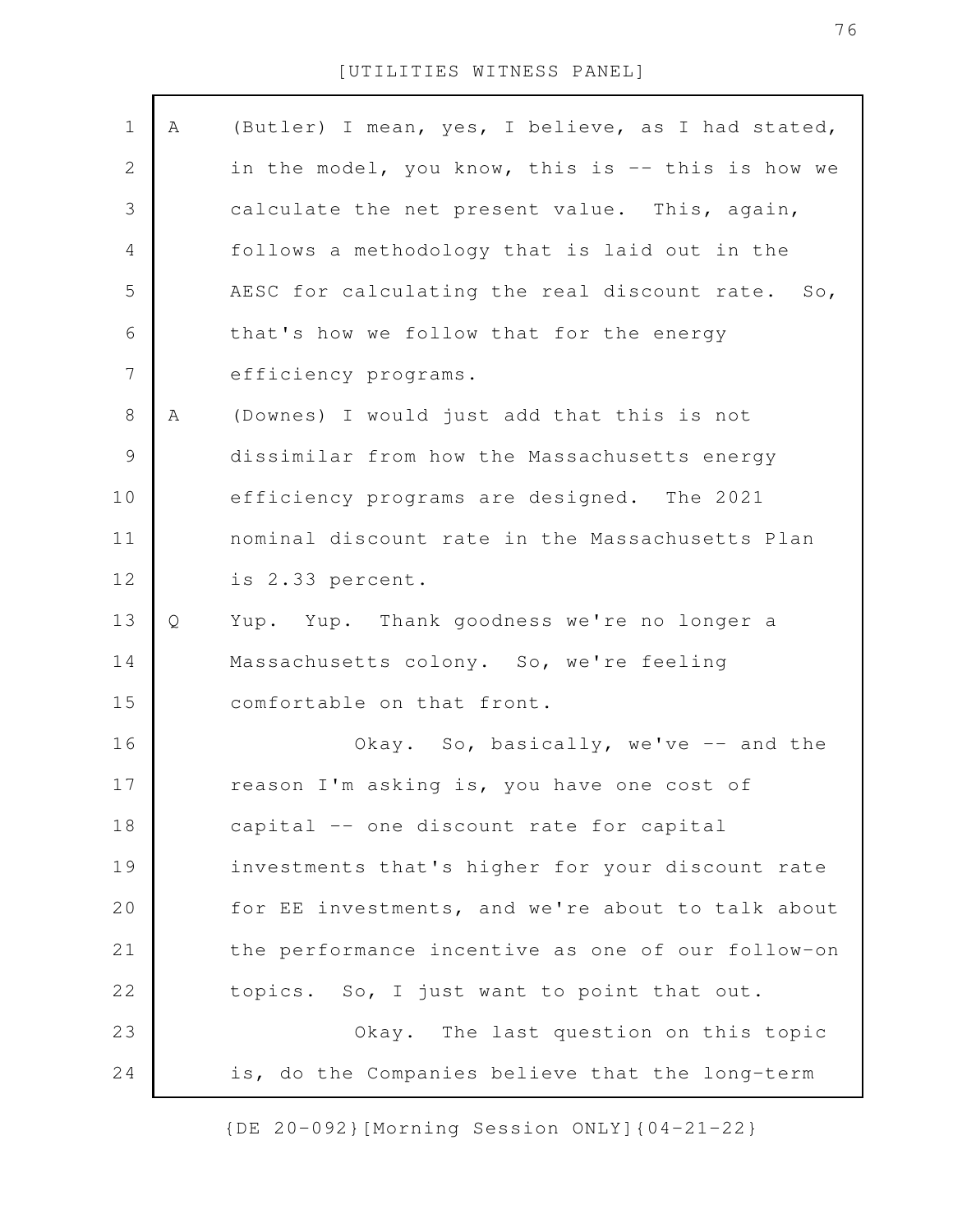A (Butler) I mean, yes, I believe, as I had stated, in the model, you know, this is -- this is how we calculate the net present value. This, again, follows a methodology that is laid out in the AESC for calculating the real discount rate. So, that's how we follow that for the energy efficiency programs.

A (Downes) I would just add that this is not dissimilar from how the Massachusetts energy efficiency programs are designed. The 2021 nominal discount rate in the Massachusetts Plan is 2.33 percent.

Q Yup. Yup. Thank goodness we're no longer a Massachusetts colony. So, we're feeling comfortable on that front.

Okay. So, basically, we've -- and the reason I'm asking is, you have one cost of capital -- one discount rate for capital investments that's higher for your discount rate for EE investments, and we're about to talk about the performance incentive as one of our follow-on topics. So, I just want to point that out.

Okay. The last question on this topic is, do the Companies believe that the long-term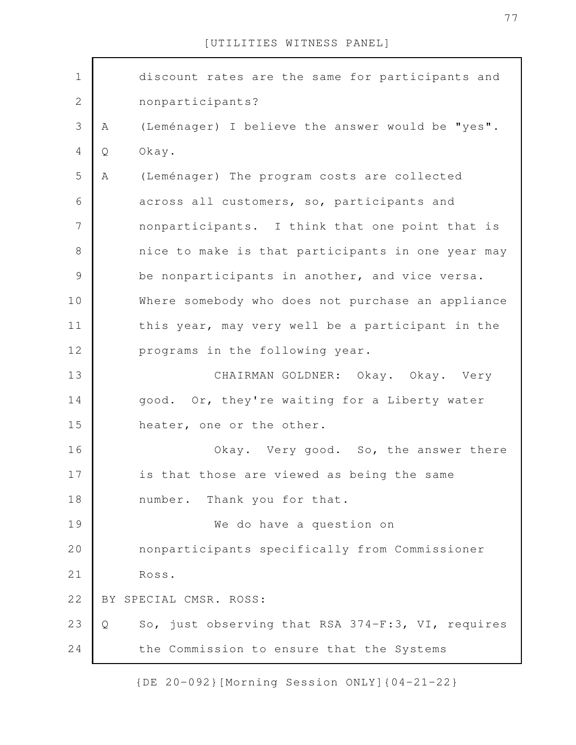discount rates are the same for participants and nonparticipants?

A (Leménager) I believe the answer would be "yes".

Q Okay.

A (Leménager) The program costs are collected across all customers, so, participants and nonparticipants. I think that one point that is nice to make is that participants in one year may be nonparticipants in another, and vice versa. Where somebody who does not purchase an appliance this year, may very well be a participant in the programs in the following year.

CHAIRMAN GOLDNER: Okay. Okay. Very good. Or, they're waiting for a Liberty water heater, one or the other.

Okay. Very good. So, the answer there is that those are viewed as being the same number. Thank you for that.

We do have a question on nonparticipants specifically from Commissioner Ross.

BY SPECIAL CMSR. ROSS:

Q So, just observing that RSA 374-F:3, VI, requires the Commission to ensure that the Systems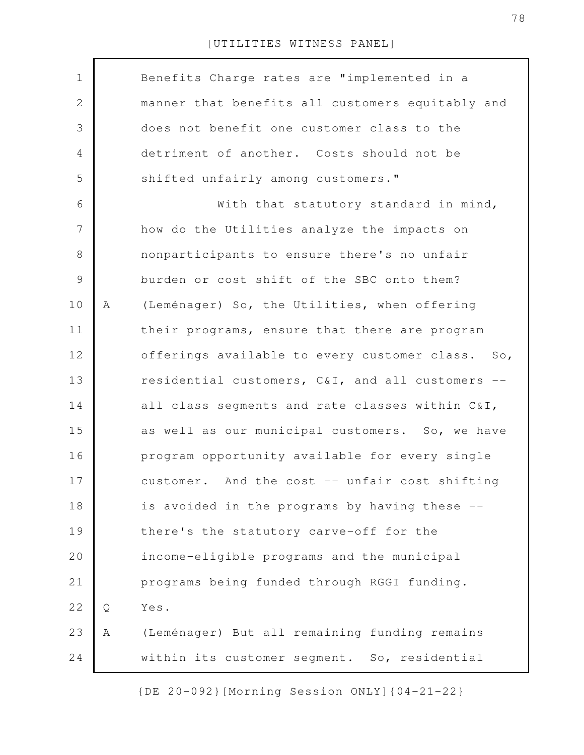Benefits Charge rates are "implemented in a manner that benefits all customers equitably and does not benefit one customer class to the detriment of another. Costs should not be shifted unfairly among customers."

With that statutory standard in mind, how do the Utilities analyze the impacts on nonparticipants to ensure there's no unfair burden or cost shift of the SBC onto them?

A (Leménager) So, the Utilities, when offering their programs, ensure that there are program offerings available to every customer class. So, residential customers, C&I, and all customers -- all class segments and rate classes within C&I, as well as our municipal customers. So, we have program opportunity available for every single customer. And the cost -- unfair cost shifting is avoided in the programs by having these -- there's the statutory carve-off for the income-eligible programs and the municipal programs being funded through RGGI funding.

Q Yes.

A (Leménager) But all remaining funding remains within its customer segment. So, residential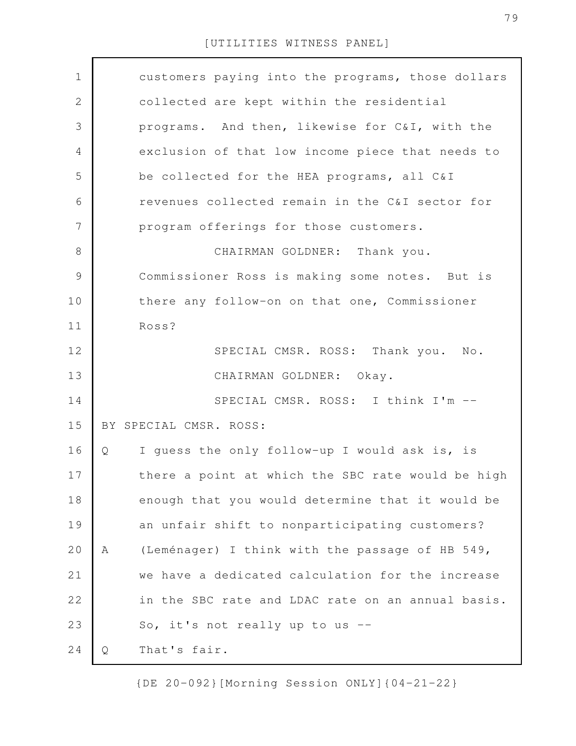customers paying into the programs, those dollars collected are kept within the residential programs. And then, likewise for C&I, with the exclusion of that low income piece that needs to be collected for the HEA programs, all C&I revenues collected remain in the C&I sector for program offerings for those customers.

CHAIRMAN GOLDNER: Thank you. Commissioner Ross is making some notes. But is there any follow-on on that one, Commissioner Ross?

SPECIAL CMSR. ROSS: Thank you. No.

CHAIRMAN GOLDNER: Okay.

SPECIAL CMSR. ROSS: I think I'm --

BY SPECIAL CMSR. ROSS:

Q I guess the only follow-up I would ask is, is there a point at which the SBC rate would be high enough that you would determine that it would be an unfair shift to nonparticipating customers?

A (Leménager) I think with the passage of HB 549, we have a dedicated calculation for the increase in the SBC rate and LDAC rate on an annual basis. So, it's not really up to us --

Q That's fair.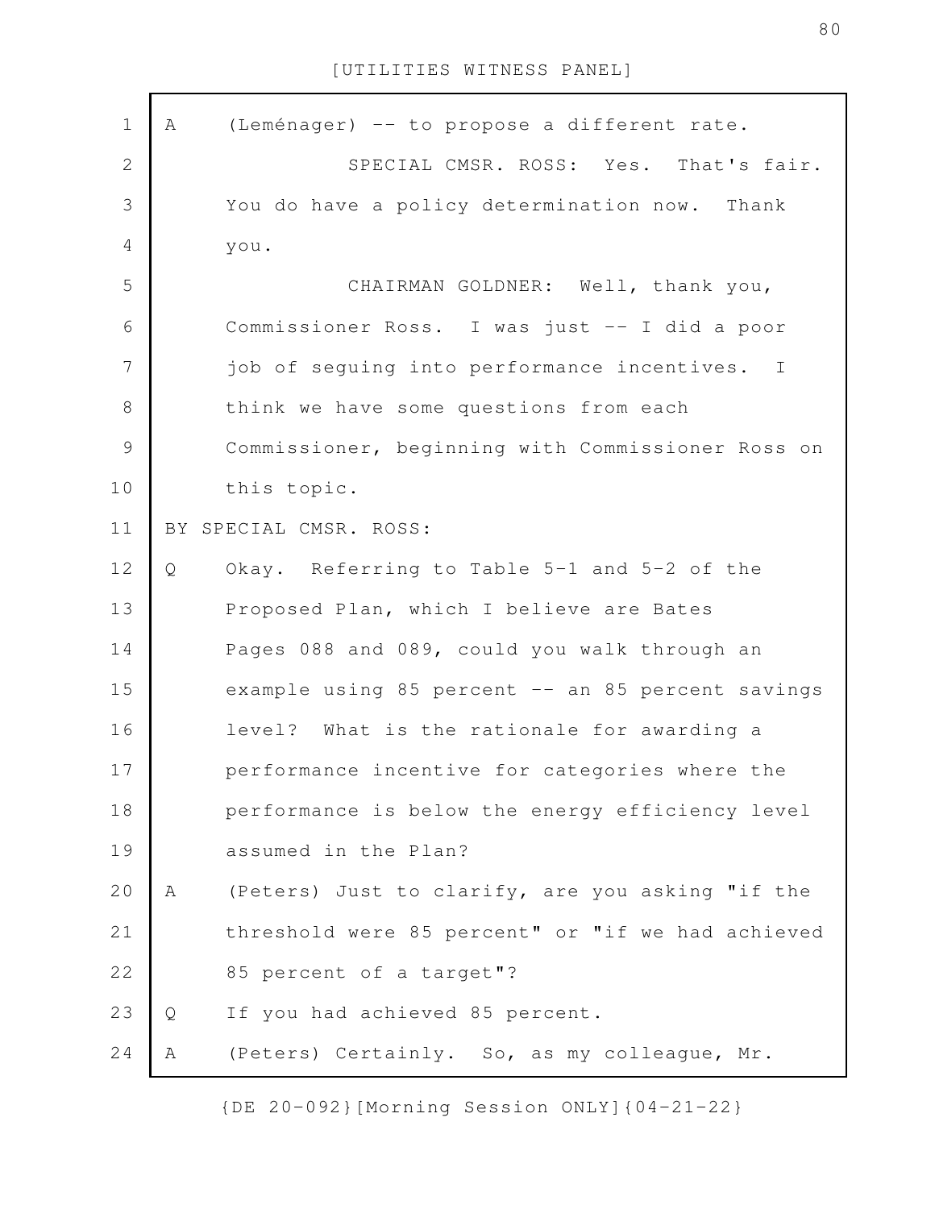A (Leménager) -- to propose a different rate.

SPECIAL CMSR. ROSS: Yes. That's fair. You do have a policy determination now. Thank you.

CHAIRMAN GOLDNER: Well, thank you, Commissioner Ross. I was just -- I did a poor job of seguing into performance incentives. I think we have some questions from each Commissioner, beginning with Commissioner Ross on this topic.

BY SPECIAL CMSR. ROSS:

Q Okay. Referring to Table 5-1 and 5-2 of the Proposed Plan, which I believe are Bates Pages 088 and 089, could you walk through an example using 85 percent -- an 85 percent savings level? What is the rationale for awarding a performance incentive for categories where the performance is below the energy efficiency level assumed in the Plan?

A (Peters) Just to clarify, are you asking "if the threshold were 85 percent" or "if we had achieved 85 percent of a target"?

Q If you had achieved 85 percent.

A (Peters) Certainly. So, as my colleague, Mr.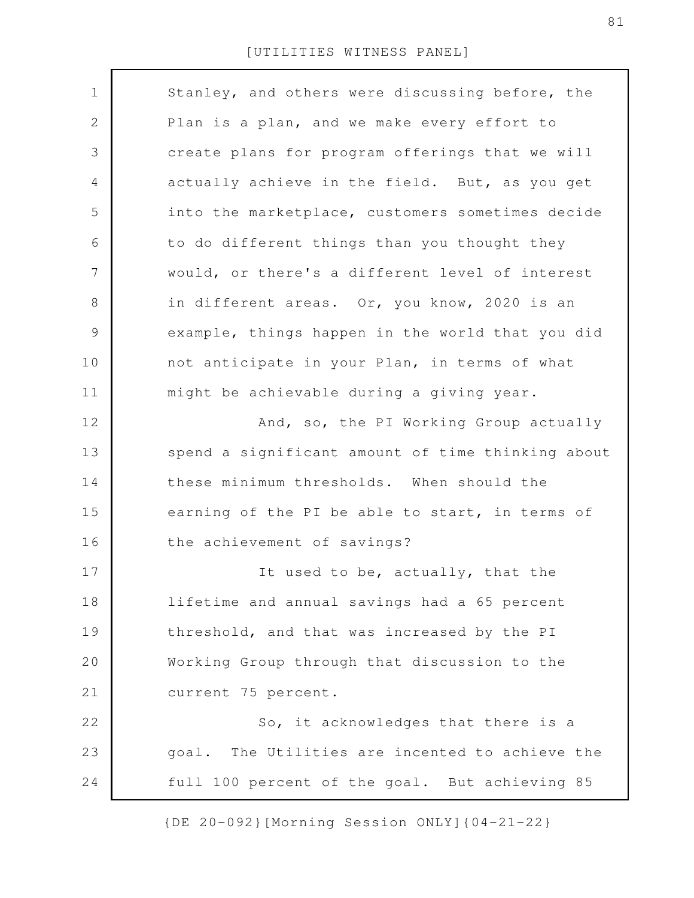Stanley, and others were discussing before, the Plan is a plan, and we make every effort to create plans for program offerings that we will actually achieve in the field. But, as you get into the marketplace, customers sometimes decide to do different things than you thought they would, or there's a different level of interest in different areas. Or, you know, 2020 is an example, things happen in the world that you did not anticipate in your Plan, in terms of what might be achievable during a giving year.

And, so, the PI Working Group actually spend a significant amount of time thinking about these minimum thresholds. When should the earning of the PI be able to start, in terms of the achievement of savings?

It used to be, actually, that the lifetime and annual savings had a 65 percent threshold, and that was increased by the PI Working Group through that discussion to the current 75 percent.

So, it acknowledges that there is a goal. The Utilities are incented to achieve the full 100 percent of the goal. But achieving 85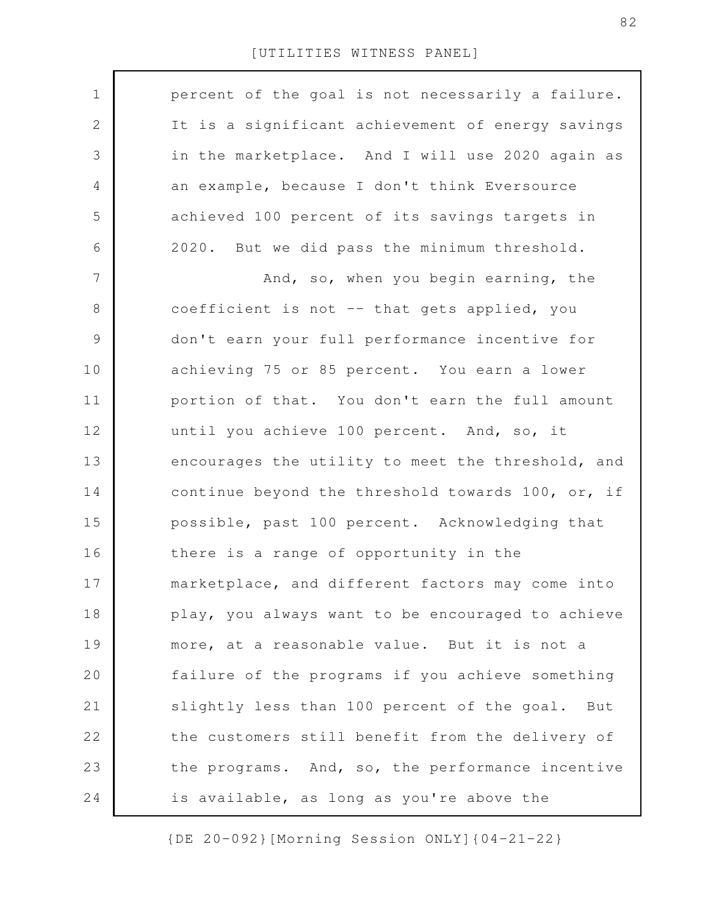percent of the goal is not necessarily a failure. It is a significant achievement of energy savings in the marketplace. And I will use 2020 again as an example, because I don't think Eversource achieved 100 percent of its savings targets in 2020. But we did pass the minimum threshold.

And, so, when you begin earning, the coefficient is not -- that gets applied, you don't earn your full performance incentive for achieving 75 or 85 percent. You earn a lower portion of that. You don't earn the full amount until you achieve 100 percent. And, so, it encourages the utility to meet the threshold, and continue beyond the threshold towards 100, or, if possible, past 100 percent. Acknowledging that there is a range of opportunity in the marketplace, and different factors may come into play, you always want to be encouraged to achieve more, at a reasonable value. But it is not a failure of the programs if you achieve something slightly less than 100 percent of the goal. But the customers still benefit from the delivery of the programs. And, so, the performance incentive is available, as long as you're above the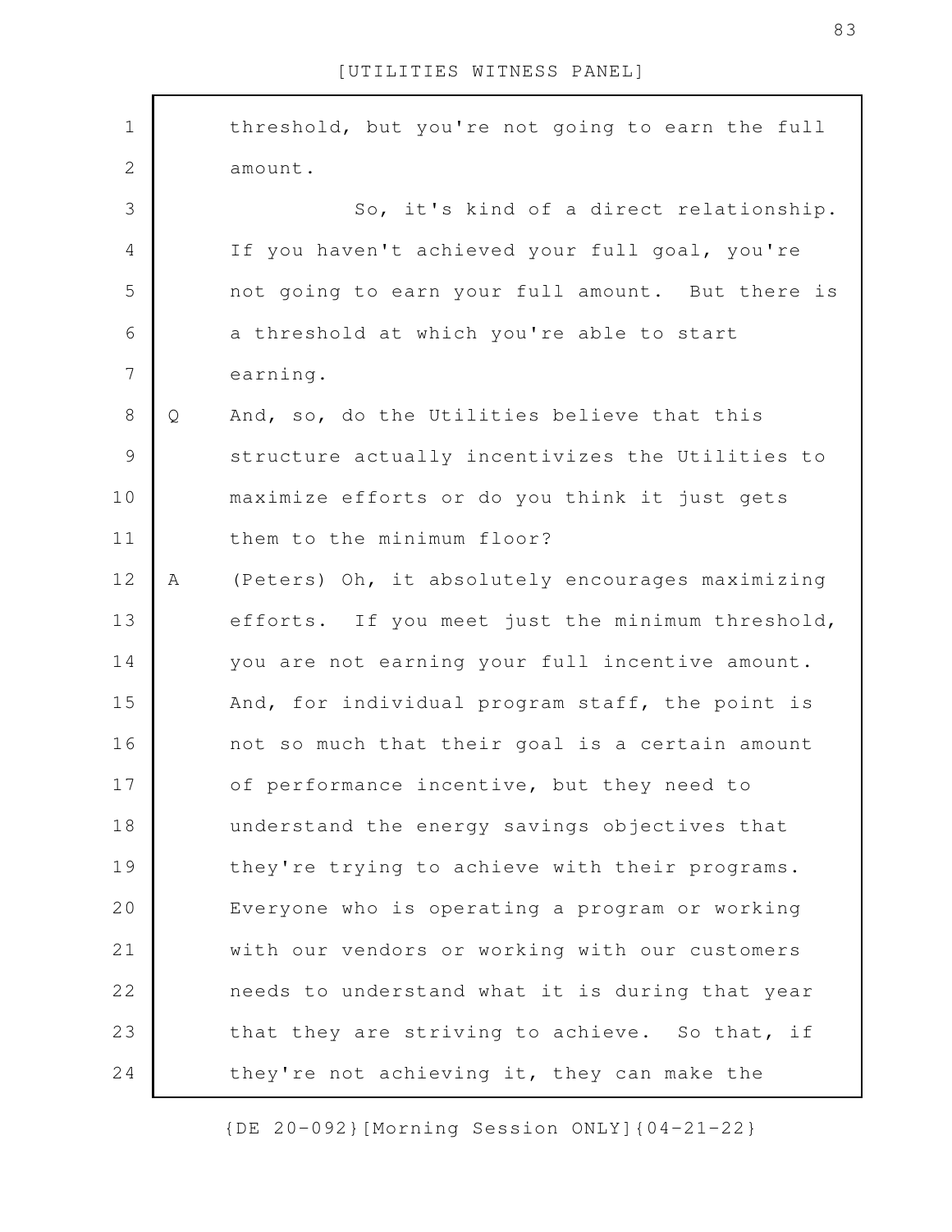threshold, but you're not going to earn the full amount.

So, it's kind of a direct relationship. If you haven't achieved your full goal, you're not going to earn your full amount. But there is a threshold at which you're able to start earning.

Q And, so, do the Utilities believe that this structure actually incentivizes the Utilities to maximize efforts or do you think it just gets them to the minimum floor?

A (Peters) Oh, it absolutely encourages maximizing efforts. If you meet just the minimum threshold, you are not earning your full incentive amount. And, for individual program staff, the point is not so much that their goal is a certain amount of performance incentive, but they need to understand the energy savings objectives that they're trying to achieve with their programs. Everyone who is operating a program or working with our vendors or working with our customers needs to understand what it is during that year that they are striving to achieve. So that, if they're not achieving it, they can make the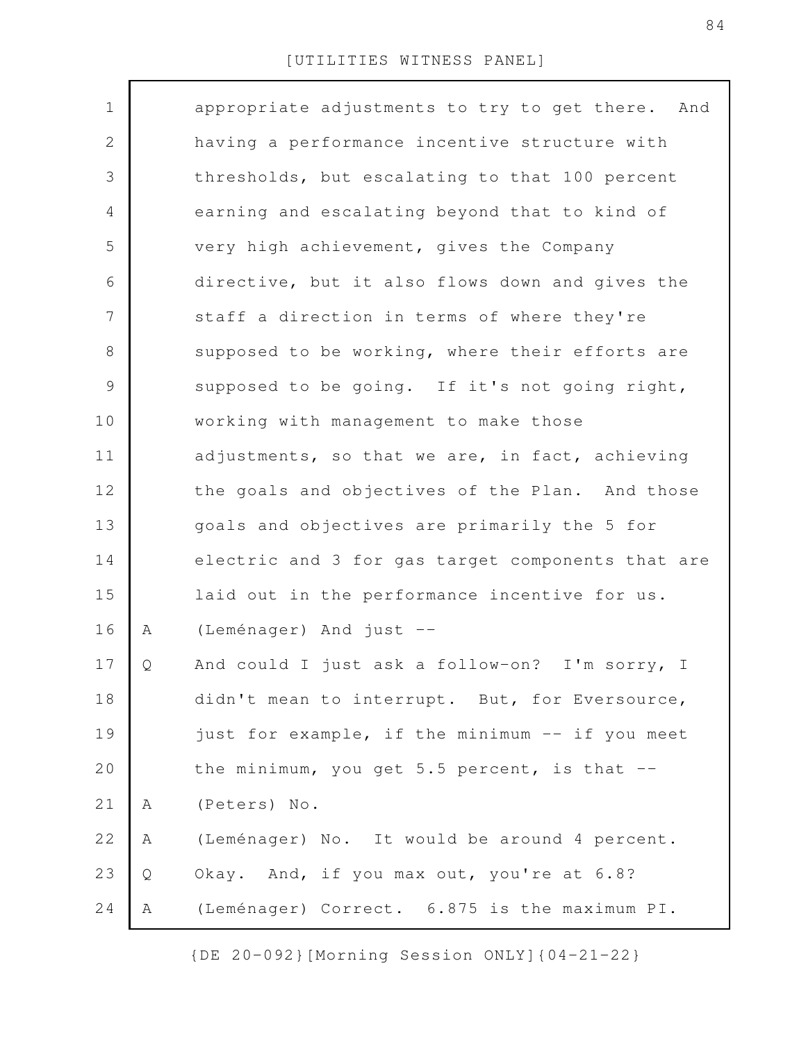appropriate adjustments to try to get there. And having a performance incentive structure with thresholds, but escalating to that 100 percent earning and escalating beyond that to kind of very high achievement, gives the Company directive, but it also flows down and gives the staff a direction in terms of where they're supposed to be working, where their efforts are supposed to be going. If it's not going right, working with management to make those adjustments, so that we are, in fact, achieving the goals and objectives of the Plan. And those goals and objectives are primarily the 5 for electric and 3 for gas target components that are laid out in the performance incentive for us.

A (Leménager) And just --

Q And could I just ask a follow-on? I'm sorry, I didn't mean to interrupt. But, for Eversource, just for example, if the minimum -- if you meet the minimum, you get 5.5 percent, is that --

A (Peters) No.

A (Leménager) No. It would be around 4 percent.

Q Okay. And, if you max out, you're at 6.8?

A (Leménager) Correct. 6.875 is the maximum PI.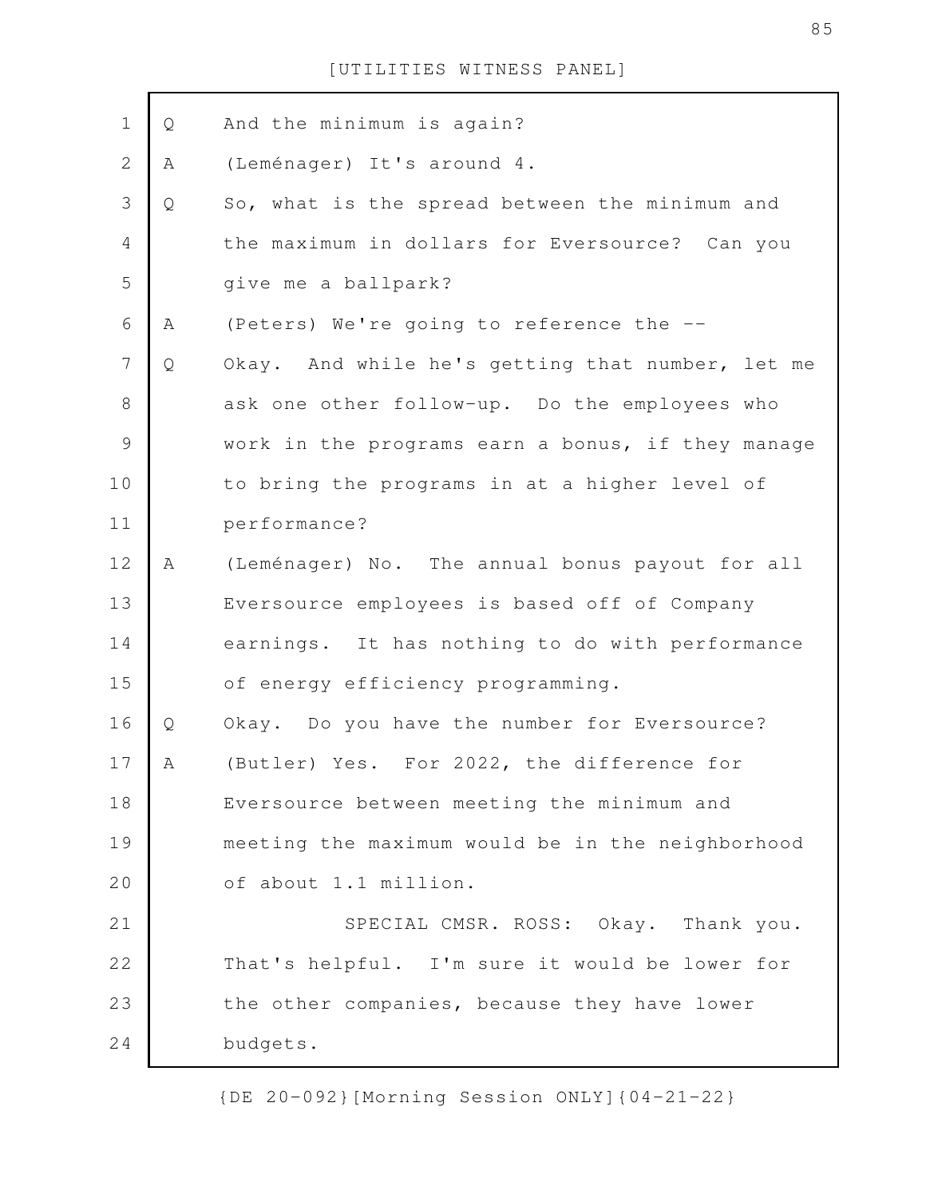Q And the minimum is again?

A (Leménager) It's around 4.

Q So, what is the spread between the minimum and the maximum in dollars for Eversource? Can you give me a ballpark?

A (Peters) We're going to reference the --

Q Okay. And while he's getting that number, let me ask one other follow-up. Do the employees who work in the programs earn a bonus, if they manage to bring the programs in at a higher level of performance?

A (Leménager) No. The annual bonus payout for all Eversource employees is based off of Company earnings. It has nothing to do with performance of energy efficiency programming.

Q Okay. Do you have the number for Eversource?

A (Butler) Yes. For 2022, the difference for Eversource between meeting the minimum and meeting the maximum would be in the neighborhood of about 1.1 million.

SPECIAL CMSR. ROSS: Okay. Thank you. That's helpful. I'm sure it would be lower for the other companies, because they have lower budgets.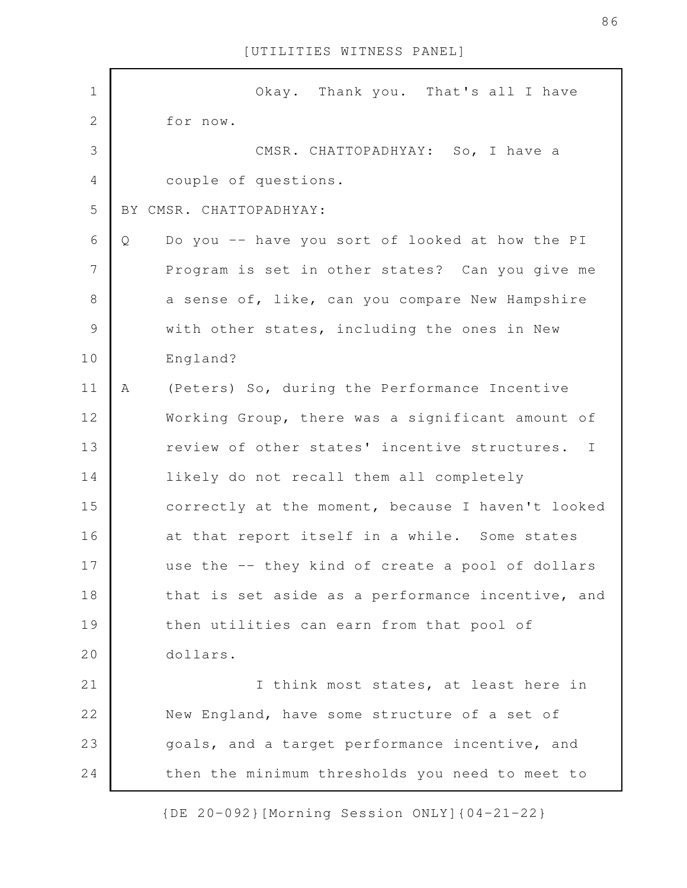Okay. Thank you. That's all I have for now.

CMSR. CHATTOPADHYAY: So, I have a couple of questions.

BY CMSR. CHATTOPADHYAY:

Q Do you -- have you sort of looked at how the PI Program is set in other states? Can you give me a sense of, like, can you compare New Hampshire with other states, including the ones in New England?

A (Peters) So, during the Performance Incentive Working Group, there was a significant amount of review of other states' incentive structures. I likely do not recall them all completely correctly at the moment, because I haven't looked at that report itself in a while. Some states use the -- they kind of create a pool of dollars that is set aside as a performance incentive, and then utilities can earn from that pool of dollars.

I think most states, at least here in New England, have some structure of a set of goals, and a target performance incentive, and then the minimum thresholds you need to meet to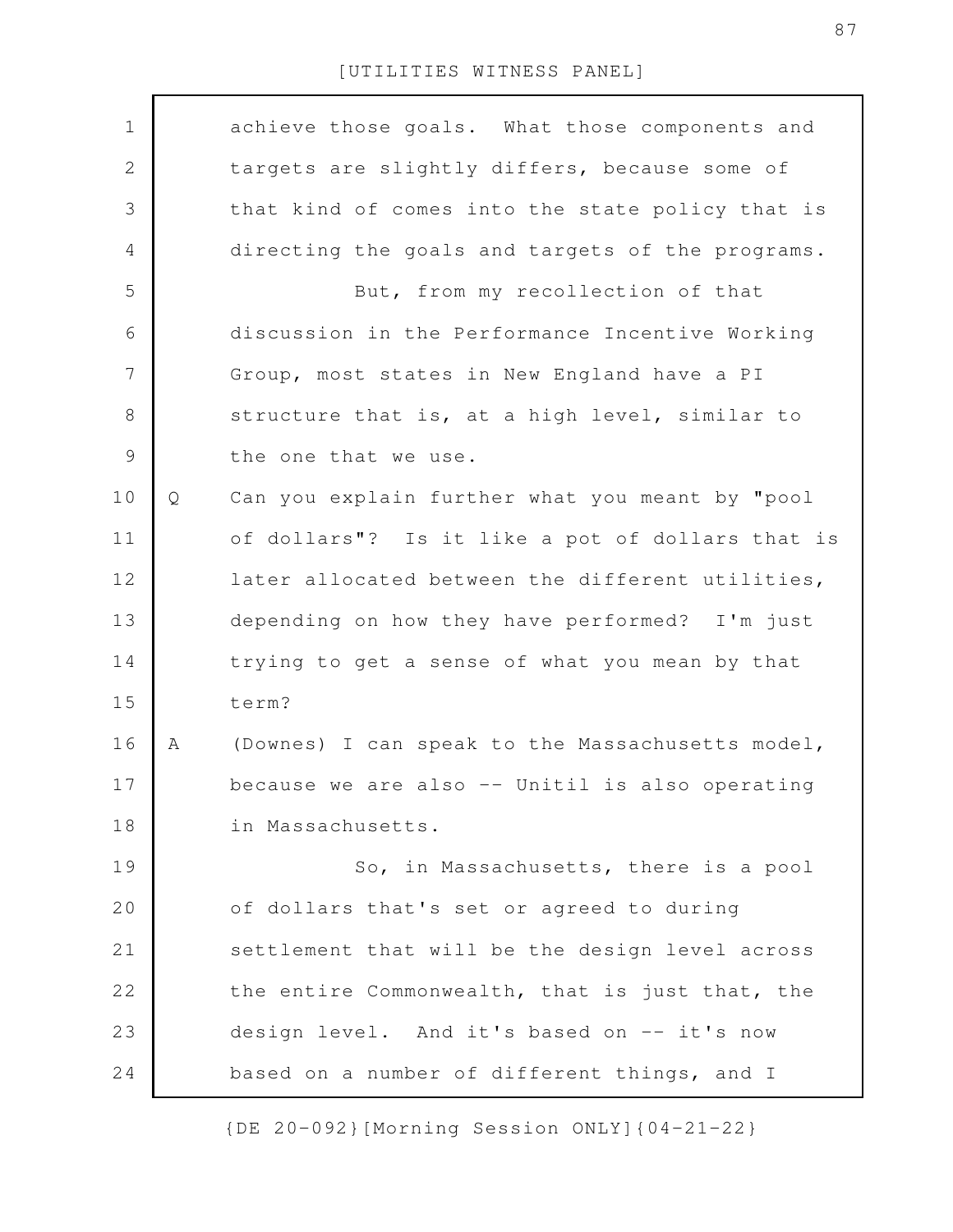achieve those goals. What those components and targets are slightly differs, because some of that kind of comes into the state policy that is directing the goals and targets of the programs.

But, from my recollection of that discussion in the Performance Incentive Working Group, most states in New England have a PI structure that is, at a high level, similar to the one that we use.

Q Can you explain further what you meant by "pool of dollars"? Is it like a pot of dollars that is later allocated between the different utilities, depending on how they have performed? I'm just trying to get a sense of what you mean by that term?

A (Downes) I can speak to the Massachusetts model, because we are also -- Unitil is also operating in Massachusetts.

So, in Massachusetts, there is a pool of dollars that's set or agreed to during settlement that will be the design level across the entire Commonwealth, that is just that, the design level. And it's based on -- it's now based on a number of different things, and I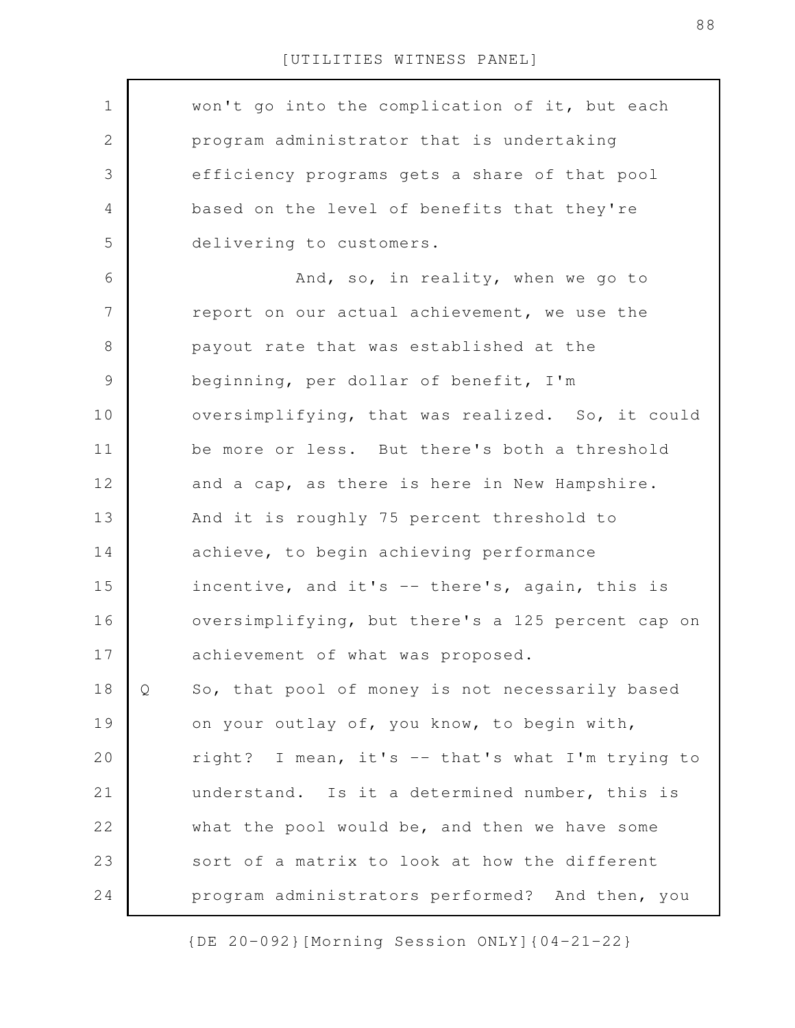won't go into the complication of it, but each program administrator that is undertaking efficiency programs gets a share of that pool based on the level of benefits that they're delivering to customers.

And, so, in reality, when we go to report on our actual achievement, we use the payout rate that was established at the beginning, per dollar of benefit, I'm oversimplifying, that was realized. So, it could be more or less. But there's both a threshold and a cap, as there is here in New Hampshire. And it is roughly 75 percent threshold to achieve, to begin achieving performance incentive, and it's -- there's, again, this is oversimplifying, but there's a 125 percent cap on achievement of what was proposed.

Q So, that pool of money is not necessarily based on your outlay of, you know, to begin with, right? I mean, it's -- that's what I'm trying to understand. Is it a determined number, this is what the pool would be, and then we have some sort of a matrix to look at how the different program administrators performed? And then, you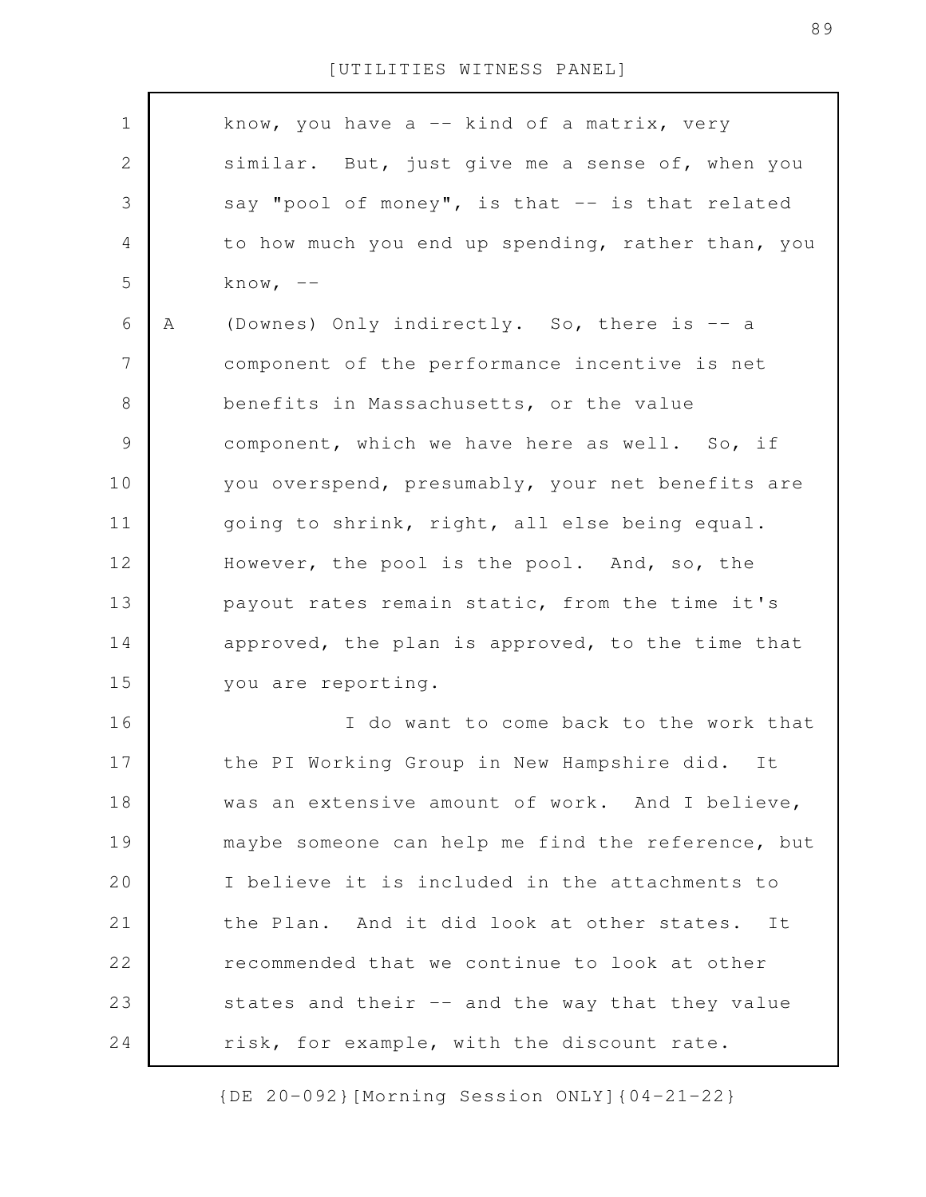know, you have a -- kind of a matrix, very similar. But, just give me a sense of, when you say "pool of money", is that -- is that related to how much you end up spending, rather than, you know, --

A (Downes) Only indirectly. So, there is -- a component of the performance incentive is net benefits in Massachusetts, or the value component, which we have here as well. So, if you overspend, presumably, your net benefits are going to shrink, right, all else being equal. However, the pool is the pool. And, so, the payout rates remain static, from the time it's approved, the plan is approved, to the time that you are reporting.

I do want to come back to the work that the PI Working Group in New Hampshire did. It was an extensive amount of work. And I believe, maybe someone can help me find the reference, but I believe it is included in the attachments to the Plan. And it did look at other states. It recommended that we continue to look at other states and their -- and the way that they value risk, for example, with the discount rate.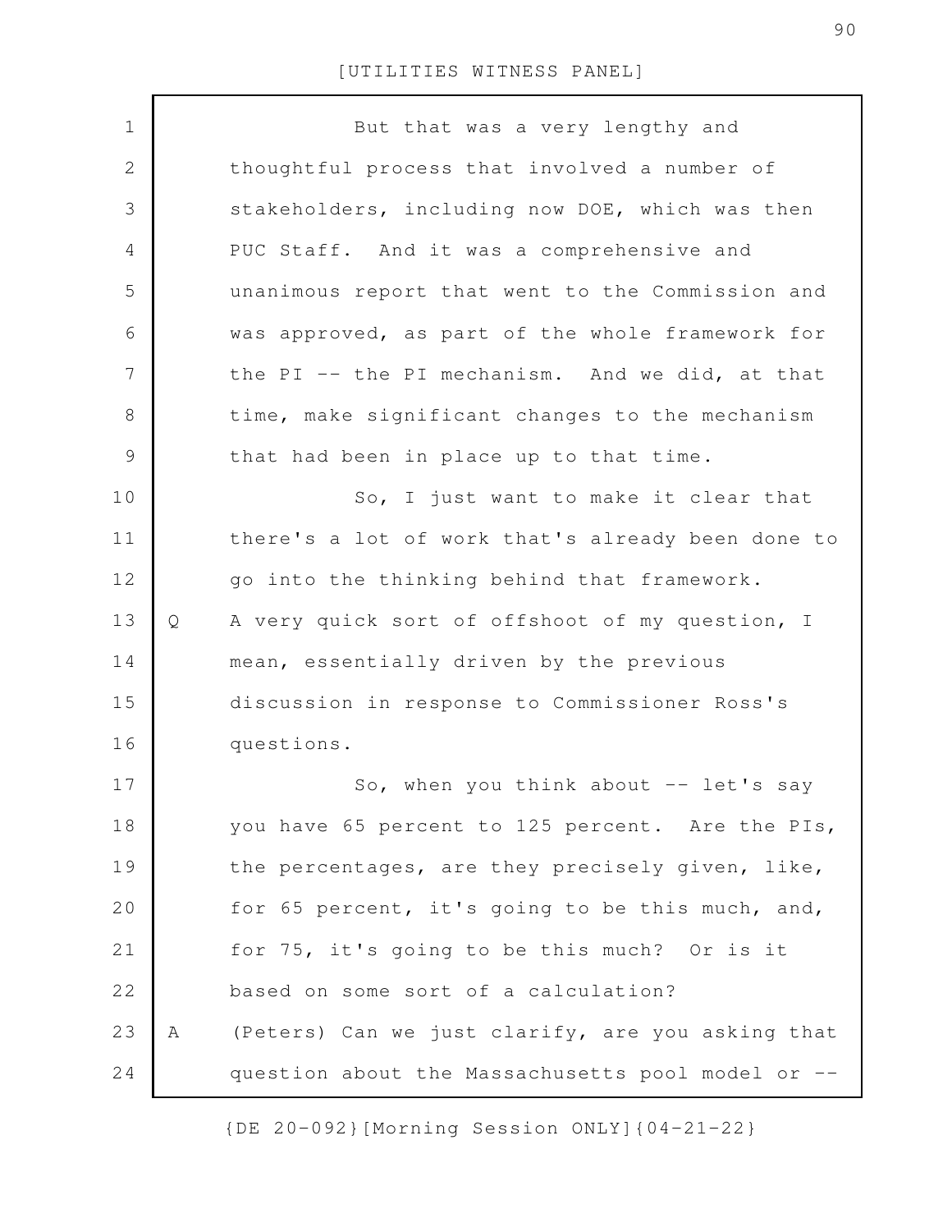But that was a very lengthy and thoughtful process that involved a number of stakeholders, including now DOE, which was then PUC Staff. And it was a comprehensive and unanimous report that went to the Commission and was approved, as part of the whole framework for the PI -- the PI mechanism. And we did, at that time, make significant changes to the mechanism that had been in place up to that time.

So, I just want to make it clear that there's a lot of work that's already been done to go into the thinking behind that framework.

Q A very quick sort of offshoot of my question, I mean, essentially driven by the previous discussion in response to Commissioner Ross's questions.

So, when you think about -- let's say you have 65 percent to 125 percent. Are the PIs, the percentages, are they precisely given, like, for 65 percent, it's going to be this much, and, for 75, it's going to be this much? Or is it based on some sort of a calculation?

A (Peters) Can we just clarify, are you asking that question about the Massachusetts pool model or --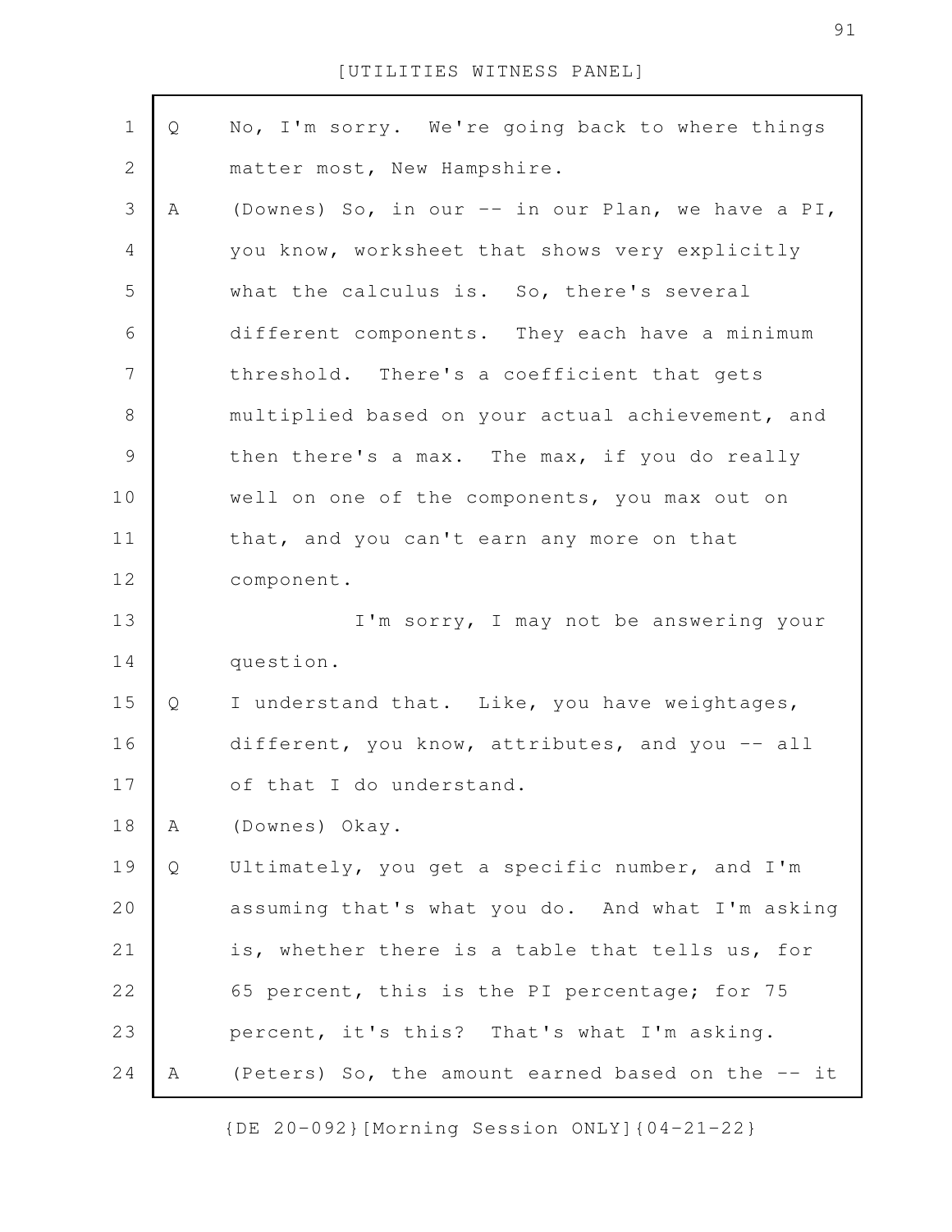Q No, I'm sorry. We're going back to where things matter most, New Hampshire.

A (Downes) So, in our -- in our Plan, we have a PI, you know, worksheet that shows very explicitly what the calculus is. So, there's several different components. They each have a minimum threshold. There's a coefficient that gets multiplied based on your actual achievement, and then there's a max. The max, if you do really well on one of the components, you max out on that, and you can't earn any more on that component.

I'm sorry, I may not be answering your question.

Q I understand that. Like, you have weightages, different, you know, attributes, and you -- all of that I do understand.

A (Downes) Okay.

Q Ultimately, you get a specific number, and I'm assuming that's what you do. And what I'm asking is, whether there is a table that tells us, for 65 percent, this is the PI percentage; for 75 percent, it's this? That's what I'm asking.

A (Peters) So, the amount earned based on the -- it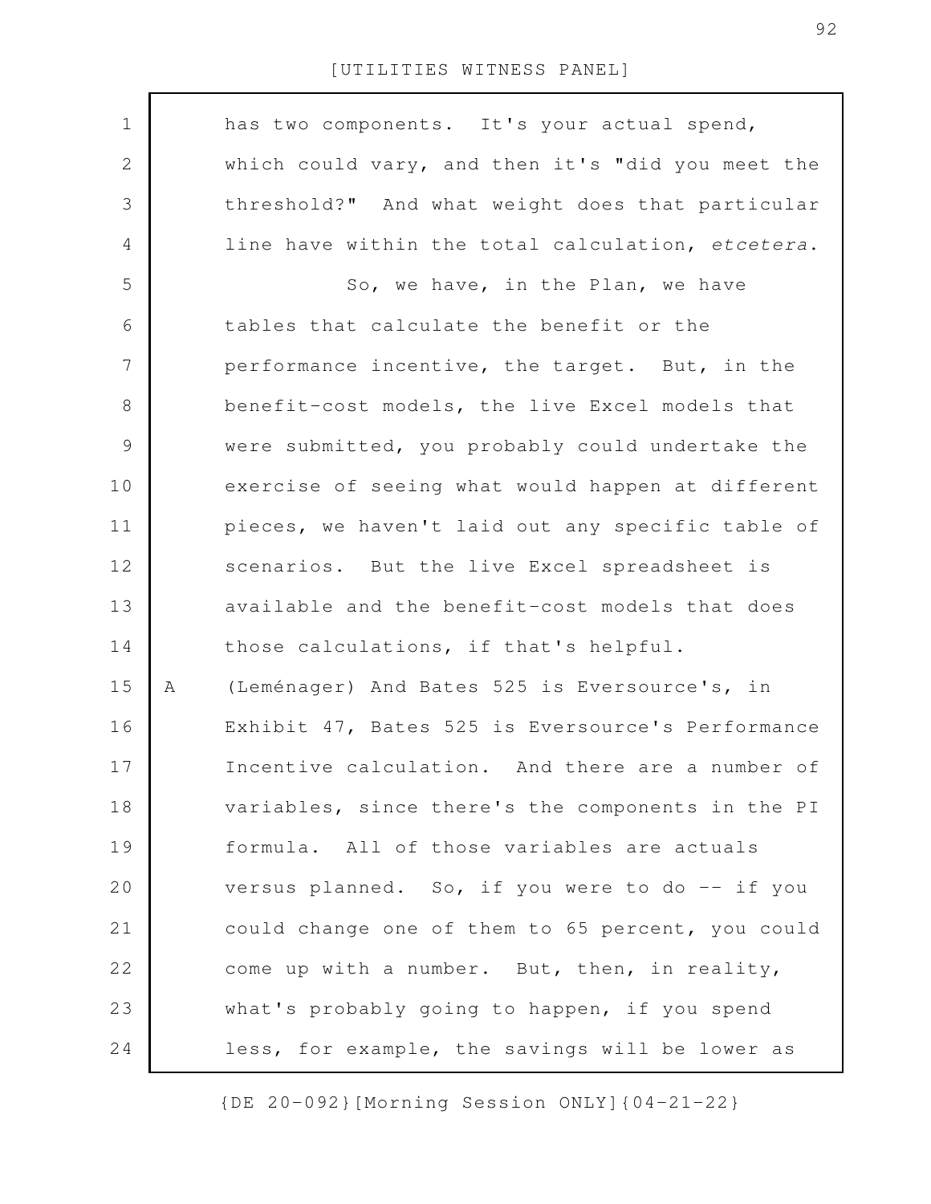has two components. It's your actual spend, which could vary, and then it's "did you meet the threshold?" And what weight does that particular line have within the total calculation, *etcetera*.

So, we have, in the Plan, we have tables that calculate the benefit or the performance incentive, the target. But, in the benefit-cost models, the live Excel models that were submitted, you probably could undertake the exercise of seeing what would happen at different pieces, we haven't laid out any specific table of scenarios. But the live Excel spreadsheet is available and the benefit-cost models that does those calculations, if that's helpful.

A (Leménager) And Bates 525 is Eversource's, in Exhibit 47, Bates 525 is Eversource's Performance Incentive calculation. And there are a number of variables, since there's the components in the PI formula. All of those variables are actuals versus planned. So, if you were to do -- if you could change one of them to 65 percent, you could come up with a number. But, then, in reality, what's probably going to happen, if you spend less, for example, the savings will be lower as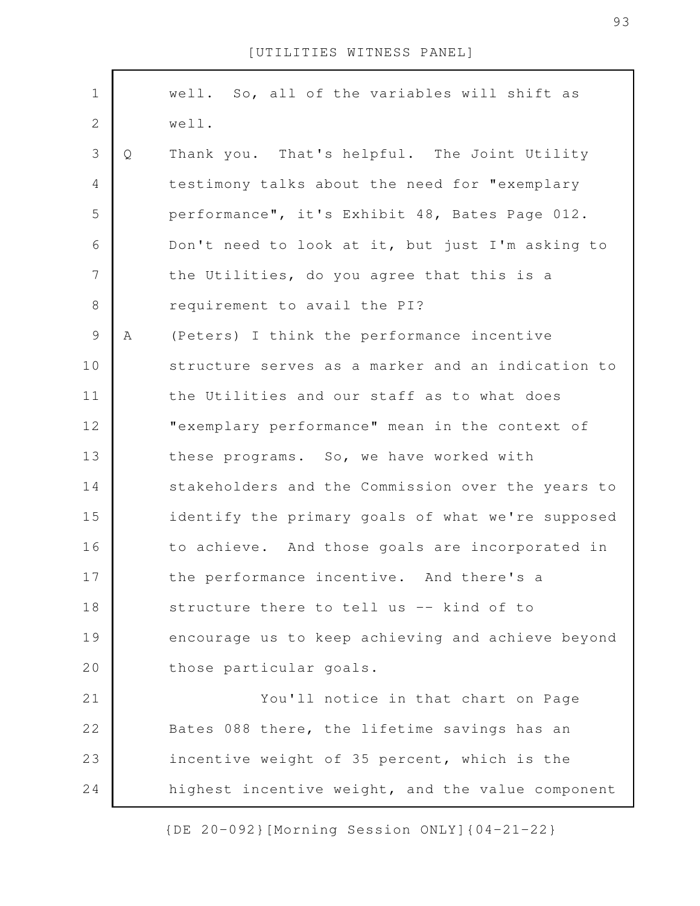well. So, all of the variables will shift as well.

Q Thank you. That's helpful. The Joint Utility testimony talks about the need for "exemplary performance", it's Exhibit 48, Bates Page 012. Don't need to look at it, but just I'm asking to the Utilities, do you agree that this is a requirement to avail the PI?

A (Peters) I think the performance incentive structure serves as a marker and an indication to the Utilities and our staff as to what does "exemplary performance" mean in the context of these programs. So, we have worked with stakeholders and the Commission over the years to identify the primary goals of what we're supposed to achieve. And those goals are incorporated in the performance incentive. And there's a structure there to tell us -- kind of to encourage us to keep achieving and achieve beyond those particular goals.

You'll notice in that chart on Page Bates 088 there, the lifetime savings has an incentive weight of 35 percent, which is the highest incentive weight, and the value component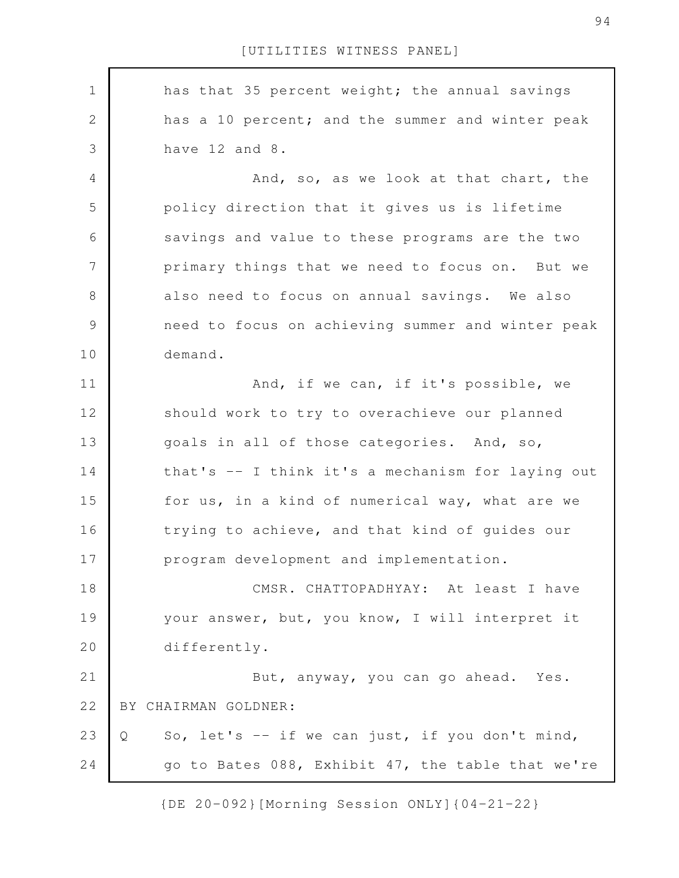has that 35 percent weight; the annual savings has a 10 percent; and the summer and winter peak have 12 and 8.

And, so, as we look at that chart, the policy direction that it gives us is lifetime savings and value to these programs are the two primary things that we need to focus on. But we also need to focus on annual savings. We also need to focus on achieving summer and winter peak demand.

And, if we can, if it's possible, we should work to try to overachieve our planned goals in all of those categories. And, so, that's -- I think it's a mechanism for laying out for us, in a kind of numerical way, what are we trying to achieve, and that kind of guides our program development and implementation.

CMSR. CHATTOPADHYAY: At least I have your answer, but, you know, I will interpret it differently.

But, anyway, you can go ahead. Yes.

BY CHAIRMAN GOLDNER:

Q So, let's -- if we can just, if you don't mind, go to Bates 088, Exhibit 47, the table that we're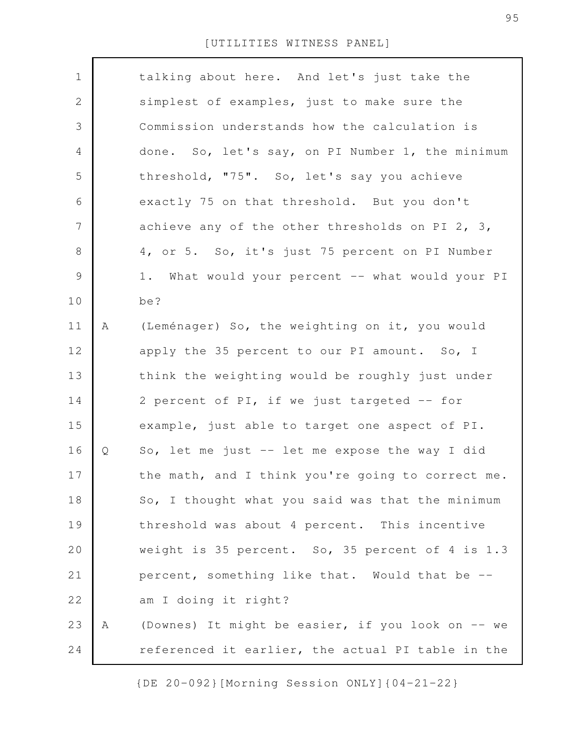talking about here. And let's just take the simplest of examples, just to make sure the Commission understands how the calculation is done. So, let's say, on PI Number 1, the minimum threshold, "75". So, let's say you achieve exactly 75 on that threshold. But you don't achieve any of the other thresholds on PI 2, 3, 4, or 5. So, it's just 75 percent on PI Number 1. What would your percent -- what would your PI be?

A (Leménager) So, the weighting on it, you would apply the 35 percent to our PI amount. So, I think the weighting would be roughly just under 2 percent of PI, if we just targeted -- for example, just able to target one aspect of PI.

Q So, let me just -- let me expose the way I did the math, and I think you're going to correct me. So, I thought what you said was that the minimum threshold was about 4 percent. This incentive weight is 35 percent. So, 35 percent of 4 is 1.3 percent, something like that. Would that be -- am I doing it right?

A (Downes) It might be easier, if you look on -- we referenced it earlier, the actual PI table in the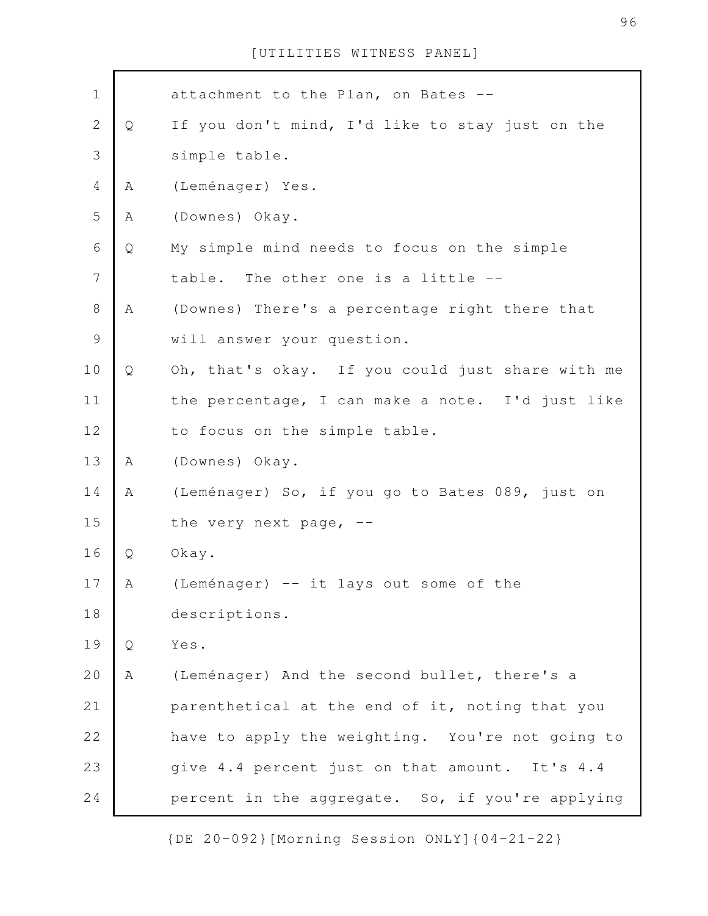attachment to the Plan, on Bates --

Q If you don't mind, I'd like to stay just on the simple table.

A (Leménager) Yes.

A (Downes) Okay.

Q My simple mind needs to focus on the simple table. The other one is a little --

A (Downes) There's a percentage right there that will answer your question.

Q Oh, that's okay. If you could just share with me the percentage, I can make a note. I'd just like to focus on the simple table.

A (Downes) Okay.

A (Leménager) So, if you go to Bates 089, just on the very next page, --

Q Okay.

A (Leménager) -- it lays out some of the descriptions.

Q Yes.

A (Leménager) And the second bullet, there's a parenthetical at the end of it, noting that you have to apply the weighting. You're not going to give 4.4 percent just on that amount. It's 4.4 percent in the aggregate. So, if you're applying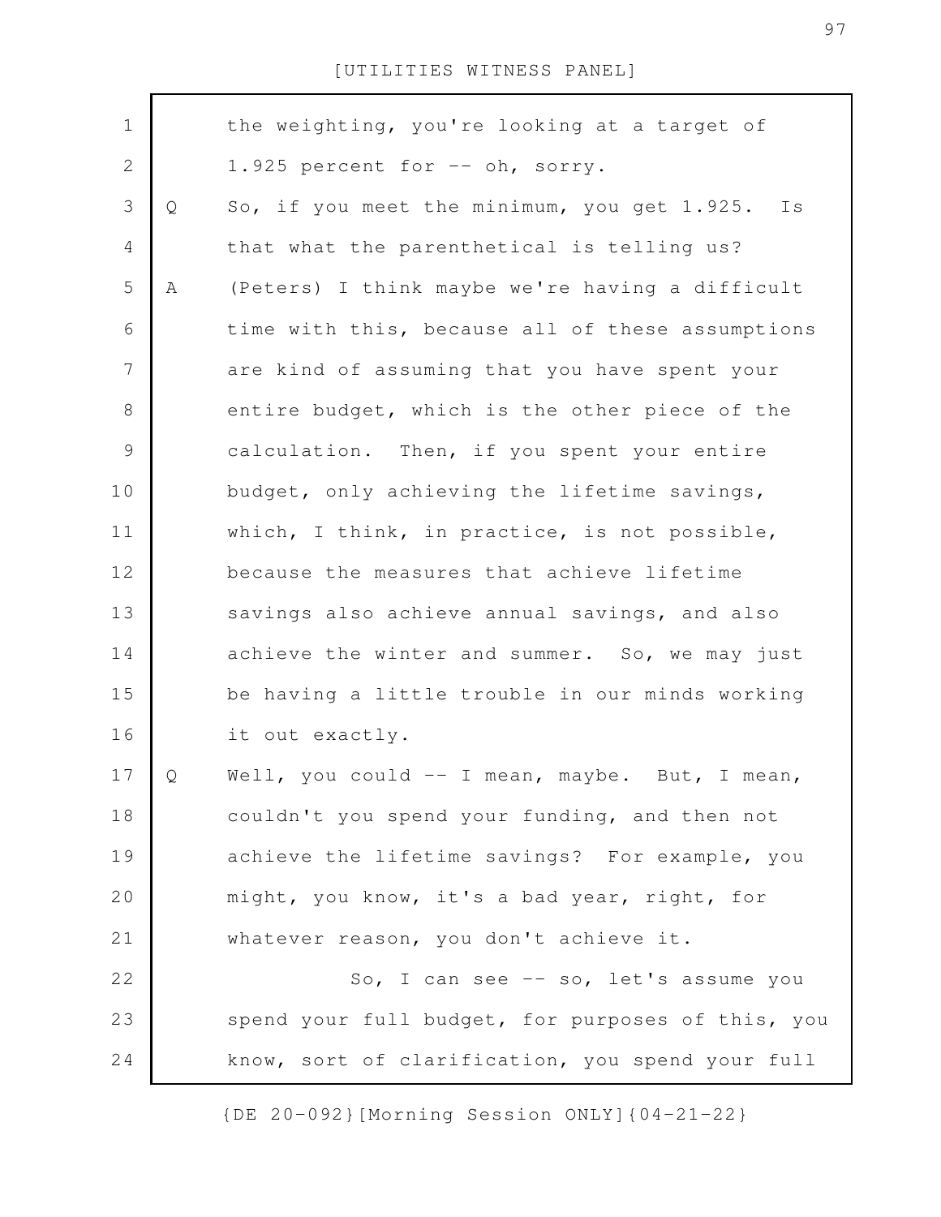the weighting, you're looking at a target of 1.925 percent for -- oh, sorry.

Q So, if you meet the minimum, you get 1.925. Is that what the parenthetical is telling us?

A (Peters) I think maybe we're having a difficult time with this, because all of these assumptions are kind of assuming that you have spent your entire budget, which is the other piece of the calculation. Then, if you spent your entire budget, only achieving the lifetime savings, which, I think, in practice, is not possible, because the measures that achieve lifetime savings also achieve annual savings, and also achieve the winter and summer. So, we may just be having a little trouble in our minds working it out exactly.

Q Well, you could -- I mean, maybe. But, I mean, couldn't you spend your funding, and then not achieve the lifetime savings? For example, you might, you know, it's a bad year, right, for whatever reason, you don't achieve it.

So, I can see -- so, let's assume you spend your full budget, for purposes of this, you know, sort of clarification, you spend your full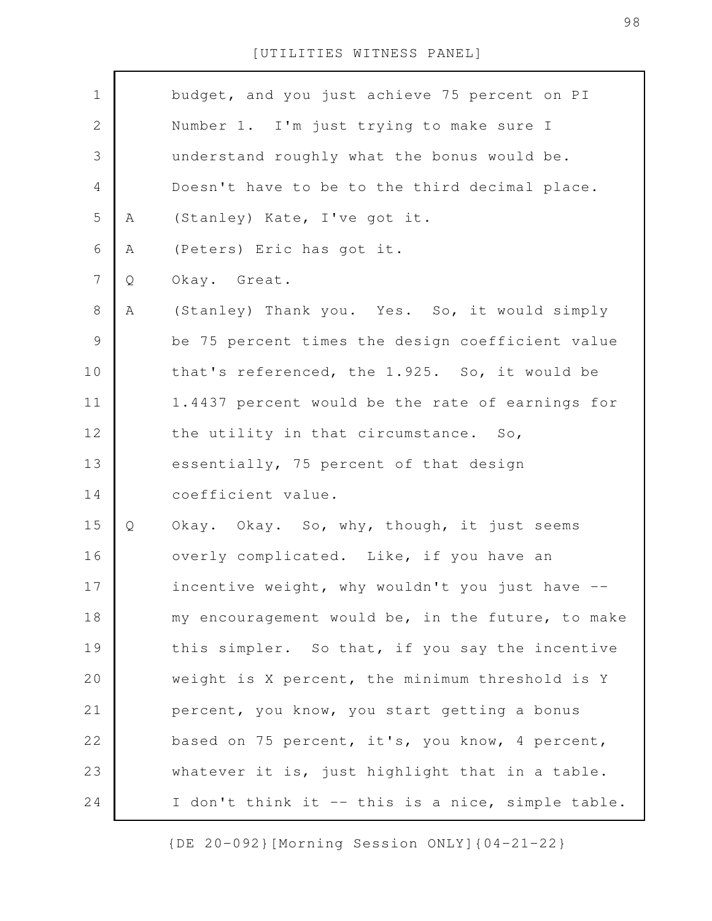budget, and you just achieve 75 percent on PI Number 1. I'm just trying to make sure I understand roughly what the bonus would be. Doesn't have to be to the third decimal place.

A (Stanley) Kate, I've got it.

A (Peters) Eric has got it.

Q Okay. Great.

A (Stanley) Thank you. Yes. So, it would simply be 75 percent times the design coefficient value that's referenced, the 1.925. So, it would be 1.4437 percent would be the rate of earnings for the utility in that circumstance. So, essentially, 75 percent of that design coefficient value.

Q Okay. Okay. So, why, though, it just seems overly complicated. Like, if you have an incentive weight, why wouldn't you just have -- my encouragement would be, in the future, to make this simpler. So that, if you say the incentive weight is X percent, the minimum threshold is Y percent, you know, you start getting a bonus based on 75 percent, it's, you know, 4 percent, whatever it is, just highlight that in a table. I don't think it -- this is a nice, simple table.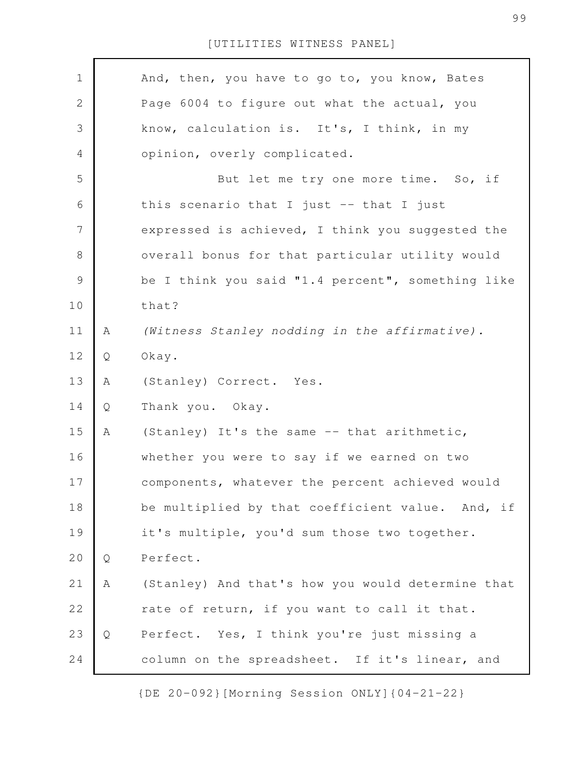And, then, you have to go to, you know, Bates Page 6004 to figure out what the actual, you know, calculation is. It's, I think, in my opinion, overly complicated.

But let me try one more time. So, if this scenario that I just -- that I just expressed is achieved, I think you suggested the overall bonus for that particular utility would be I think you said "1.4 percent", something like that?

A *(Witness Stanley nodding in the affirmative).*

Q Okay.

A (Stanley) Correct. Yes.

Q Thank you. Okay.

A (Stanley) It's the same -- that arithmetic, whether you were to say if we earned on two components, whatever the percent achieved would be multiplied by that coefficient value. And, if it's multiple, you'd sum those two together.

Q Perfect.

A (Stanley) And that's how you would determine that rate of return, if you want to call it that.

Q Perfect. Yes, I think you're just missing a column on the spreadsheet. If it's linear, and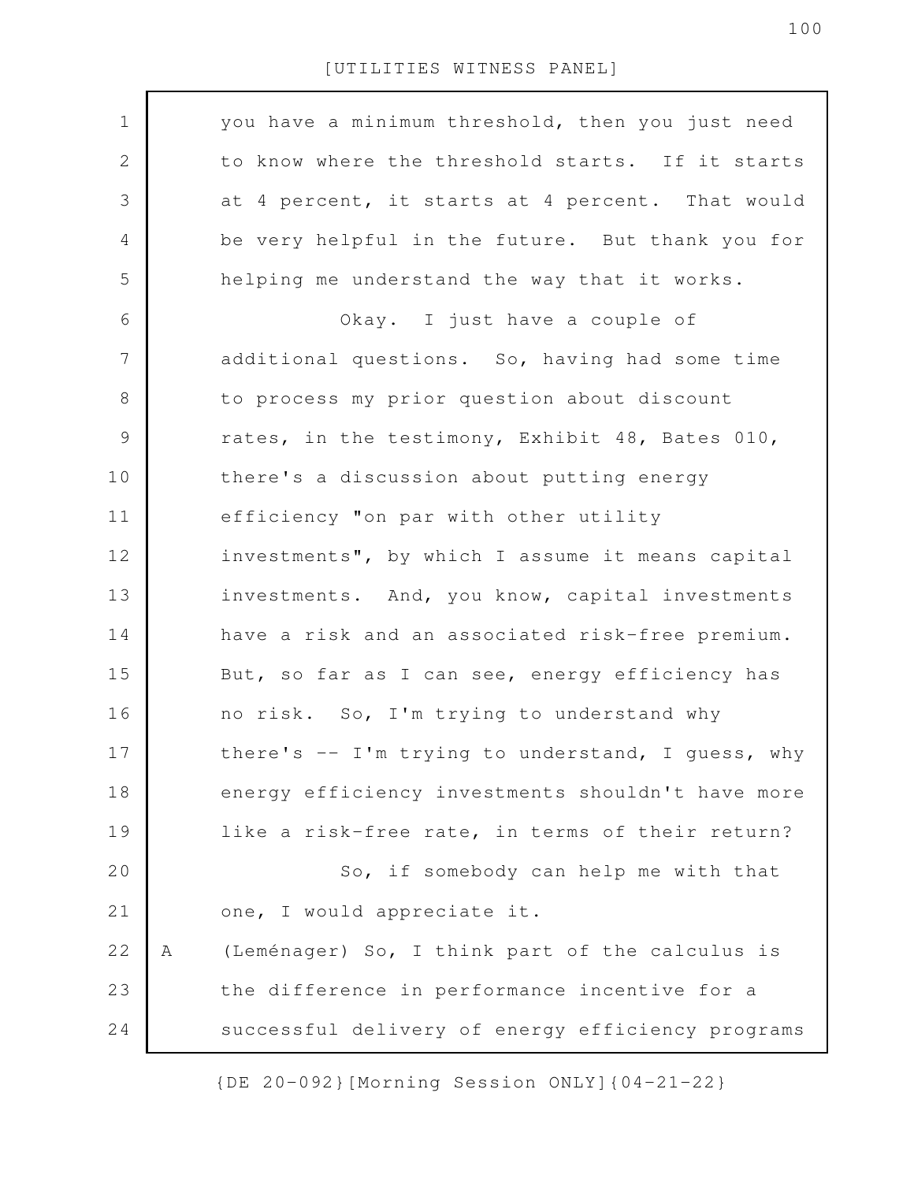you have a minimum threshold, then you just need to know where the threshold starts. If it starts at 4 percent, it starts at 4 percent. That would be very helpful in the future. But thank you for helping me understand the way that it works.

Okay. I just have a couple of additional questions. So, having had some time to process my prior question about discount rates, in the testimony, Exhibit 48, Bates 010, there's a discussion about putting energy efficiency "on par with other utility investments", by which I assume it means capital investments. And, you know, capital investments have a risk and an associated risk-free premium. But, so far as I can see, energy efficiency has no risk. So, I'm trying to understand why there's -- I'm trying to understand, I guess, why energy efficiency investments shouldn't have more like a risk-free rate, in terms of their return?

So, if somebody can help me with that one, I would appreciate it.

A (Leménager) So, I think part of the calculus is the difference in performance incentive for a successful delivery of energy efficiency programs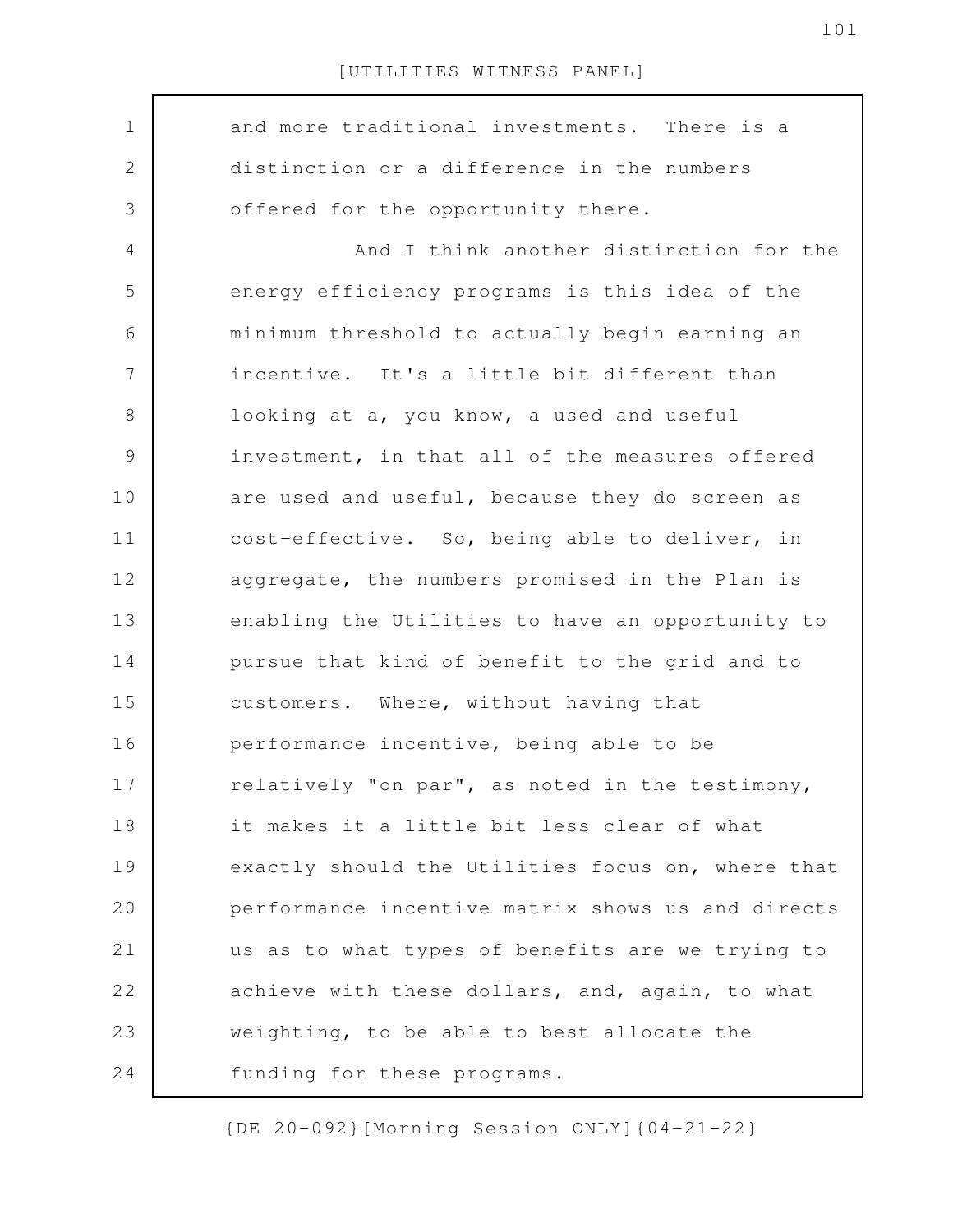and more traditional investments. There is a distinction or a difference in the numbers offered for the opportunity there.

And I think another distinction for the energy efficiency programs is this idea of the minimum threshold to actually begin earning an incentive. It's a little bit different than looking at a, you know, a used and useful investment, in that all of the measures offered are used and useful, because they do screen as cost-effective. So, being able to deliver, in aggregate, the numbers promised in the Plan is enabling the Utilities to have an opportunity to pursue that kind of benefit to the grid and to customers. Where, without having that performance incentive, being able to be relatively "on par", as noted in the testimony, it makes it a little bit less clear of what exactly should the Utilities focus on, where that performance incentive matrix shows us and directs us as to what types of benefits are we trying to achieve with these dollars, and, again, to what weighting, to be able to best allocate the funding for these programs.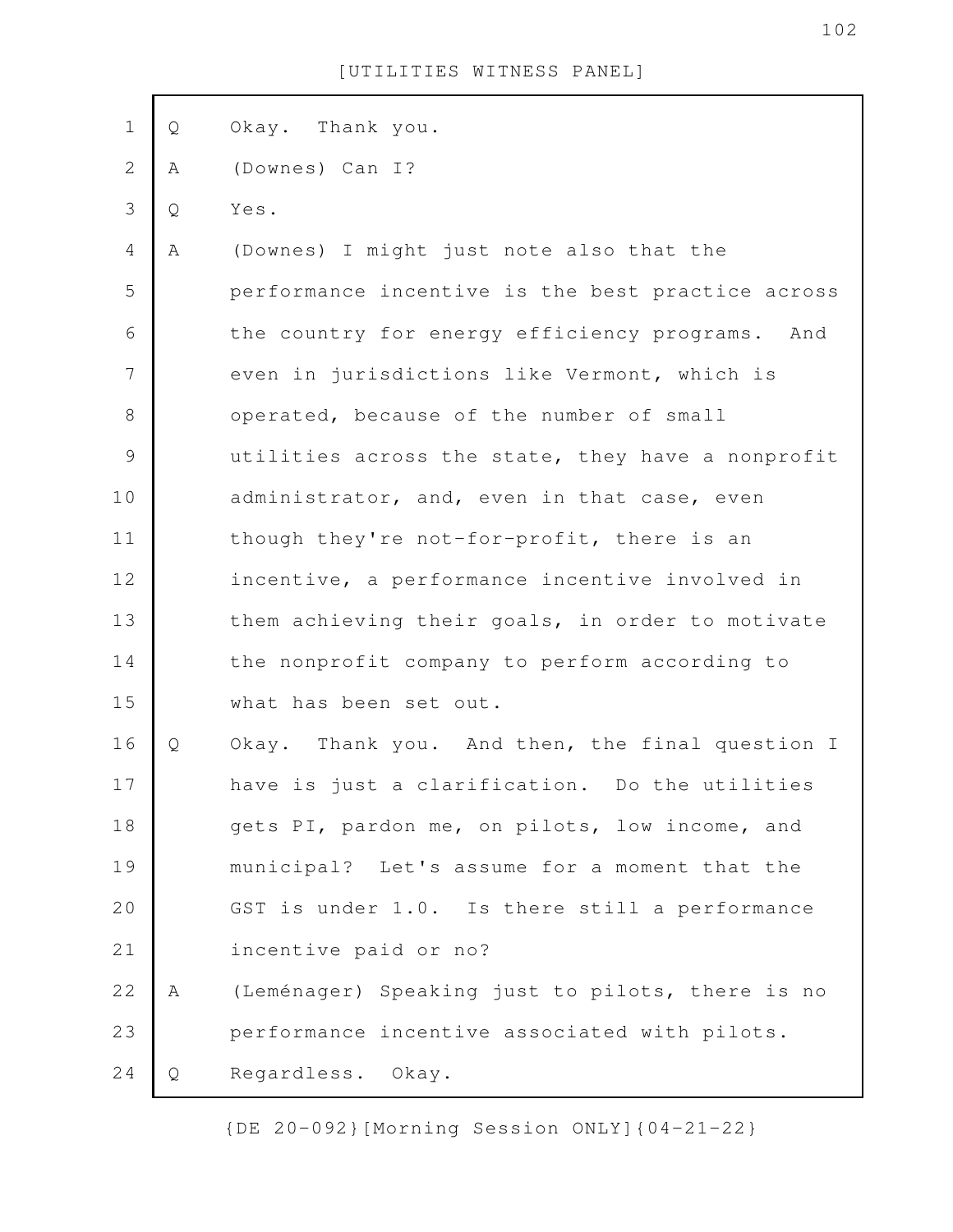[UTILITIES WITNESS PANEL]

Q Okay. Thank you.

A (Downes) Can I?

Q Yes.

A (Downes) I might just note also that the performance incentive is the best practice across the country for energy efficiency programs. And even in jurisdictions like Vermont, which is operated, because of the number of small utilities across the state, they have a nonprofit administrator, and, even in that case, even though they're not-for-profit, there is an incentive, a performance incentive involved in them achieving their goals, in order to motivate the nonprofit company to perform according to what has been set out.

Q Okay. Thank you. And then, the final question I have is just a clarification. Do the utilities gets PI, pardon me, on pilots, low income, and municipal? Let's assume for a moment that the GST is under 1.0. Is there still a performance incentive paid or no?

A (Leménager) Speaking just to pilots, there is no performance incentive associated with pilots.

Q Regardless. Okay.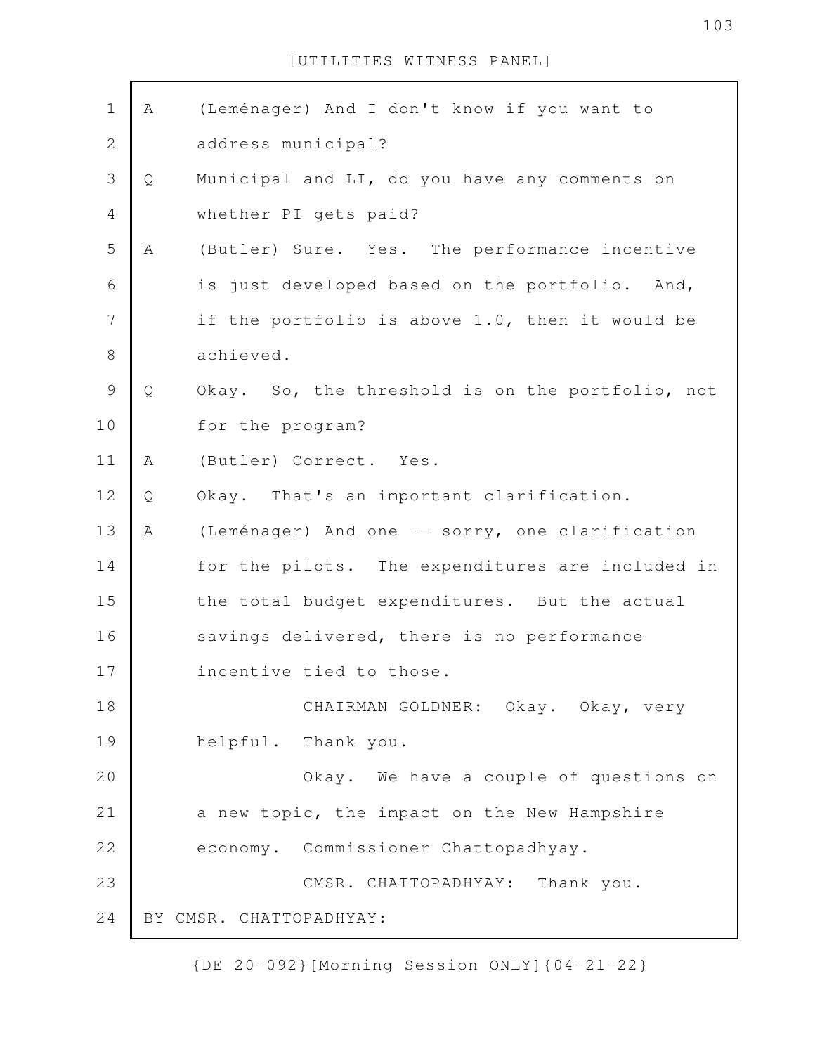A (Leménager) And I don't know if you want to address municipal?

Q Municipal and LI, do you have any comments on whether PI gets paid?

A (Butler) Sure. Yes. The performance incentive is just developed based on the portfolio. And, if the portfolio is above 1.0, then it would be achieved.

Q Okay. So, the threshold is on the portfolio, not for the program?

A (Butler) Correct. Yes.

Q Okay. That's an important clarification.

A (Leménager) And one -- sorry, one clarification for the pilots. The expenditures are included in the total budget expenditures. But the actual savings delivered, there is no performance incentive tied to those.

CHAIRMAN GOLDNER: Okay. Okay, very helpful. Thank you.

Okay. We have a couple of questions on a new topic, the impact on the New Hampshire economy. Commissioner Chattopadhyay.

CMSR. CHATTOPADHYAY: Thank you.

BY CMSR. CHATTOPADHYAY: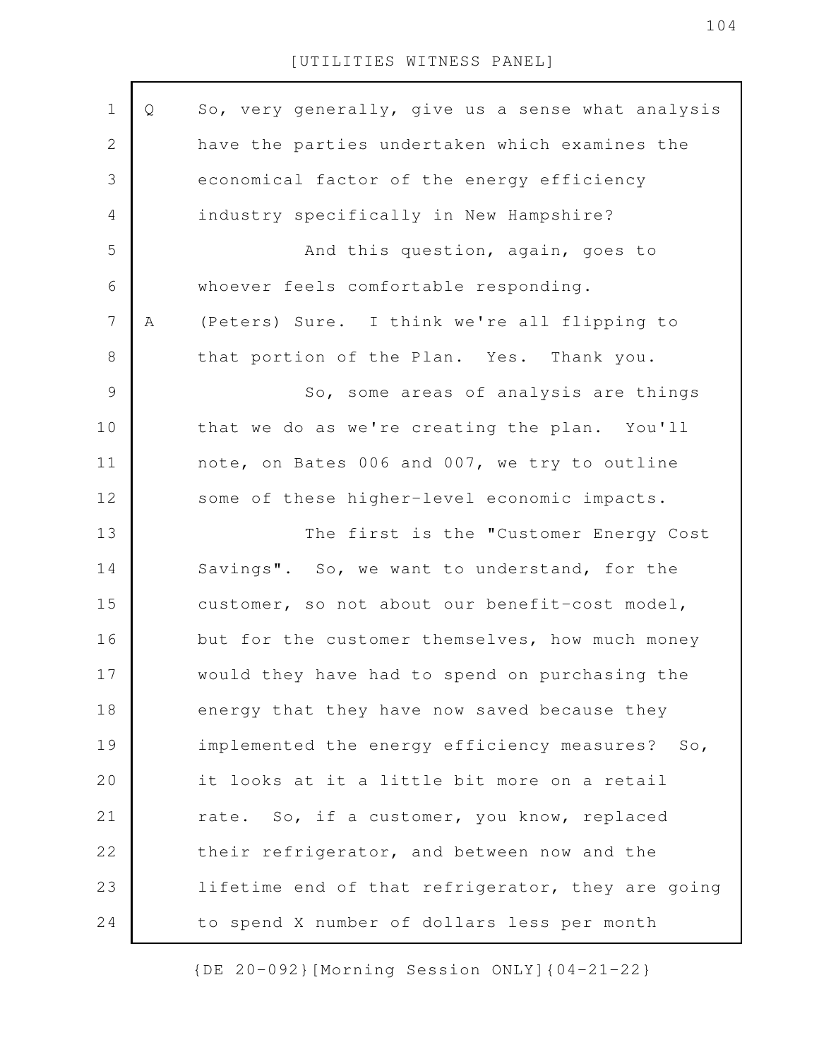Q So, very generally, give us a sense what analysis have the parties undertaken which examines the economical factor of the energy efficiency industry specifically in New Hampshire?

And this question, again, goes to whoever feels comfortable responding.

A (Peters) Sure. I think we're all flipping to that portion of the Plan. Yes. Thank you.

So, some areas of analysis are things that we do as we're creating the plan. You'll note, on Bates 006 and 007, we try to outline some of these higher-level economic impacts.

The first is the "Customer Energy Cost Savings". So, we want to understand, for the customer, so not about our benefit-cost model, but for the customer themselves, how much money would they have had to spend on purchasing the energy that they have now saved because they implemented the energy efficiency measures? So, it looks at it a little bit more on a retail rate. So, if a customer, you know, replaced their refrigerator, and between now and the lifetime end of that refrigerator, they are going to spend X number of dollars less per month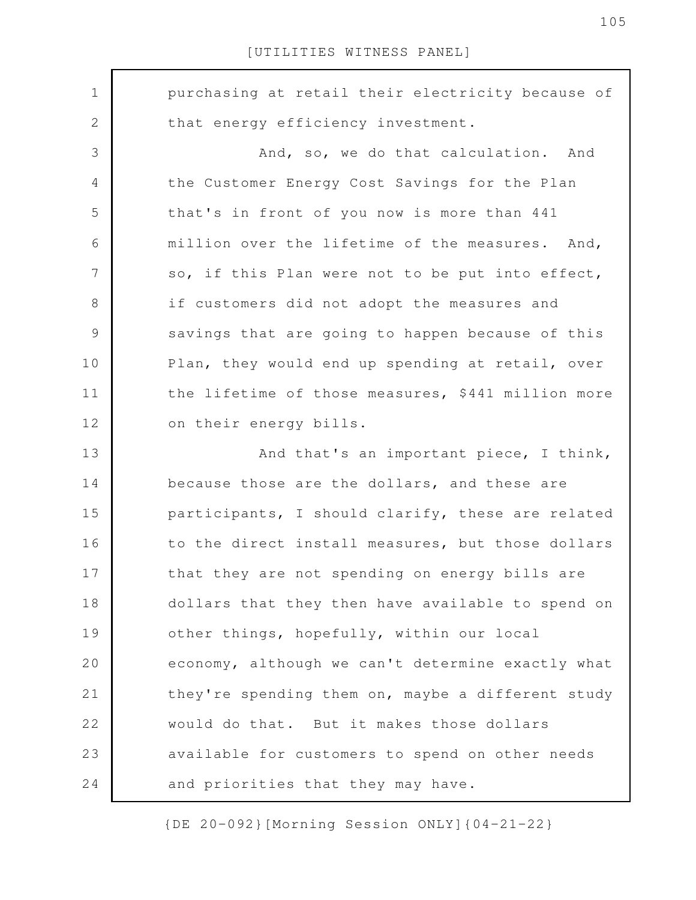purchasing at retail their electricity because of that energy efficiency investment.

And, so, we do that calculation. And the Customer Energy Cost Savings for the Plan that's in front of you now is more than 441 million over the lifetime of the measures. And, so, if this Plan were not to be put into effect, if customers did not adopt the measures and savings that are going to happen because of this Plan, they would end up spending at retail, over the lifetime of those measures, $441 million more on their energy bills.

And that's an important piece, I think, because those are the dollars, and these are participants, I should clarify, these are related to the direct install measures, but those dollars that they are not spending on energy bills are dollars that they then have available to spend on other things, hopefully, within our local economy, although we can't determine exactly what they're spending them on, maybe a different study would do that. But it makes those dollars available for customers to spend on other needs and priorities that they may have.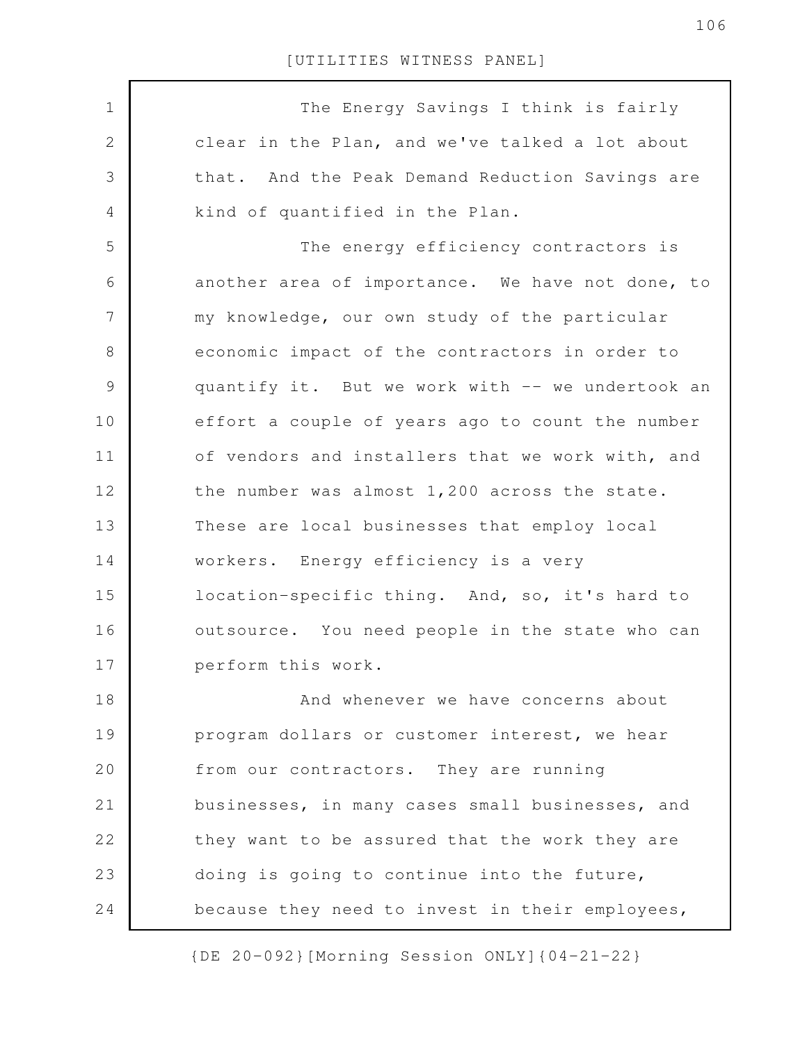The Energy Savings I think is fairly clear in the Plan, and we've talked a lot about that. And the Peak Demand Reduction Savings are kind of quantified in the Plan.

The energy efficiency contractors is another area of importance. We have not done, to my knowledge, our own study of the particular economic impact of the contractors in order to quantify it. But we work with -- we undertook an effort a couple of years ago to count the number of vendors and installers that we work with, and the number was almost 1,200 across the state. These are local businesses that employ local workers. Energy efficiency is a very location-specific thing. And, so, it's hard to outsource. You need people in the state who can perform this work.

And whenever we have concerns about program dollars or customer interest, we hear from our contractors. They are running businesses, in many cases small businesses, and they want to be assured that the work they are doing is going to continue into the future, because they need to invest in their employees,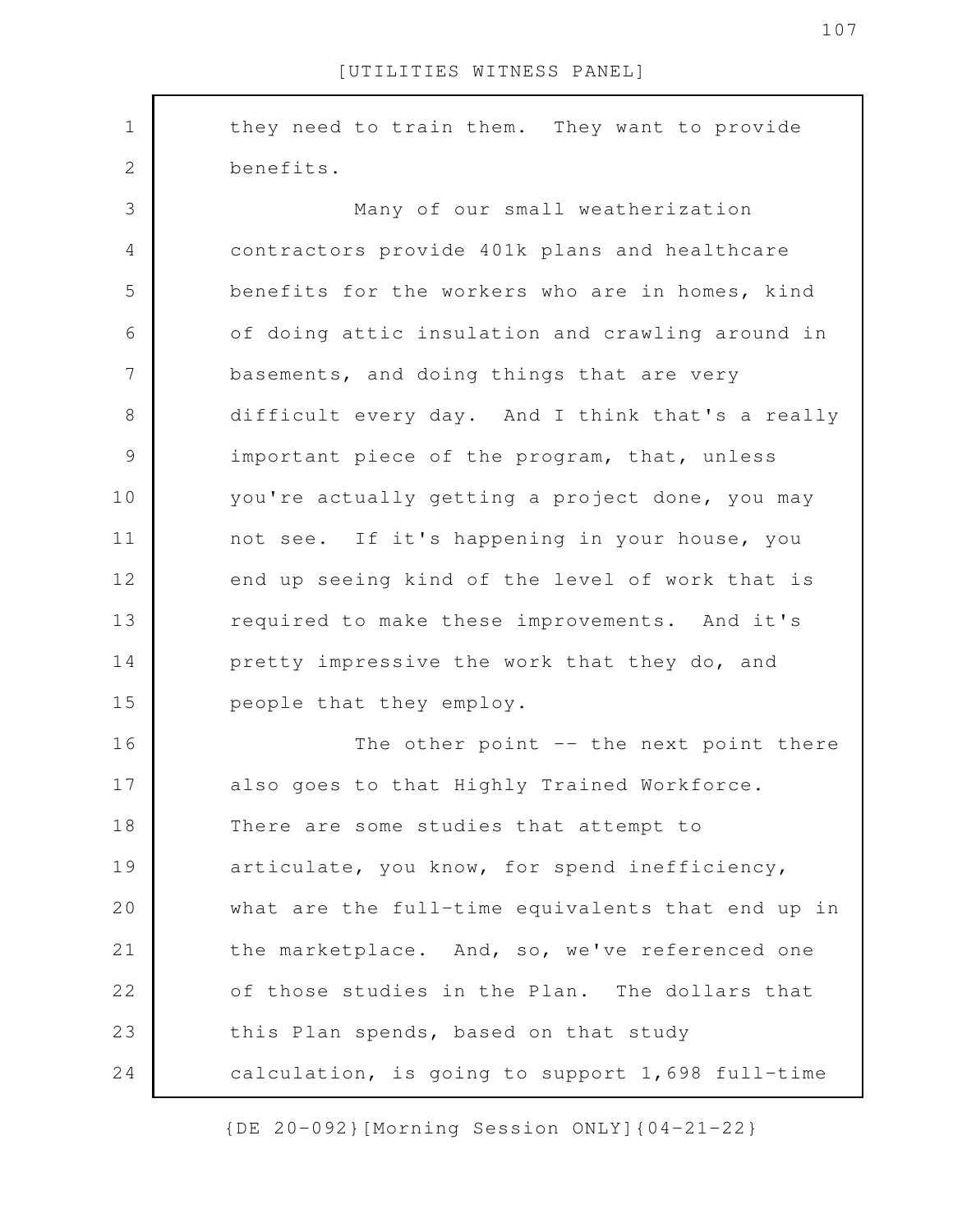they need to train them. They want to provide benefits.

Many of our small weatherization contractors provide 401k plans and healthcare benefits for the workers who are in homes, kind of doing attic insulation and crawling around in basements, and doing things that are very difficult every day. And I think that's a really important piece of the program, that, unless you're actually getting a project done, you may not see. If it's happening in your house, you end up seeing kind of the level of work that is required to make these improvements. And it's pretty impressive the work that they do, and people that they employ.

The other point -- the next point there also goes to that Highly Trained Workforce. There are some studies that attempt to articulate, you know, for spend inefficiency, what are the full-time equivalents that end up in the marketplace. And, so, we've referenced one of those studies in the Plan. The dollars that this Plan spends, based on that study calculation, is going to support 1,698 full-time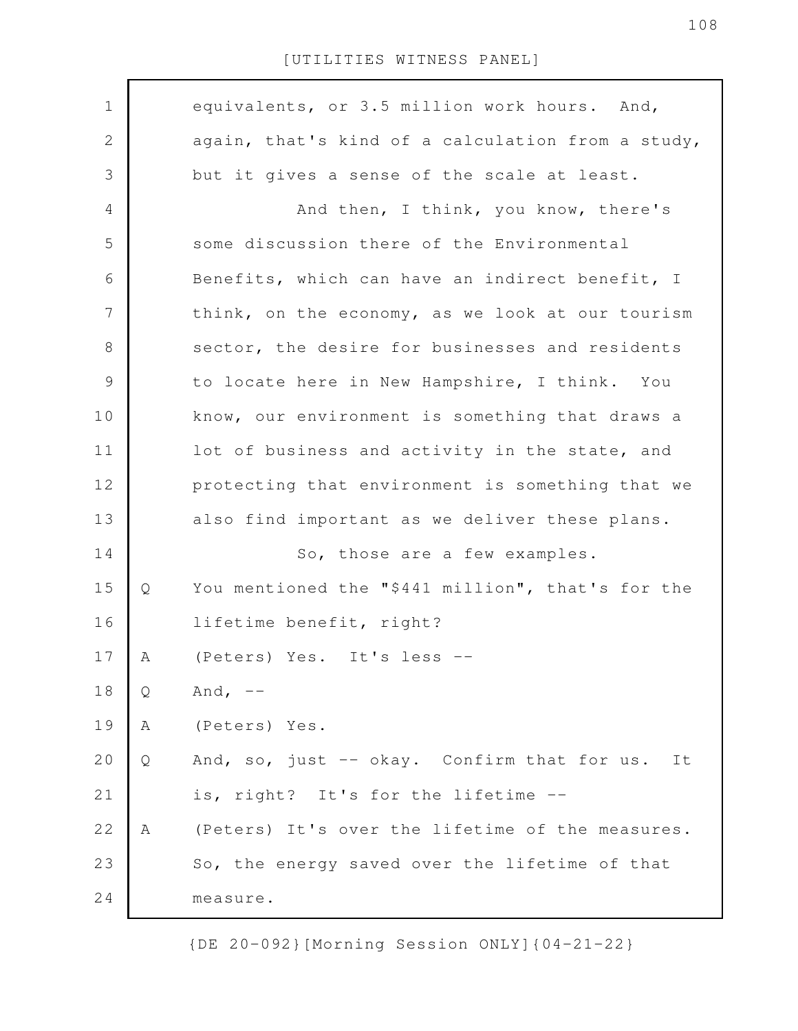equivalents, or 3.5 million work hours. And, again, that's kind of a calculation from a study, but it gives a sense of the scale at least.

And then, I think, you know, there's some discussion there of the Environmental Benefits, which can have an indirect benefit, I think, on the economy, as we look at our tourism sector, the desire for businesses and residents to locate here in New Hampshire, I think. You know, our environment is something that draws a lot of business and activity in the state, and protecting that environment is something that we also find important as we deliver these plans.

So, those are a few examples.

Q You mentioned the "$441 million", that's for the lifetime benefit, right?

A (Peters) Yes. It's less --

Q And, --

A (Peters) Yes.

Q And, so, just -- okay. Confirm that for us. It is, right? It's for the lifetime --

A (Peters) It's over the lifetime of the measures. So, the energy saved over the lifetime of that measure.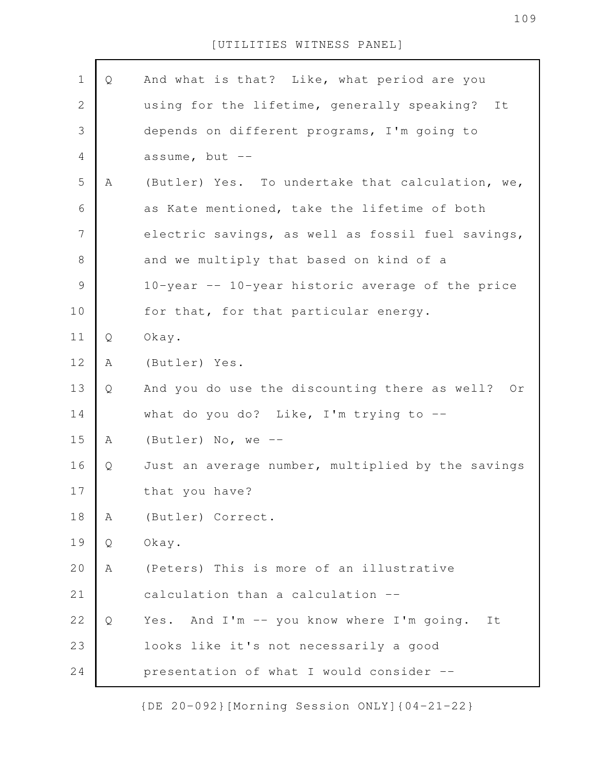Q And what is that? Like, what period are you using for the lifetime, generally speaking? It depends on different programs, I'm going to assume, but --

A (Butler) Yes. To undertake that calculation, we, as Kate mentioned, take the lifetime of both electric savings, as well as fossil fuel savings, and we multiply that based on kind of a 10-year -- 10-year historic average of the price for that, for that particular energy.

Q Okay.

A (Butler) Yes.

Q And you do use the discounting there as well? Or what do you do? Like, I'm trying to --

A (Butler) No, we --

Q Just an average number, multiplied by the savings that you have?

A (Butler) Correct.

Q Okay.

A (Peters) This is more of an illustrative calculation than a calculation --

Q Yes. And I'm -- you know where I'm going. It looks like it's not necessarily a good presentation of what I would consider --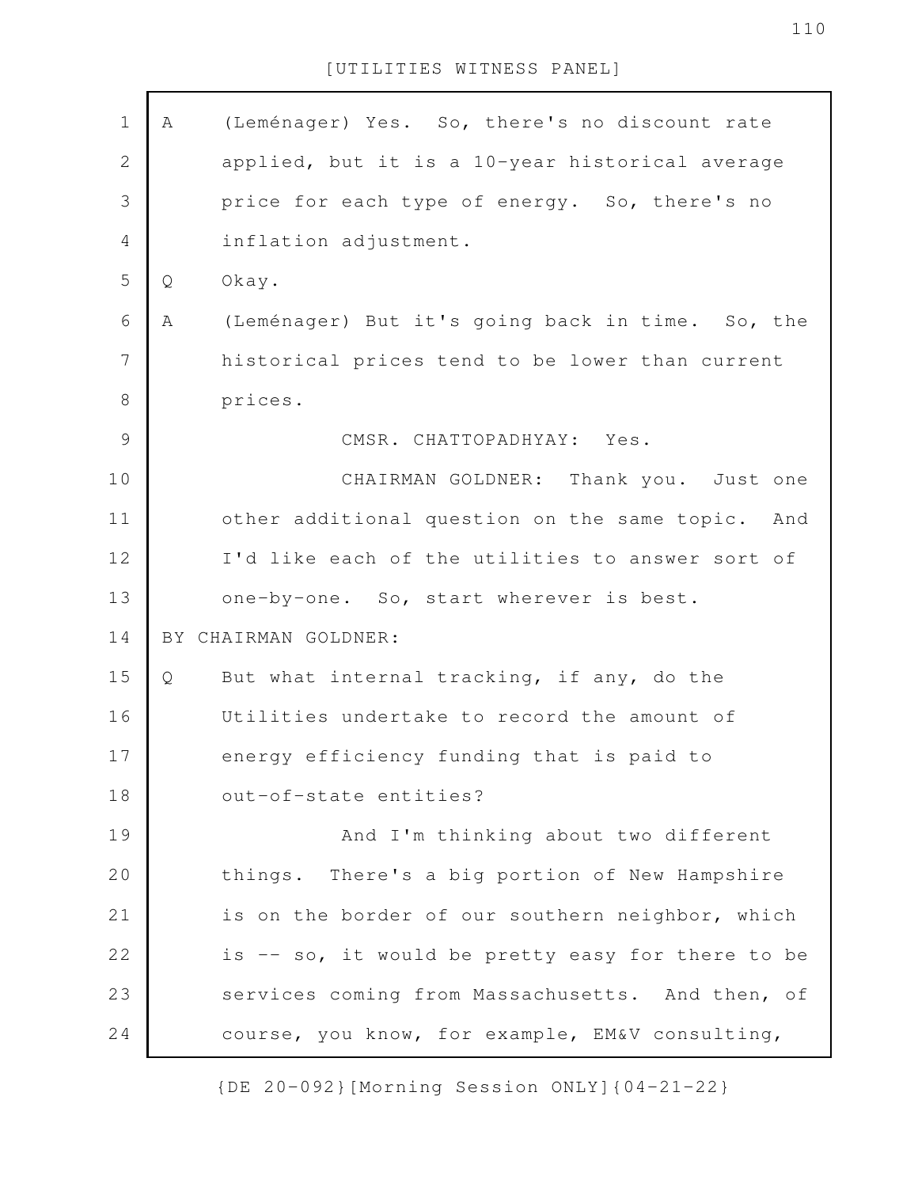A (Leménager) Yes. So, there's no discount rate applied, but it is a 10-year historical average price for each type of energy. So, there's no inflation adjustment.

Q Okay.

A (Leménager) But it's going back in time. So, the historical prices tend to be lower than current prices.

CMSR. CHATTOPADHYAY: Yes.

CHAIRMAN GOLDNER: Thank you. Just one other additional question on the same topic. And I'd like each of the utilities to answer sort of one-by-one. So, start wherever is best.

BY CHAIRMAN GOLDNER:

Q But what internal tracking, if any, do the Utilities undertake to record the amount of energy efficiency funding that is paid to out-of-state entities?

And I'm thinking about two different things. There's a big portion of New Hampshire is on the border of our southern neighbor, which is -- so, it would be pretty easy for there to be services coming from Massachusetts. And then, of course, you know, for example, EM&V consulting,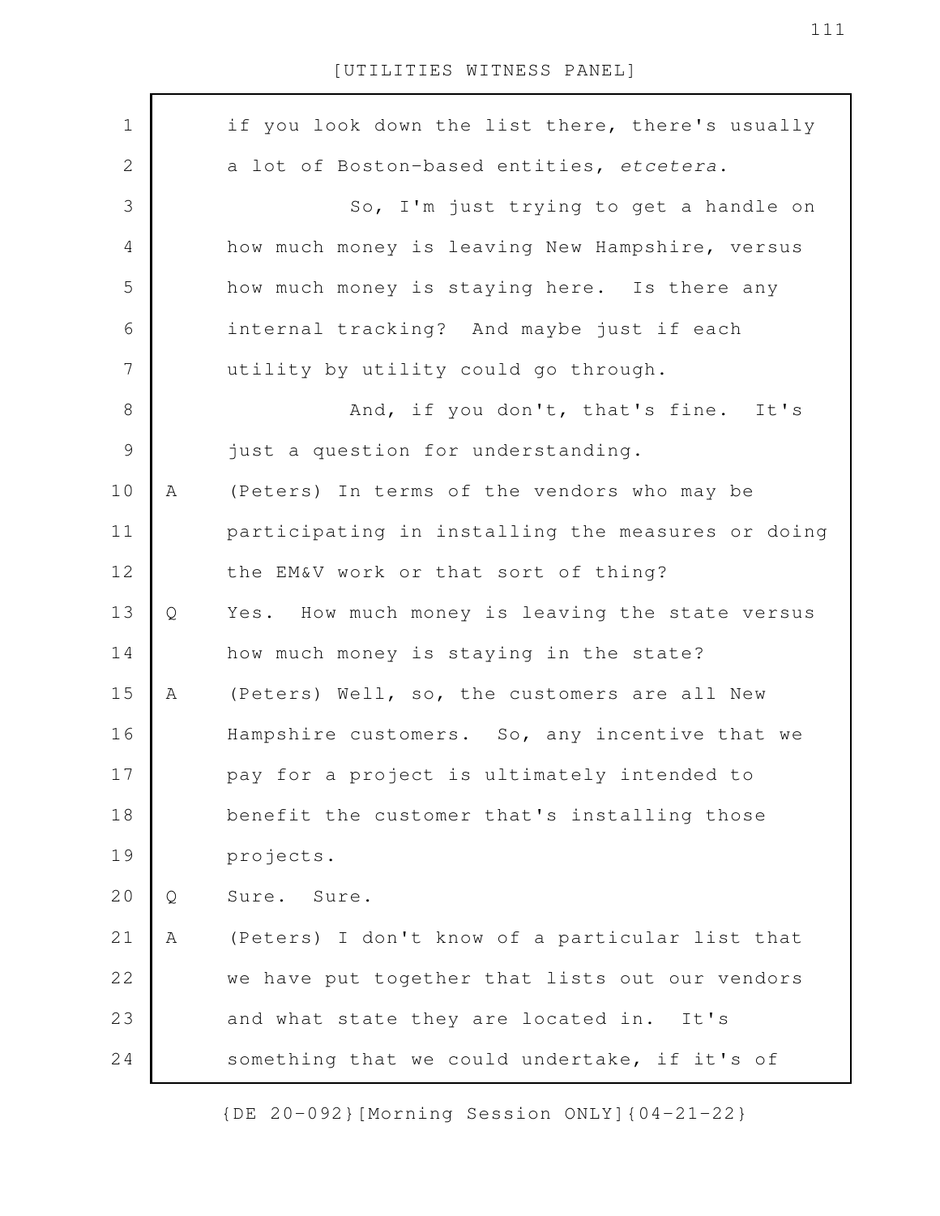if you look down the list there, there's usually a lot of Boston-based entities, *etcetera*.

So, I'm just trying to get a handle on how much money is leaving New Hampshire, versus how much money is staying here. Is there any internal tracking? And maybe just if each utility by utility could go through.

And, if you don't, that's fine. It's just a question for understanding.

A (Peters) In terms of the vendors who may be participating in installing the measures or doing the EM&V work or that sort of thing?

Q Yes. How much money is leaving the state versus how much money is staying in the state?

A (Peters) Well, so, the customers are all New Hampshire customers. So, any incentive that we pay for a project is ultimately intended to benefit the customer that's installing those projects.

Q Sure. Sure.

A (Peters) I don't know of a particular list that we have put together that lists out our vendors and what state they are located in. It's something that we could undertake, if it's of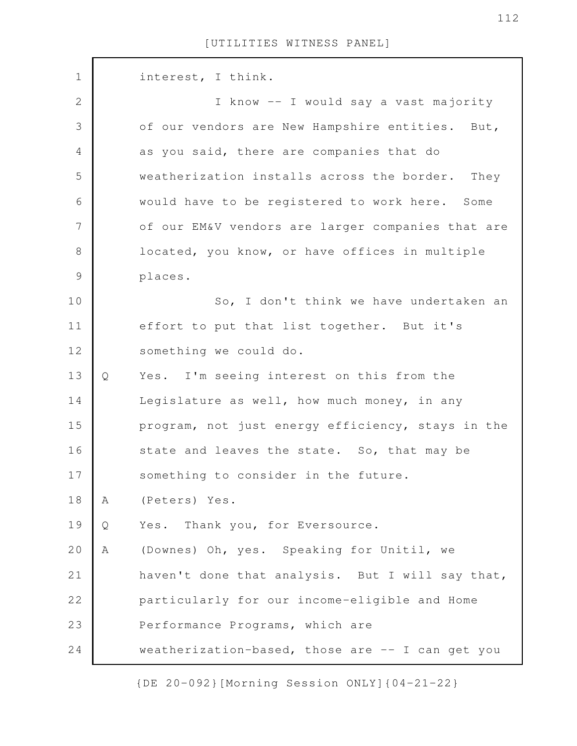interest, I think.

I know -- I would say a vast majority of our vendors are New Hampshire entities. But, as you said, there are companies that do weatherization installs across the border. They would have to be registered to work here. Some of our EM&V vendors are larger companies that are located, you know, or have offices in multiple places.

So, I don't think we have undertaken an effort to put that list together. But it's something we could do.

Q Yes. I'm seeing interest on this from the Legislature as well, how much money, in any program, not just energy efficiency, stays in the state and leaves the state. So, that may be something to consider in the future.

A (Peters) Yes.

Q Yes. Thank you, for Eversource.

A (Downes) Oh, yes. Speaking for Unitil, we haven't done that analysis. But I will say that, particularly for our income-eligible and Home Performance Programs, which are weatherization-based, those are -- I can get you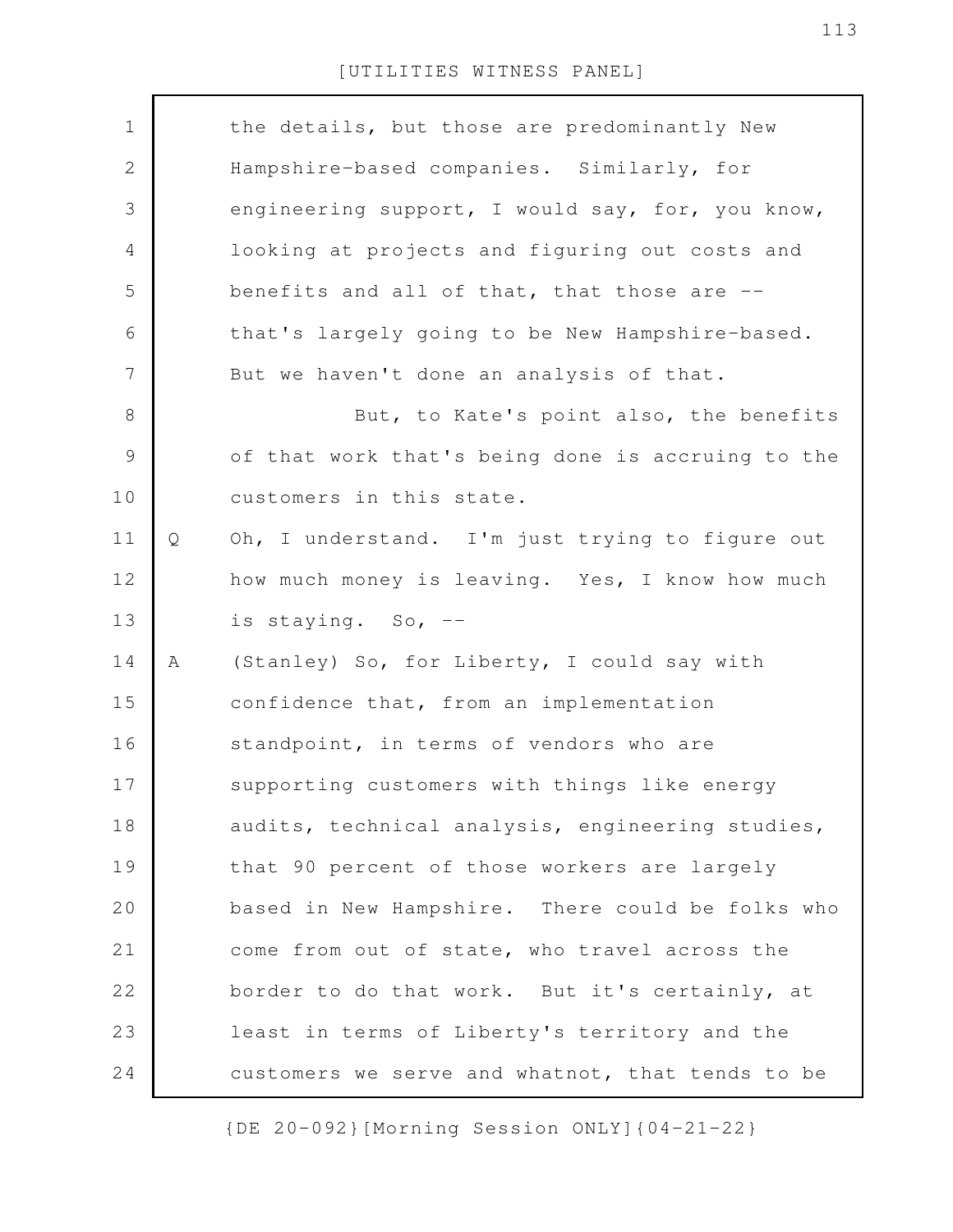the details, but those are predominantly New Hampshire-based companies. Similarly, for engineering support, I would say, for, you know, looking at projects and figuring out costs and benefits and all of that, that those are -- that's largely going to be New Hampshire-based. But we haven't done an analysis of that.

But, to Kate's point also, the benefits of that work that's being done is accruing to the customers in this state.

Q Oh, I understand. I'm just trying to figure out how much money is leaving. Yes, I know how much is staying. So, --

A (Stanley) So, for Liberty, I could say with confidence that, from an implementation standpoint, in terms of vendors who are supporting customers with things like energy audits, technical analysis, engineering studies, that 90 percent of those workers are largely based in New Hampshire. There could be folks who come from out of state, who travel across the border to do that work. But it's certainly, at least in terms of Liberty's territory and the customers we serve and whatnot, that tends to be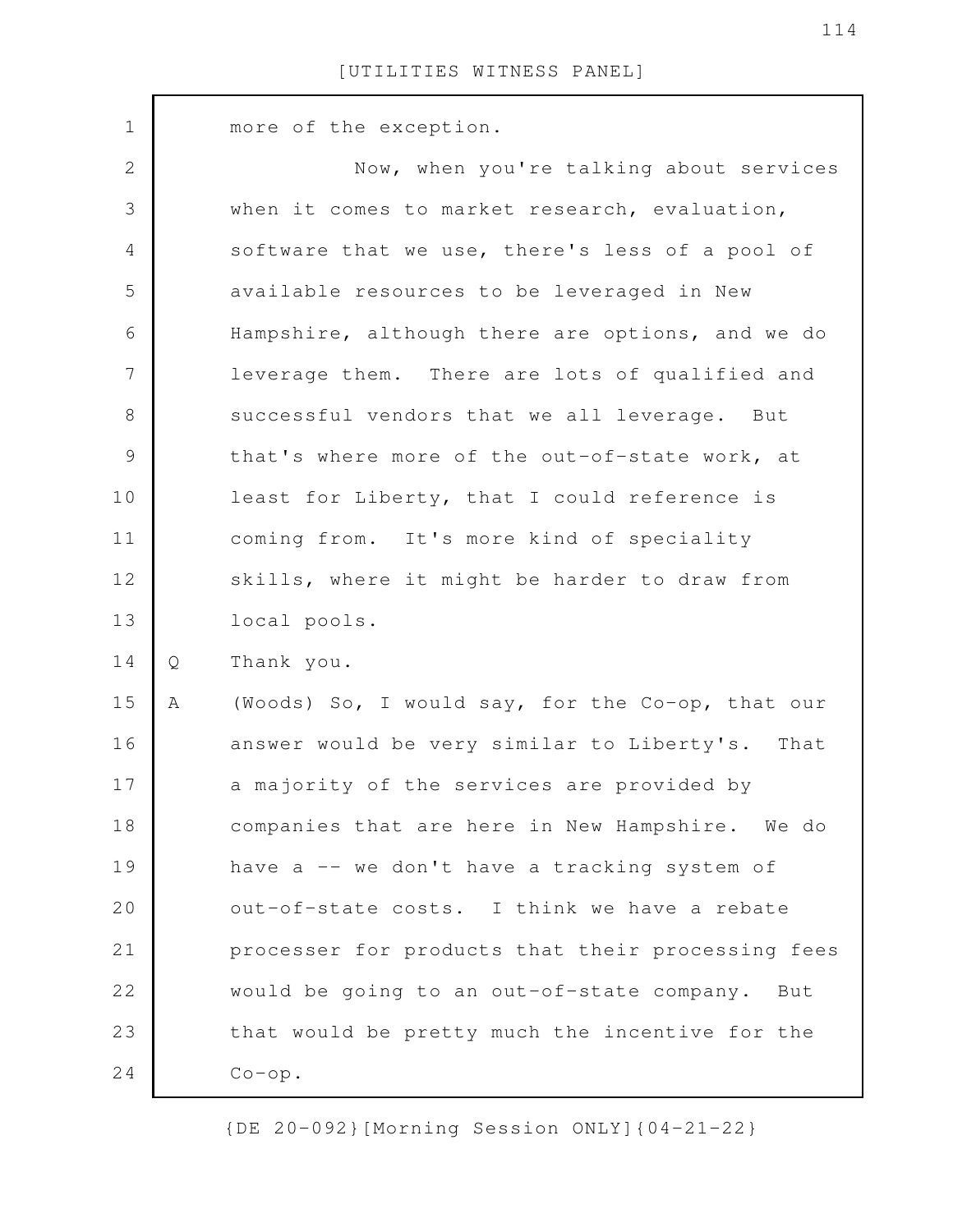more of the exception.

Now, when you're talking about services when it comes to market research, evaluation, software that we use, there's less of a pool of available resources to be leveraged in New Hampshire, although there are options, and we do leverage them. There are lots of qualified and successful vendors that we all leverage. But that's where more of the out-of-state work, at least for Liberty, that I could reference is coming from. It's more kind of speciality skills, where it might be harder to draw from local pools.

Q Thank you.

A (Woods) So, I would say, for the Co-op, that our answer would be very similar to Liberty's. That a majority of the services are provided by companies that are here in New Hampshire. We do have a -- we don't have a tracking system of out-of-state costs. I think we have a rebate processer for products that their processing fees would be going to an out-of-state company. But that would be pretty much the incentive for the Co-op.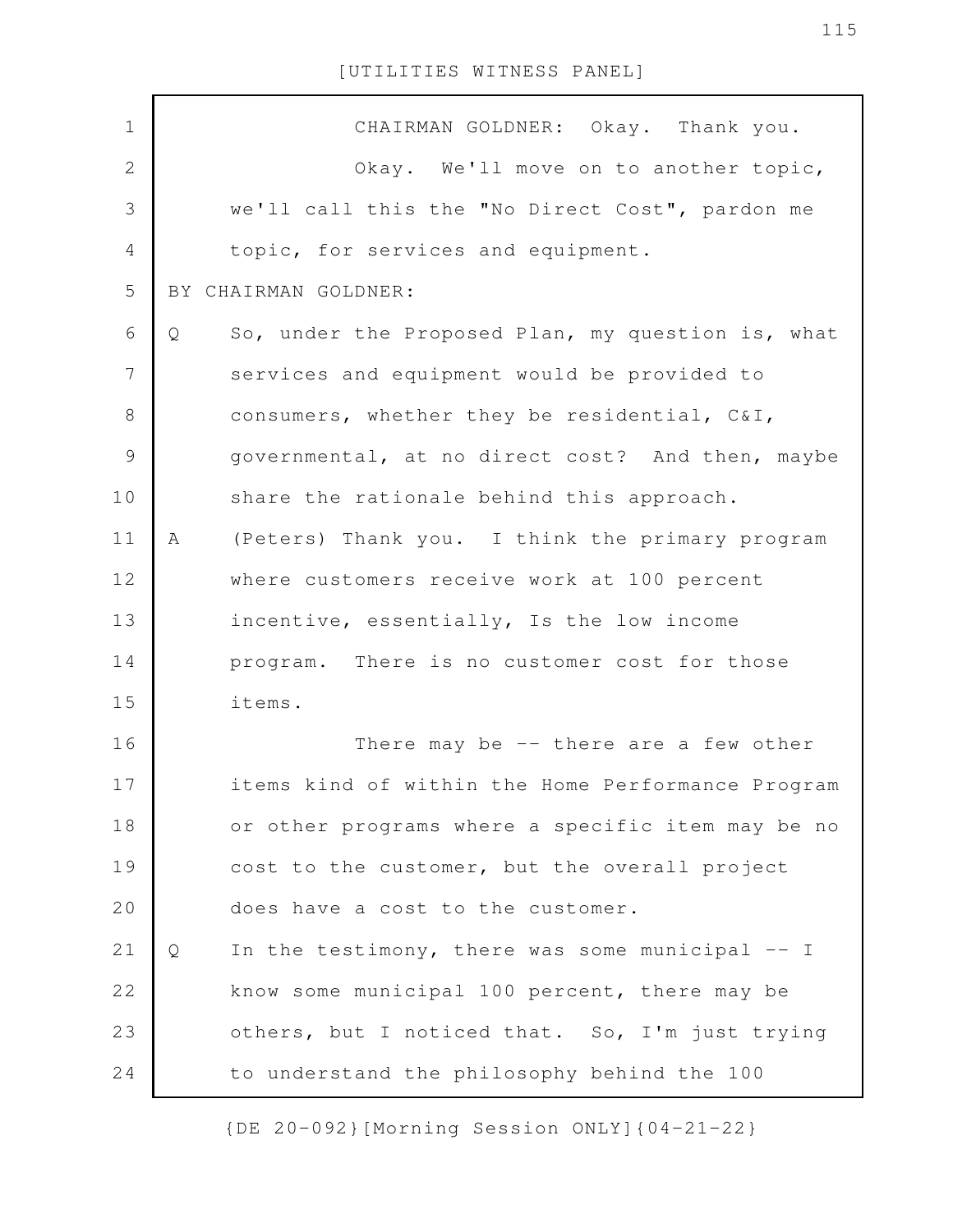CHAIRMAN GOLDNER: Okay. Thank you.

Okay. We'll move on to another topic, we'll call this the "No Direct Cost", pardon me topic, for services and equipment.

BY CHAIRMAN GOLDNER:

Q So, under the Proposed Plan, my question is, what services and equipment would be provided to consumers, whether they be residential, C&I, governmental, at no direct cost? And then, maybe share the rationale behind this approach.

A (Peters) Thank you. I think the primary program where customers receive work at 100 percent incentive, essentially, Is the low income program. There is no customer cost for those items.

There may be -- there are a few other items kind of within the Home Performance Program or other programs where a specific item may be no cost to the customer, but the overall project does have a cost to the customer.

Q In the testimony, there was some municipal -- I know some municipal 100 percent, there may be others, but I noticed that. So, I'm just trying to understand the philosophy behind the 100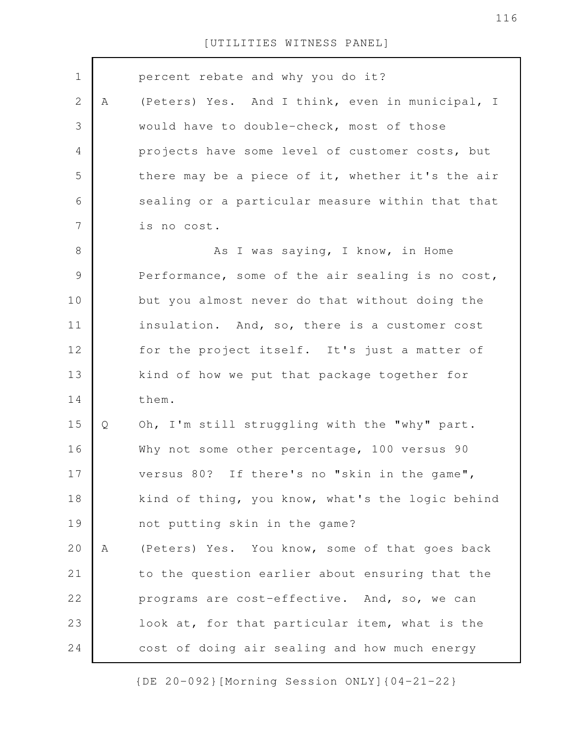percent rebate and why you do it?

A (Peters) Yes. And I think, even in municipal, I would have to double-check, most of those projects have some level of customer costs, but there may be a piece of it, whether it's the air sealing or a particular measure within that that is no cost.

As I was saying, I know, in Home Performance, some of the air sealing is no cost, but you almost never do that without doing the insulation. And, so, there is a customer cost for the project itself. It's just a matter of kind of how we put that package together for them.

Q Oh, I'm still struggling with the "why" part. Why not some other percentage, 100 versus 90 versus 80? If there's no "skin in the game", kind of thing, you know, what's the logic behind not putting skin in the game?

A (Peters) Yes. You know, some of that goes back to the question earlier about ensuring that the programs are cost-effective. And, so, we can look at, for that particular item, what is the cost of doing air sealing and how much energy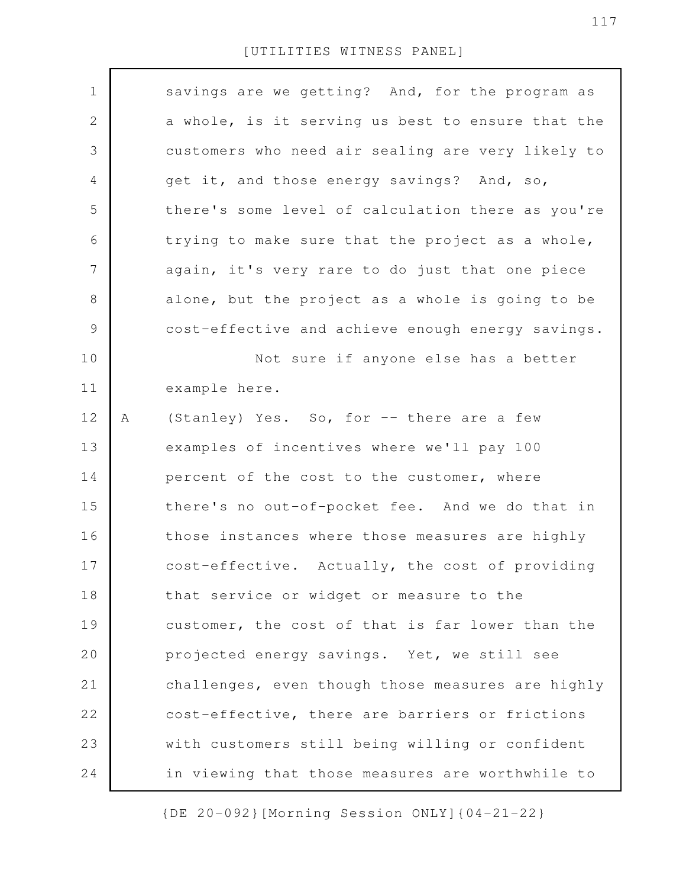savings are we getting? And, for the program as a whole, is it serving us best to ensure that the customers who need air sealing are very likely to get it, and those energy savings? And, so, there's some level of calculation there as you're trying to make sure that the project as a whole, again, it's very rare to do just that one piece alone, but the project as a whole is going to be cost-effective and achieve enough energy savings.

Not sure if anyone else has a better example here.

A (Stanley) Yes. So, for -- there are a few examples of incentives where we'll pay 100 percent of the cost to the customer, where there's no out-of-pocket fee. And we do that in those instances where those measures are highly cost-effective. Actually, the cost of providing that service or widget or measure to the customer, the cost of that is far lower than the projected energy savings. Yet, we still see challenges, even though those measures are highly cost-effective, there are barriers or frictions with customers still being willing or confident in viewing that those measures are worthwhile to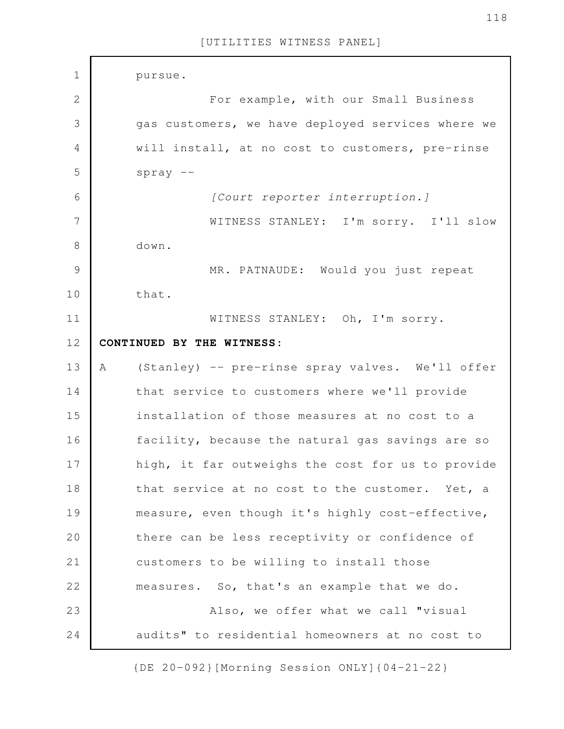pursue.

For example, with our Small Business gas customers, we have deployed services where we will install, at no cost to customers, pre-rinse spray --

*[Court reporter interruption.]*

WITNESS STANLEY: I'm sorry. I'll slow down.

MR. PATNAUDE: Would you just repeat that.

WITNESS STANLEY: Oh, I'm sorry.

**CONTINUED BY THE WITNESS:**

A (Stanley) -- pre-rinse spray valves. We'll offer that service to customers where we'll provide installation of those measures at no cost to a facility, because the natural gas savings are so high, it far outweighs the cost for us to provide that service at no cost to the customer. Yet, a measure, even though it's highly cost-effective, there can be less receptivity or confidence of customers to be willing to install those measures. So, that's an example that we do.

Also, we offer what we call "visual audits" to residential homeowners at no cost to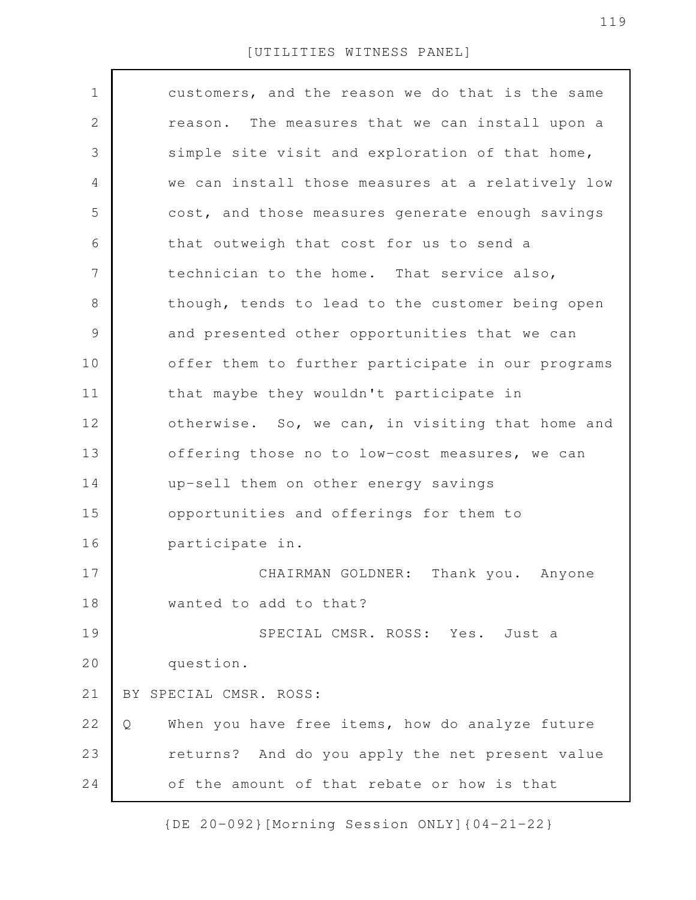customers, and the reason we do that is the same reason. The measures that we can install upon a simple site visit and exploration of that home, we can install those measures at a relatively low cost, and those measures generate enough savings that outweigh that cost for us to send a technician to the home. That service also, though, tends to lead to the customer being open and presented other opportunities that we can offer them to further participate in our programs that maybe they wouldn't participate in otherwise. So, we can, in visiting that home and offering those no to low-cost measures, we can up-sell them on other energy savings opportunities and offerings for them to participate in.

CHAIRMAN GOLDNER: Thank you. Anyone wanted to add to that?

SPECIAL CMSR. ROSS: Yes. Just a question.

BY SPECIAL CMSR. ROSS:

Q When you have free items, how do analyze future returns? And do you apply the net present value of the amount of that rebate or how is that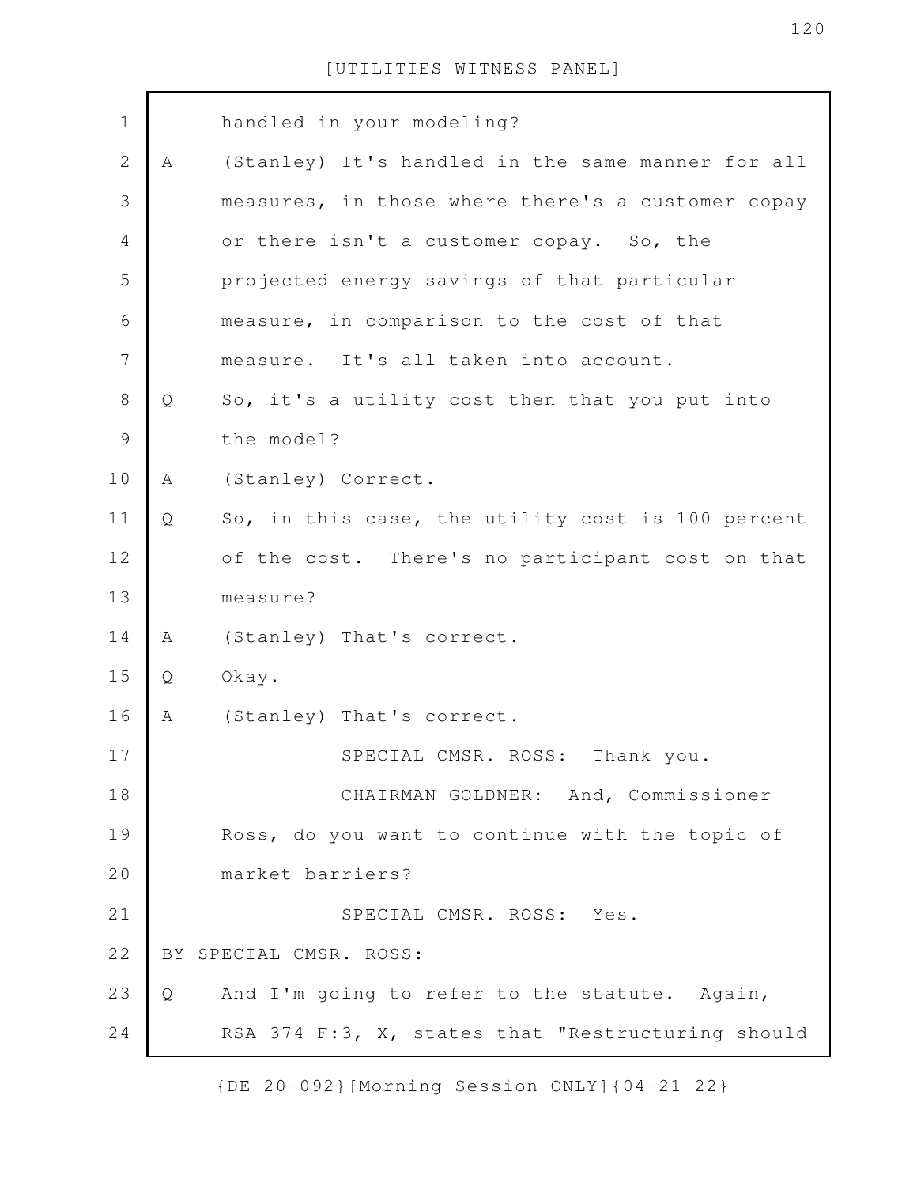handled in your modeling?

A (Stanley) It's handled in the same manner for all measures, in those where there's a customer copay or there isn't a customer copay. So, the projected energy savings of that particular measure, in comparison to the cost of that measure. It's all taken into account.

Q So, it's a utility cost then that you put into the model?

A (Stanley) Correct.

Q So, in this case, the utility cost is 100 percent of the cost. There's no participant cost on that measure?

A (Stanley) That's correct.

Q Okay.

A (Stanley) That's correct.

SPECIAL CMSR. ROSS: Thank you.

CHAIRMAN GOLDNER: And, Commissioner Ross, do you want to continue with the topic of market barriers?

SPECIAL CMSR. ROSS: Yes.

BY SPECIAL CMSR. ROSS:

Q And I'm going to refer to the statute. Again, RSA 374-F:3, X, states that "Restructuring should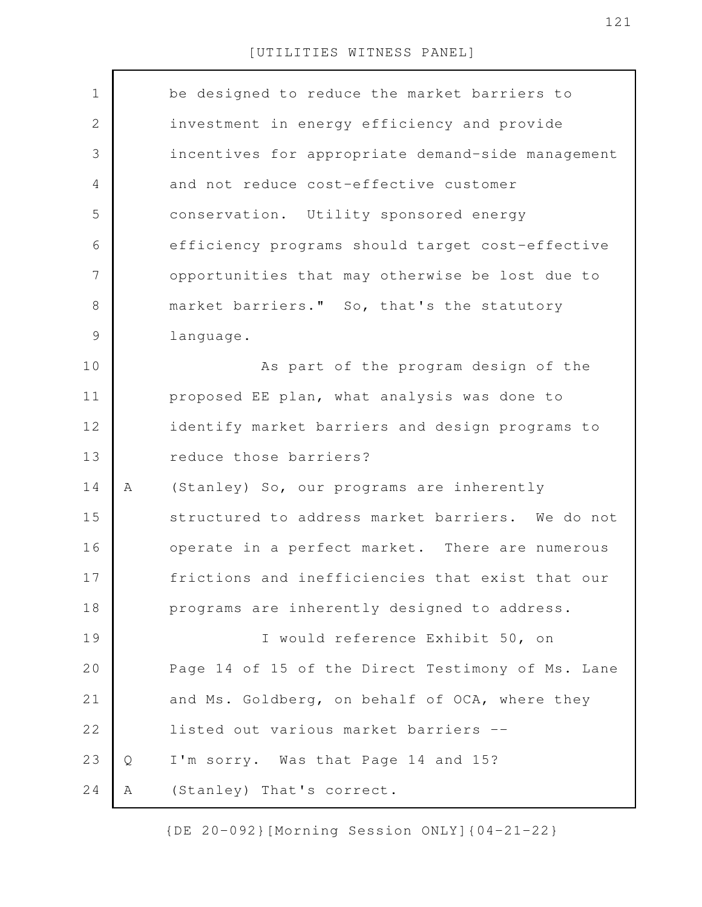be designed to reduce the market barriers to investment in energy efficiency and provide incentives for appropriate demand-side management and not reduce cost-effective customer conservation. Utility sponsored energy efficiency programs should target cost-effective opportunities that may otherwise be lost due to market barriers." So, that's the statutory language.

As part of the program design of the proposed EE plan, what analysis was done to identify market barriers and design programs to reduce those barriers?

A (Stanley) So, our programs are inherently structured to address market barriers. We do not operate in a perfect market. There are numerous frictions and inefficiencies that exist that our programs are inherently designed to address.

I would reference Exhibit 50, on Page 14 of 15 of the Direct Testimony of Ms. Lane and Ms. Goldberg, on behalf of OCA, where they listed out various market barriers --

Q I'm sorry. Was that Page 14 and 15?

A (Stanley) That's correct.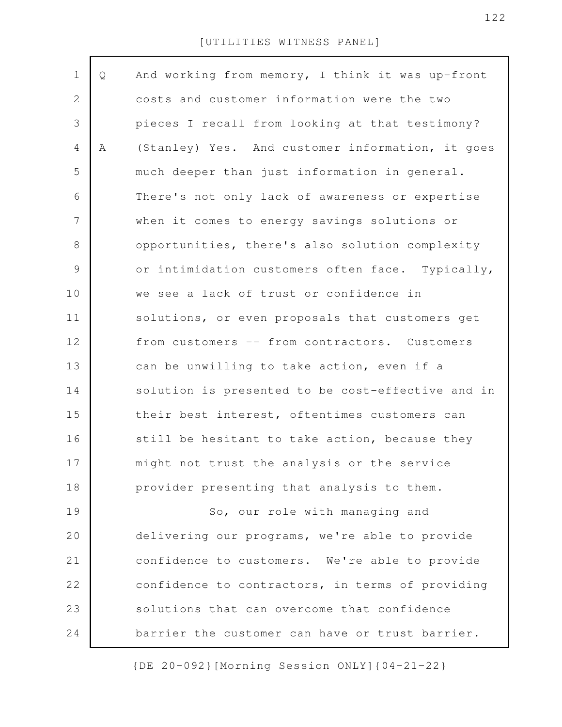Q And working from memory, I think it was up-front costs and customer information were the two pieces I recall from looking at that testimony?

A (Stanley) Yes. And customer information, it goes much deeper than just information in general. There's not only lack of awareness or expertise when it comes to energy savings solutions or opportunities, there's also solution complexity or intimidation customers often face. Typically, we see a lack of trust or confidence in solutions, or even proposals that customers get from customers -- from contractors. Customers can be unwilling to take action, even if a solution is presented to be cost-effective and in their best interest, oftentimes customers can still be hesitant to take action, because they might not trust the analysis or the service provider presenting that analysis to them.

So, our role with managing and delivering our programs, we're able to provide confidence to customers. We're able to provide confidence to contractors, in terms of providing solutions that can overcome that confidence barrier the customer can have or trust barrier.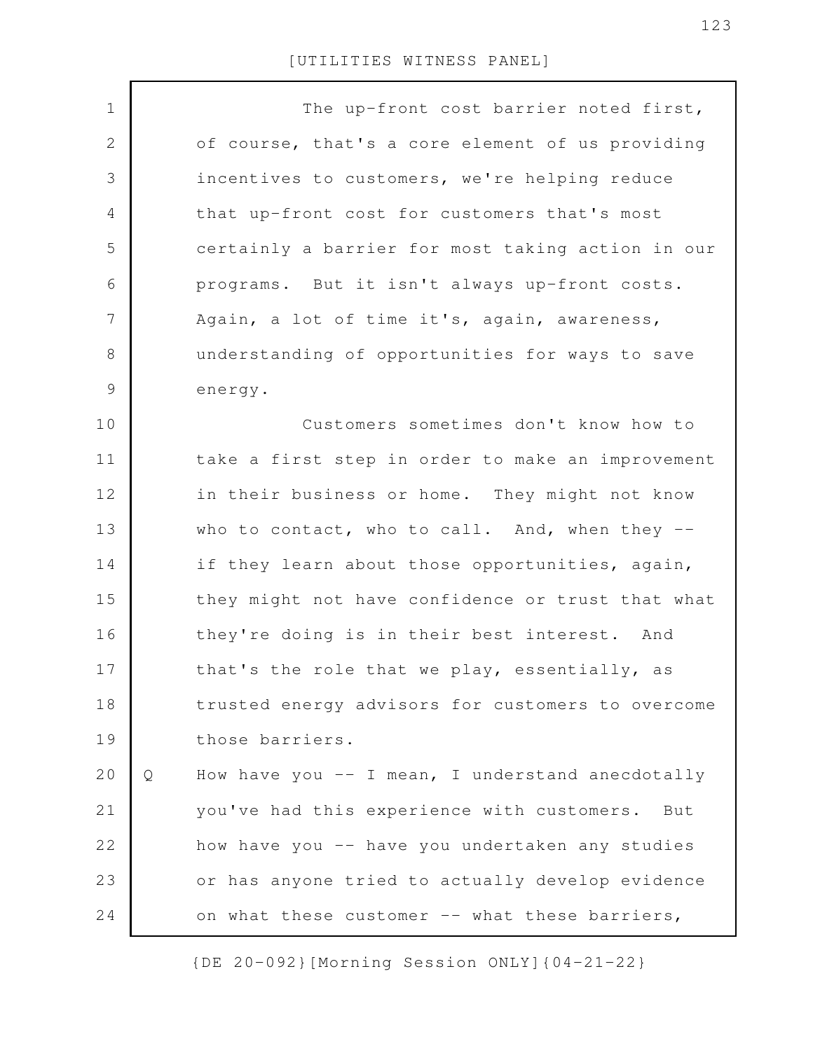The up-front cost barrier noted first, of course, that's a core element of us providing incentives to customers, we're helping reduce that up-front cost for customers that's most certainly a barrier for most taking action in our programs. But it isn't always up-front costs. Again, a lot of time it's, again, awareness, understanding of opportunities for ways to save energy.

Customers sometimes don't know how to take a first step in order to make an improvement in their business or home. They might not know who to contact, who to call. And, when they -- if they learn about those opportunities, again, they might not have confidence or trust that what they're doing is in their best interest. And that's the role that we play, essentially, as trusted energy advisors for customers to overcome those barriers.

Q How have you -- I mean, I understand anecdotally you've had this experience with customers. But how have you -- have you undertaken any studies or has anyone tried to actually develop evidence on what these customer -- what these barriers,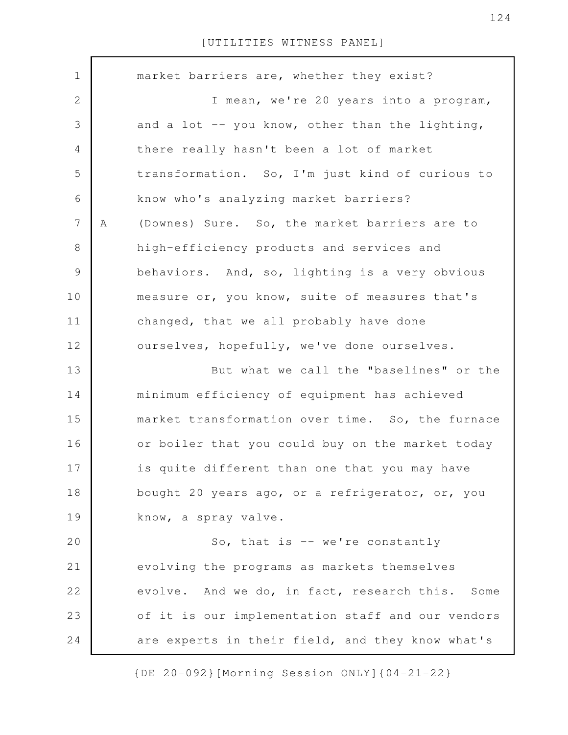market barriers are, whether they exist?

I mean, we're 20 years into a program, and a lot -- you know, other than the lighting, there really hasn't been a lot of market transformation. So, I'm just kind of curious to know who's analyzing market barriers?

A (Downes) Sure. So, the market barriers are to high-efficiency products and services and behaviors. And, so, lighting is a very obvious measure or, you know, suite of measures that's changed, that we all probably have done ourselves, hopefully, we've done ourselves.

But what we call the "baselines" or the minimum efficiency of equipment has achieved market transformation over time. So, the furnace or boiler that you could buy on the market today is quite different than one that you may have bought 20 years ago, or a refrigerator, or, you know, a spray valve.

So, that is -- we're constantly evolving the programs as markets themselves evolve. And we do, in fact, research this. Some of it is our implementation staff and our vendors are experts in their field, and they know what's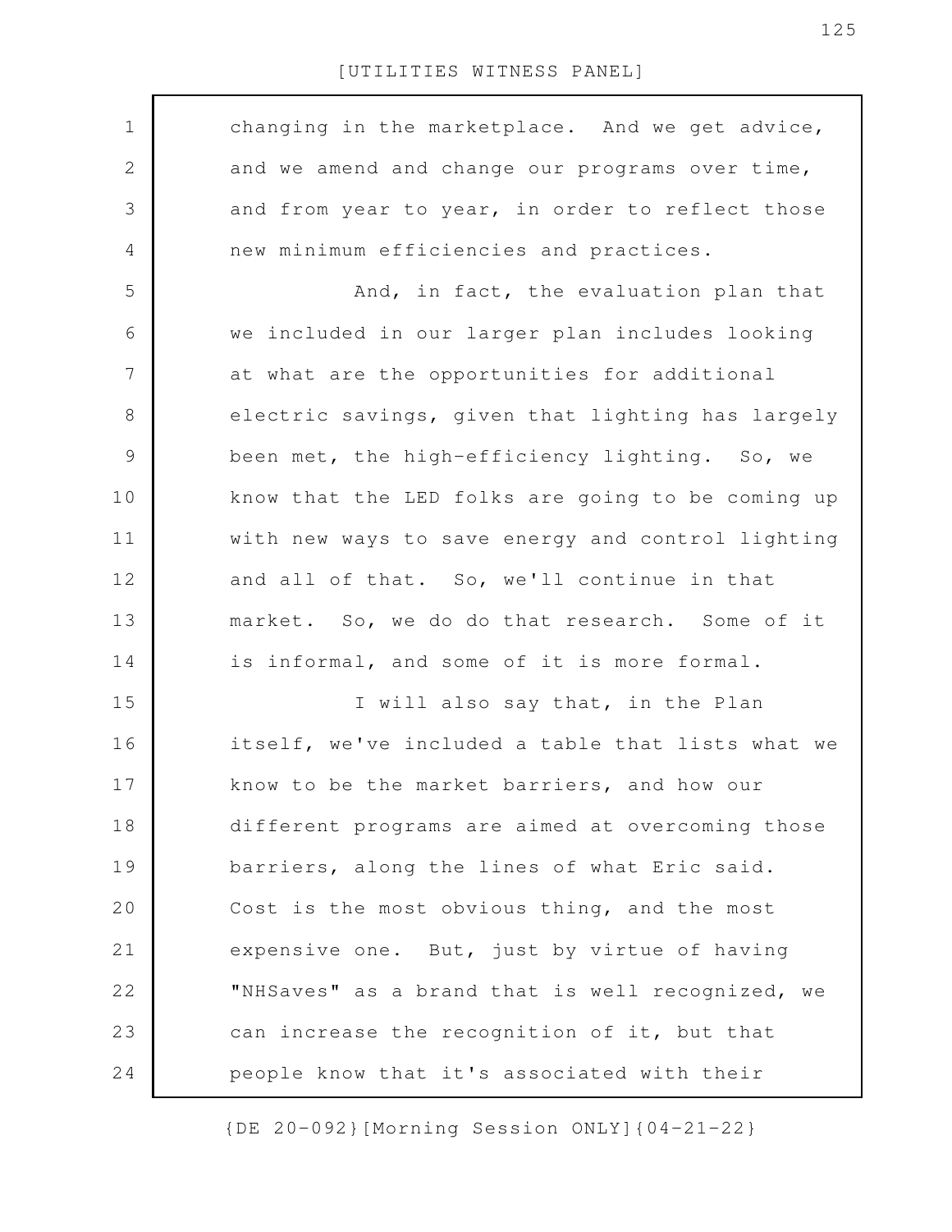changing in the marketplace. And we get advice, and we amend and change our programs over time, and from year to year, in order to reflect those new minimum efficiencies and practices.

And, in fact, the evaluation plan that we included in our larger plan includes looking at what are the opportunities for additional electric savings, given that lighting has largely been met, the high-efficiency lighting. So, we know that the LED folks are going to be coming up with new ways to save energy and control lighting and all of that. So, we'll continue in that market. So, we do do that research. Some of it is informal, and some of it is more formal.

I will also say that, in the Plan itself, we've included a table that lists what we know to be the market barriers, and how our different programs are aimed at overcoming those barriers, along the lines of what Eric said. Cost is the most obvious thing, and the most expensive one. But, just by virtue of having "NHSaves" as a brand that is well recognized, we can increase the recognition of it, but that people know that it's associated with their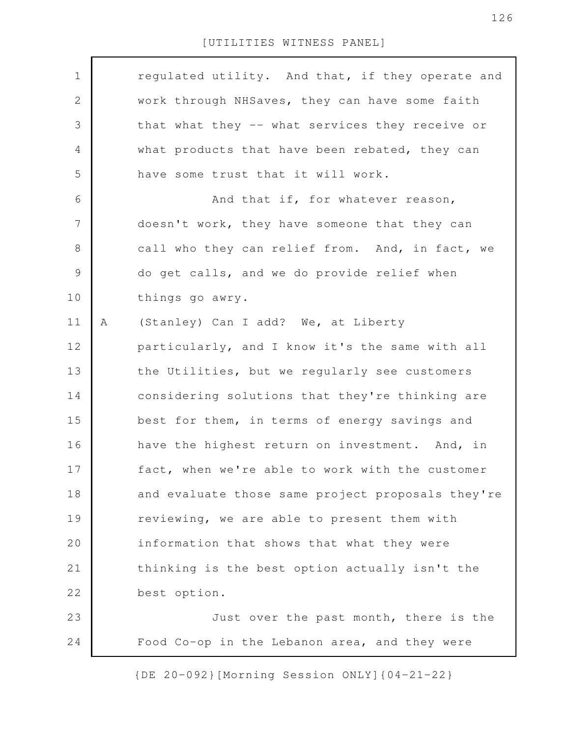regulated utility. And that, if they operate and work through NHSaves, they can have some faith that what they -- what services they receive or what products that have been rebated, they can have some trust that it will work.

And that if, for whatever reason, doesn't work, they have someone that they can call who they can relief from. And, in fact, we do get calls, and we do provide relief when things go awry.

A (Stanley) Can I add? We, at Liberty particularly, and I know it's the same with all the Utilities, but we regularly see customers considering solutions that they're thinking are best for them, in terms of energy savings and have the highest return on investment. And, in fact, when we're able to work with the customer and evaluate those same project proposals they're reviewing, we are able to present them with information that shows that what they were thinking is the best option actually isn't the best option.

Just over the past month, there is the Food Co-op in the Lebanon area, and they were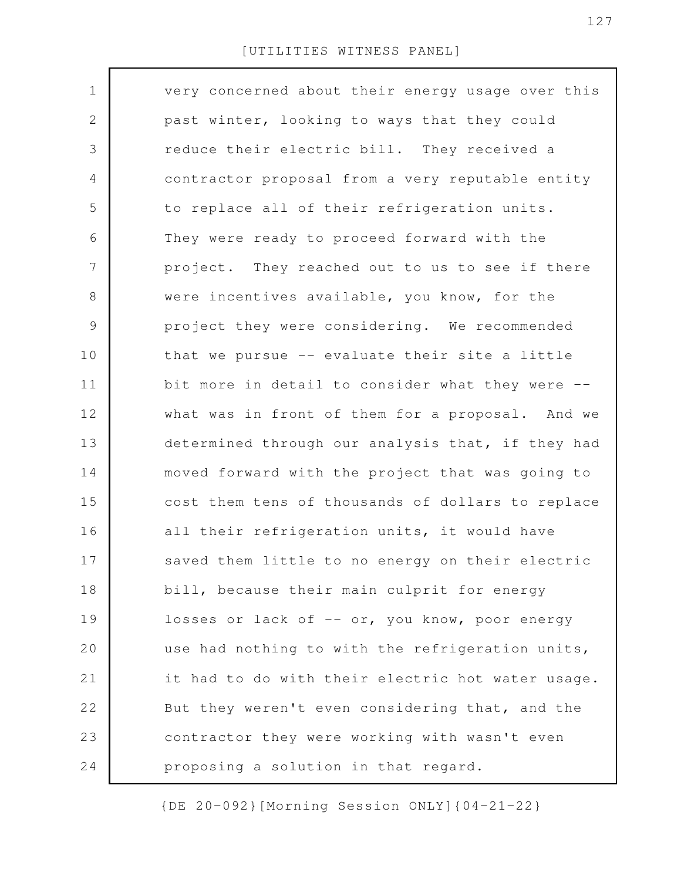very concerned about their energy usage over this past winter, looking to ways that they could reduce their electric bill. They received a contractor proposal from a very reputable entity to replace all of their refrigeration units. They were ready to proceed forward with the project. They reached out to us to see if there were incentives available, you know, for the project they were considering. We recommended that we pursue -- evaluate their site a little bit more in detail to consider what they were -- what was in front of them for a proposal. And we determined through our analysis that, if they had moved forward with the project that was going to cost them tens of thousands of dollars to replace all their refrigeration units, it would have saved them little to no energy on their electric bill, because their main culprit for energy losses or lack of -- or, you know, poor energy use had nothing to with the refrigeration units, it had to do with their electric hot water usage. But they weren't even considering that, and the contractor they were working with wasn't even proposing a solution in that regard.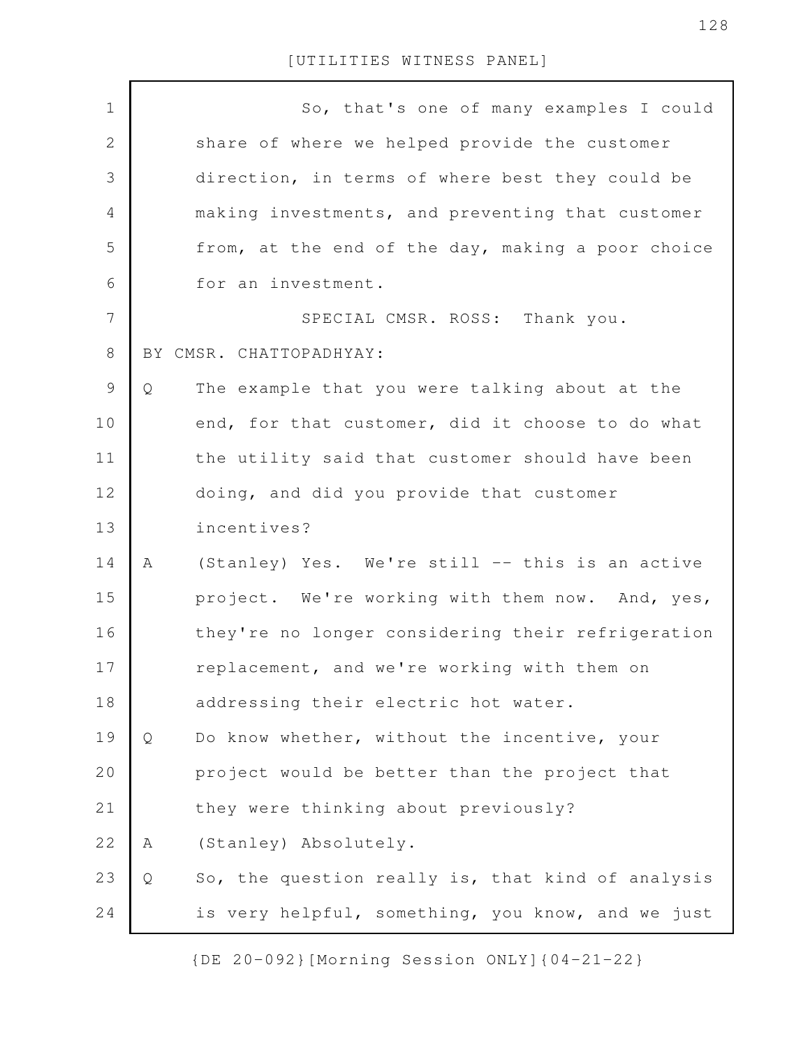So, that's one of many examples I could share of where we helped provide the customer direction, in terms of where best they could be making investments, and preventing that customer from, at the end of the day, making a poor choice for an investment.

SPECIAL CMSR. ROSS: Thank you.

BY CMSR. CHATTOPADHYAY:

Q The example that you were talking about at the end, for that customer, did it choose to do what the utility said that customer should have been doing, and did you provide that customer incentives?

A (Stanley) Yes. We're still -- this is an active project. We're working with them now. And, yes, they're no longer considering their refrigeration replacement, and we're working with them on addressing their electric hot water.

Q Do know whether, without the incentive, your project would be better than the project that they were thinking about previously?

A (Stanley) Absolutely.

Q So, the question really is, that kind of analysis is very helpful, something, you know, and we just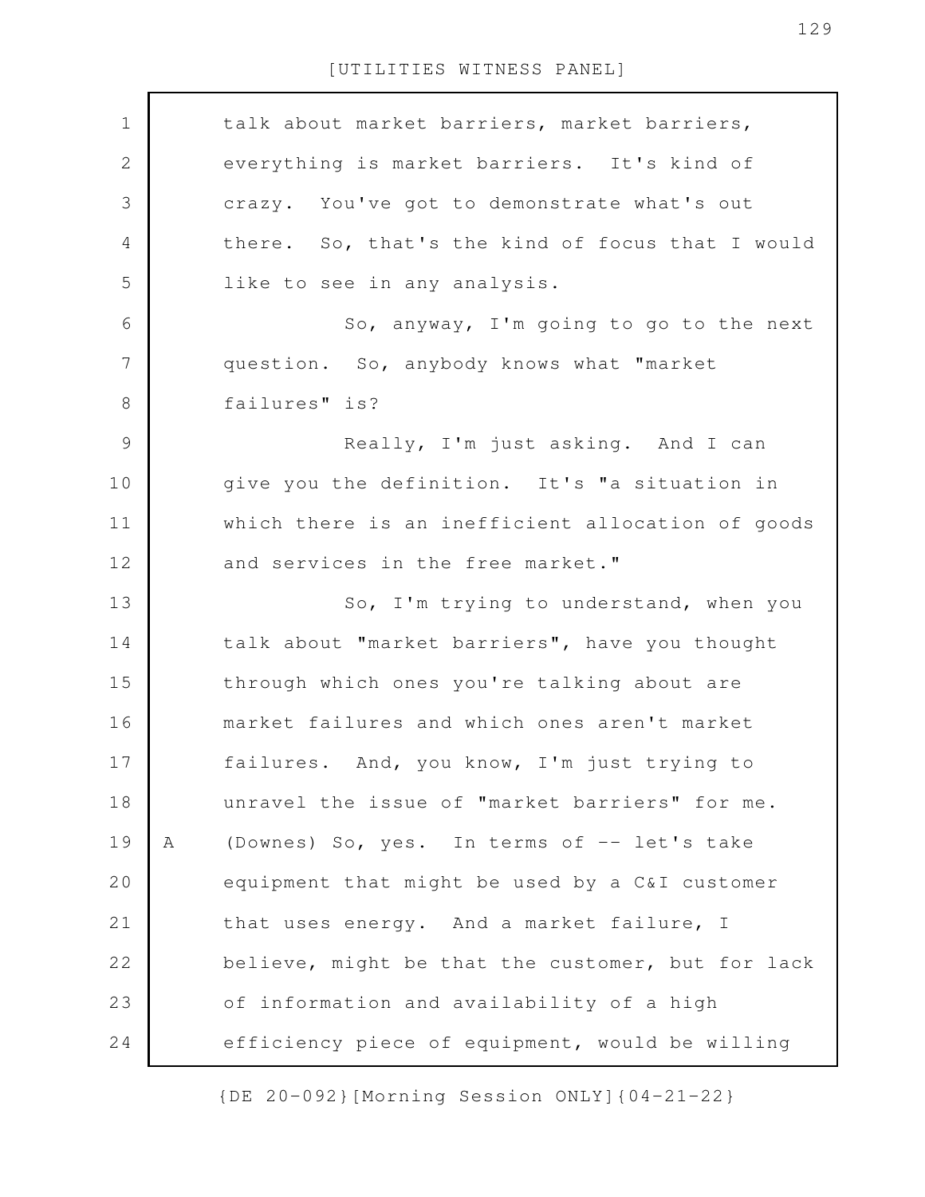talk about market barriers, market barriers, everything is market barriers. It's kind of crazy. You've got to demonstrate what's out there. So, that's the kind of focus that I would like to see in any analysis.

So, anyway, I'm going to go to the next question. So, anybody knows what "market failures" is?

Really, I'm just asking. And I can give you the definition. It's "a situation in which there is an inefficient allocation of goods and services in the free market."

So, I'm trying to understand, when you talk about "market barriers", have you thought through which ones you're talking about are market failures and which ones aren't market failures. And, you know, I'm just trying to unravel the issue of "market barriers" for me.

A (Downes) So, yes. In terms of -- let's take equipment that might be used by a C&I customer that uses energy. And a market failure, I believe, might be that the customer, but for lack of information and availability of a high efficiency piece of equipment, would be willing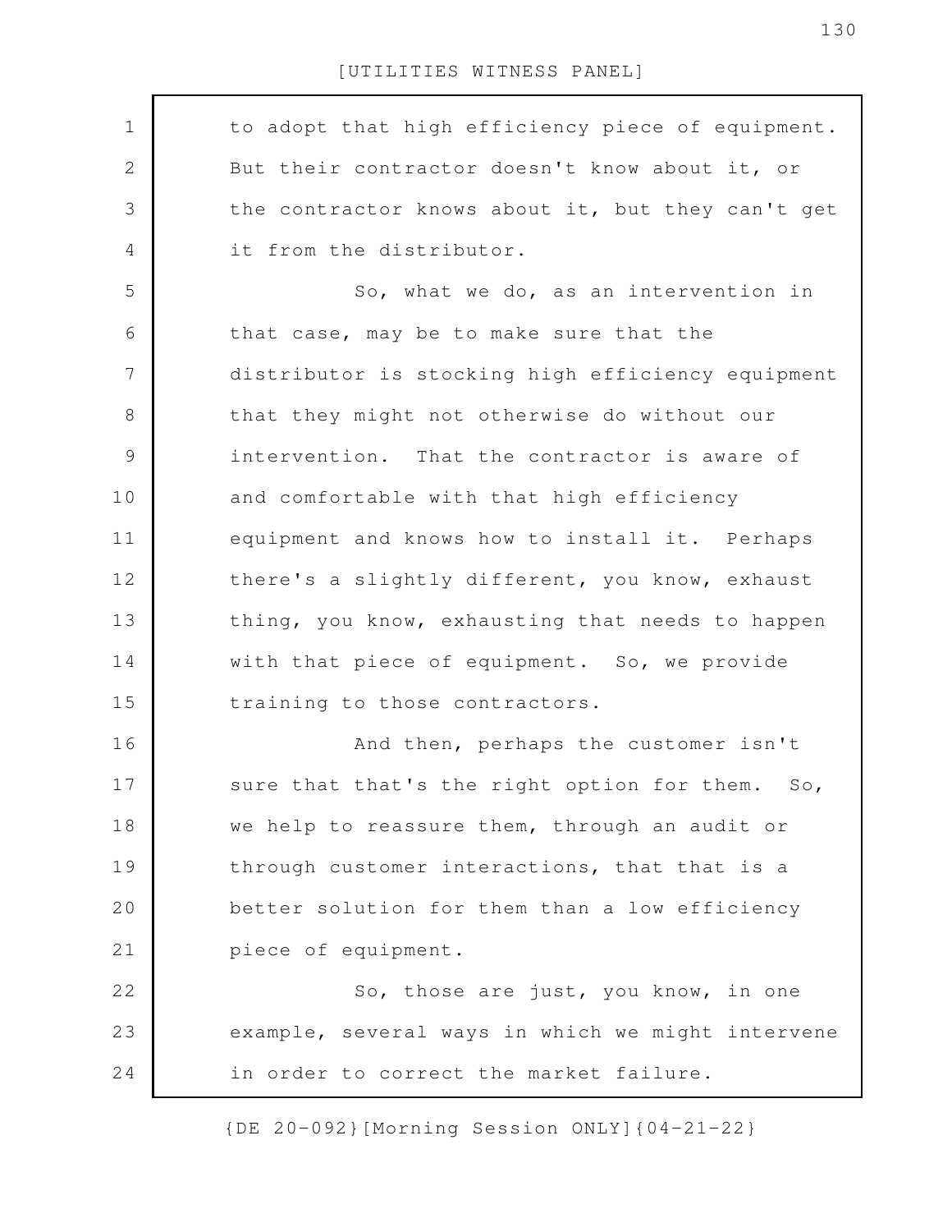to adopt that high efficiency piece of equipment. But their contractor doesn't know about it, or the contractor knows about it, but they can't get it from the distributor.

So, what we do, as an intervention in that case, may be to make sure that the distributor is stocking high efficiency equipment that they might not otherwise do without our intervention. That the contractor is aware of and comfortable with that high efficiency equipment and knows how to install it. Perhaps there's a slightly different, you know, exhaust thing, you know, exhausting that needs to happen with that piece of equipment. So, we provide training to those contractors.

And then, perhaps the customer isn't sure that that's the right option for them. So, we help to reassure them, through an audit or through customer interactions, that that is a better solution for them than a low efficiency piece of equipment.

So, those are just, you know, in one example, several ways in which we might intervene in order to correct the market failure.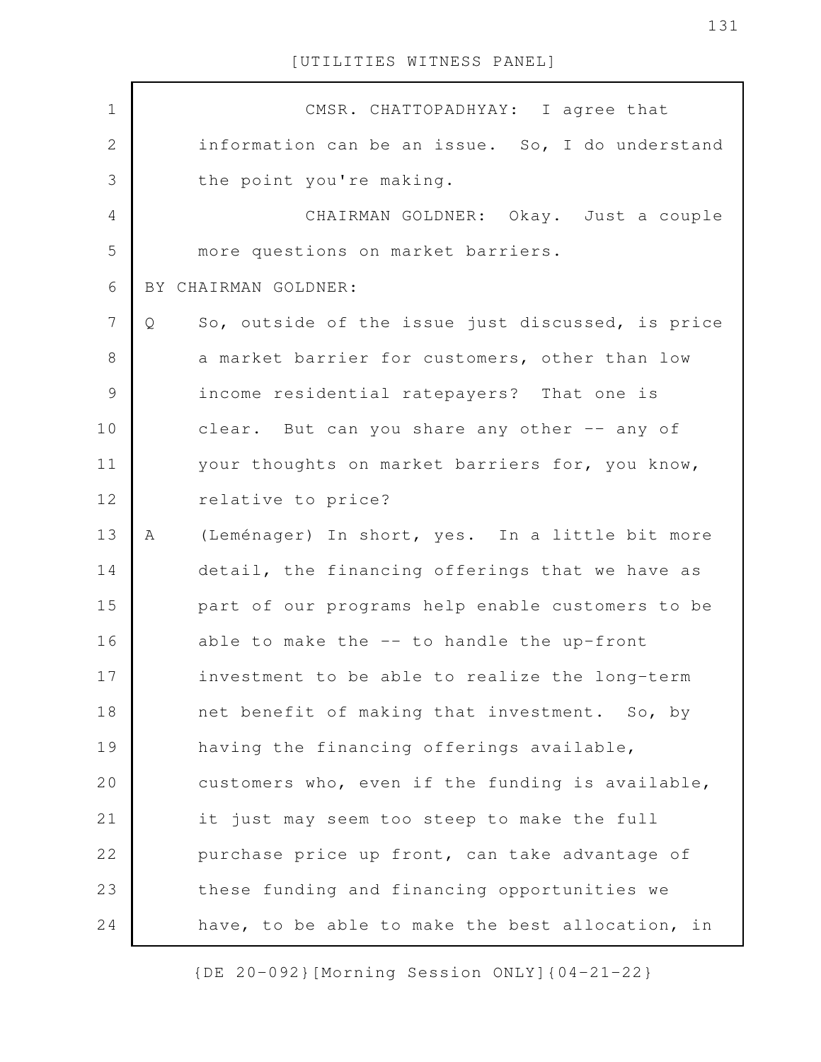CMSR. CHATTOPADHYAY: I agree that information can be an issue. So, I do understand the point you're making.

CHAIRMAN GOLDNER: Okay. Just a couple more questions on market barriers.

BY CHAIRMAN GOLDNER:

Q So, outside of the issue just discussed, is price a market barrier for customers, other than low income residential ratepayers? That one is clear. But can you share any other -- any of your thoughts on market barriers for, you know, relative to price?

A (Leménager) In short, yes. In a little bit more detail, the financing offerings that we have as part of our programs help enable customers to be able to make the -- to handle the up-front investment to be able to realize the long-term net benefit of making that investment. So, by having the financing offerings available, customers who, even if the funding is available, it just may seem too steep to make the full purchase price up front, can take advantage of these funding and financing opportunities we have, to be able to make the best allocation, in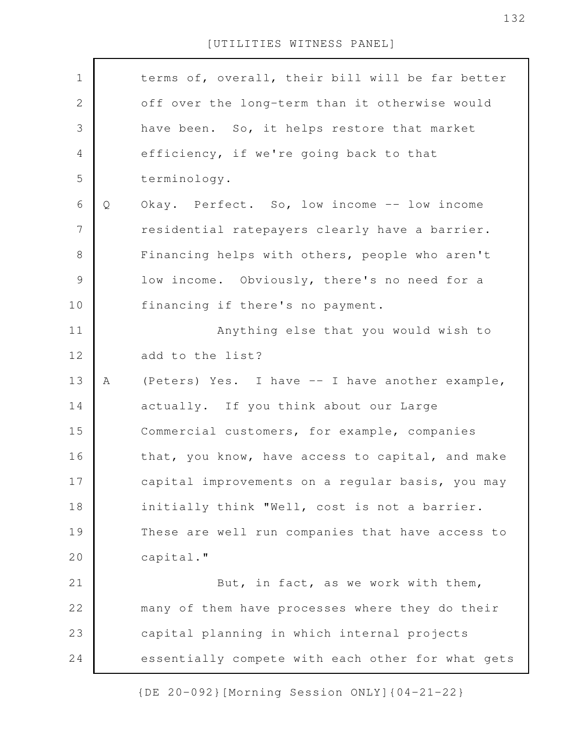terms of, overall, their bill will be far better off over the long-term than it otherwise would have been. So, it helps restore that market efficiency, if we're going back to that terminology.

Q Okay. Perfect. So, low income -- low income residential ratepayers clearly have a barrier. Financing helps with others, people who aren't low income. Obviously, there's no need for a financing if there's no payment.

Anything else that you would wish to add to the list?

A (Peters) Yes. I have -- I have another example, actually. If you think about our Large Commercial customers, for example, companies that, you know, have access to capital, and make capital improvements on a regular basis, you may initially think "Well, cost is not a barrier. These are well run companies that have access to capital."

But, in fact, as we work with them, many of them have processes where they do their capital planning in which internal projects essentially compete with each other for what gets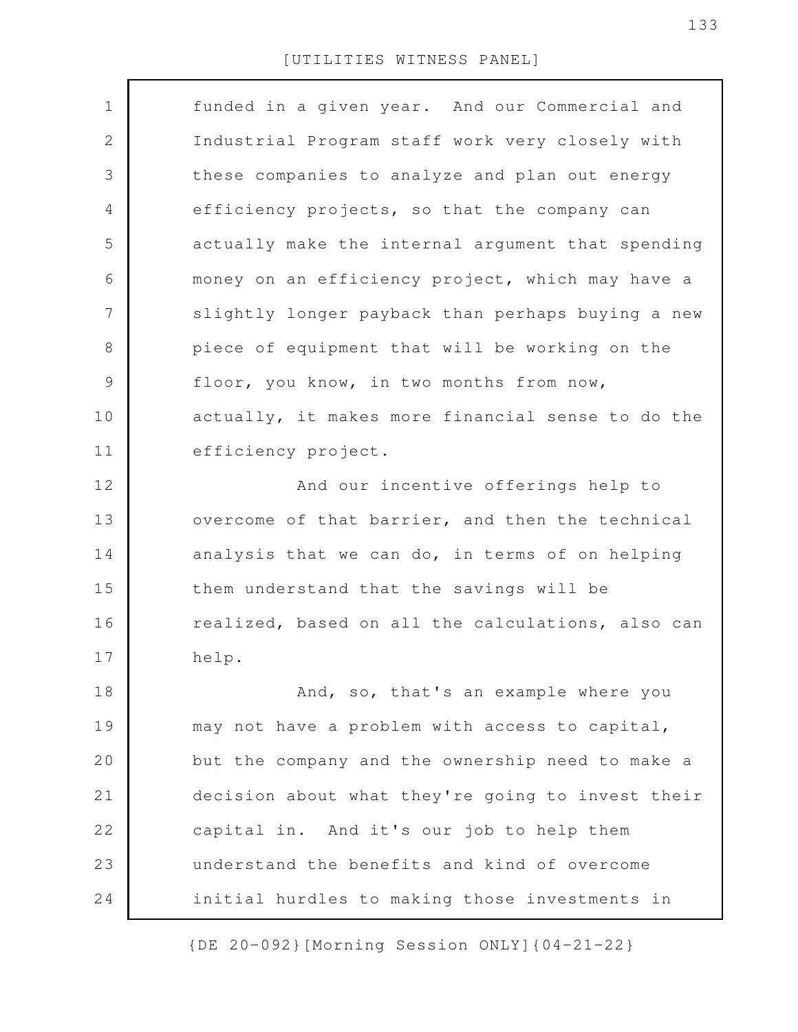funded in a given year. And our Commercial and Industrial Program staff work very closely with these companies to analyze and plan out energy efficiency projects, so that the company can actually make the internal argument that spending money on an efficiency project, which may have a slightly longer payback than perhaps buying a new piece of equipment that will be working on the floor, you know, in two months from now, actually, it makes more financial sense to do the efficiency project.

And our incentive offerings help to overcome of that barrier, and then the technical analysis that we can do, in terms of on helping them understand that the savings will be realized, based on all the calculations, also can help.

And, so, that's an example where you may not have a problem with access to capital, but the company and the ownership need to make a decision about what they're going to invest their capital in. And it's our job to help them understand the benefits and kind of overcome initial hurdles to making those investments in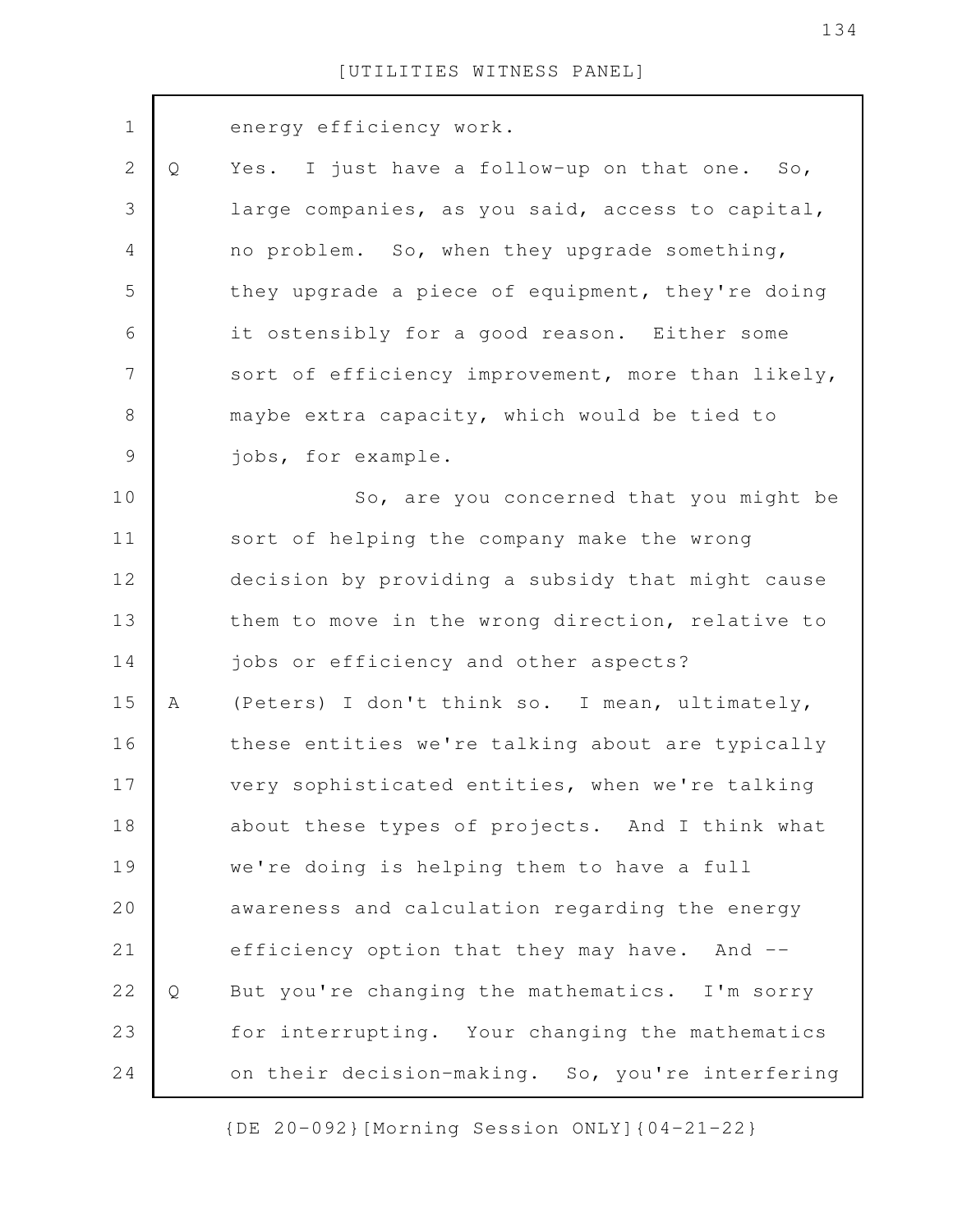energy efficiency work.

Q Yes. I just have a follow-up on that one. So, large companies, as you said, access to capital, no problem. So, when they upgrade something, they upgrade a piece of equipment, they're doing it ostensibly for a good reason. Either some sort of efficiency improvement, more than likely, maybe extra capacity, which would be tied to jobs, for example.

So, are you concerned that you might be sort of helping the company make the wrong decision by providing a subsidy that might cause them to move in the wrong direction, relative to jobs or efficiency and other aspects?

A (Peters) I don't think so. I mean, ultimately, these entities we're talking about are typically very sophisticated entities, when we're talking about these types of projects. And I think what we're doing is helping them to have a full awareness and calculation regarding the energy efficiency option that they may have. And --

Q But you're changing the mathematics. I'm sorry for interrupting. Your changing the mathematics on their decision-making. So, you're interfering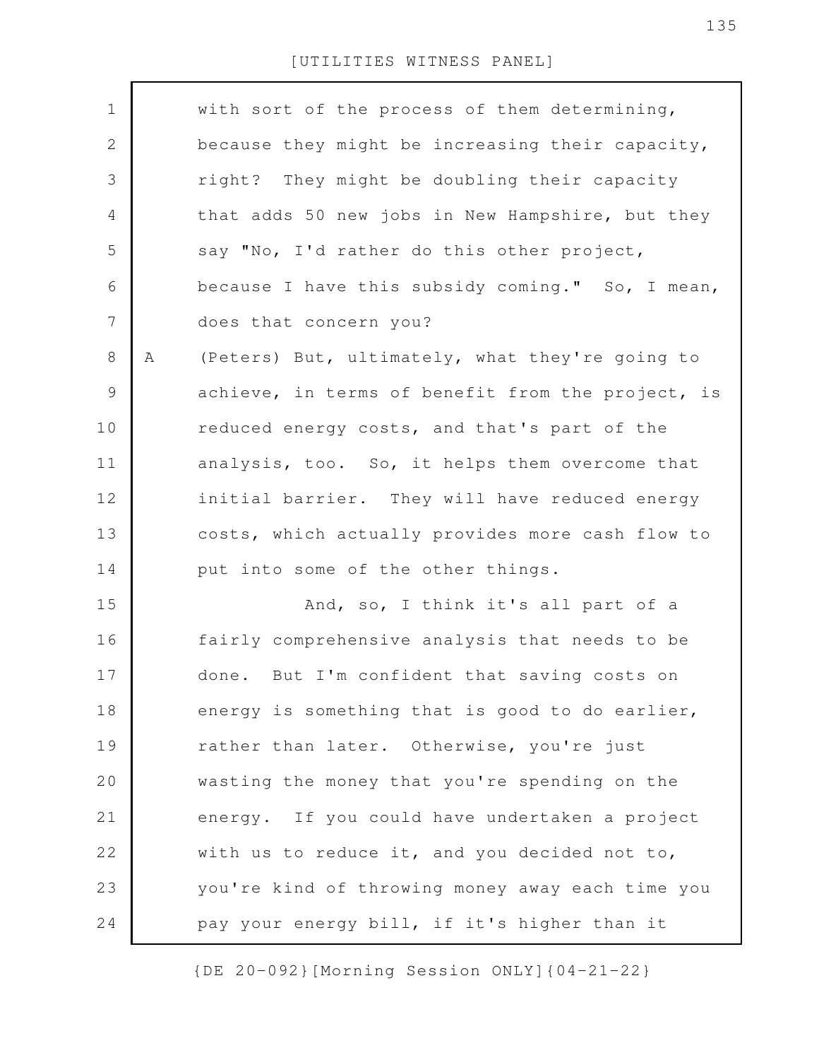with sort of the process of them determining, because they might be increasing their capacity, right? They might be doubling their capacity that adds 50 new jobs in New Hampshire, but they say "No, I'd rather do this other project, because I have this subsidy coming." So, I mean, does that concern you?

A (Peters) But, ultimately, what they're going to achieve, in terms of benefit from the project, is reduced energy costs, and that's part of the analysis, too. So, it helps them overcome that initial barrier. They will have reduced energy costs, which actually provides more cash flow to put into some of the other things.

And, so, I think it's all part of a fairly comprehensive analysis that needs to be done. But I'm confident that saving costs on energy is something that is good to do earlier, rather than later. Otherwise, you're just wasting the money that you're spending on the energy. If you could have undertaken a project with us to reduce it, and you decided not to, you're kind of throwing money away each time you pay your energy bill, if it's higher than it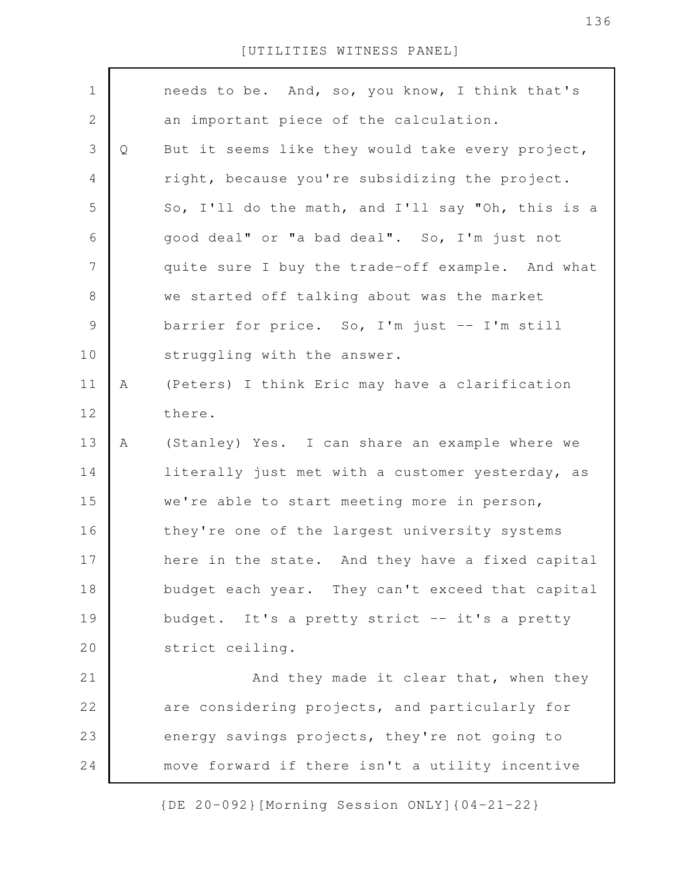needs to be. And, so, you know, I think that's an important piece of the calculation.

Q But it seems like they would take every project, right, because you're subsidizing the project. So, I'll do the math, and I'll say "Oh, this is a good deal" or "a bad deal". So, I'm just not quite sure I buy the trade-off example. And what we started off talking about was the market barrier for price. So, I'm just -- I'm still struggling with the answer.

A (Peters) I think Eric may have a clarification there.

A (Stanley) Yes. I can share an example where we literally just met with a customer yesterday, as we're able to start meeting more in person, they're one of the largest university systems here in the state. And they have a fixed capital budget each year. They can't exceed that capital budget. It's a pretty strict -- it's a pretty strict ceiling.

And they made it clear that, when they are considering projects, and particularly for energy savings projects, they're not going to move forward if there isn't a utility incentive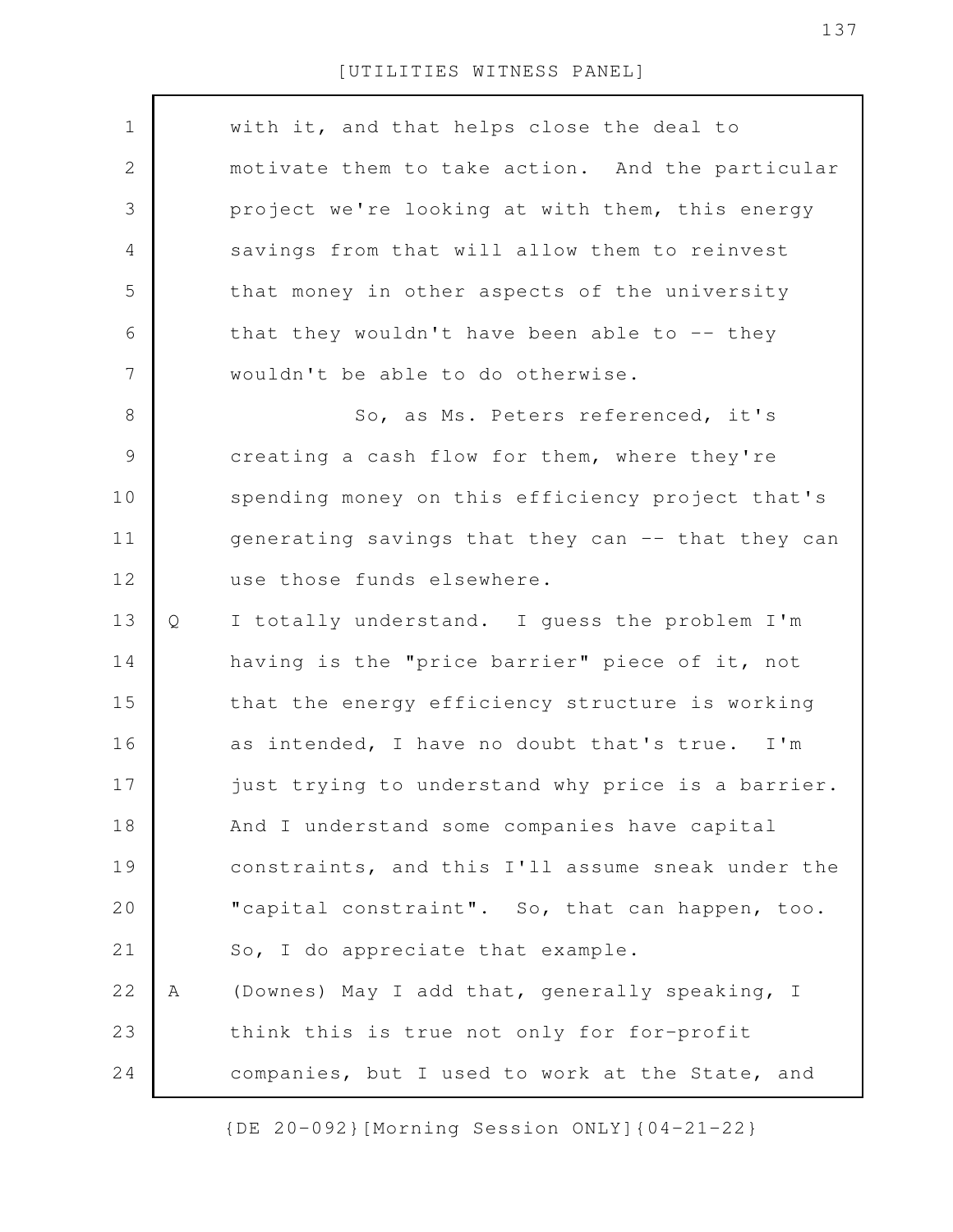with it, and that helps close the deal to motivate them to take action. And the particular project we're looking at with them, this energy savings from that will allow them to reinvest that money in other aspects of the university that they wouldn't have been able to -- they wouldn't be able to do otherwise.

So, as Ms. Peters referenced, it's creating a cash flow for them, where they're spending money on this efficiency project that's generating savings that they can -- that they can use those funds elsewhere.

Q I totally understand. I guess the problem I'm having is the "price barrier" piece of it, not that the energy efficiency structure is working as intended, I have no doubt that's true. I'm just trying to understand why price is a barrier. And I understand some companies have capital constraints, and this I'll assume sneak under the "capital constraint". So, that can happen, too. So, I do appreciate that example.

A (Downes) May I add that, generally speaking, I think this is true not only for for-profit companies, but I used to work at the State, and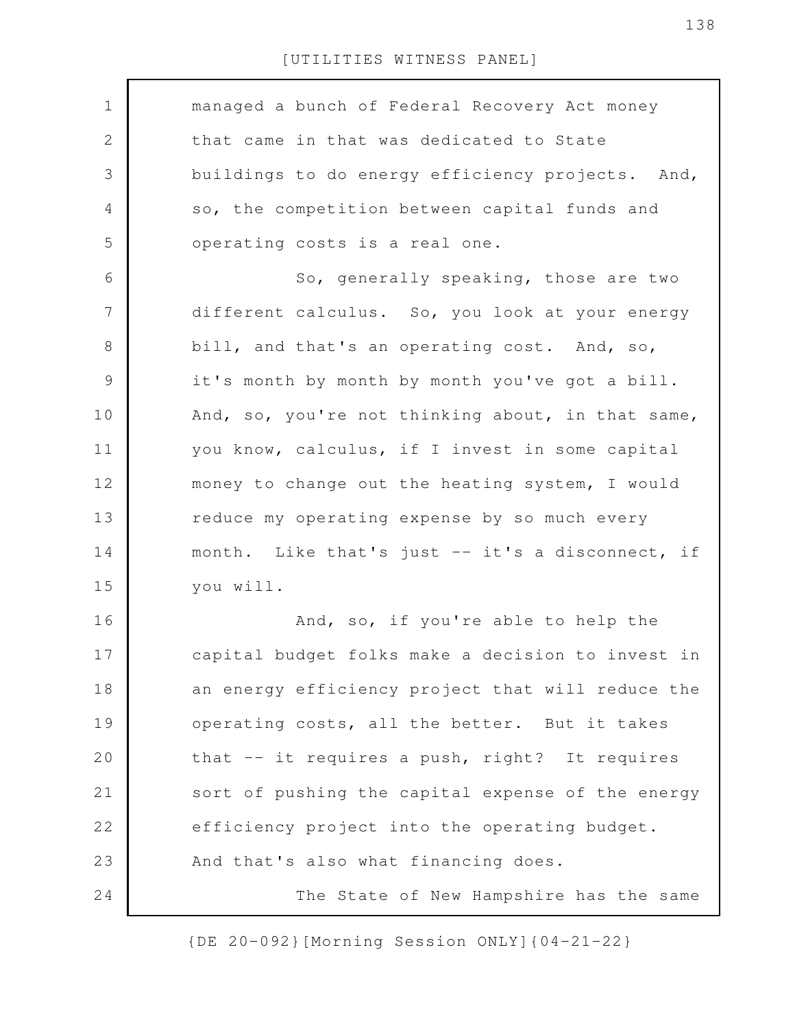managed a bunch of Federal Recovery Act money that came in that was dedicated to State buildings to do energy efficiency projects. And, so, the competition between capital funds and operating costs is a real one.

So, generally speaking, those are two different calculus. So, you look at your energy bill, and that's an operating cost. And, so, it's month by month by month you've got a bill. And, so, you're not thinking about, in that same, you know, calculus, if I invest in some capital money to change out the heating system, I would reduce my operating expense by so much every month. Like that's just -- it's a disconnect, if you will.

And, so, if you're able to help the capital budget folks make a decision to invest in an energy efficiency project that will reduce the operating costs, all the better. But it takes that -- it requires a push, right? It requires sort of pushing the capital expense of the energy efficiency project into the operating budget. And that's also what financing does.

The State of New Hampshire has the same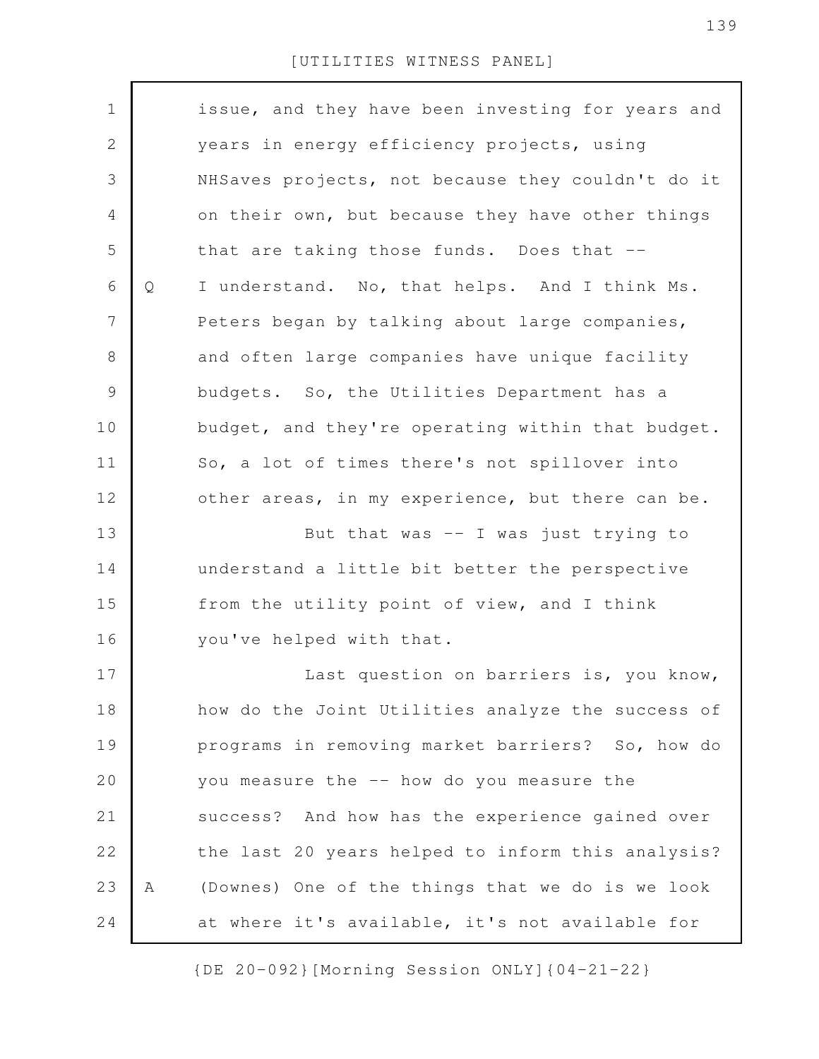issue, and they have been investing for years and years in energy efficiency projects, using NHSaves projects, not because they couldn't do it on their own, but because they have other things that are taking those funds. Does that --

Q I understand. No, that helps. And I think Ms. Peters began by talking about large companies, and often large companies have unique facility budgets. So, the Utilities Department has a budget, and they're operating within that budget. So, a lot of times there's not spillover into other areas, in my experience, but there can be.

But that was -- I was just trying to understand a little bit better the perspective from the utility point of view, and I think you've helped with that.

Last question on barriers is, you know, how do the Joint Utilities analyze the success of programs in removing market barriers? So, how do you measure the -- how do you measure the success? And how has the experience gained over the last 20 years helped to inform this analysis?

A (Downes) One of the things that we do is we look at where it's available, it's not available for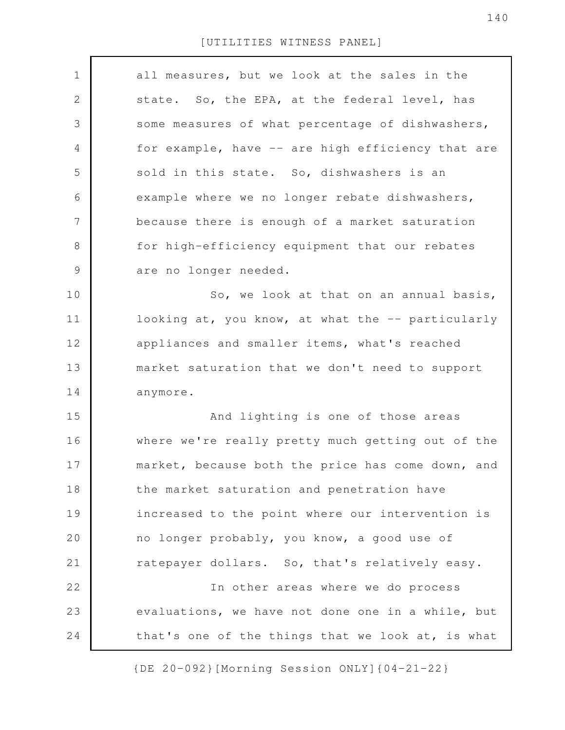all measures, but we look at the sales in the state. So, the EPA, at the federal level, has some measures of what percentage of dishwashers, for example, have -- are high efficiency that are sold in this state. So, dishwashers is an example where we no longer rebate dishwashers, because there is enough of a market saturation for high-efficiency equipment that our rebates are no longer needed.

So, we look at that on an annual basis, looking at, you know, at what the -- particularly appliances and smaller items, what's reached market saturation that we don't need to support anymore.

And lighting is one of those areas where we're really pretty much getting out of the market, because both the price has come down, and the market saturation and penetration have increased to the point where our intervention is no longer probably, you know, a good use of ratepayer dollars. So, that's relatively easy.

In other areas where we do process evaluations, we have not done one in a while, but that's one of the things that we look at, is what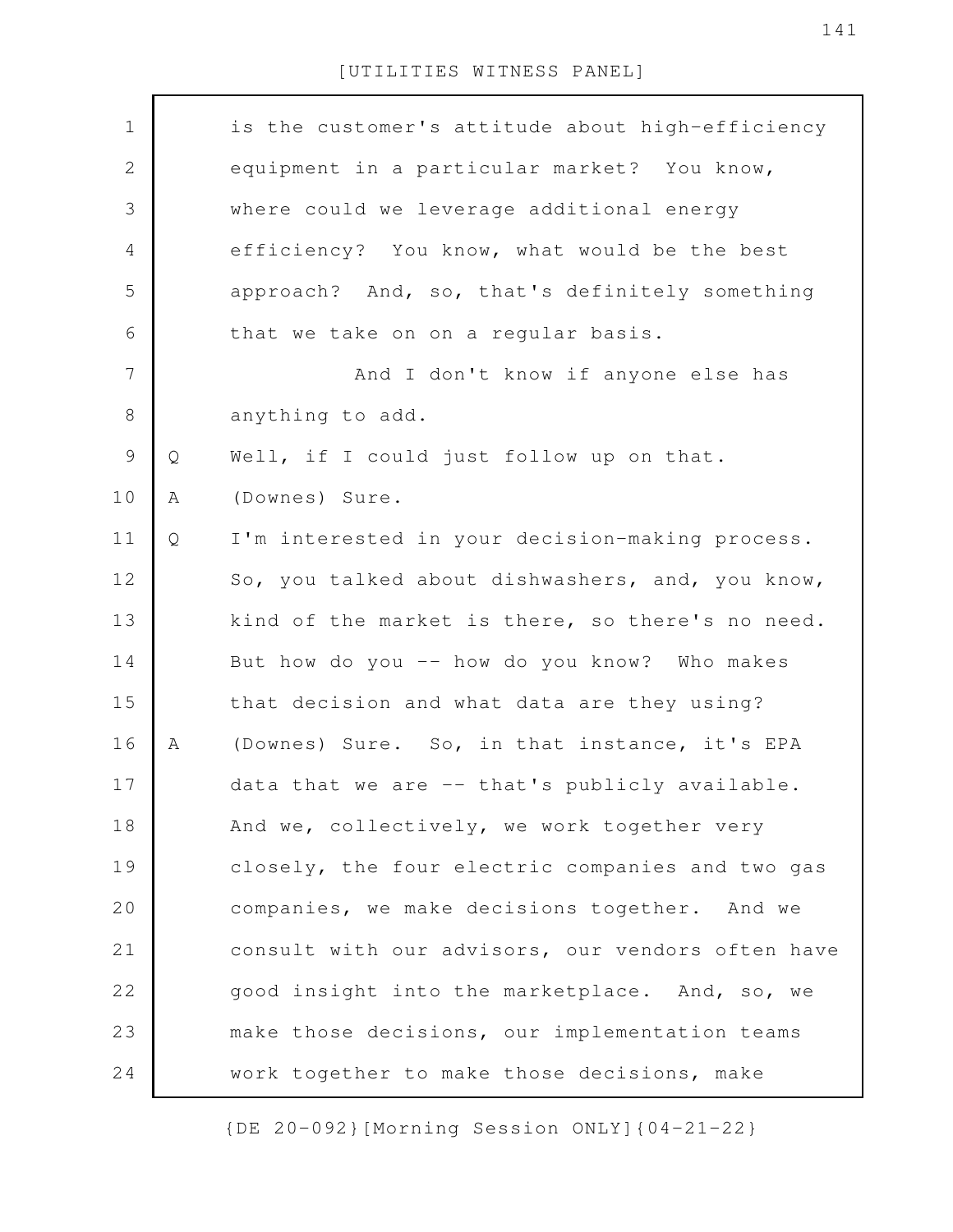is the customer's attitude about high-efficiency equipment in a particular market? You know, where could we leverage additional energy efficiency? You know, what would be the best approach? And, so, that's definitely something that we take on on a regular basis.

And I don't know if anyone else has anything to add.

Q Well, if I could just follow up on that.

A (Downes) Sure.

Q I'm interested in your decision-making process. So, you talked about dishwashers, and, you know, kind of the market is there, so there's no need. But how do you -- how do you know? Who makes that decision and what data are they using?

A (Downes) Sure. So, in that instance, it's EPA data that we are -- that's publicly available. And we, collectively, we work together very closely, the four electric companies and two gas companies, we make decisions together. And we consult with our advisors, our vendors often have good insight into the marketplace. And, so, we make those decisions, our implementation teams work together to make those decisions, make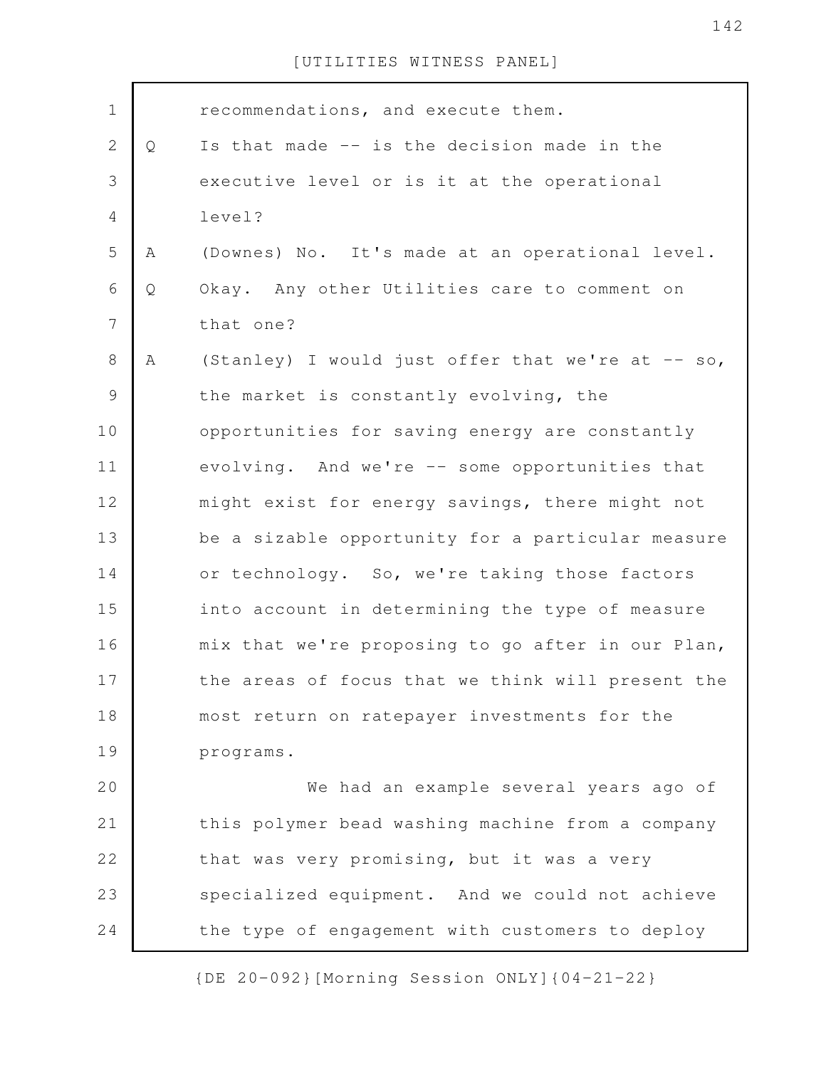recommendations, and execute them.

Q Is that made -- is the decision made in the executive level or is it at the operational level?

A (Downes) No. It's made at an operational level.

Q Okay. Any other Utilities care to comment on that one?

A (Stanley) I would just offer that we're at -- so, the market is constantly evolving, the opportunities for saving energy are constantly evolving. And we're -- some opportunities that might exist for energy savings, there might not be a sizable opportunity for a particular measure or technology. So, we're taking those factors into account in determining the type of measure mix that we're proposing to go after in our Plan, the areas of focus that we think will present the most return on ratepayer investments for the programs.

We had an example several years ago of this polymer bead washing machine from a company that was very promising, but it was a very specialized equipment. And we could not achieve the type of engagement with customers to deploy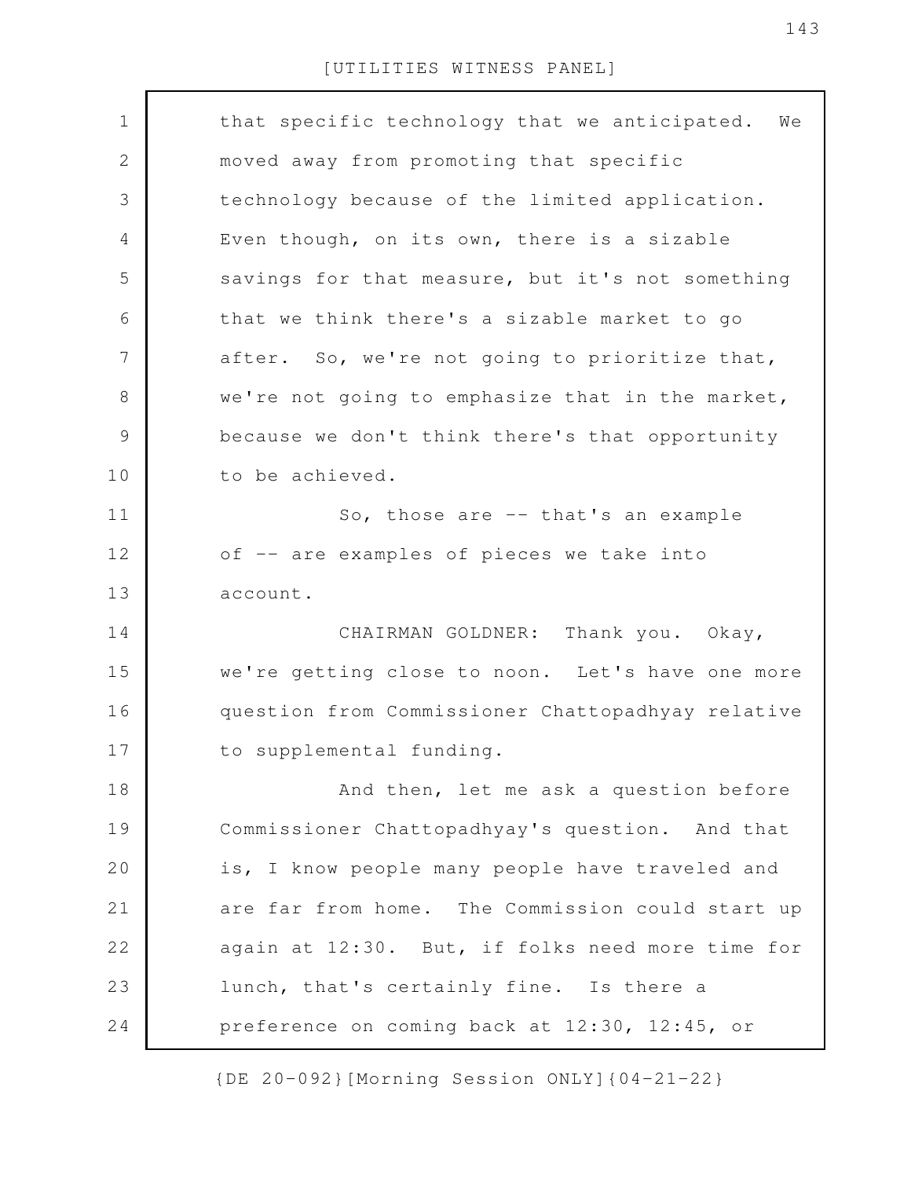that specific technology that we anticipated. We moved away from promoting that specific technology because of the limited application. Even though, on its own, there is a sizable savings for that measure, but it's not something that we think there's a sizable market to go after. So, we're not going to prioritize that, we're not going to emphasize that in the market, because we don't think there's that opportunity to be achieved.

So, those are -- that's an example of -- are examples of pieces we take into account.

CHAIRMAN GOLDNER: Thank you. Okay, we're getting close to noon. Let's have one more question from Commissioner Chattopadhyay relative to supplemental funding.

And then, let me ask a question before Commissioner Chattopadhyay's question. And that is, I know people many people have traveled and are far from home. The Commission could start up again at 12:30. But, if folks need more time for lunch, that's certainly fine. Is there a preference on coming back at 12:30, 12:45, or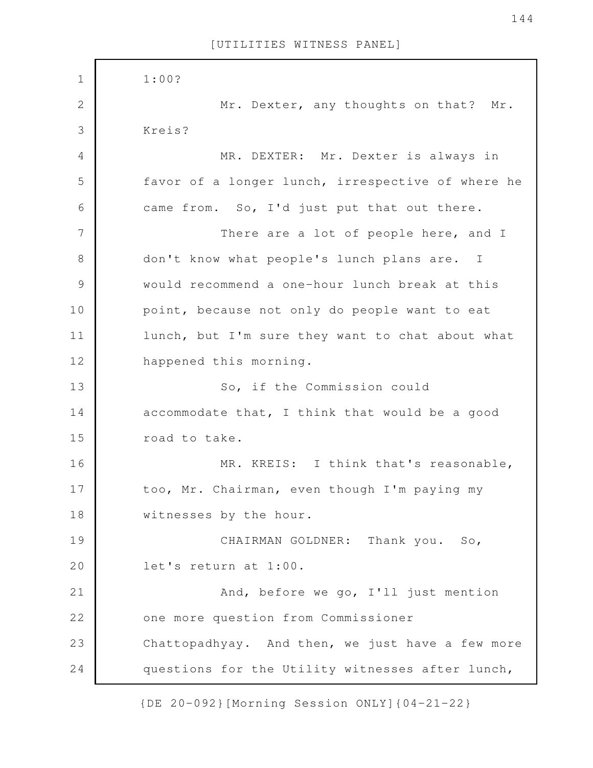1:00?

Mr. Dexter, any thoughts on that? Mr. Kreis?

MR. DEXTER: Mr. Dexter is always in favor of a longer lunch, irrespective of where he came from. So, I'd just put that out there.

There are a lot of people here, and I don't know what people's lunch plans are. I would recommend a one-hour lunch break at this point, because not only do people want to eat lunch, but I'm sure they want to chat about what happened this morning.

So, if the Commission could accommodate that, I think that would be a good road to take.

MR. KREIS: I think that's reasonable, too, Mr. Chairman, even though I'm paying my witnesses by the hour.

CHAIRMAN GOLDNER: Thank you. So, let's return at 1:00.

And, before we go, I'll just mention one more question from Commissioner Chattopadhyay. And then, we just have a few more questions for the Utility witnesses after lunch,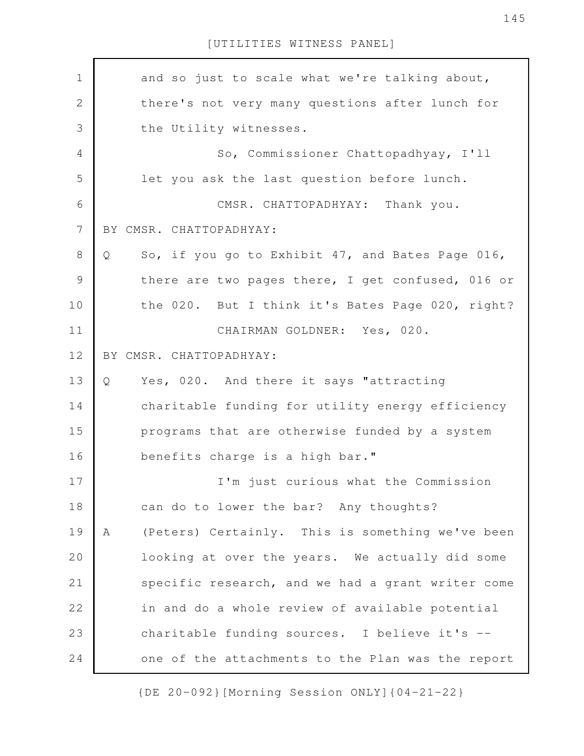and so just to scale what we're talking about, there's not very many questions after lunch for the Utility witnesses.

So, Commissioner Chattopadhyay, I'll let you ask the last question before lunch.

CMSR. CHATTOPADHYAY: Thank you.

BY CMSR. CHATTOPADHYAY:

Q So, if you go to Exhibit 47, and Bates Page 016, there are two pages there, I get confused, 016 or the 020. But I think it's Bates Page 020, right?

CHAIRMAN GOLDNER: Yes, 020.

BY CMSR. CHATTOPADHYAY:

Q Yes, 020. And there it says "attracting charitable funding for utility energy efficiency programs that are otherwise funded by a system benefits charge is a high bar."

I'm just curious what the Commission can do to lower the bar? Any thoughts?

A (Peters) Certainly. This is something we've been looking at over the years. We actually did some specific research, and we had a grant writer come in and do a whole review of available potential charitable funding sources. I believe it's -- one of the attachments to the Plan was the report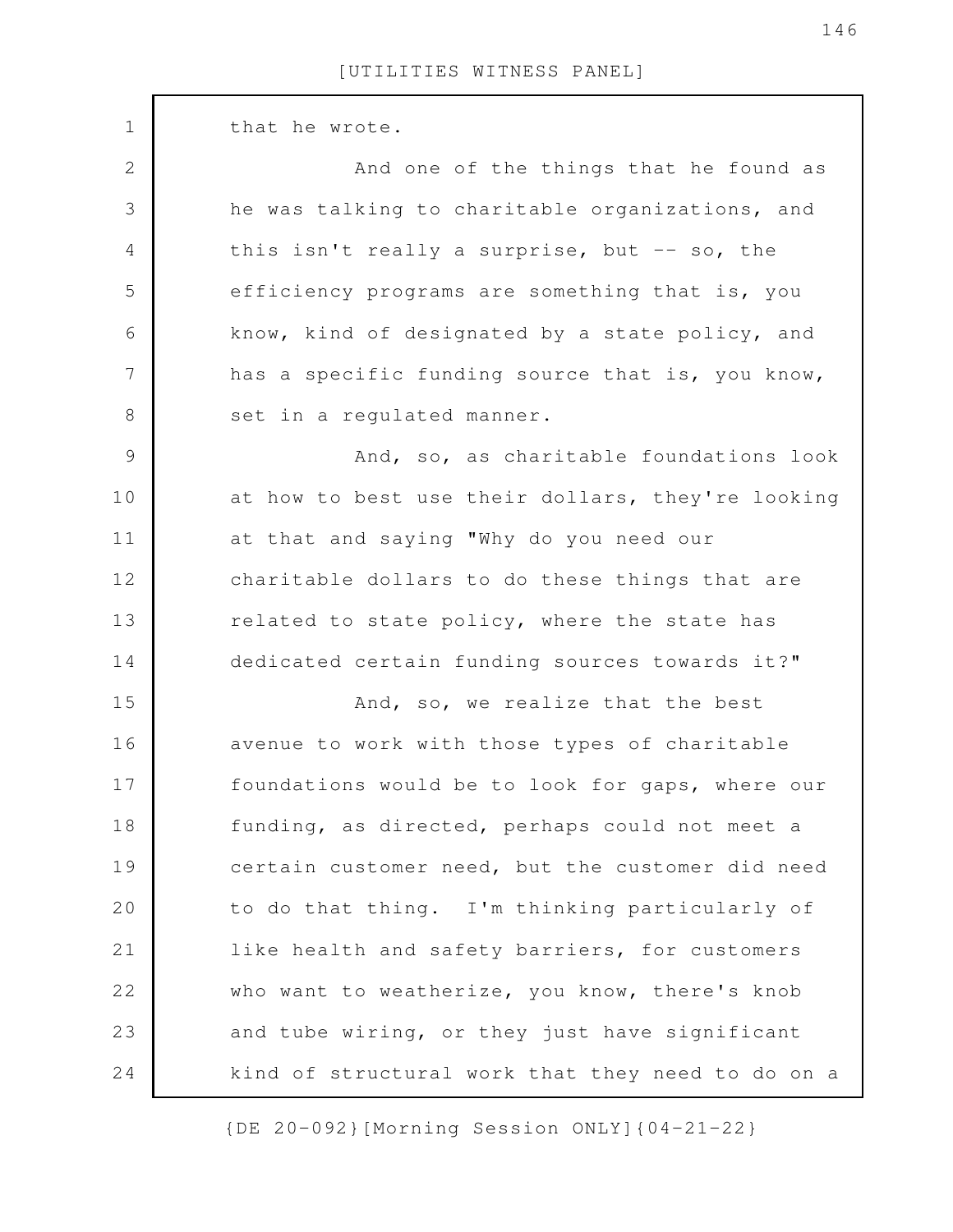that he wrote.

And one of the things that he found as he was talking to charitable organizations, and this isn't really a surprise, but -- so, the efficiency programs are something that is, you know, kind of designated by a state policy, and has a specific funding source that is, you know, set in a regulated manner.

And, so, as charitable foundations look at how to best use their dollars, they're looking at that and saying "Why do you need our charitable dollars to do these things that are related to state policy, where the state has dedicated certain funding sources towards it?"

And, so, we realize that the best avenue to work with those types of charitable foundations would be to look for gaps, where our funding, as directed, perhaps could not meet a certain customer need, but the customer did need to do that thing. I'm thinking particularly of like health and safety barriers, for customers who want to weatherize, you know, there's knob and tube wiring, or they just have significant kind of structural work that they need to do on a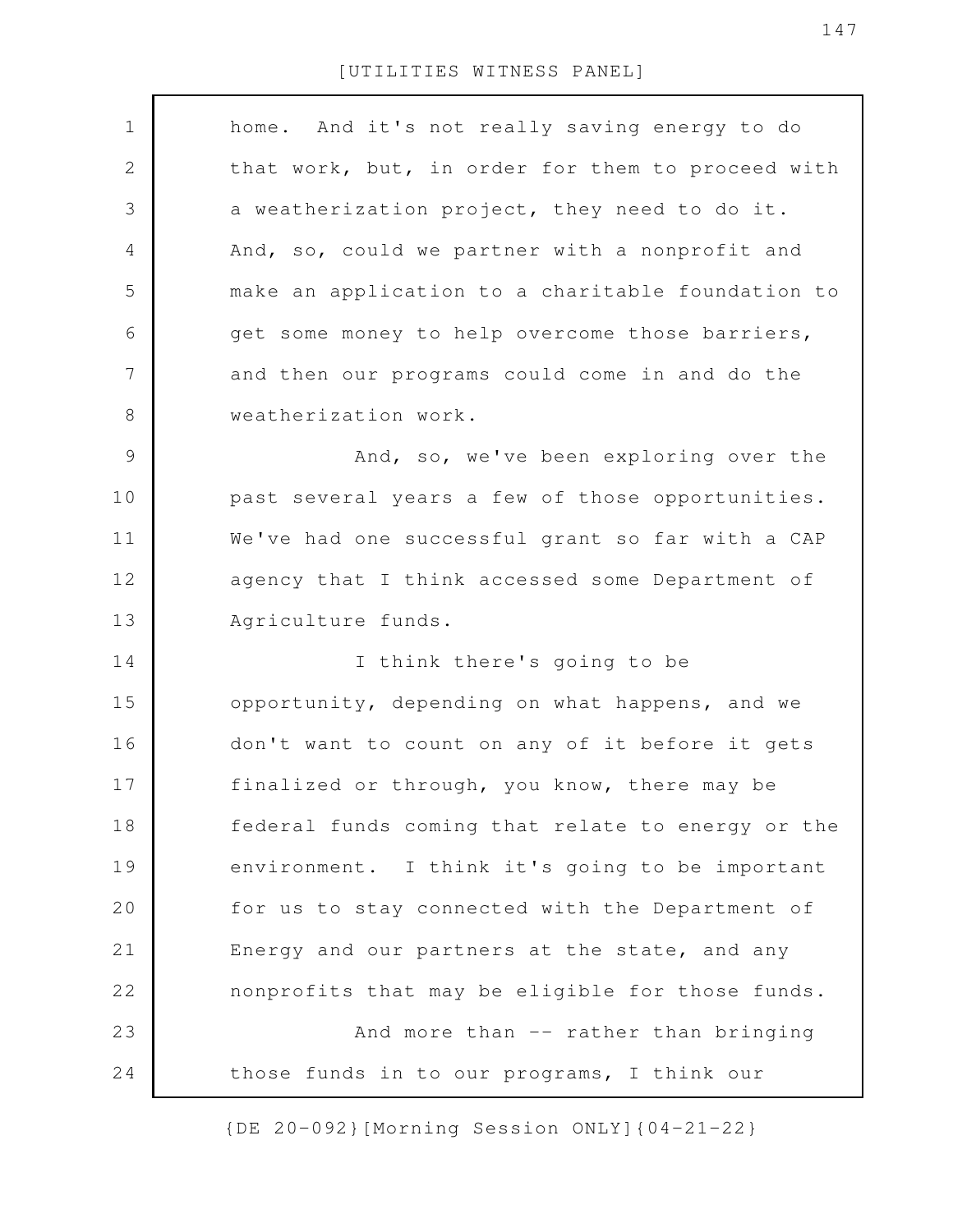home. And it's not really saving energy to do that work, but, in order for them to proceed with a weatherization project, they need to do it. And, so, could we partner with a nonprofit and make an application to a charitable foundation to get some money to help overcome those barriers, and then our programs could come in and do the weatherization work.

And, so, we've been exploring over the past several years a few of those opportunities. We've had one successful grant so far with a CAP agency that I think accessed some Department of Agriculture funds.

I think there's going to be opportunity, depending on what happens, and we don't want to count on any of it before it gets finalized or through, you know, there may be federal funds coming that relate to energy or the environment. I think it's going to be important for us to stay connected with the Department of Energy and our partners at the state, and any nonprofits that may be eligible for those funds.

And more than -- rather than bringing those funds in to our programs, I think our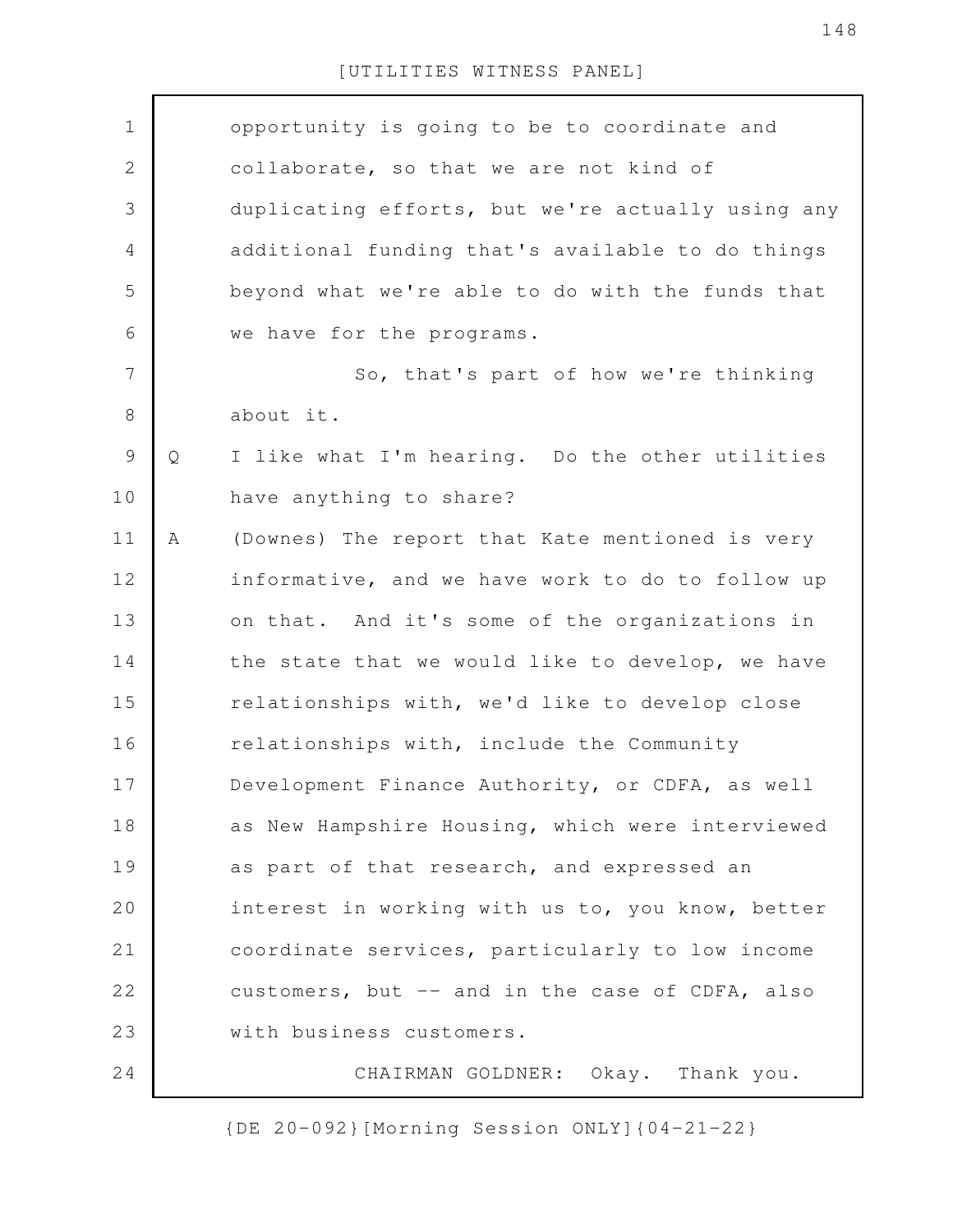opportunity is going to be to coordinate and collaborate, so that we are not kind of duplicating efforts, but we're actually using any additional funding that's available to do things beyond what we're able to do with the funds that we have for the programs.

So, that's part of how we're thinking about it.

Q I like what I'm hearing. Do the other utilities have anything to share?

A (Downes) The report that Kate mentioned is very informative, and we have work to do to follow up on that. And it's some of the organizations in the state that we would like to develop, we have relationships with, we'd like to develop close relationships with, include the Community Development Finance Authority, or CDFA, as well as New Hampshire Housing, which were interviewed as part of that research, and expressed an interest in working with us to, you know, better coordinate services, particularly to low income customers, but -- and in the case of CDFA, also with business customers.

CHAIRMAN GOLDNER: Okay. Thank you.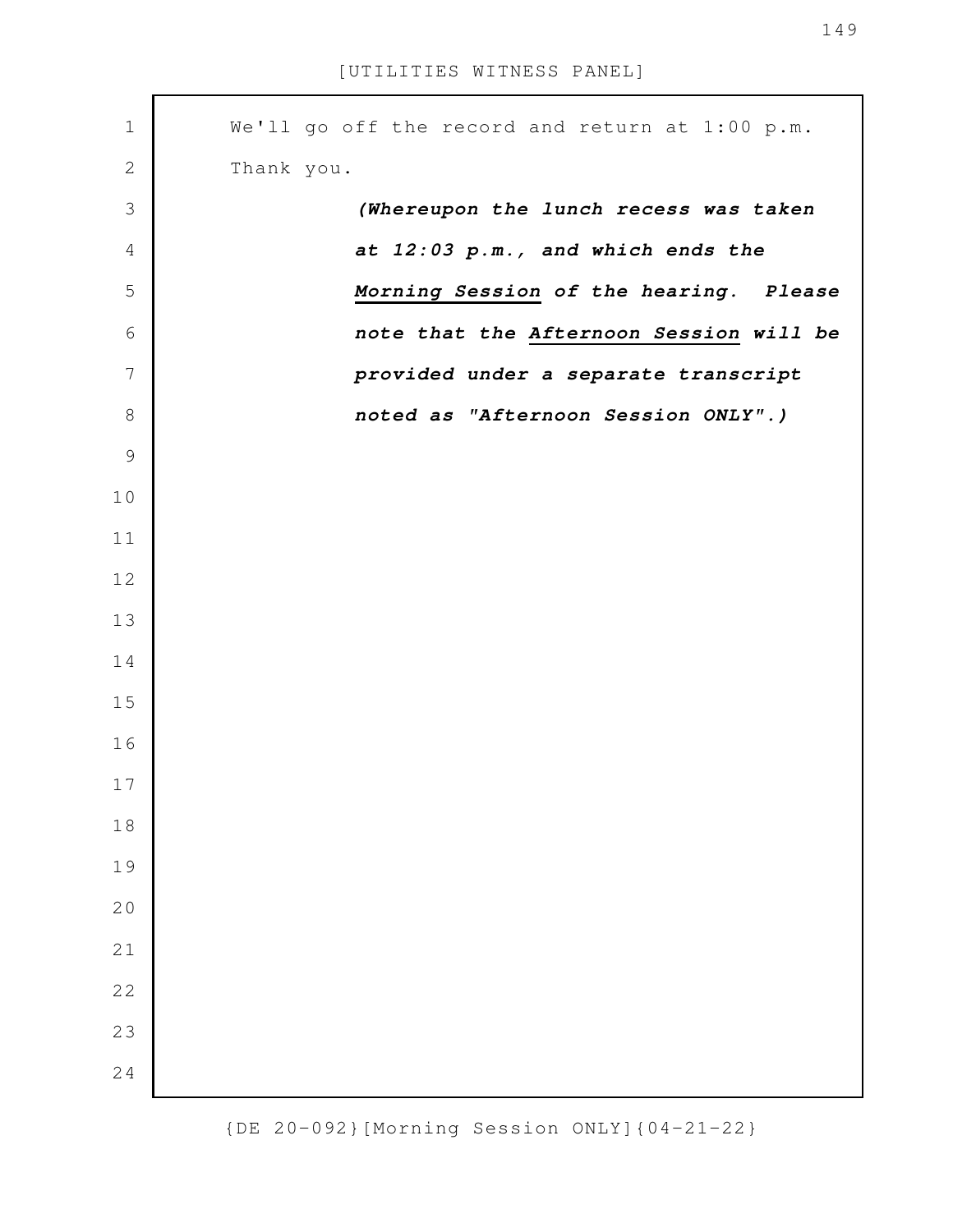We'll go off the record and return at 1:00 p.m. Thank you.

***(Whereupon the lunch recess was taken at 12:03 p.m., and which ends the <u>Morning Session</u> of the hearing. Please note that the <u>Afternoon Session</u> will be provided under a separate transcript noted as "Afternoon Session ONLY".)***